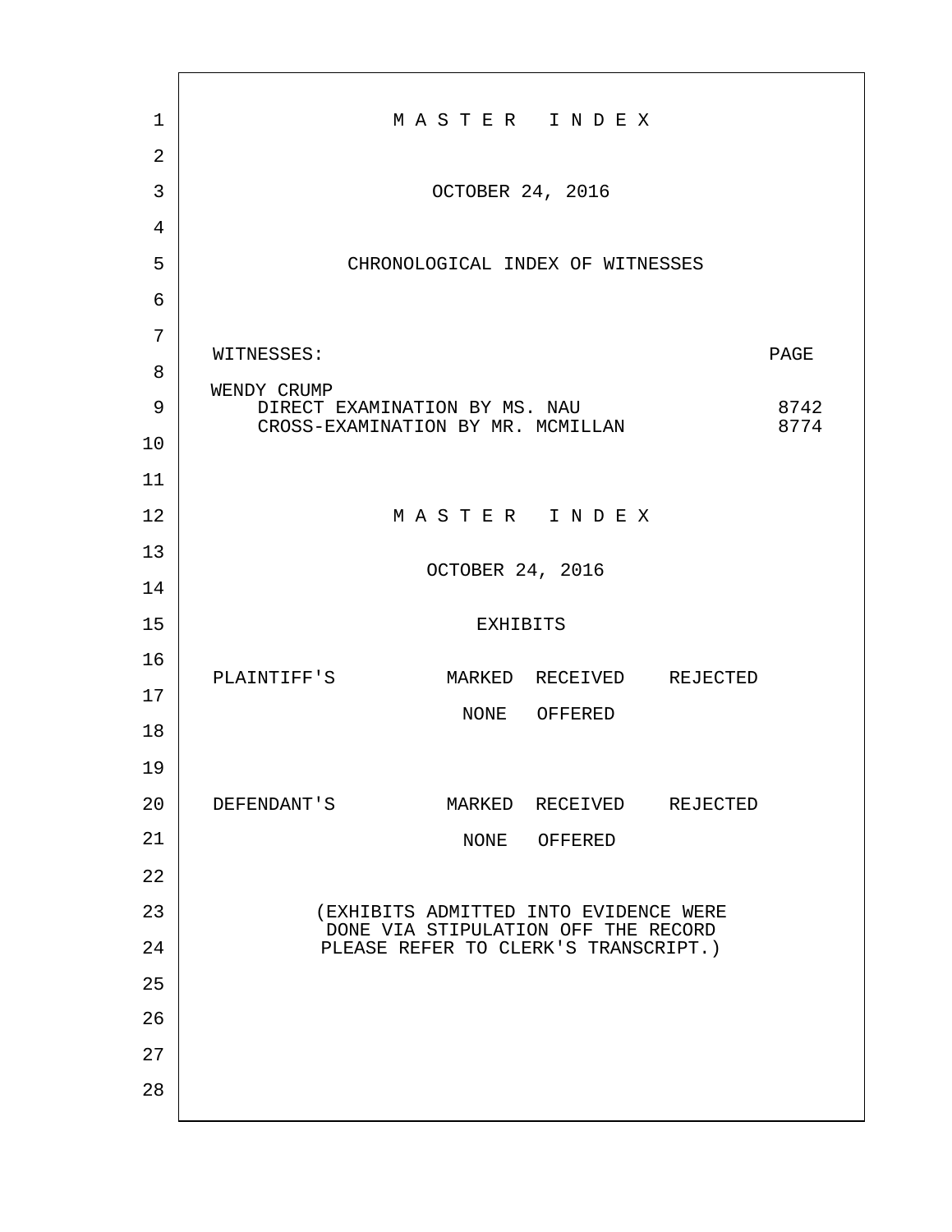# M A S T E R   I N D E X

OCTOBER 24, 2016

## CHRONOLOGICAL INDEX OF WITNESSES

| WITNESSES: | PAGE |
|---|---|
| WENDY CRUMP | |
| DIRECT EXAMINATION BY MS. NAU | 8742 |
| CROSS-EXAMINATION BY MR. MCMILLAN | 8774 |

# M A S T E R   I N D E X

OCTOBER 24, 2016

## EXHIBITS

| PLAINTIFF'S | MARKED | RECEIVED | REJECTED |
|---|---|---|---|
| | NONE | OFFERED | |

| DEFENDANT'S | MARKED | RECEIVED | REJECTED |
|---|---|---|---|
| | NONE | OFFERED | |

(EXHIBITS ADMITTED INTO EVIDENCE WERE DONE VIA STIPULATION OFF THE RECORD PLEASE REFER TO CLERK'S TRANSCRIPT.)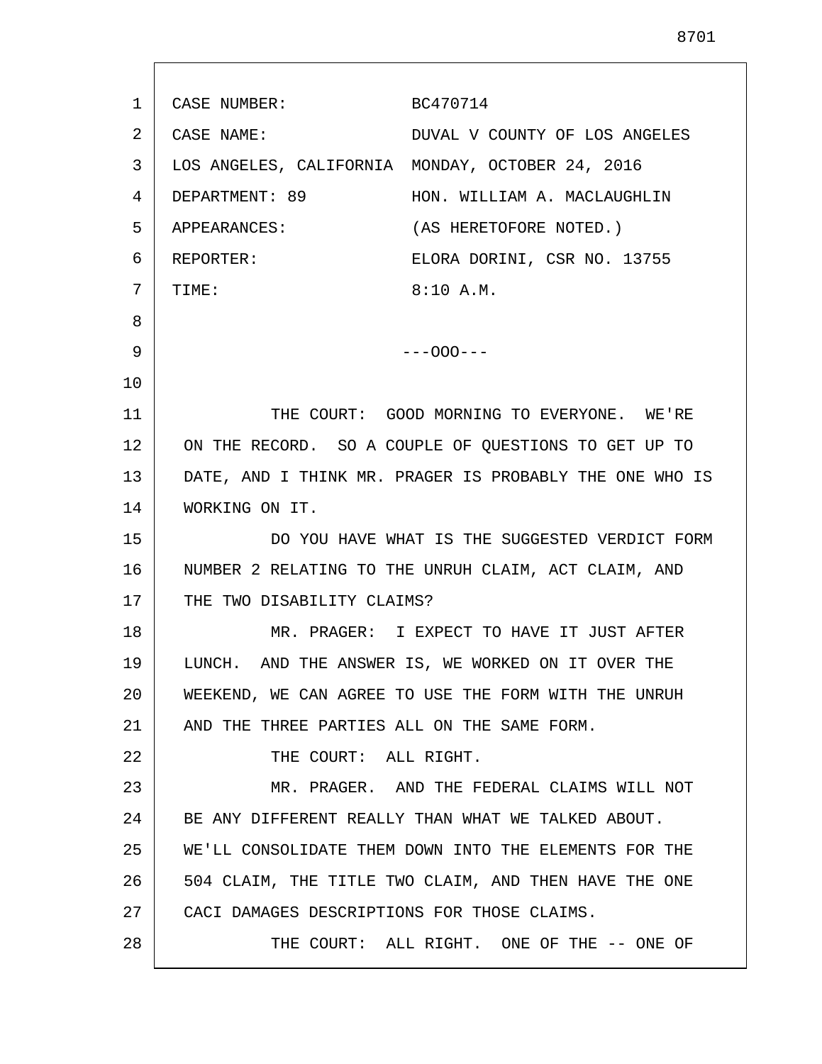CASE NUMBER: BC470714
CASE NAME: DUVAL V COUNTY OF LOS ANGELES
LOS ANGELES, CALIFORNIA MONDAY, OCTOBER 24, 2016
DEPARTMENT: 89 HON. WILLIAM A. MACLAUGHLIN
APPEARANCES: (AS HERETOFORE NOTED.)
REPORTER: ELORA DORINI, CSR NO. 13755
TIME: 8:10 A.M.

---OOO---

THE COURT: GOOD MORNING TO EVERYONE. WE'RE ON THE RECORD. SO A COUPLE OF QUESTIONS TO GET UP TO DATE, AND I THINK MR. PRAGER IS PROBABLY THE ONE WHO IS WORKING ON IT.

DO YOU HAVE WHAT IS THE SUGGESTED VERDICT FORM NUMBER 2 RELATING TO THE UNRUH CLAIM, ACT CLAIM, AND THE TWO DISABILITY CLAIMS?

MR. PRAGER: I EXPECT TO HAVE IT JUST AFTER LUNCH. AND THE ANSWER IS, WE WORKED ON IT OVER THE WEEKEND, WE CAN AGREE TO USE THE FORM WITH THE UNRUH AND THE THREE PARTIES ALL ON THE SAME FORM.

THE COURT: ALL RIGHT.

MR. PRAGER. AND THE FEDERAL CLAIMS WILL NOT BE ANY DIFFERENT REALLY THAN WHAT WE TALKED ABOUT. WE'LL CONSOLIDATE THEM DOWN INTO THE ELEMENTS FOR THE 504 CLAIM, THE TITLE TWO CLAIM, AND THEN HAVE THE ONE CACI DAMAGES DESCRIPTIONS FOR THOSE CLAIMS.

THE COURT: ALL RIGHT. ONE OF THE -- ONE OF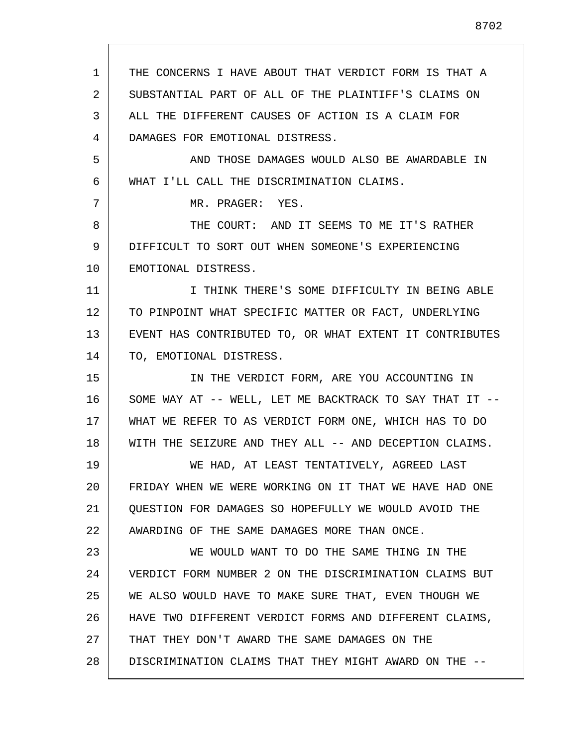THE CONCERNS I HAVE ABOUT THAT VERDICT FORM IS THAT A SUBSTANTIAL PART OF ALL OF THE PLAINTIFF'S CLAIMS ON ALL THE DIFFERENT CAUSES OF ACTION IS A CLAIM FOR DAMAGES FOR EMOTIONAL DISTRESS.

AND THOSE DAMAGES WOULD ALSO BE AWARDABLE IN WHAT I'LL CALL THE DISCRIMINATION CLAIMS.

MR. PRAGER: YES.

THE COURT: AND IT SEEMS TO ME IT'S RATHER DIFFICULT TO SORT OUT WHEN SOMEONE'S EXPERIENCING EMOTIONAL DISTRESS.

I THINK THERE'S SOME DIFFICULTY IN BEING ABLE TO PINPOINT WHAT SPECIFIC MATTER OR FACT, UNDERLYING EVENT HAS CONTRIBUTED TO, OR WHAT EXTENT IT CONTRIBUTES TO, EMOTIONAL DISTRESS.

IN THE VERDICT FORM, ARE YOU ACCOUNTING IN SOME WAY AT -- WELL, LET ME BACKTRACK TO SAY THAT IT -- WHAT WE REFER TO AS VERDICT FORM ONE, WHICH HAS TO DO WITH THE SEIZURE AND THEY ALL -- AND DECEPTION CLAIMS.

WE HAD, AT LEAST TENTATIVELY, AGREED LAST FRIDAY WHEN WE WERE WORKING ON IT THAT WE HAVE HAD ONE QUESTION FOR DAMAGES SO HOPEFULLY WE WOULD AVOID THE AWARDING OF THE SAME DAMAGES MORE THAN ONCE.

WE WOULD WANT TO DO THE SAME THING IN THE VERDICT FORM NUMBER 2 ON THE DISCRIMINATION CLAIMS BUT WE ALSO WOULD HAVE TO MAKE SURE THAT, EVEN THOUGH WE HAVE TWO DIFFERENT VERDICT FORMS AND DIFFERENT CLAIMS, THAT THEY DON'T AWARD THE SAME DAMAGES ON THE DISCRIMINATION CLAIMS THAT THEY MIGHT AWARD ON THE --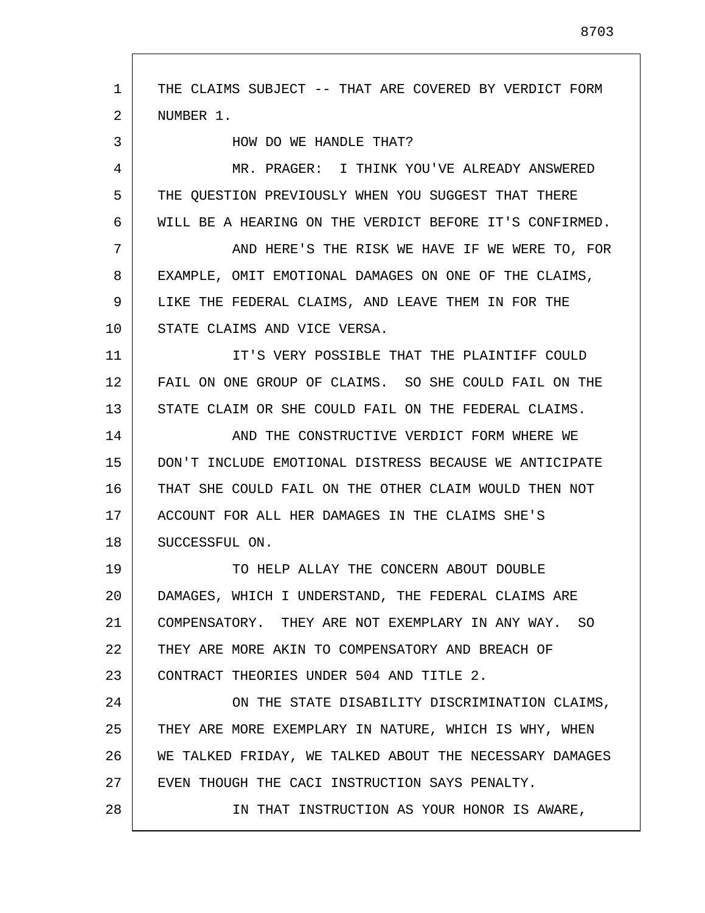THE CLAIMS SUBJECT -- THAT ARE COVERED BY VERDICT FORM NUMBER 1.

HOW DO WE HANDLE THAT?

MR. PRAGER: I THINK YOU'VE ALREADY ANSWERED THE QUESTION PREVIOUSLY WHEN YOU SUGGEST THAT THERE WILL BE A HEARING ON THE VERDICT BEFORE IT'S CONFIRMED.

AND HERE'S THE RISK WE HAVE IF WE WERE TO, FOR EXAMPLE, OMIT EMOTIONAL DAMAGES ON ONE OF THE CLAIMS, LIKE THE FEDERAL CLAIMS, AND LEAVE THEM IN FOR THE STATE CLAIMS AND VICE VERSA.

IT'S VERY POSSIBLE THAT THE PLAINTIFF COULD FAIL ON ONE GROUP OF CLAIMS. SO SHE COULD FAIL ON THE STATE CLAIM OR SHE COULD FAIL ON THE FEDERAL CLAIMS.

AND THE CONSTRUCTIVE VERDICT FORM WHERE WE DON'T INCLUDE EMOTIONAL DISTRESS BECAUSE WE ANTICIPATE THAT SHE COULD FAIL ON THE OTHER CLAIM WOULD THEN NOT ACCOUNT FOR ALL HER DAMAGES IN THE CLAIMS SHE'S SUCCESSFUL ON.

TO HELP ALLAY THE CONCERN ABOUT DOUBLE DAMAGES, WHICH I UNDERSTAND, THE FEDERAL CLAIMS ARE COMPENSATORY. THEY ARE NOT EXEMPLARY IN ANY WAY. SO THEY ARE MORE AKIN TO COMPENSATORY AND BREACH OF CONTRACT THEORIES UNDER 504 AND TITLE 2.

ON THE STATE DISABILITY DISCRIMINATION CLAIMS, THEY ARE MORE EXEMPLARY IN NATURE, WHICH IS WHY, WHEN WE TALKED FRIDAY, WE TALKED ABOUT THE NECESSARY DAMAGES EVEN THOUGH THE CACI INSTRUCTION SAYS PENALTY.

IN THAT INSTRUCTION AS YOUR HONOR IS AWARE,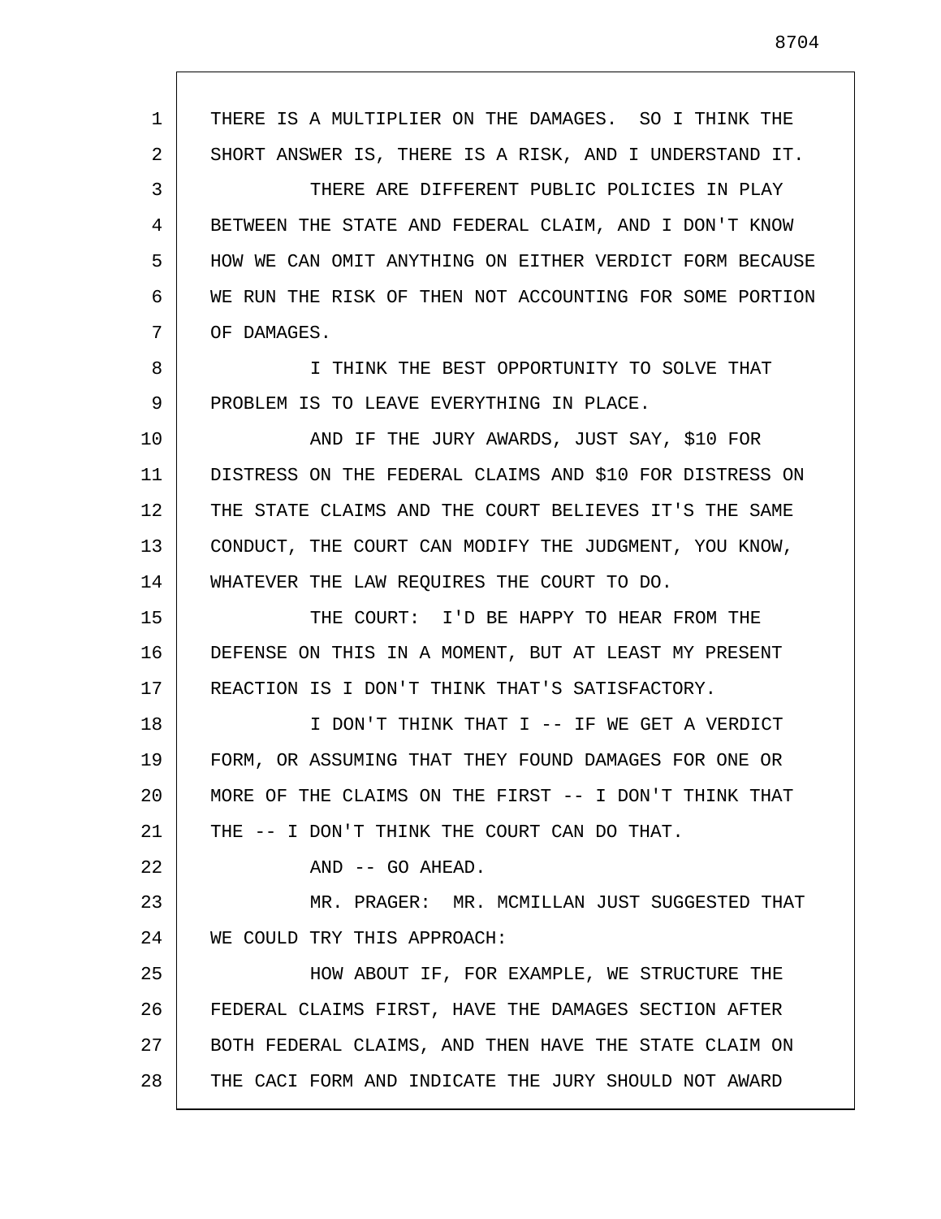THERE IS A MULTIPLIER ON THE DAMAGES. SO I THINK THE SHORT ANSWER IS, THERE IS A RISK, AND I UNDERSTAND IT.

THERE ARE DIFFERENT PUBLIC POLICIES IN PLAY BETWEEN THE STATE AND FEDERAL CLAIM, AND I DON'T KNOW HOW WE CAN OMIT ANYTHING ON EITHER VERDICT FORM BECAUSE WE RUN THE RISK OF THEN NOT ACCOUNTING FOR SOME PORTION OF DAMAGES.

I THINK THE BEST OPPORTUNITY TO SOLVE THAT PROBLEM IS TO LEAVE EVERYTHING IN PLACE.

AND IF THE JURY AWARDS, JUST SAY, $10 FOR DISTRESS ON THE FEDERAL CLAIMS AND $10 FOR DISTRESS ON THE STATE CLAIMS AND THE COURT BELIEVES IT'S THE SAME CONDUCT, THE COURT CAN MODIFY THE JUDGMENT, YOU KNOW, WHATEVER THE LAW REQUIRES THE COURT TO DO.

THE COURT: I'D BE HAPPY TO HEAR FROM THE DEFENSE ON THIS IN A MOMENT, BUT AT LEAST MY PRESENT REACTION IS I DON'T THINK THAT'S SATISFACTORY.

I DON'T THINK THAT I -- IF WE GET A VERDICT FORM, OR ASSUMING THAT THEY FOUND DAMAGES FOR ONE OR MORE OF THE CLAIMS ON THE FIRST -- I DON'T THINK THAT THE -- I DON'T THINK THE COURT CAN DO THAT.

AND -- GO AHEAD.

MR. PRAGER: MR. MCMILLAN JUST SUGGESTED THAT WE COULD TRY THIS APPROACH:

HOW ABOUT IF, FOR EXAMPLE, WE STRUCTURE THE FEDERAL CLAIMS FIRST, HAVE THE DAMAGES SECTION AFTER BOTH FEDERAL CLAIMS, AND THEN HAVE THE STATE CLAIM ON THE CACI FORM AND INDICATE THE JURY SHOULD NOT AWARD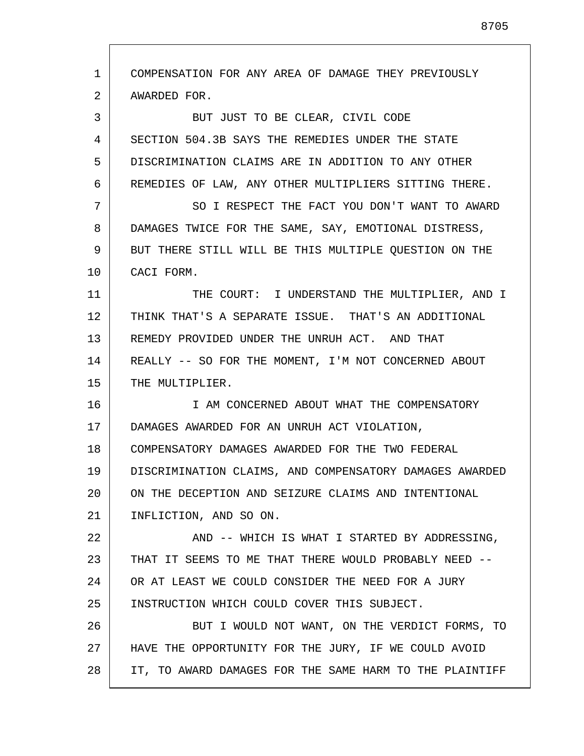COMPENSATION FOR ANY AREA OF DAMAGE THEY PREVIOUSLY AWARDED FOR.

BUT JUST TO BE CLEAR, CIVIL CODE SECTION 504.3B SAYS THE REMEDIES UNDER THE STATE DISCRIMINATION CLAIMS ARE IN ADDITION TO ANY OTHER REMEDIES OF LAW, ANY OTHER MULTIPLIERS SITTING THERE.

SO I RESPECT THE FACT YOU DON'T WANT TO AWARD DAMAGES TWICE FOR THE SAME, SAY, EMOTIONAL DISTRESS, BUT THERE STILL WILL BE THIS MULTIPLE QUESTION ON THE CACI FORM.

THE COURT: I UNDERSTAND THE MULTIPLIER, AND I THINK THAT'S A SEPARATE ISSUE. THAT'S AN ADDITIONAL REMEDY PROVIDED UNDER THE UNRUH ACT. AND THAT REALLY -- SO FOR THE MOMENT, I'M NOT CONCERNED ABOUT THE MULTIPLIER.

I AM CONCERNED ABOUT WHAT THE COMPENSATORY DAMAGES AWARDED FOR AN UNRUH ACT VIOLATION, COMPENSATORY DAMAGES AWARDED FOR THE TWO FEDERAL DISCRIMINATION CLAIMS, AND COMPENSATORY DAMAGES AWARDED ON THE DECEPTION AND SEIZURE CLAIMS AND INTENTIONAL INFLICTION, AND SO ON.

AND -- WHICH IS WHAT I STARTED BY ADDRESSING, THAT IT SEEMS TO ME THAT THERE WOULD PROBABLY NEED -- OR AT LEAST WE COULD CONSIDER THE NEED FOR A JURY INSTRUCTION WHICH COULD COVER THIS SUBJECT.

BUT I WOULD NOT WANT, ON THE VERDICT FORMS, TO HAVE THE OPPORTUNITY FOR THE JURY, IF WE COULD AVOID IT, TO AWARD DAMAGES FOR THE SAME HARM TO THE PLAINTIFF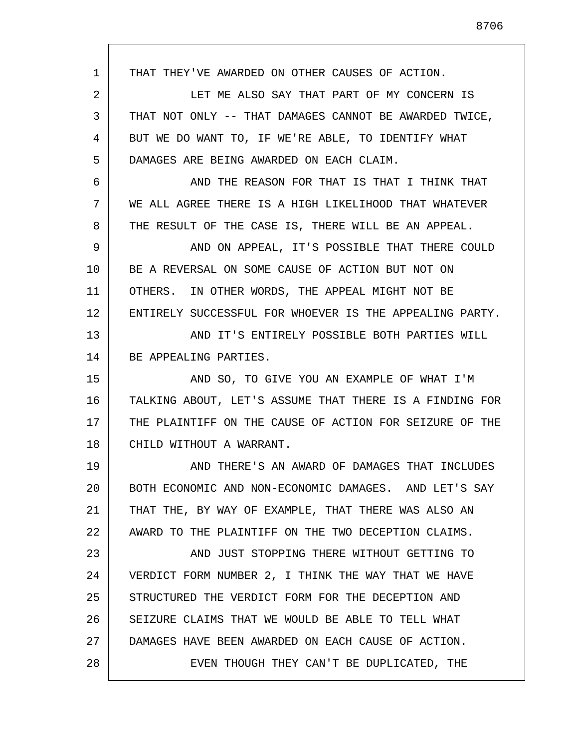THAT THEY'VE AWARDED ON OTHER CAUSES OF ACTION.

LET ME ALSO SAY THAT PART OF MY CONCERN IS THAT NOT ONLY -- THAT DAMAGES CANNOT BE AWARDED TWICE, BUT WE DO WANT TO, IF WE'RE ABLE, TO IDENTIFY WHAT DAMAGES ARE BEING AWARDED ON EACH CLAIM.

AND THE REASON FOR THAT IS THAT I THINK THAT WE ALL AGREE THERE IS A HIGH LIKELIHOOD THAT WHATEVER THE RESULT OF THE CASE IS, THERE WILL BE AN APPEAL.

AND ON APPEAL, IT'S POSSIBLE THAT THERE COULD BE A REVERSAL ON SOME CAUSE OF ACTION BUT NOT ON OTHERS. IN OTHER WORDS, THE APPEAL MIGHT NOT BE ENTIRELY SUCCESSFUL FOR WHOEVER IS THE APPEALING PARTY.

AND IT'S ENTIRELY POSSIBLE BOTH PARTIES WILL BE APPEALING PARTIES.

AND SO, TO GIVE YOU AN EXAMPLE OF WHAT I'M TALKING ABOUT, LET'S ASSUME THAT THERE IS A FINDING FOR THE PLAINTIFF ON THE CAUSE OF ACTION FOR SEIZURE OF THE CHILD WITHOUT A WARRANT.

AND THERE'S AN AWARD OF DAMAGES THAT INCLUDES BOTH ECONOMIC AND NON-ECONOMIC DAMAGES. AND LET'S SAY THAT THE, BY WAY OF EXAMPLE, THAT THERE WAS ALSO AN AWARD TO THE PLAINTIFF ON THE TWO DECEPTION CLAIMS.

AND JUST STOPPING THERE WITHOUT GETTING TO VERDICT FORM NUMBER 2, I THINK THE WAY THAT WE HAVE STRUCTURED THE VERDICT FORM FOR THE DECEPTION AND SEIZURE CLAIMS THAT WE WOULD BE ABLE TO TELL WHAT DAMAGES HAVE BEEN AWARDED ON EACH CAUSE OF ACTION.

EVEN THOUGH THEY CAN'T BE DUPLICATED, THE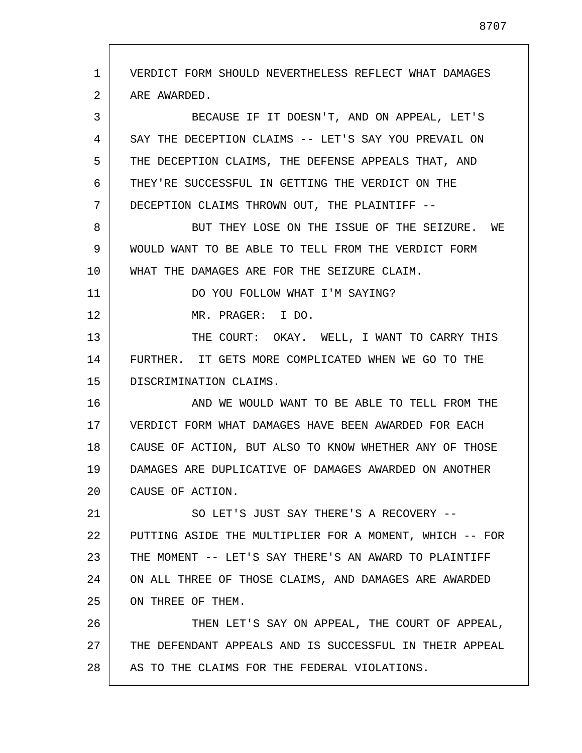VERDICT FORM SHOULD NEVERTHELESS REFLECT WHAT DAMAGES ARE AWARDED.

BECAUSE IF IT DOESN'T, AND ON APPEAL, LET'S SAY THE DECEPTION CLAIMS -- LET'S SAY YOU PREVAIL ON THE DECEPTION CLAIMS, THE DEFENSE APPEALS THAT, AND THEY'RE SUCCESSFUL IN GETTING THE VERDICT ON THE DECEPTION CLAIMS THROWN OUT, THE PLAINTIFF --

BUT THEY LOSE ON THE ISSUE OF THE SEIZURE. WE WOULD WANT TO BE ABLE TO TELL FROM THE VERDICT FORM WHAT THE DAMAGES ARE FOR THE SEIZURE CLAIM.

DO YOU FOLLOW WHAT I'M SAYING?

MR. PRAGER: I DO.

THE COURT: OKAY. WELL, I WANT TO CARRY THIS FURTHER. IT GETS MORE COMPLICATED WHEN WE GO TO THE DISCRIMINATION CLAIMS.

AND WE WOULD WANT TO BE ABLE TO TELL FROM THE VERDICT FORM WHAT DAMAGES HAVE BEEN AWARDED FOR EACH CAUSE OF ACTION, BUT ALSO TO KNOW WHETHER ANY OF THOSE DAMAGES ARE DUPLICATIVE OF DAMAGES AWARDED ON ANOTHER CAUSE OF ACTION.

SO LET'S JUST SAY THERE'S A RECOVERY -- PUTTING ASIDE THE MULTIPLIER FOR A MOMENT, WHICH -- FOR THE MOMENT -- LET'S SAY THERE'S AN AWARD TO PLAINTIFF ON ALL THREE OF THOSE CLAIMS, AND DAMAGES ARE AWARDED ON THREE OF THEM.

THEN LET'S SAY ON APPEAL, THE COURT OF APPEAL, THE DEFENDANT APPEALS AND IS SUCCESSFUL IN THEIR APPEAL AS TO THE CLAIMS FOR THE FEDERAL VIOLATIONS.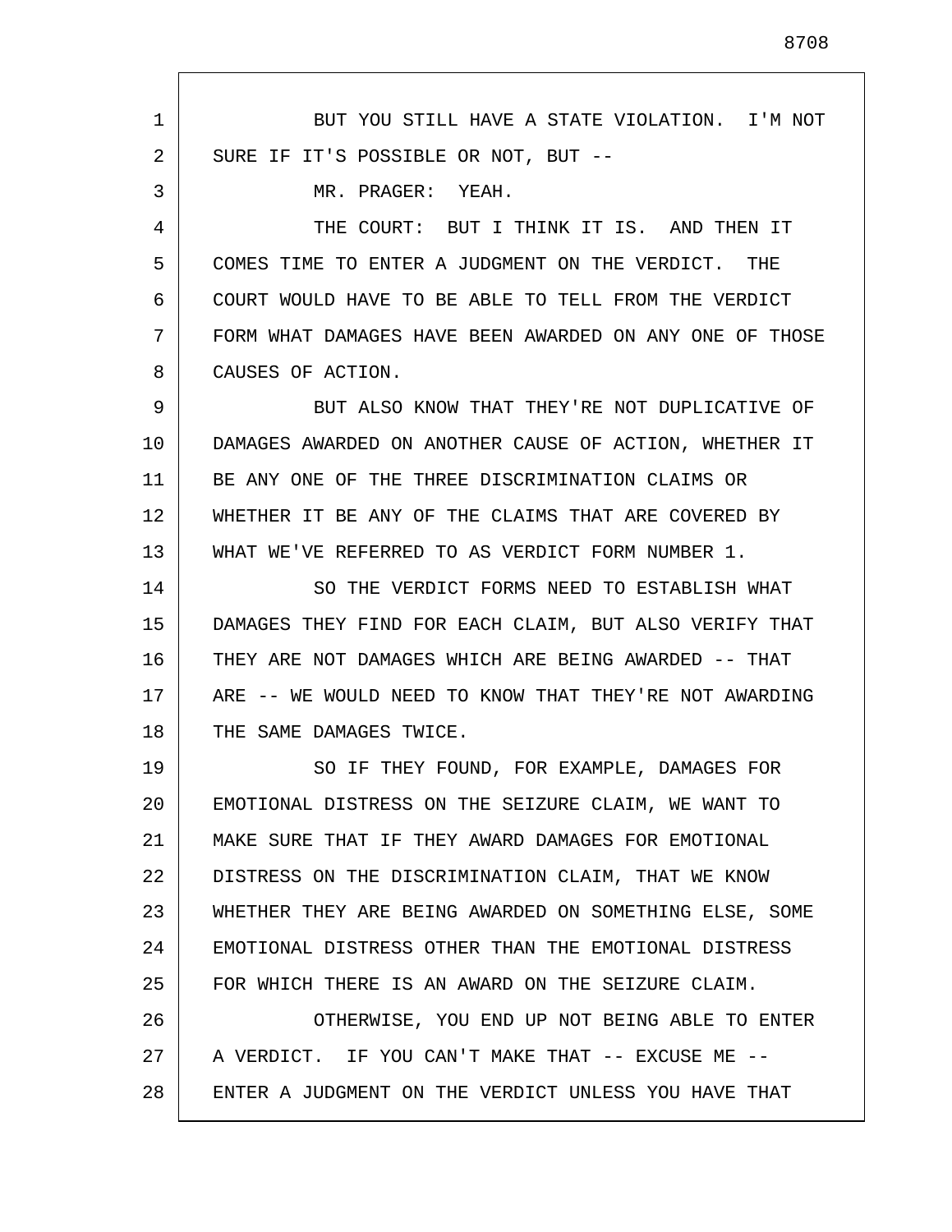BUT YOU STILL HAVE A STATE VIOLATION. I'M NOT SURE IF IT'S POSSIBLE OR NOT, BUT --

MR. PRAGER: YEAH.

THE COURT: BUT I THINK IT IS. AND THEN IT COMES TIME TO ENTER A JUDGMENT ON THE VERDICT. THE COURT WOULD HAVE TO BE ABLE TO TELL FROM THE VERDICT FORM WHAT DAMAGES HAVE BEEN AWARDED ON ANY ONE OF THOSE CAUSES OF ACTION.

BUT ALSO KNOW THAT THEY'RE NOT DUPLICATIVE OF DAMAGES AWARDED ON ANOTHER CAUSE OF ACTION, WHETHER IT BE ANY ONE OF THE THREE DISCRIMINATION CLAIMS OR WHETHER IT BE ANY OF THE CLAIMS THAT ARE COVERED BY WHAT WE'VE REFERRED TO AS VERDICT FORM NUMBER 1.

SO THE VERDICT FORMS NEED TO ESTABLISH WHAT DAMAGES THEY FIND FOR EACH CLAIM, BUT ALSO VERIFY THAT THEY ARE NOT DAMAGES WHICH ARE BEING AWARDED -- THAT ARE -- WE WOULD NEED TO KNOW THAT THEY'RE NOT AWARDING THE SAME DAMAGES TWICE.

SO IF THEY FOUND, FOR EXAMPLE, DAMAGES FOR EMOTIONAL DISTRESS ON THE SEIZURE CLAIM, WE WANT TO MAKE SURE THAT IF THEY AWARD DAMAGES FOR EMOTIONAL DISTRESS ON THE DISCRIMINATION CLAIM, THAT WE KNOW WHETHER THEY ARE BEING AWARDED ON SOMETHING ELSE, SOME EMOTIONAL DISTRESS OTHER THAN THE EMOTIONAL DISTRESS FOR WHICH THERE IS AN AWARD ON THE SEIZURE CLAIM.

OTHERWISE, YOU END UP NOT BEING ABLE TO ENTER A VERDICT. IF YOU CAN'T MAKE THAT -- EXCUSE ME -- ENTER A JUDGMENT ON THE VERDICT UNLESS YOU HAVE THAT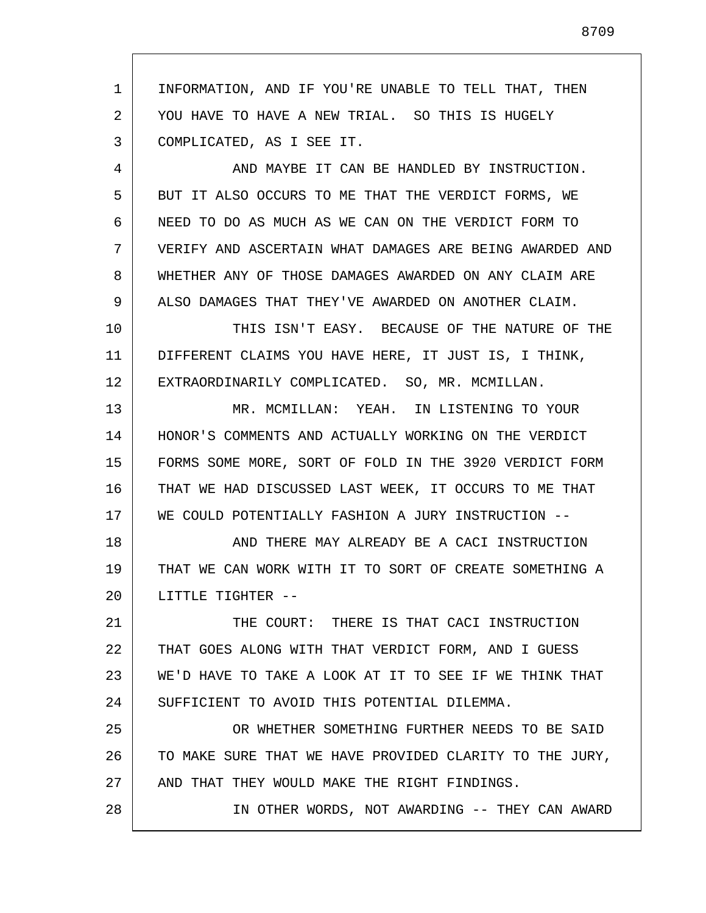INFORMATION, AND IF YOU'RE UNABLE TO TELL THAT, THEN YOU HAVE TO HAVE A NEW TRIAL. SO THIS IS HUGELY COMPLICATED, AS I SEE IT.

AND MAYBE IT CAN BE HANDLED BY INSTRUCTION. BUT IT ALSO OCCURS TO ME THAT THE VERDICT FORMS, WE NEED TO DO AS MUCH AS WE CAN ON THE VERDICT FORM TO VERIFY AND ASCERTAIN WHAT DAMAGES ARE BEING AWARDED AND WHETHER ANY OF THOSE DAMAGES AWARDED ON ANY CLAIM ARE ALSO DAMAGES THAT THEY'VE AWARDED ON ANOTHER CLAIM.

THIS ISN'T EASY. BECAUSE OF THE NATURE OF THE DIFFERENT CLAIMS YOU HAVE HERE, IT JUST IS, I THINK, EXTRAORDINARILY COMPLICATED. SO, MR. MCMILLAN.

MR. MCMILLAN: YEAH. IN LISTENING TO YOUR HONOR'S COMMENTS AND ACTUALLY WORKING ON THE VERDICT FORMS SOME MORE, SORT OF FOLD IN THE 3920 VERDICT FORM THAT WE HAD DISCUSSED LAST WEEK, IT OCCURS TO ME THAT WE COULD POTENTIALLY FASHION A JURY INSTRUCTION --

AND THERE MAY ALREADY BE A CACI INSTRUCTION THAT WE CAN WORK WITH IT TO SORT OF CREATE SOMETHING A LITTLE TIGHTER --

THE COURT: THERE IS THAT CACI INSTRUCTION THAT GOES ALONG WITH THAT VERDICT FORM, AND I GUESS WE'D HAVE TO TAKE A LOOK AT IT TO SEE IF WE THINK THAT SUFFICIENT TO AVOID THIS POTENTIAL DILEMMA.

OR WHETHER SOMETHING FURTHER NEEDS TO BE SAID TO MAKE SURE THAT WE HAVE PROVIDED CLARITY TO THE JURY, AND THAT THEY WOULD MAKE THE RIGHT FINDINGS.

IN OTHER WORDS, NOT AWARDING -- THEY CAN AWARD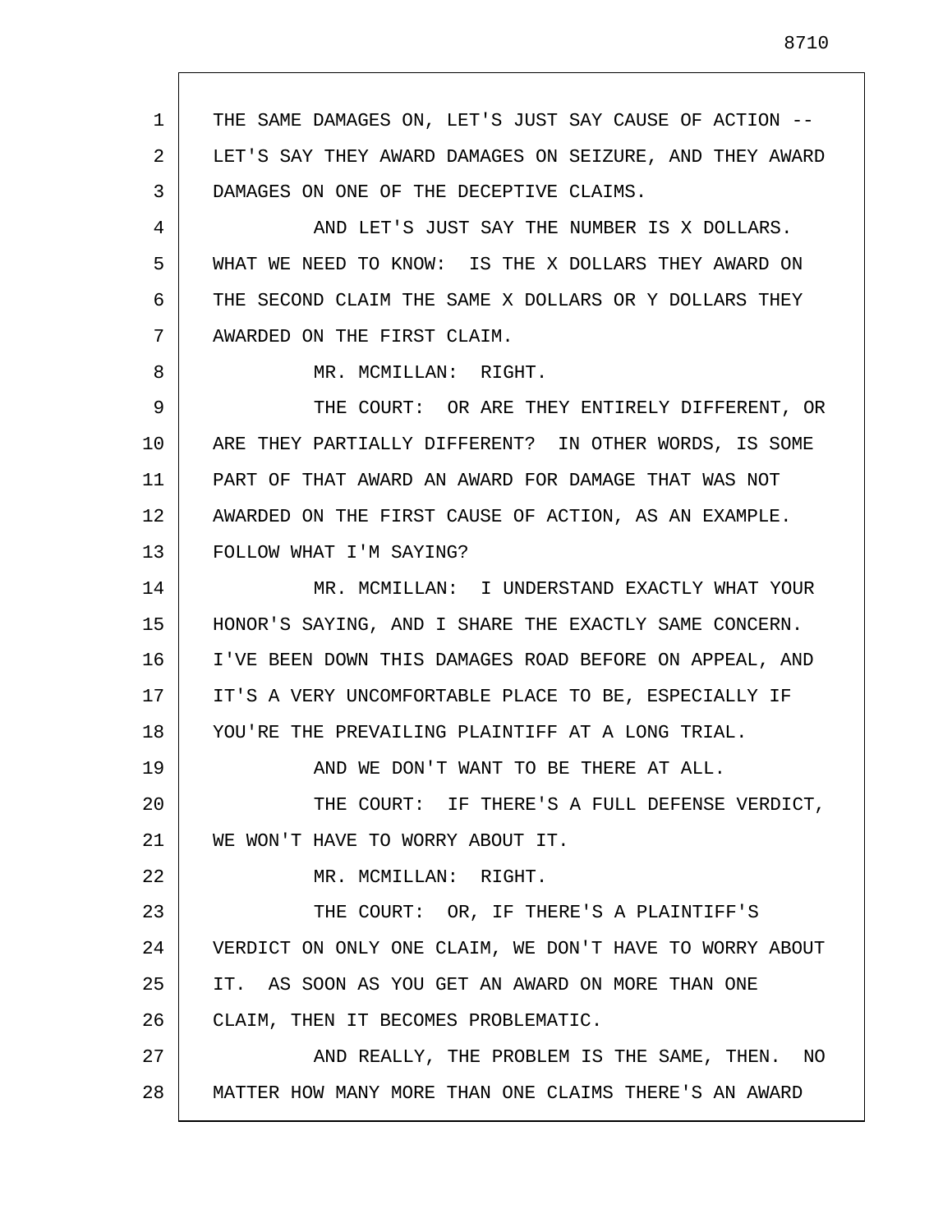THE SAME DAMAGES ON, LET'S JUST SAY CAUSE OF ACTION -- LET'S SAY THEY AWARD DAMAGES ON SEIZURE, AND THEY AWARD DAMAGES ON ONE OF THE DECEPTIVE CLAIMS.

AND LET'S JUST SAY THE NUMBER IS X DOLLARS. WHAT WE NEED TO KNOW: IS THE X DOLLARS THEY AWARD ON THE SECOND CLAIM THE SAME X DOLLARS OR Y DOLLARS THEY AWARDED ON THE FIRST CLAIM.

MR. MCMILLAN: RIGHT.

THE COURT: OR ARE THEY ENTIRELY DIFFERENT, OR ARE THEY PARTIALLY DIFFERENT? IN OTHER WORDS, IS SOME PART OF THAT AWARD AN AWARD FOR DAMAGE THAT WAS NOT AWARDED ON THE FIRST CAUSE OF ACTION, AS AN EXAMPLE. FOLLOW WHAT I'M SAYING?

MR. MCMILLAN: I UNDERSTAND EXACTLY WHAT YOUR HONOR'S SAYING, AND I SHARE THE EXACTLY SAME CONCERN. I'VE BEEN DOWN THIS DAMAGES ROAD BEFORE ON APPEAL, AND IT'S A VERY UNCOMFORTABLE PLACE TO BE, ESPECIALLY IF YOU'RE THE PREVAILING PLAINTIFF AT A LONG TRIAL.

AND WE DON'T WANT TO BE THERE AT ALL.

THE COURT: IF THERE'S A FULL DEFENSE VERDICT, WE WON'T HAVE TO WORRY ABOUT IT.

MR. MCMILLAN: RIGHT.

THE COURT: OR, IF THERE'S A PLAINTIFF'S VERDICT ON ONLY ONE CLAIM, WE DON'T HAVE TO WORRY ABOUT IT. AS SOON AS YOU GET AN AWARD ON MORE THAN ONE CLAIM, THEN IT BECOMES PROBLEMATIC.

AND REALLY, THE PROBLEM IS THE SAME, THEN. NO MATTER HOW MANY MORE THAN ONE CLAIMS THERE'S AN AWARD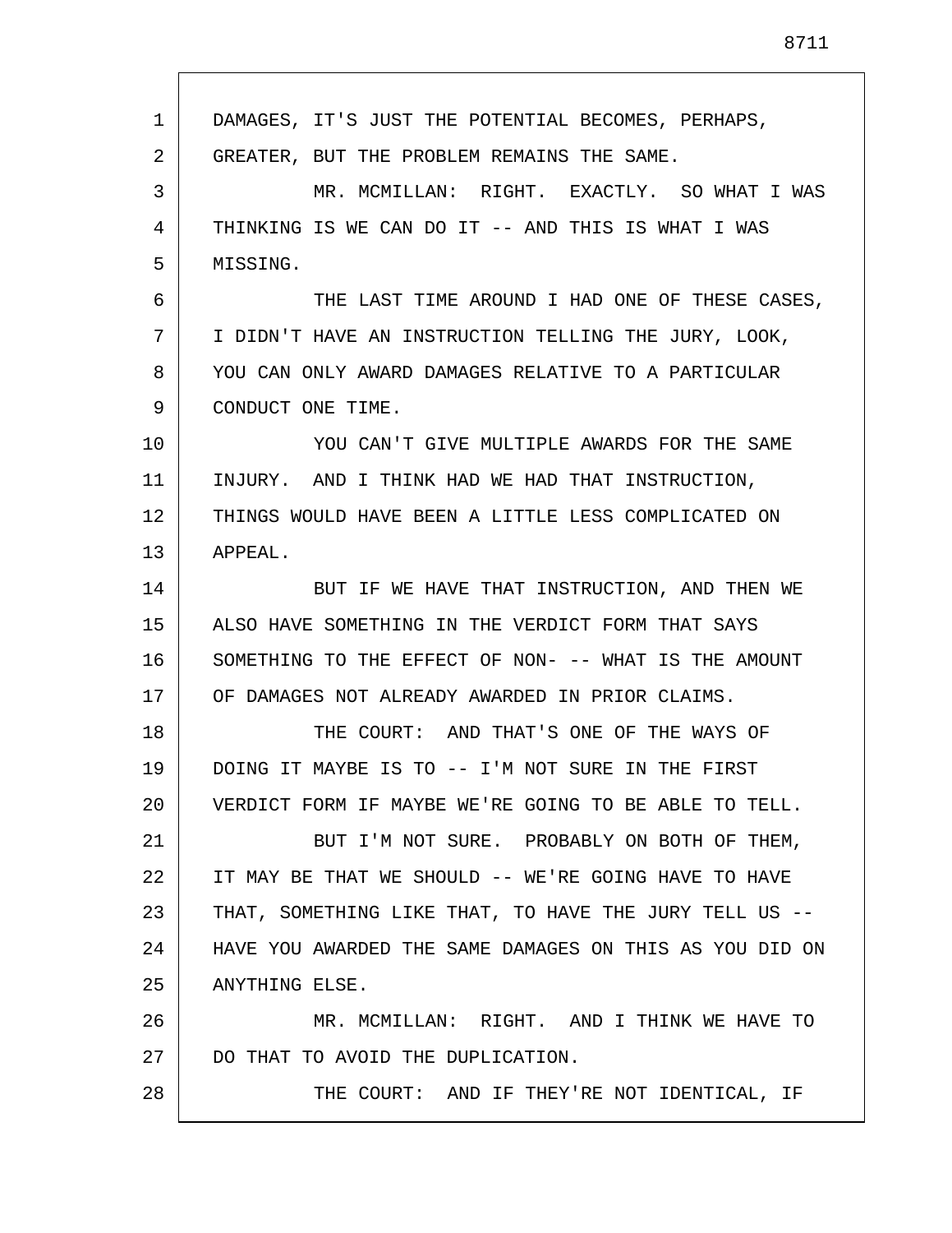DAMAGES, IT'S JUST THE POTENTIAL BECOMES, PERHAPS, GREATER, BUT THE PROBLEM REMAINS THE SAME.

MR. MCMILLAN: RIGHT. EXACTLY. SO WHAT I WAS THINKING IS WE CAN DO IT -- AND THIS IS WHAT I WAS MISSING.

THE LAST TIME AROUND I HAD ONE OF THESE CASES, I DIDN'T HAVE AN INSTRUCTION TELLING THE JURY, LOOK, YOU CAN ONLY AWARD DAMAGES RELATIVE TO A PARTICULAR CONDUCT ONE TIME.

YOU CAN'T GIVE MULTIPLE AWARDS FOR THE SAME INJURY. AND I THINK HAD WE HAD THAT INSTRUCTION, THINGS WOULD HAVE BEEN A LITTLE LESS COMPLICATED ON APPEAL.

BUT IF WE HAVE THAT INSTRUCTION, AND THEN WE ALSO HAVE SOMETHING IN THE VERDICT FORM THAT SAYS SOMETHING TO THE EFFECT OF NON- -- WHAT IS THE AMOUNT OF DAMAGES NOT ALREADY AWARDED IN PRIOR CLAIMS.

THE COURT: AND THAT'S ONE OF THE WAYS OF DOING IT MAYBE IS TO -- I'M NOT SURE IN THE FIRST VERDICT FORM IF MAYBE WE'RE GOING TO BE ABLE TO TELL.

BUT I'M NOT SURE. PROBABLY ON BOTH OF THEM, IT MAY BE THAT WE SHOULD -- WE'RE GOING HAVE TO HAVE THAT, SOMETHING LIKE THAT, TO HAVE THE JURY TELL US -- HAVE YOU AWARDED THE SAME DAMAGES ON THIS AS YOU DID ON ANYTHING ELSE.

MR. MCMILLAN: RIGHT. AND I THINK WE HAVE TO DO THAT TO AVOID THE DUPLICATION.

THE COURT: AND IF THEY'RE NOT IDENTICAL, IF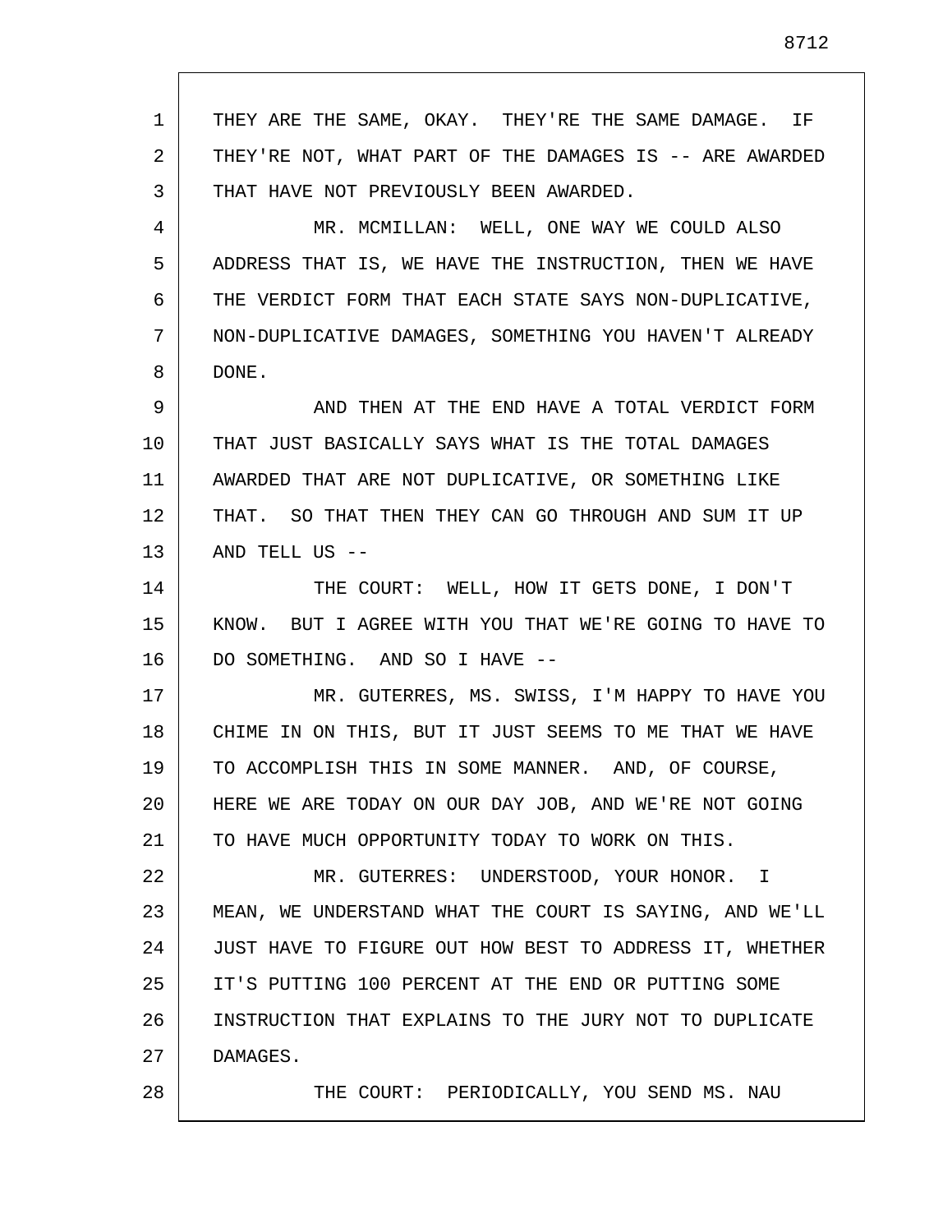THEY ARE THE SAME, OKAY. THEY'RE THE SAME DAMAGE. IF THEY'RE NOT, WHAT PART OF THE DAMAGES IS -- ARE AWARDED THAT HAVE NOT PREVIOUSLY BEEN AWARDED.

MR. MCMILLAN: WELL, ONE WAY WE COULD ALSO ADDRESS THAT IS, WE HAVE THE INSTRUCTION, THEN WE HAVE THE VERDICT FORM THAT EACH STATE SAYS NON-DUPLICATIVE, NON-DUPLICATIVE DAMAGES, SOMETHING YOU HAVEN'T ALREADY DONE.

AND THEN AT THE END HAVE A TOTAL VERDICT FORM THAT JUST BASICALLY SAYS WHAT IS THE TOTAL DAMAGES AWARDED THAT ARE NOT DUPLICATIVE, OR SOMETHING LIKE THAT. SO THAT THEN THEY CAN GO THROUGH AND SUM IT UP AND TELL US --

THE COURT: WELL, HOW IT GETS DONE, I DON'T KNOW. BUT I AGREE WITH YOU THAT WE'RE GOING TO HAVE TO DO SOMETHING. AND SO I HAVE --

MR. GUTERRES, MS. SWISS, I'M HAPPY TO HAVE YOU CHIME IN ON THIS, BUT IT JUST SEEMS TO ME THAT WE HAVE TO ACCOMPLISH THIS IN SOME MANNER. AND, OF COURSE, HERE WE ARE TODAY ON OUR DAY JOB, AND WE'RE NOT GOING TO HAVE MUCH OPPORTUNITY TODAY TO WORK ON THIS.

MR. GUTERRES: UNDERSTOOD, YOUR HONOR. I MEAN, WE UNDERSTAND WHAT THE COURT IS SAYING, AND WE'LL JUST HAVE TO FIGURE OUT HOW BEST TO ADDRESS IT, WHETHER IT'S PUTTING 100 PERCENT AT THE END OR PUTTING SOME INSTRUCTION THAT EXPLAINS TO THE JURY NOT TO DUPLICATE DAMAGES.

THE COURT: PERIODICALLY, YOU SEND MS. NAU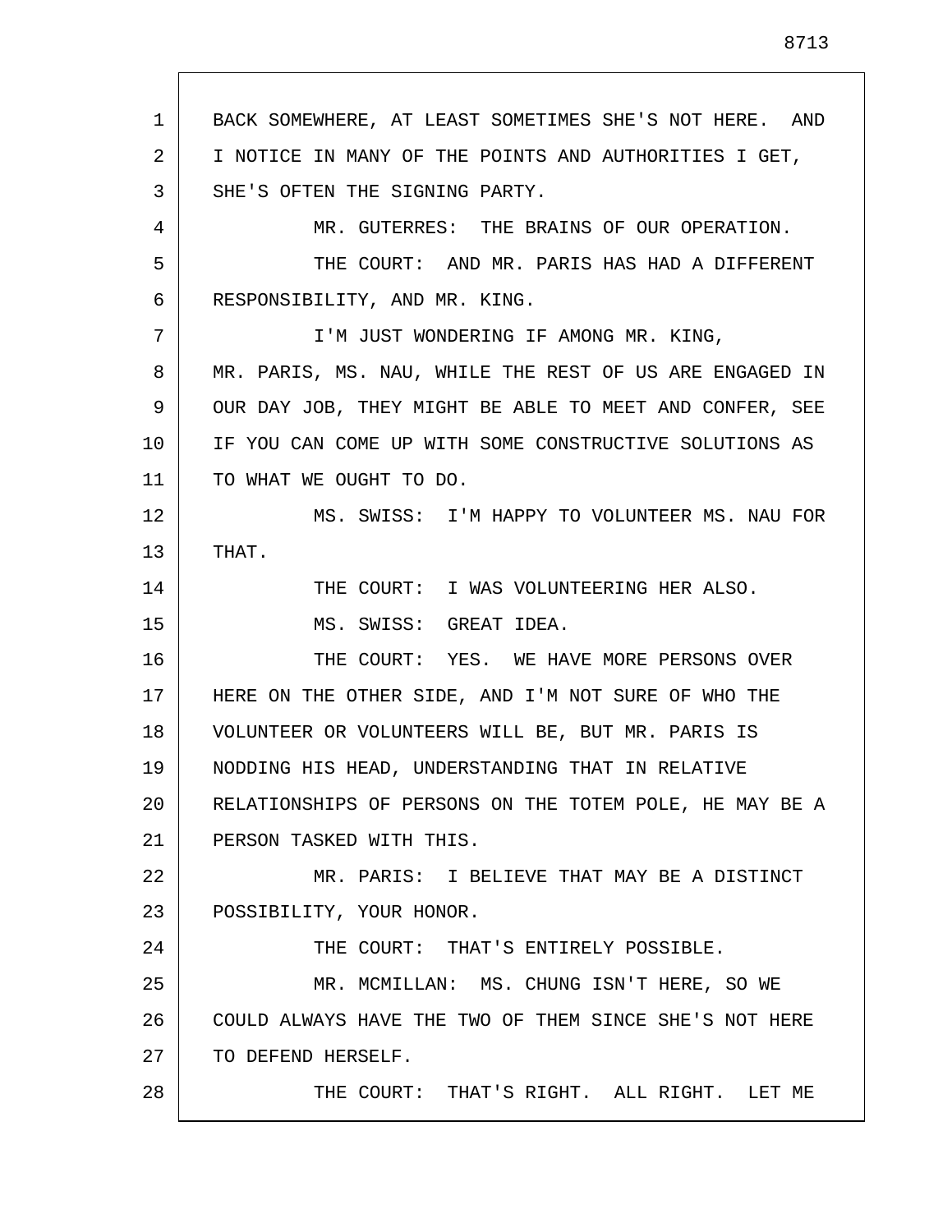BACK SOMEWHERE, AT LEAST SOMETIMES SHE'S NOT HERE. AND I NOTICE IN MANY OF THE POINTS AND AUTHORITIES I GET, SHE'S OFTEN THE SIGNING PARTY.

MR. GUTERRES: THE BRAINS OF OUR OPERATION.

THE COURT: AND MR. PARIS HAS HAD A DIFFERENT RESPONSIBILITY, AND MR. KING.

I'M JUST WONDERING IF AMONG MR. KING, MR. PARIS, MS. NAU, WHILE THE REST OF US ARE ENGAGED IN OUR DAY JOB, THEY MIGHT BE ABLE TO MEET AND CONFER, SEE IF YOU CAN COME UP WITH SOME CONSTRUCTIVE SOLUTIONS AS TO WHAT WE OUGHT TO DO.

MS. SWISS: I'M HAPPY TO VOLUNTEER MS. NAU FOR THAT.

THE COURT: I WAS VOLUNTEERING HER ALSO.

MS. SWISS: GREAT IDEA.

THE COURT: YES. WE HAVE MORE PERSONS OVER HERE ON THE OTHER SIDE, AND I'M NOT SURE OF WHO THE VOLUNTEER OR VOLUNTEERS WILL BE, BUT MR. PARIS IS NODDING HIS HEAD, UNDERSTANDING THAT IN RELATIVE RELATIONSHIPS OF PERSONS ON THE TOTEM POLE, HE MAY BE A PERSON TASKED WITH THIS.

MR. PARIS: I BELIEVE THAT MAY BE A DISTINCT POSSIBILITY, YOUR HONOR.

THE COURT: THAT'S ENTIRELY POSSIBLE.

MR. MCMILLAN: MS. CHUNG ISN'T HERE, SO WE COULD ALWAYS HAVE THE TWO OF THEM SINCE SHE'S NOT HERE TO DEFEND HERSELF.

THE COURT: THAT'S RIGHT. ALL RIGHT. LET ME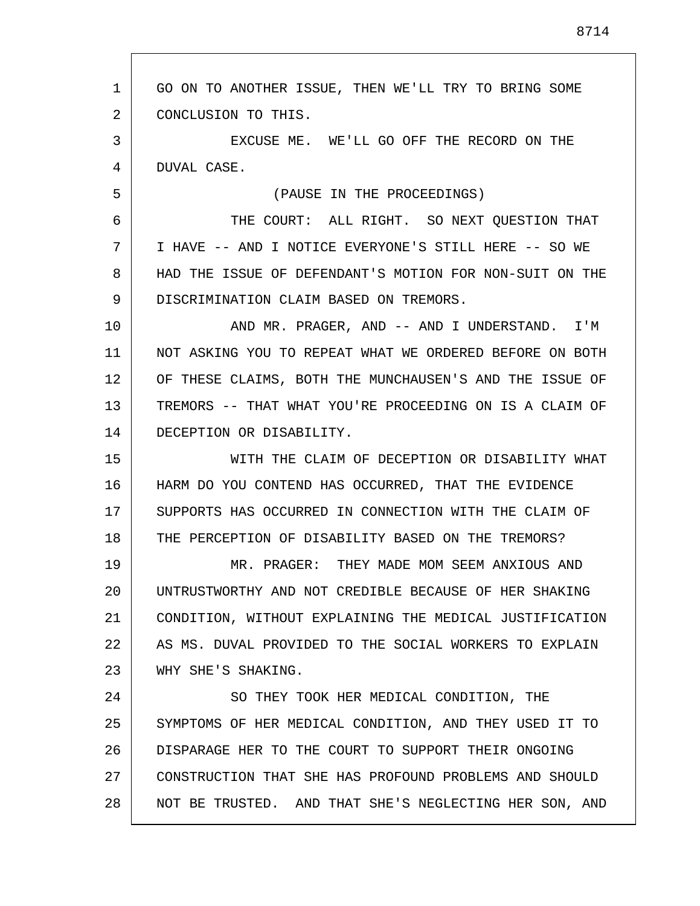GO ON TO ANOTHER ISSUE, THEN WE'LL TRY TO BRING SOME CONCLUSION TO THIS.

EXCUSE ME. WE'LL GO OFF THE RECORD ON THE DUVAL CASE.

(PAUSE IN THE PROCEEDINGS)

THE COURT: ALL RIGHT. SO NEXT QUESTION THAT I HAVE -- AND I NOTICE EVERYONE'S STILL HERE -- SO WE HAD THE ISSUE OF DEFENDANT'S MOTION FOR NON-SUIT ON THE DISCRIMINATION CLAIM BASED ON TREMORS.

AND MR. PRAGER, AND -- AND I UNDERSTAND. I'M NOT ASKING YOU TO REPEAT WHAT WE ORDERED BEFORE ON BOTH OF THESE CLAIMS, BOTH THE MUNCHAUSEN'S AND THE ISSUE OF TREMORS -- THAT WHAT YOU'RE PROCEEDING ON IS A CLAIM OF DECEPTION OR DISABILITY.

WITH THE CLAIM OF DECEPTION OR DISABILITY WHAT HARM DO YOU CONTEND HAS OCCURRED, THAT THE EVIDENCE SUPPORTS HAS OCCURRED IN CONNECTION WITH THE CLAIM OF THE PERCEPTION OF DISABILITY BASED ON THE TREMORS?

MR. PRAGER: THEY MADE MOM SEEM ANXIOUS AND UNTRUSTWORTHY AND NOT CREDIBLE BECAUSE OF HER SHAKING CONDITION, WITHOUT EXPLAINING THE MEDICAL JUSTIFICATION AS MS. DUVAL PROVIDED TO THE SOCIAL WORKERS TO EXPLAIN WHY SHE'S SHAKING.

SO THEY TOOK HER MEDICAL CONDITION, THE SYMPTOMS OF HER MEDICAL CONDITION, AND THEY USED IT TO DISPARAGE HER TO THE COURT TO SUPPORT THEIR ONGOING CONSTRUCTION THAT SHE HAS PROFOUND PROBLEMS AND SHOULD NOT BE TRUSTED. AND THAT SHE'S NEGLECTING HER SON, AND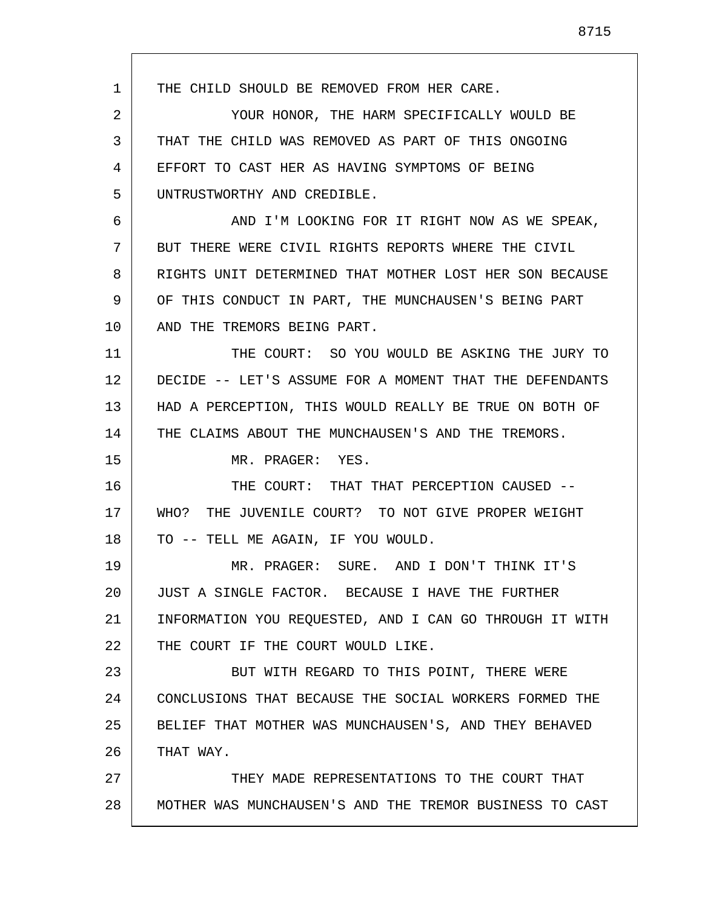THE CHILD SHOULD BE REMOVED FROM HER CARE.

YOUR HONOR, THE HARM SPECIFICALLY WOULD BE THAT THE CHILD WAS REMOVED AS PART OF THIS ONGOING EFFORT TO CAST HER AS HAVING SYMPTOMS OF BEING UNTRUSTWORTHY AND CREDIBLE.

AND I'M LOOKING FOR IT RIGHT NOW AS WE SPEAK, BUT THERE WERE CIVIL RIGHTS REPORTS WHERE THE CIVIL RIGHTS UNIT DETERMINED THAT MOTHER LOST HER SON BECAUSE OF THIS CONDUCT IN PART, THE MUNCHAUSEN'S BEING PART AND THE TREMORS BEING PART.

THE COURT: SO YOU WOULD BE ASKING THE JURY TO DECIDE -- LET'S ASSUME FOR A MOMENT THAT THE DEFENDANTS HAD A PERCEPTION, THIS WOULD REALLY BE TRUE ON BOTH OF THE CLAIMS ABOUT THE MUNCHAUSEN'S AND THE TREMORS.

MR. PRAGER: YES.

THE COURT: THAT THAT PERCEPTION CAUSED -- WHO? THE JUVENILE COURT? TO NOT GIVE PROPER WEIGHT TO -- TELL ME AGAIN, IF YOU WOULD.

MR. PRAGER: SURE. AND I DON'T THINK IT'S JUST A SINGLE FACTOR. BECAUSE I HAVE THE FURTHER INFORMATION YOU REQUESTED, AND I CAN GO THROUGH IT WITH THE COURT IF THE COURT WOULD LIKE.

BUT WITH REGARD TO THIS POINT, THERE WERE CONCLUSIONS THAT BECAUSE THE SOCIAL WORKERS FORMED THE BELIEF THAT MOTHER WAS MUNCHAUSEN'S, AND THEY BEHAVED THAT WAY.

THEY MADE REPRESENTATIONS TO THE COURT THAT MOTHER WAS MUNCHAUSEN'S AND THE TREMOR BUSINESS TO CAST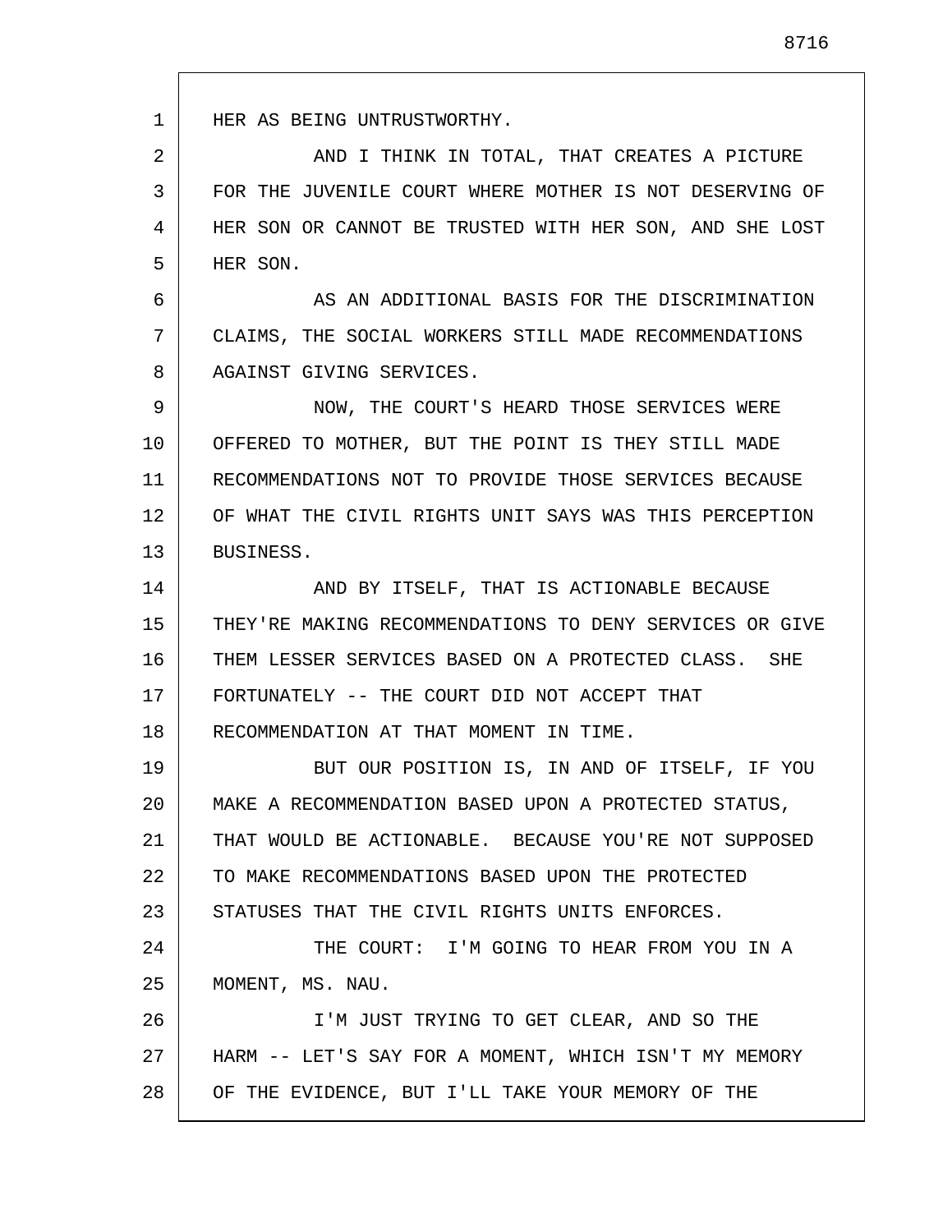HER AS BEING UNTRUSTWORTHY.

AND I THINK IN TOTAL, THAT CREATES A PICTURE FOR THE JUVENILE COURT WHERE MOTHER IS NOT DESERVING OF HER SON OR CANNOT BE TRUSTED WITH HER SON, AND SHE LOST HER SON.

AS AN ADDITIONAL BASIS FOR THE DISCRIMINATION CLAIMS, THE SOCIAL WORKERS STILL MADE RECOMMENDATIONS AGAINST GIVING SERVICES.

NOW, THE COURT'S HEARD THOSE SERVICES WERE OFFERED TO MOTHER, BUT THE POINT IS THEY STILL MADE RECOMMENDATIONS NOT TO PROVIDE THOSE SERVICES BECAUSE OF WHAT THE CIVIL RIGHTS UNIT SAYS WAS THIS PERCEPTION BUSINESS.

AND BY ITSELF, THAT IS ACTIONABLE BECAUSE THEY'RE MAKING RECOMMENDATIONS TO DENY SERVICES OR GIVE THEM LESSER SERVICES BASED ON A PROTECTED CLASS. SHE FORTUNATELY -- THE COURT DID NOT ACCEPT THAT RECOMMENDATION AT THAT MOMENT IN TIME.

BUT OUR POSITION IS, IN AND OF ITSELF, IF YOU MAKE A RECOMMENDATION BASED UPON A PROTECTED STATUS, THAT WOULD BE ACTIONABLE. BECAUSE YOU'RE NOT SUPPOSED TO MAKE RECOMMENDATIONS BASED UPON THE PROTECTED STATUSES THAT THE CIVIL RIGHTS UNITS ENFORCES.

THE COURT: I'M GOING TO HEAR FROM YOU IN A MOMENT, MS. NAU.

I'M JUST TRYING TO GET CLEAR, AND SO THE HARM -- LET'S SAY FOR A MOMENT, WHICH ISN'T MY MEMORY OF THE EVIDENCE, BUT I'LL TAKE YOUR MEMORY OF THE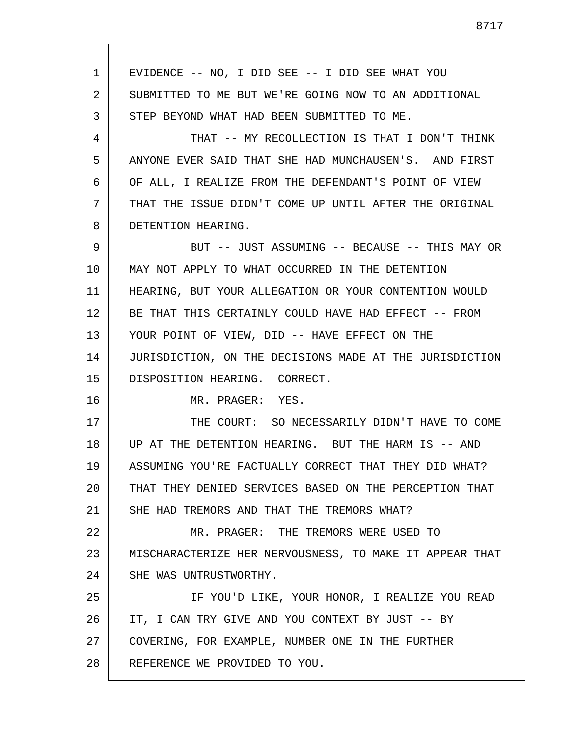EVIDENCE -- NO, I DID SEE -- I DID SEE WHAT YOU SUBMITTED TO ME BUT WE'RE GOING NOW TO AN ADDITIONAL STEP BEYOND WHAT HAD BEEN SUBMITTED TO ME.

THAT -- MY RECOLLECTION IS THAT I DON'T THINK ANYONE EVER SAID THAT SHE HAD MUNCHAUSEN'S. AND FIRST OF ALL, I REALIZE FROM THE DEFENDANT'S POINT OF VIEW THAT THE ISSUE DIDN'T COME UP UNTIL AFTER THE ORIGINAL DETENTION HEARING.

BUT -- JUST ASSUMING -- BECAUSE -- THIS MAY OR MAY NOT APPLY TO WHAT OCCURRED IN THE DETENTION HEARING, BUT YOUR ALLEGATION OR YOUR CONTENTION WOULD BE THAT THIS CERTAINLY COULD HAVE HAD EFFECT -- FROM YOUR POINT OF VIEW, DID -- HAVE EFFECT ON THE JURISDICTION, ON THE DECISIONS MADE AT THE JURISDICTION DISPOSITION HEARING. CORRECT.

MR. PRAGER: YES.

THE COURT: SO NECESSARILY DIDN'T HAVE TO COME UP AT THE DETENTION HEARING. BUT THE HARM IS -- AND ASSUMING YOU'RE FACTUALLY CORRECT THAT THEY DID WHAT? THAT THEY DENIED SERVICES BASED ON THE PERCEPTION THAT SHE HAD TREMORS AND THAT THE TREMORS WHAT?

MR. PRAGER: THE TREMORS WERE USED TO MISCHARACTERIZE HER NERVOUSNESS, TO MAKE IT APPEAR THAT SHE WAS UNTRUSTWORTHY.

IF YOU'D LIKE, YOUR HONOR, I REALIZE YOU READ IT, I CAN TRY GIVE AND YOU CONTEXT BY JUST -- BY COVERING, FOR EXAMPLE, NUMBER ONE IN THE FURTHER REFERENCE WE PROVIDED TO YOU.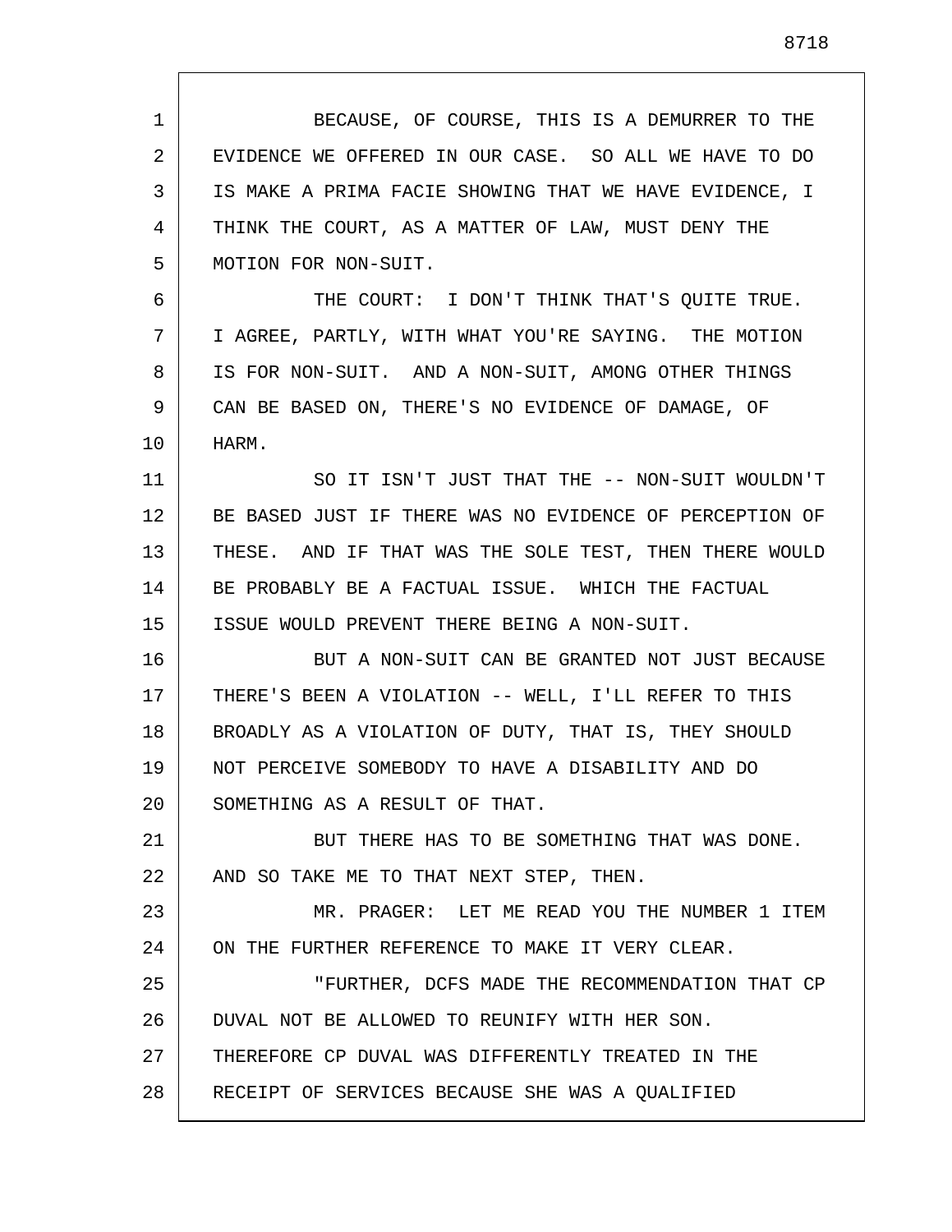BECAUSE, OF COURSE, THIS IS A DEMURRER TO THE EVIDENCE WE OFFERED IN OUR CASE. SO ALL WE HAVE TO DO IS MAKE A PRIMA FACIE SHOWING THAT WE HAVE EVIDENCE, I THINK THE COURT, AS A MATTER OF LAW, MUST DENY THE MOTION FOR NON-SUIT.

THE COURT: I DON'T THINK THAT'S QUITE TRUE. I AGREE, PARTLY, WITH WHAT YOU'RE SAYING. THE MOTION IS FOR NON-SUIT. AND A NON-SUIT, AMONG OTHER THINGS CAN BE BASED ON, THERE'S NO EVIDENCE OF DAMAGE, OF HARM.

SO IT ISN'T JUST THAT THE -- NON-SUIT WOULDN'T BE BASED JUST IF THERE WAS NO EVIDENCE OF PERCEPTION OF THESE. AND IF THAT WAS THE SOLE TEST, THEN THERE WOULD BE PROBABLY BE A FACTUAL ISSUE. WHICH THE FACTUAL ISSUE WOULD PREVENT THERE BEING A NON-SUIT.

BUT A NON-SUIT CAN BE GRANTED NOT JUST BECAUSE THERE'S BEEN A VIOLATION -- WELL, I'LL REFER TO THIS BROADLY AS A VIOLATION OF DUTY, THAT IS, THEY SHOULD NOT PERCEIVE SOMEBODY TO HAVE A DISABILITY AND DO SOMETHING AS A RESULT OF THAT.

BUT THERE HAS TO BE SOMETHING THAT WAS DONE. AND SO TAKE ME TO THAT NEXT STEP, THEN.

MR. PRAGER: LET ME READ YOU THE NUMBER 1 ITEM ON THE FURTHER REFERENCE TO MAKE IT VERY CLEAR.

"FURTHER, DCFS MADE THE RECOMMENDATION THAT CP DUVAL NOT BE ALLOWED TO REUNIFY WITH HER SON. THEREFORE CP DUVAL WAS DIFFERENTLY TREATED IN THE RECEIPT OF SERVICES BECAUSE SHE WAS A QUALIFIED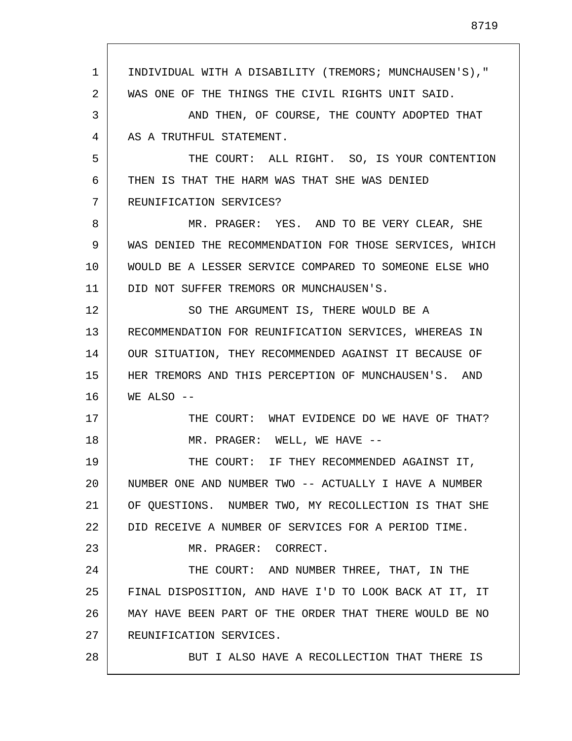INDIVIDUAL WITH A DISABILITY (TREMORS; MUNCHAUSEN'S)," WAS ONE OF THE THINGS THE CIVIL RIGHTS UNIT SAID.

AND THEN, OF COURSE, THE COUNTY ADOPTED THAT AS A TRUTHFUL STATEMENT.

THE COURT: ALL RIGHT. SO, IS YOUR CONTENTION THEN IS THAT THE HARM WAS THAT SHE WAS DENIED REUNIFICATION SERVICES?

MR. PRAGER: YES. AND TO BE VERY CLEAR, SHE WAS DENIED THE RECOMMENDATION FOR THOSE SERVICES, WHICH WOULD BE A LESSER SERVICE COMPARED TO SOMEONE ELSE WHO DID NOT SUFFER TREMORS OR MUNCHAUSEN'S.

SO THE ARGUMENT IS, THERE WOULD BE A RECOMMENDATION FOR REUNIFICATION SERVICES, WHEREAS IN OUR SITUATION, THEY RECOMMENDED AGAINST IT BECAUSE OF HER TREMORS AND THIS PERCEPTION OF MUNCHAUSEN'S. AND WE ALSO --

THE COURT: WHAT EVIDENCE DO WE HAVE OF THAT?

MR. PRAGER: WELL, WE HAVE --

THE COURT: IF THEY RECOMMENDED AGAINST IT, NUMBER ONE AND NUMBER TWO -- ACTUALLY I HAVE A NUMBER OF QUESTIONS. NUMBER TWO, MY RECOLLECTION IS THAT SHE DID RECEIVE A NUMBER OF SERVICES FOR A PERIOD TIME.

MR. PRAGER: CORRECT.

THE COURT: AND NUMBER THREE, THAT, IN THE FINAL DISPOSITION, AND HAVE I'D TO LOOK BACK AT IT, IT MAY HAVE BEEN PART OF THE ORDER THAT THERE WOULD BE NO REUNIFICATION SERVICES.

BUT I ALSO HAVE A RECOLLECTION THAT THERE IS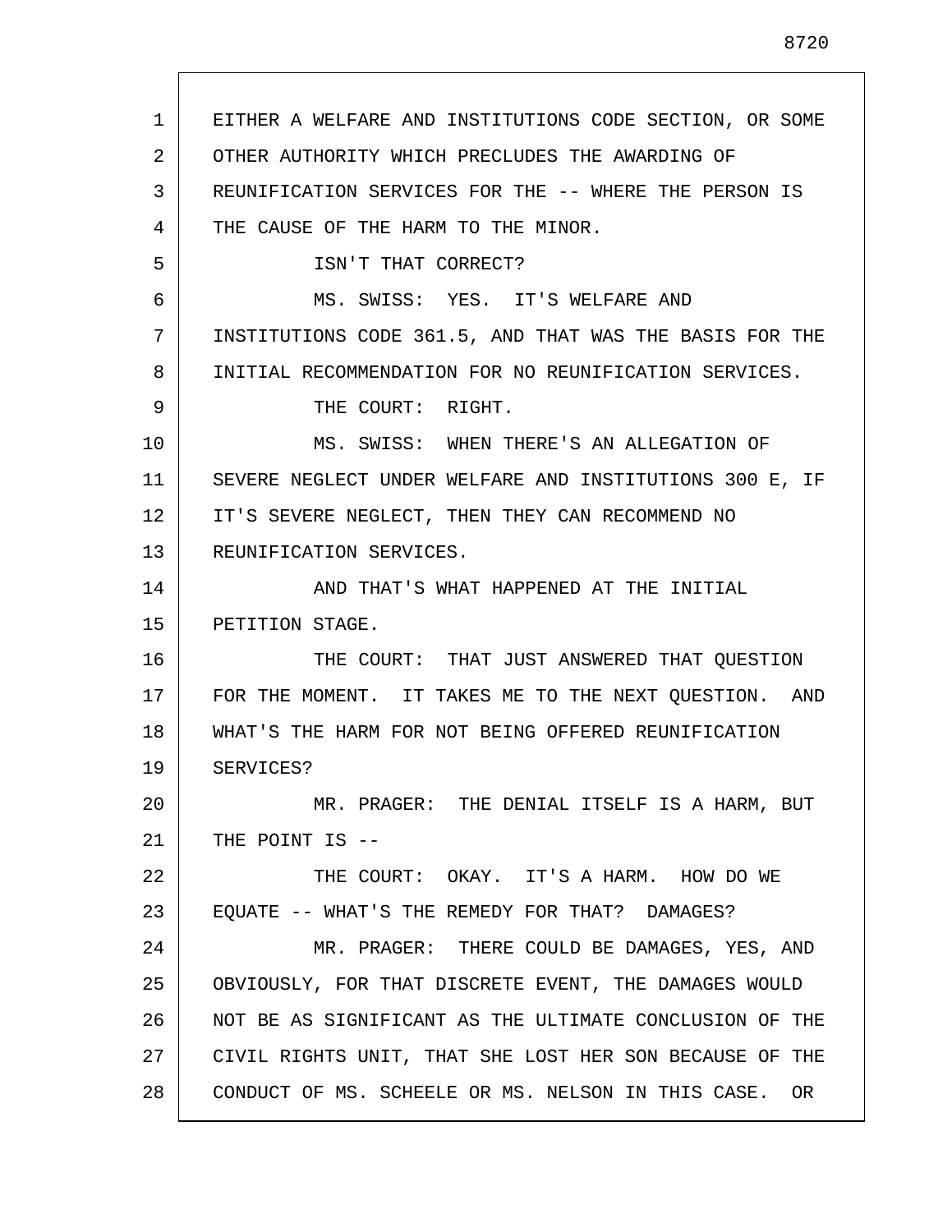EITHER A WELFARE AND INSTITUTIONS CODE SECTION, OR SOME OTHER AUTHORITY WHICH PRECLUDES THE AWARDING OF REUNIFICATION SERVICES FOR THE -- WHERE THE PERSON IS THE CAUSE OF THE HARM TO THE MINOR.

ISN'T THAT CORRECT?

MS. SWISS: YES. IT'S WELFARE AND INSTITUTIONS CODE 361.5, AND THAT WAS THE BASIS FOR THE INITIAL RECOMMENDATION FOR NO REUNIFICATION SERVICES.

THE COURT: RIGHT.

MS. SWISS: WHEN THERE'S AN ALLEGATION OF SEVERE NEGLECT UNDER WELFARE AND INSTITUTIONS 300 E, IF IT'S SEVERE NEGLECT, THEN THEY CAN RECOMMEND NO REUNIFICATION SERVICES.

AND THAT'S WHAT HAPPENED AT THE INITIAL PETITION STAGE.

THE COURT: THAT JUST ANSWERED THAT QUESTION FOR THE MOMENT. IT TAKES ME TO THE NEXT QUESTION. AND WHAT'S THE HARM FOR NOT BEING OFFERED REUNIFICATION SERVICES?

MR. PRAGER: THE DENIAL ITSELF IS A HARM, BUT THE POINT IS --

THE COURT: OKAY. IT'S A HARM. HOW DO WE EQUATE -- WHAT'S THE REMEDY FOR THAT? DAMAGES?

MR. PRAGER: THERE COULD BE DAMAGES, YES, AND OBVIOUSLY, FOR THAT DISCRETE EVENT, THE DAMAGES WOULD NOT BE AS SIGNIFICANT AS THE ULTIMATE CONCLUSION OF THE CIVIL RIGHTS UNIT, THAT SHE LOST HER SON BECAUSE OF THE CONDUCT OF MS. SCHEELE OR MS. NELSON IN THIS CASE. OR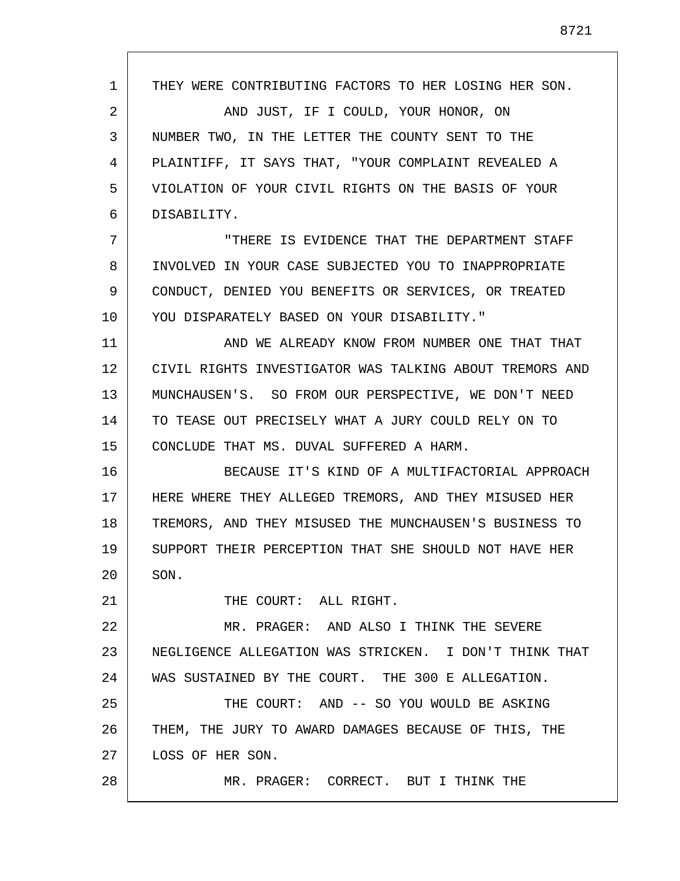THEY WERE CONTRIBUTING FACTORS TO HER LOSING HER SON.

AND JUST, IF I COULD, YOUR HONOR, ON NUMBER TWO, IN THE LETTER THE COUNTY SENT TO THE PLAINTIFF, IT SAYS THAT, "YOUR COMPLAINT REVEALED A VIOLATION OF YOUR CIVIL RIGHTS ON THE BASIS OF YOUR DISABILITY.

"THERE IS EVIDENCE THAT THE DEPARTMENT STAFF INVOLVED IN YOUR CASE SUBJECTED YOU TO INAPPROPRIATE CONDUCT, DENIED YOU BENEFITS OR SERVICES, OR TREATED YOU DISPARATELY BASED ON YOUR DISABILITY."

AND WE ALREADY KNOW FROM NUMBER ONE THAT THAT CIVIL RIGHTS INVESTIGATOR WAS TALKING ABOUT TREMORS AND MUNCHAUSEN'S. SO FROM OUR PERSPECTIVE, WE DON'T NEED TO TEASE OUT PRECISELY WHAT A JURY COULD RELY ON TO CONCLUDE THAT MS. DUVAL SUFFERED A HARM.

BECAUSE IT'S KIND OF A MULTIFACTORIAL APPROACH HERE WHERE THEY ALLEGED TREMORS, AND THEY MISUSED HER TREMORS, AND THEY MISUSED THE MUNCHAUSEN'S BUSINESS TO SUPPORT THEIR PERCEPTION THAT SHE SHOULD NOT HAVE HER SON.

THE COURT: ALL RIGHT.

MR. PRAGER: AND ALSO I THINK THE SEVERE NEGLIGENCE ALLEGATION WAS STRICKEN. I DON'T THINK THAT WAS SUSTAINED BY THE COURT. THE 300 E ALLEGATION.

THE COURT: AND -- SO YOU WOULD BE ASKING THEM, THE JURY TO AWARD DAMAGES BECAUSE OF THIS, THE LOSS OF HER SON.

MR. PRAGER: CORRECT. BUT I THINK THE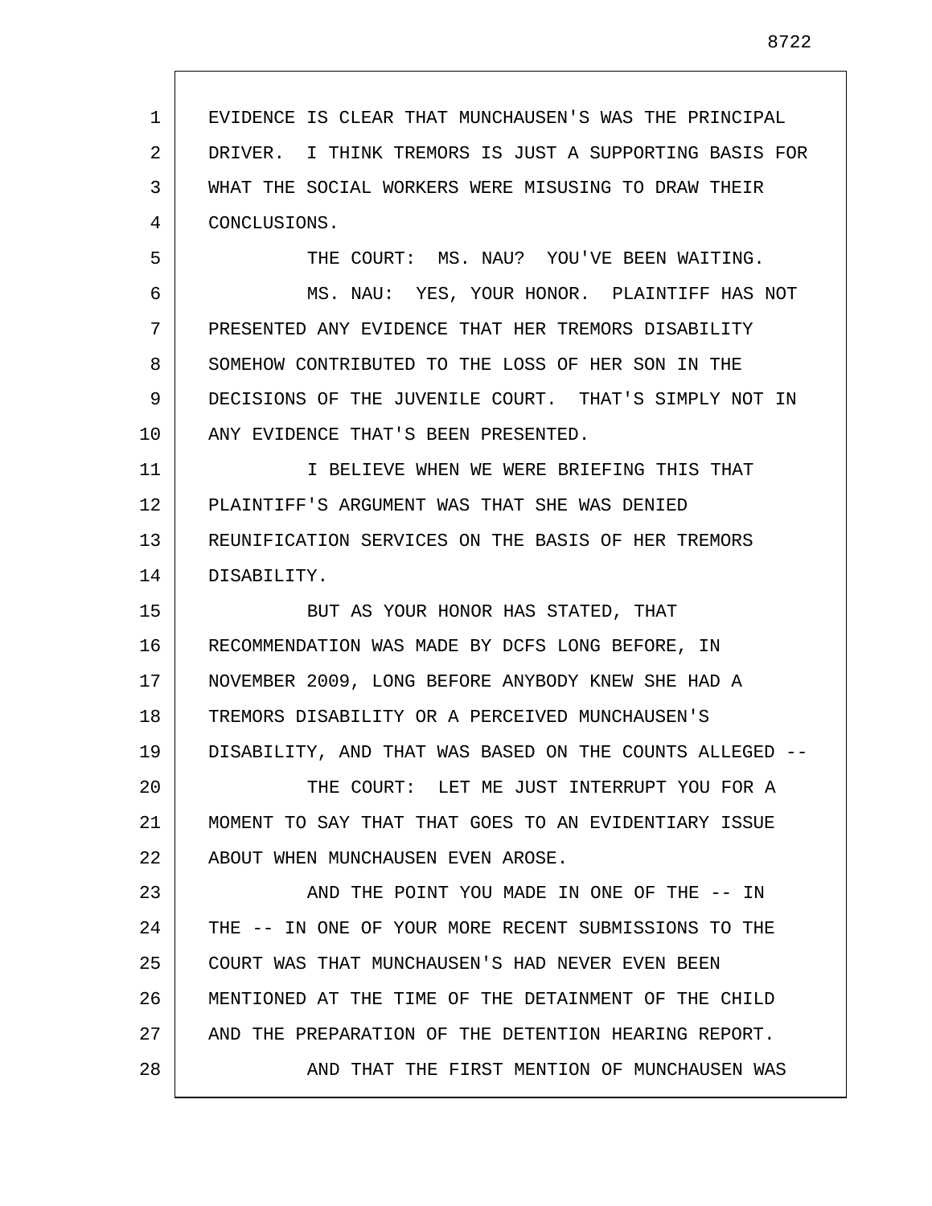EVIDENCE IS CLEAR THAT MUNCHAUSEN'S WAS THE PRINCIPAL DRIVER. I THINK TREMORS IS JUST A SUPPORTING BASIS FOR WHAT THE SOCIAL WORKERS WERE MISUSING TO DRAW THEIR CONCLUSIONS.

THE COURT: MS. NAU? YOU'VE BEEN WAITING.

MS. NAU: YES, YOUR HONOR. PLAINTIFF HAS NOT PRESENTED ANY EVIDENCE THAT HER TREMORS DISABILITY SOMEHOW CONTRIBUTED TO THE LOSS OF HER SON IN THE DECISIONS OF THE JUVENILE COURT. THAT'S SIMPLY NOT IN ANY EVIDENCE THAT'S BEEN PRESENTED.

I BELIEVE WHEN WE WERE BRIEFING THIS THAT PLAINTIFF'S ARGUMENT WAS THAT SHE WAS DENIED REUNIFICATION SERVICES ON THE BASIS OF HER TREMORS DISABILITY.

BUT AS YOUR HONOR HAS STATED, THAT RECOMMENDATION WAS MADE BY DCFS LONG BEFORE, IN NOVEMBER 2009, LONG BEFORE ANYBODY KNEW SHE HAD A TREMORS DISABILITY OR A PERCEIVED MUNCHAUSEN'S DISABILITY, AND THAT WAS BASED ON THE COUNTS ALLEGED --

THE COURT: LET ME JUST INTERRUPT YOU FOR A MOMENT TO SAY THAT THAT GOES TO AN EVIDENTIARY ISSUE ABOUT WHEN MUNCHAUSEN EVEN AROSE.

AND THE POINT YOU MADE IN ONE OF THE -- IN THE -- IN ONE OF YOUR MORE RECENT SUBMISSIONS TO THE COURT WAS THAT MUNCHAUSEN'S HAD NEVER EVEN BEEN MENTIONED AT THE TIME OF THE DETAINMENT OF THE CHILD AND THE PREPARATION OF THE DETENTION HEARING REPORT.

AND THAT THE FIRST MENTION OF MUNCHAUSEN WAS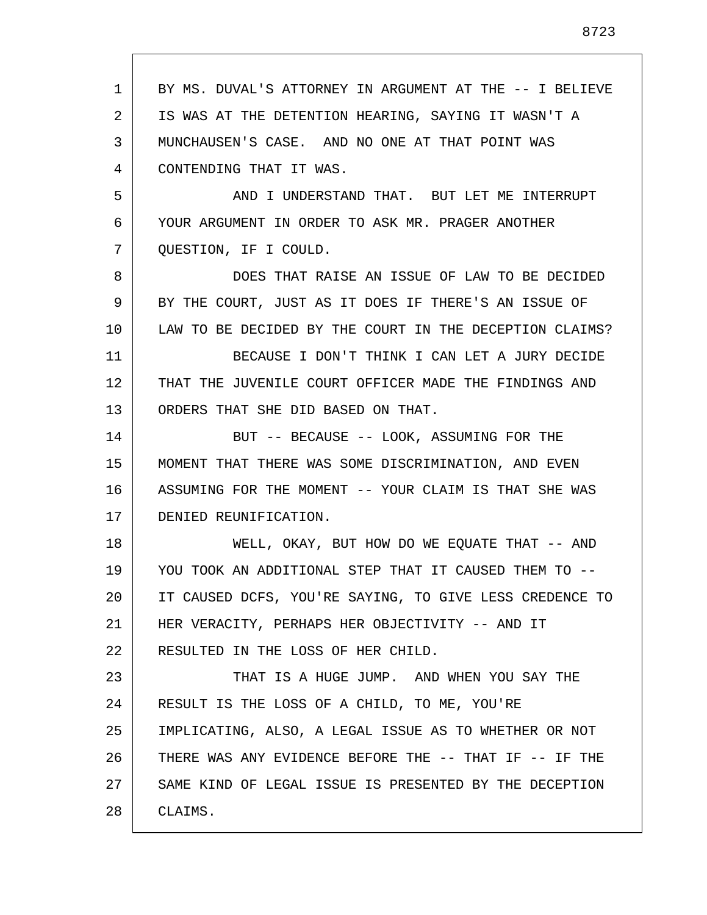BY MS. DUVAL'S ATTORNEY IN ARGUMENT AT THE -- I BELIEVE IS WAS AT THE DETENTION HEARING, SAYING IT WASN'T A MUNCHAUSEN'S CASE. AND NO ONE AT THAT POINT WAS CONTENDING THAT IT WAS.

AND I UNDERSTAND THAT. BUT LET ME INTERRUPT YOUR ARGUMENT IN ORDER TO ASK MR. PRAGER ANOTHER QUESTION, IF I COULD.

DOES THAT RAISE AN ISSUE OF LAW TO BE DECIDED BY THE COURT, JUST AS IT DOES IF THERE'S AN ISSUE OF LAW TO BE DECIDED BY THE COURT IN THE DECEPTION CLAIMS?

BECAUSE I DON'T THINK I CAN LET A JURY DECIDE THAT THE JUVENILE COURT OFFICER MADE THE FINDINGS AND ORDERS THAT SHE DID BASED ON THAT.

BUT -- BECAUSE -- LOOK, ASSUMING FOR THE MOMENT THAT THERE WAS SOME DISCRIMINATION, AND EVEN ASSUMING FOR THE MOMENT -- YOUR CLAIM IS THAT SHE WAS DENIED REUNIFICATION.

WELL, OKAY, BUT HOW DO WE EQUATE THAT -- AND YOU TOOK AN ADDITIONAL STEP THAT IT CAUSED THEM TO -- IT CAUSED DCFS, YOU'RE SAYING, TO GIVE LESS CREDENCE TO HER VERACITY, PERHAPS HER OBJECTIVITY -- AND IT RESULTED IN THE LOSS OF HER CHILD.

THAT IS A HUGE JUMP. AND WHEN YOU SAY THE RESULT IS THE LOSS OF A CHILD, TO ME, YOU'RE IMPLICATING, ALSO, A LEGAL ISSUE AS TO WHETHER OR NOT THERE WAS ANY EVIDENCE BEFORE THE -- THAT IF -- IF THE SAME KIND OF LEGAL ISSUE IS PRESENTED BY THE DECEPTION CLAIMS.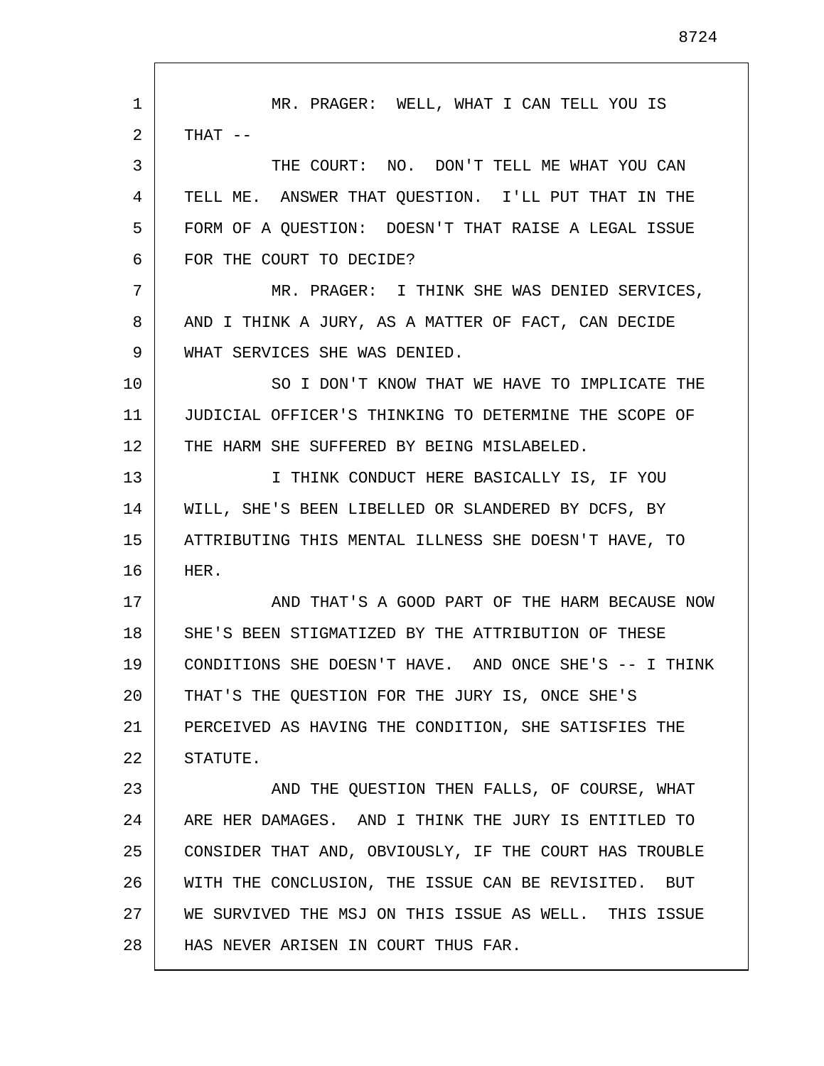MR. PRAGER: WELL, WHAT I CAN TELL YOU IS THAT --

THE COURT: NO. DON'T TELL ME WHAT YOU CAN TELL ME. ANSWER THAT QUESTION. I'LL PUT THAT IN THE FORM OF A QUESTION: DOESN'T THAT RAISE A LEGAL ISSUE FOR THE COURT TO DECIDE?

MR. PRAGER: I THINK SHE WAS DENIED SERVICES, AND I THINK A JURY, AS A MATTER OF FACT, CAN DECIDE WHAT SERVICES SHE WAS DENIED.

SO I DON'T KNOW THAT WE HAVE TO IMPLICATE THE JUDICIAL OFFICER'S THINKING TO DETERMINE THE SCOPE OF THE HARM SHE SUFFERED BY BEING MISLABELED.

I THINK CONDUCT HERE BASICALLY IS, IF YOU WILL, SHE'S BEEN LIBELLED OR SLANDERED BY DCFS, BY ATTRIBUTING THIS MENTAL ILLNESS SHE DOESN'T HAVE, TO HER.

AND THAT'S A GOOD PART OF THE HARM BECAUSE NOW SHE'S BEEN STIGMATIZED BY THE ATTRIBUTION OF THESE CONDITIONS SHE DOESN'T HAVE. AND ONCE SHE'S -- I THINK THAT'S THE QUESTION FOR THE JURY IS, ONCE SHE'S PERCEIVED AS HAVING THE CONDITION, SHE SATISFIES THE STATUTE.

AND THE QUESTION THEN FALLS, OF COURSE, WHAT ARE HER DAMAGES. AND I THINK THE JURY IS ENTITLED TO CONSIDER THAT AND, OBVIOUSLY, IF THE COURT HAS TROUBLE WITH THE CONCLUSION, THE ISSUE CAN BE REVISITED. BUT WE SURVIVED THE MSJ ON THIS ISSUE AS WELL. THIS ISSUE HAS NEVER ARISEN IN COURT THUS FAR.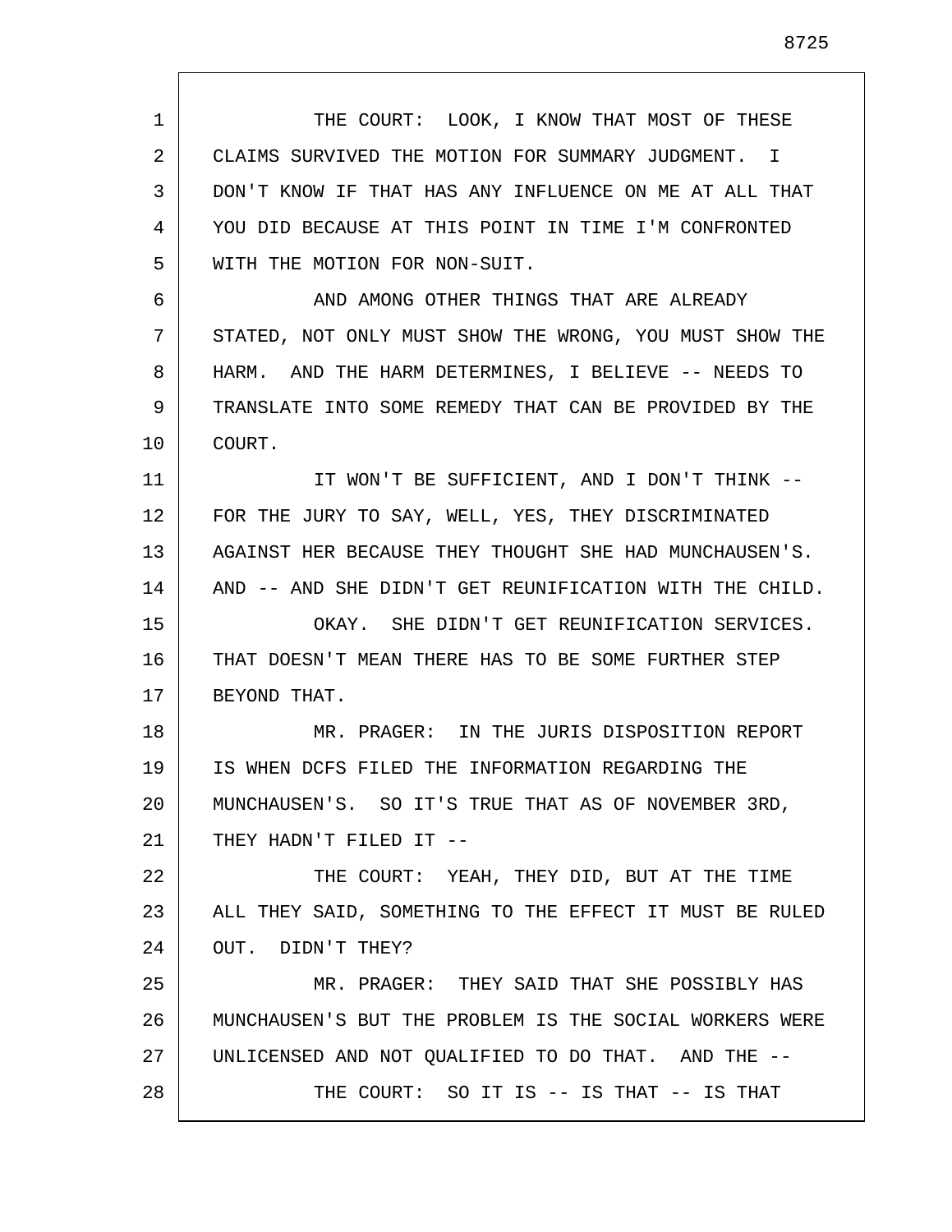THE COURT: LOOK, I KNOW THAT MOST OF THESE CLAIMS SURVIVED THE MOTION FOR SUMMARY JUDGMENT. I DON'T KNOW IF THAT HAS ANY INFLUENCE ON ME AT ALL THAT YOU DID BECAUSE AT THIS POINT IN TIME I'M CONFRONTED WITH THE MOTION FOR NON-SUIT.

AND AMONG OTHER THINGS THAT ARE ALREADY STATED, NOT ONLY MUST SHOW THE WRONG, YOU MUST SHOW THE HARM. AND THE HARM DETERMINES, I BELIEVE -- NEEDS TO TRANSLATE INTO SOME REMEDY THAT CAN BE PROVIDED BY THE COURT.

IT WON'T BE SUFFICIENT, AND I DON'T THINK -- FOR THE JURY TO SAY, WELL, YES, THEY DISCRIMINATED AGAINST HER BECAUSE THEY THOUGHT SHE HAD MUNCHAUSEN'S. AND -- AND SHE DIDN'T GET REUNIFICATION WITH THE CHILD.

OKAY. SHE DIDN'T GET REUNIFICATION SERVICES. THAT DOESN'T MEAN THERE HAS TO BE SOME FURTHER STEP BEYOND THAT.

MR. PRAGER: IN THE JURIS DISPOSITION REPORT IS WHEN DCFS FILED THE INFORMATION REGARDING THE MUNCHAUSEN'S. SO IT'S TRUE THAT AS OF NOVEMBER 3RD, THEY HADN'T FILED IT --

THE COURT: YEAH, THEY DID, BUT AT THE TIME ALL THEY SAID, SOMETHING TO THE EFFECT IT MUST BE RULED OUT. DIDN'T THEY?

MR. PRAGER: THEY SAID THAT SHE POSSIBLY HAS MUNCHAUSEN'S BUT THE PROBLEM IS THE SOCIAL WORKERS WERE UNLICENSED AND NOT QUALIFIED TO DO THAT. AND THE --

THE COURT: SO IT IS -- IS THAT -- IS THAT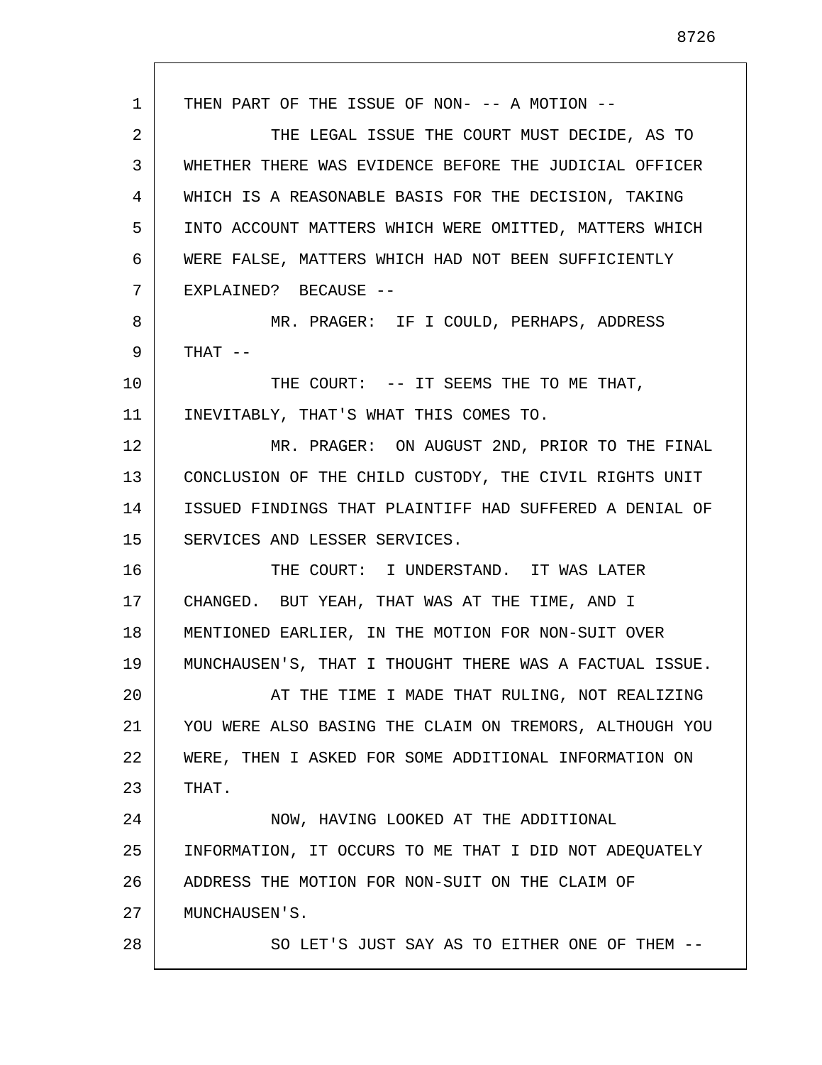THEN PART OF THE ISSUE OF NON- -- A MOTION --

THE LEGAL ISSUE THE COURT MUST DECIDE, AS TO WHETHER THERE WAS EVIDENCE BEFORE THE JUDICIAL OFFICER WHICH IS A REASONABLE BASIS FOR THE DECISION, TAKING INTO ACCOUNT MATTERS WHICH WERE OMITTED, MATTERS WHICH WERE FALSE, MATTERS WHICH HAD NOT BEEN SUFFICIENTLY EXPLAINED? BECAUSE --

MR. PRAGER: IF I COULD, PERHAPS, ADDRESS THAT --

THE COURT: -- IT SEEMS THE TO ME THAT, INEVITABLY, THAT'S WHAT THIS COMES TO.

MR. PRAGER: ON AUGUST 2ND, PRIOR TO THE FINAL CONCLUSION OF THE CHILD CUSTODY, THE CIVIL RIGHTS UNIT ISSUED FINDINGS THAT PLAINTIFF HAD SUFFERED A DENIAL OF SERVICES AND LESSER SERVICES.

THE COURT: I UNDERSTAND. IT WAS LATER CHANGED. BUT YEAH, THAT WAS AT THE TIME, AND I MENTIONED EARLIER, IN THE MOTION FOR NON-SUIT OVER MUNCHAUSEN'S, THAT I THOUGHT THERE WAS A FACTUAL ISSUE.

AT THE TIME I MADE THAT RULING, NOT REALIZING YOU WERE ALSO BASING THE CLAIM ON TREMORS, ALTHOUGH YOU WERE, THEN I ASKED FOR SOME ADDITIONAL INFORMATION ON THAT.

NOW, HAVING LOOKED AT THE ADDITIONAL INFORMATION, IT OCCURS TO ME THAT I DID NOT ADEQUATELY ADDRESS THE MOTION FOR NON-SUIT ON THE CLAIM OF MUNCHAUSEN'S.

SO LET'S JUST SAY AS TO EITHER ONE OF THEM --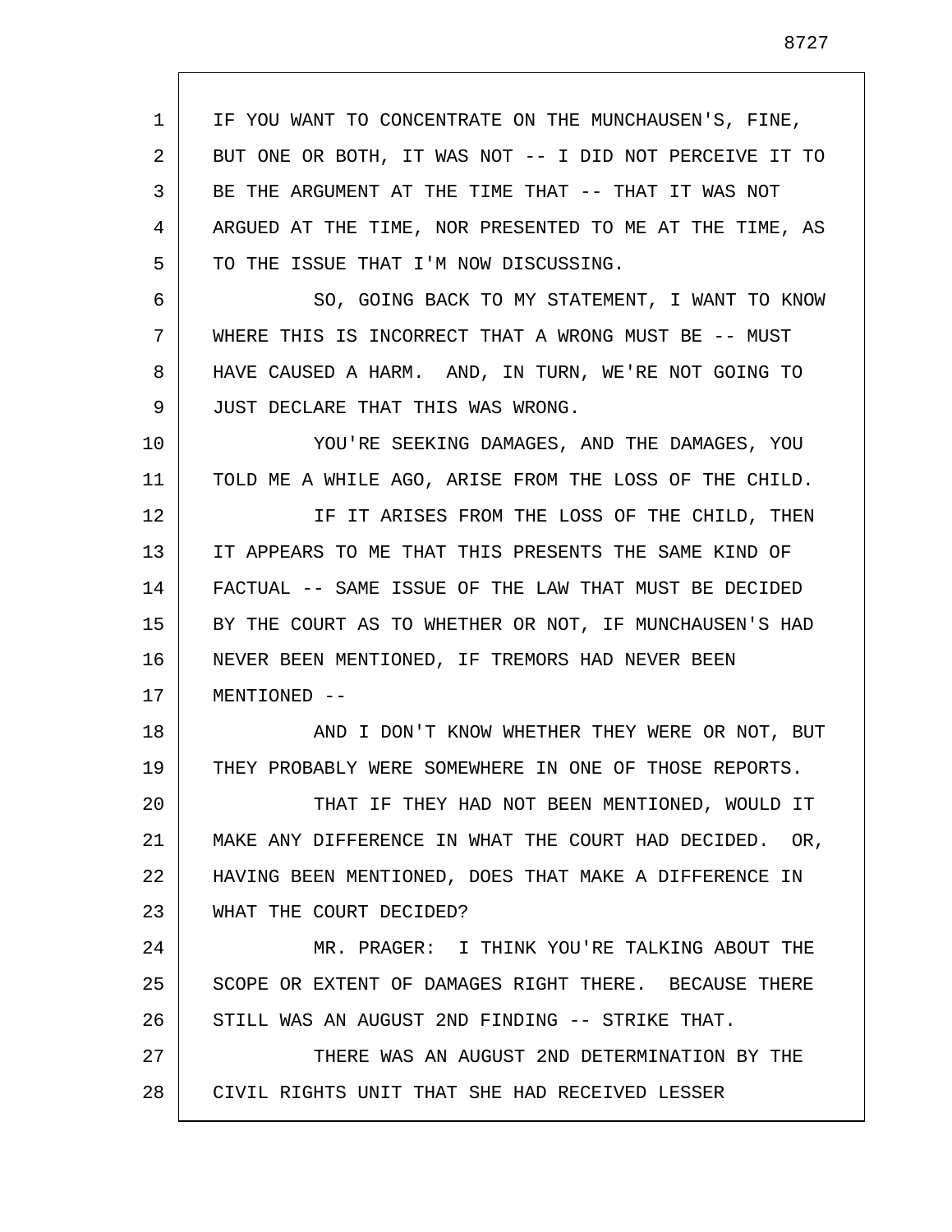IF YOU WANT TO CONCENTRATE ON THE MUNCHAUSEN'S, FINE, BUT ONE OR BOTH, IT WAS NOT -- I DID NOT PERCEIVE IT TO BE THE ARGUMENT AT THE TIME THAT -- THAT IT WAS NOT ARGUED AT THE TIME, NOR PRESENTED TO ME AT THE TIME, AS TO THE ISSUE THAT I'M NOW DISCUSSING.

SO, GOING BACK TO MY STATEMENT, I WANT TO KNOW WHERE THIS IS INCORRECT THAT A WRONG MUST BE -- MUST HAVE CAUSED A HARM. AND, IN TURN, WE'RE NOT GOING TO JUST DECLARE THAT THIS WAS WRONG.

YOU'RE SEEKING DAMAGES, AND THE DAMAGES, YOU TOLD ME A WHILE AGO, ARISE FROM THE LOSS OF THE CHILD.

IF IT ARISES FROM THE LOSS OF THE CHILD, THEN IT APPEARS TO ME THAT THIS PRESENTS THE SAME KIND OF FACTUAL -- SAME ISSUE OF THE LAW THAT MUST BE DECIDED BY THE COURT AS TO WHETHER OR NOT, IF MUNCHAUSEN'S HAD NEVER BEEN MENTIONED, IF TREMORS HAD NEVER BEEN MENTIONED --

AND I DON'T KNOW WHETHER THEY WERE OR NOT, BUT THEY PROBABLY WERE SOMEWHERE IN ONE OF THOSE REPORTS.

THAT IF THEY HAD NOT BEEN MENTIONED, WOULD IT MAKE ANY DIFFERENCE IN WHAT THE COURT HAD DECIDED. OR, HAVING BEEN MENTIONED, DOES THAT MAKE A DIFFERENCE IN WHAT THE COURT DECIDED?

MR. PRAGER: I THINK YOU'RE TALKING ABOUT THE SCOPE OR EXTENT OF DAMAGES RIGHT THERE. BECAUSE THERE STILL WAS AN AUGUST 2ND FINDING -- STRIKE THAT.

THERE WAS AN AUGUST 2ND DETERMINATION BY THE CIVIL RIGHTS UNIT THAT SHE HAD RECEIVED LESSER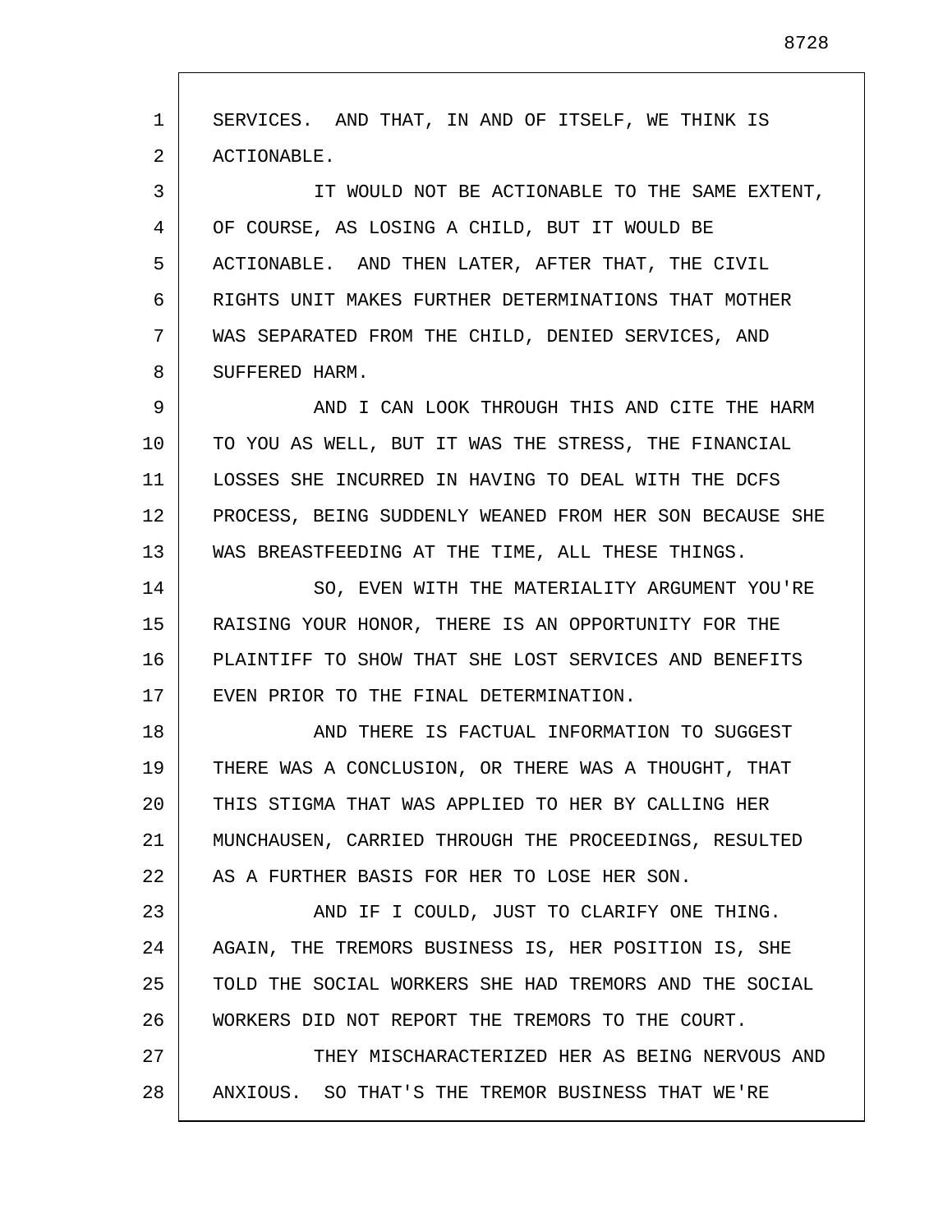SERVICES. AND THAT, IN AND OF ITSELF, WE THINK IS ACTIONABLE.

IT WOULD NOT BE ACTIONABLE TO THE SAME EXTENT, OF COURSE, AS LOSING A CHILD, BUT IT WOULD BE ACTIONABLE. AND THEN LATER, AFTER THAT, THE CIVIL RIGHTS UNIT MAKES FURTHER DETERMINATIONS THAT MOTHER WAS SEPARATED FROM THE CHILD, DENIED SERVICES, AND SUFFERED HARM.

AND I CAN LOOK THROUGH THIS AND CITE THE HARM TO YOU AS WELL, BUT IT WAS THE STRESS, THE FINANCIAL LOSSES SHE INCURRED IN HAVING TO DEAL WITH THE DCFS PROCESS, BEING SUDDENLY WEANED FROM HER SON BECAUSE SHE WAS BREASTFEEDING AT THE TIME, ALL THESE THINGS.

SO, EVEN WITH THE MATERIALITY ARGUMENT YOU'RE RAISING YOUR HONOR, THERE IS AN OPPORTUNITY FOR THE PLAINTIFF TO SHOW THAT SHE LOST SERVICES AND BENEFITS EVEN PRIOR TO THE FINAL DETERMINATION.

AND THERE IS FACTUAL INFORMATION TO SUGGEST THERE WAS A CONCLUSION, OR THERE WAS A THOUGHT, THAT THIS STIGMA THAT WAS APPLIED TO HER BY CALLING HER MUNCHAUSEN, CARRIED THROUGH THE PROCEEDINGS, RESULTED AS A FURTHER BASIS FOR HER TO LOSE HER SON.

AND IF I COULD, JUST TO CLARIFY ONE THING. AGAIN, THE TREMORS BUSINESS IS, HER POSITION IS, SHE TOLD THE SOCIAL WORKERS SHE HAD TREMORS AND THE SOCIAL WORKERS DID NOT REPORT THE TREMORS TO THE COURT.

THEY MISCHARACTERIZED HER AS BEING NERVOUS AND ANXIOUS. SO THAT'S THE TREMOR BUSINESS THAT WE'RE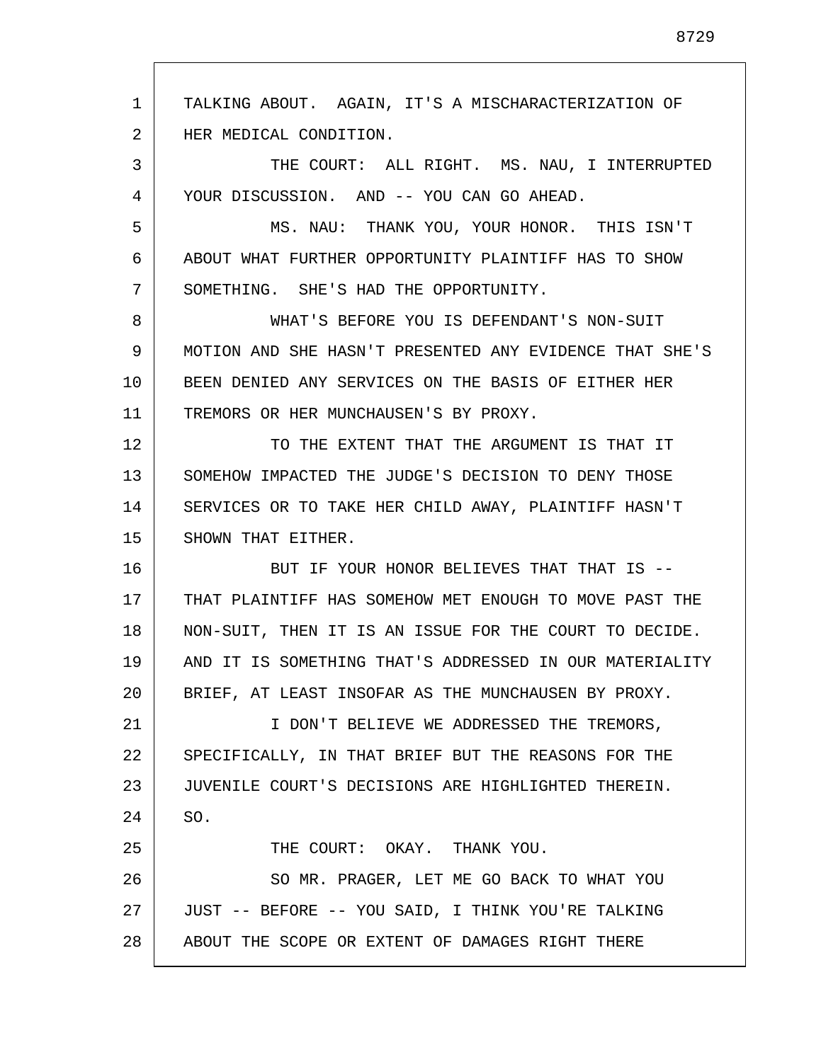TALKING ABOUT. AGAIN, IT'S A MISCHARACTERIZATION OF HER MEDICAL CONDITION.

THE COURT: ALL RIGHT. MS. NAU, I INTERRUPTED YOUR DISCUSSION. AND -- YOU CAN GO AHEAD.

MS. NAU: THANK YOU, YOUR HONOR. THIS ISN'T ABOUT WHAT FURTHER OPPORTUNITY PLAINTIFF HAS TO SHOW SOMETHING. SHE'S HAD THE OPPORTUNITY.

WHAT'S BEFORE YOU IS DEFENDANT'S NON-SUIT MOTION AND SHE HASN'T PRESENTED ANY EVIDENCE THAT SHE'S BEEN DENIED ANY SERVICES ON THE BASIS OF EITHER HER TREMORS OR HER MUNCHAUSEN'S BY PROXY.

TO THE EXTENT THAT THE ARGUMENT IS THAT IT SOMEHOW IMPACTED THE JUDGE'S DECISION TO DENY THOSE SERVICES OR TO TAKE HER CHILD AWAY, PLAINTIFF HASN'T SHOWN THAT EITHER.

BUT IF YOUR HONOR BELIEVES THAT THAT IS -- THAT PLAINTIFF HAS SOMEHOW MET ENOUGH TO MOVE PAST THE NON-SUIT, THEN IT IS AN ISSUE FOR THE COURT TO DECIDE. AND IT IS SOMETHING THAT'S ADDRESSED IN OUR MATERIALITY BRIEF, AT LEAST INSOFAR AS THE MUNCHAUSEN BY PROXY.

I DON'T BELIEVE WE ADDRESSED THE TREMORS, SPECIFICALLY, IN THAT BRIEF BUT THE REASONS FOR THE JUVENILE COURT'S DECISIONS ARE HIGHLIGHTED THEREIN. SO.

THE COURT: OKAY. THANK YOU.

SO MR. PRAGER, LET ME GO BACK TO WHAT YOU JUST -- BEFORE -- YOU SAID, I THINK YOU'RE TALKING ABOUT THE SCOPE OR EXTENT OF DAMAGES RIGHT THERE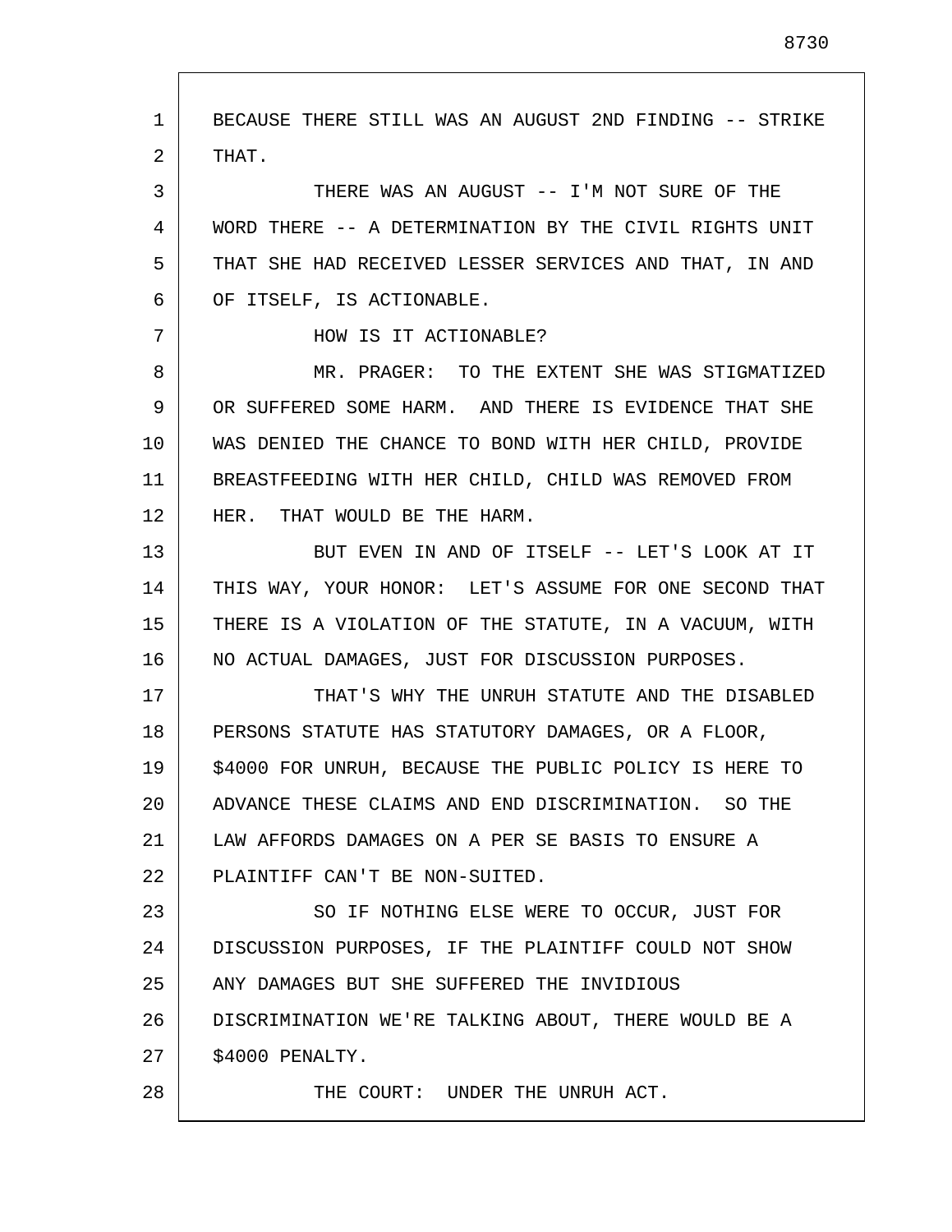BECAUSE THERE STILL WAS AN AUGUST 2ND FINDING -- STRIKE THAT.

THERE WAS AN AUGUST -- I'M NOT SURE OF THE WORD THERE -- A DETERMINATION BY THE CIVIL RIGHTS UNIT THAT SHE HAD RECEIVED LESSER SERVICES AND THAT, IN AND OF ITSELF, IS ACTIONABLE.

HOW IS IT ACTIONABLE?

MR. PRAGER: TO THE EXTENT SHE WAS STIGMATIZED OR SUFFERED SOME HARM. AND THERE IS EVIDENCE THAT SHE WAS DENIED THE CHANCE TO BOND WITH HER CHILD, PROVIDE BREASTFEEDING WITH HER CHILD, CHILD WAS REMOVED FROM HER. THAT WOULD BE THE HARM.

BUT EVEN IN AND OF ITSELF -- LET'S LOOK AT IT THIS WAY, YOUR HONOR: LET'S ASSUME FOR ONE SECOND THAT THERE IS A VIOLATION OF THE STATUTE, IN A VACUUM, WITH NO ACTUAL DAMAGES, JUST FOR DISCUSSION PURPOSES.

THAT'S WHY THE UNRUH STATUTE AND THE DISABLED PERSONS STATUTE HAS STATUTORY DAMAGES, OR A FLOOR, $4000 FOR UNRUH, BECAUSE THE PUBLIC POLICY IS HERE TO ADVANCE THESE CLAIMS AND END DISCRIMINATION. SO THE LAW AFFORDS DAMAGES ON A PER SE BASIS TO ENSURE A PLAINTIFF CAN'T BE NON-SUITED.

SO IF NOTHING ELSE WERE TO OCCUR, JUST FOR DISCUSSION PURPOSES, IF THE PLAINTIFF COULD NOT SHOW ANY DAMAGES BUT SHE SUFFERED THE INVIDIOUS DISCRIMINATION WE'RE TALKING ABOUT, THERE WOULD BE A $4000 PENALTY.

THE COURT: UNDER THE UNRUH ACT.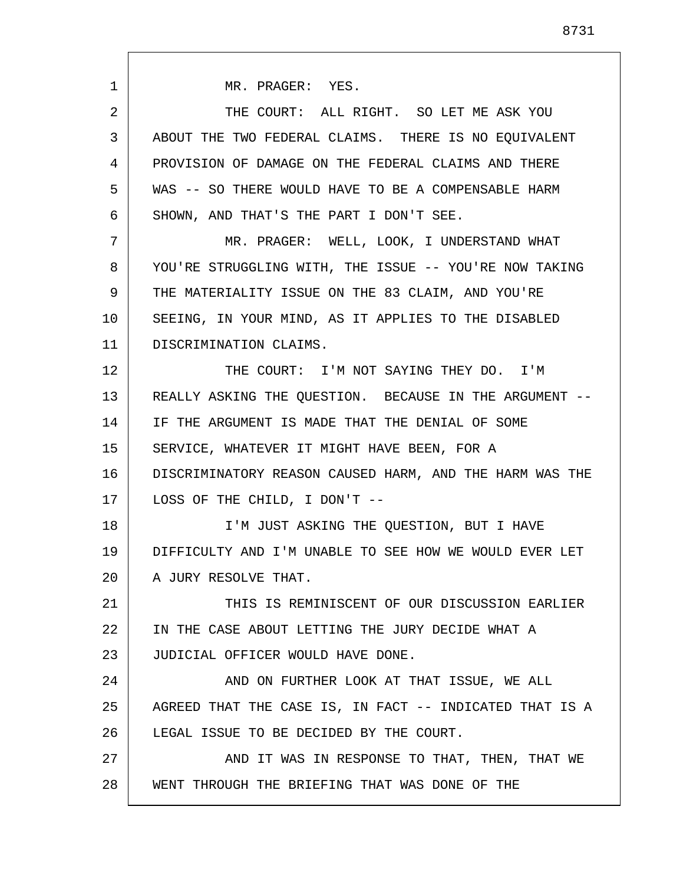MR. PRAGER: YES.

THE COURT: ALL RIGHT. SO LET ME ASK YOU ABOUT THE TWO FEDERAL CLAIMS. THERE IS NO EQUIVALENT PROVISION OF DAMAGE ON THE FEDERAL CLAIMS AND THERE WAS -- SO THERE WOULD HAVE TO BE A COMPENSABLE HARM SHOWN, AND THAT'S THE PART I DON'T SEE.

MR. PRAGER: WELL, LOOK, I UNDERSTAND WHAT YOU'RE STRUGGLING WITH, THE ISSUE -- YOU'RE NOW TAKING THE MATERIALITY ISSUE ON THE 83 CLAIM, AND YOU'RE SEEING, IN YOUR MIND, AS IT APPLIES TO THE DISABLED DISCRIMINATION CLAIMS.

THE COURT: I'M NOT SAYING THEY DO. I'M REALLY ASKING THE QUESTION. BECAUSE IN THE ARGUMENT -- IF THE ARGUMENT IS MADE THAT THE DENIAL OF SOME SERVICE, WHATEVER IT MIGHT HAVE BEEN, FOR A DISCRIMINATORY REASON CAUSED HARM, AND THE HARM WAS THE LOSS OF THE CHILD, I DON'T --

I'M JUST ASKING THE QUESTION, BUT I HAVE DIFFICULTY AND I'M UNABLE TO SEE HOW WE WOULD EVER LET A JURY RESOLVE THAT.

THIS IS REMINISCENT OF OUR DISCUSSION EARLIER IN THE CASE ABOUT LETTING THE JURY DECIDE WHAT A JUDICIAL OFFICER WOULD HAVE DONE.

AND ON FURTHER LOOK AT THAT ISSUE, WE ALL AGREED THAT THE CASE IS, IN FACT -- INDICATED THAT IS A LEGAL ISSUE TO BE DECIDED BY THE COURT.

AND IT WAS IN RESPONSE TO THAT, THEN, THAT WE WENT THROUGH THE BRIEFING THAT WAS DONE OF THE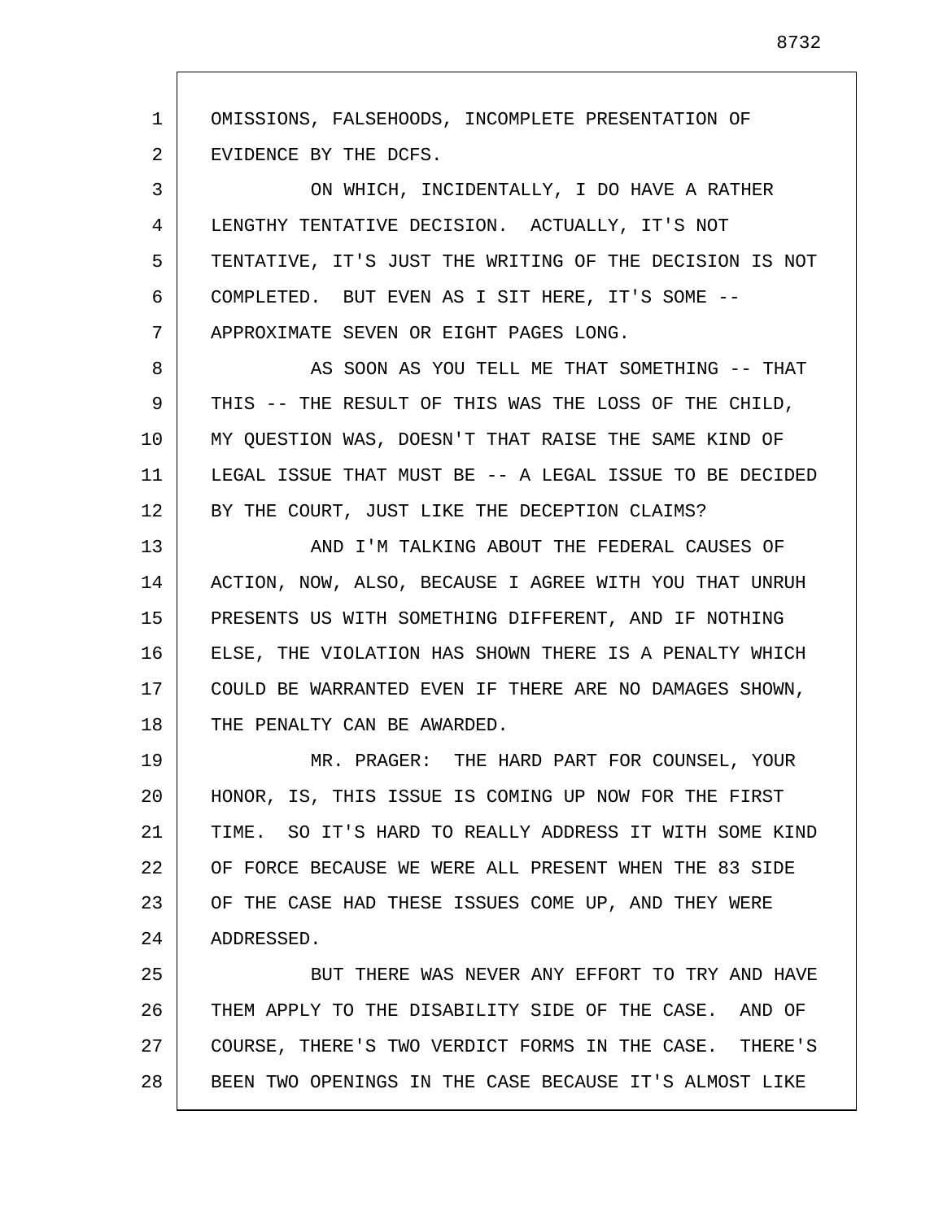OMISSIONS, FALSEHOODS, INCOMPLETE PRESENTATION OF EVIDENCE BY THE DCFS.

ON WHICH, INCIDENTALLY, I DO HAVE A RATHER LENGTHY TENTATIVE DECISION. ACTUALLY, IT'S NOT TENTATIVE, IT'S JUST THE WRITING OF THE DECISION IS NOT COMPLETED. BUT EVEN AS I SIT HERE, IT'S SOME -- APPROXIMATE SEVEN OR EIGHT PAGES LONG.

AS SOON AS YOU TELL ME THAT SOMETHING -- THAT THIS -- THE RESULT OF THIS WAS THE LOSS OF THE CHILD, MY QUESTION WAS, DOESN'T THAT RAISE THE SAME KIND OF LEGAL ISSUE THAT MUST BE -- A LEGAL ISSUE TO BE DECIDED BY THE COURT, JUST LIKE THE DECEPTION CLAIMS?

AND I'M TALKING ABOUT THE FEDERAL CAUSES OF ACTION, NOW, ALSO, BECAUSE I AGREE WITH YOU THAT UNRUH PRESENTS US WITH SOMETHING DIFFERENT, AND IF NOTHING ELSE, THE VIOLATION HAS SHOWN THERE IS A PENALTY WHICH COULD BE WARRANTED EVEN IF THERE ARE NO DAMAGES SHOWN, THE PENALTY CAN BE AWARDED.

MR. PRAGER: THE HARD PART FOR COUNSEL, YOUR HONOR, IS, THIS ISSUE IS COMING UP NOW FOR THE FIRST TIME. SO IT'S HARD TO REALLY ADDRESS IT WITH SOME KIND OF FORCE BECAUSE WE WERE ALL PRESENT WHEN THE 83 SIDE OF THE CASE HAD THESE ISSUES COME UP, AND THEY WERE ADDRESSED.

BUT THERE WAS NEVER ANY EFFORT TO TRY AND HAVE THEM APPLY TO THE DISABILITY SIDE OF THE CASE. AND OF COURSE, THERE'S TWO VERDICT FORMS IN THE CASE. THERE'S BEEN TWO OPENINGS IN THE CASE BECAUSE IT'S ALMOST LIKE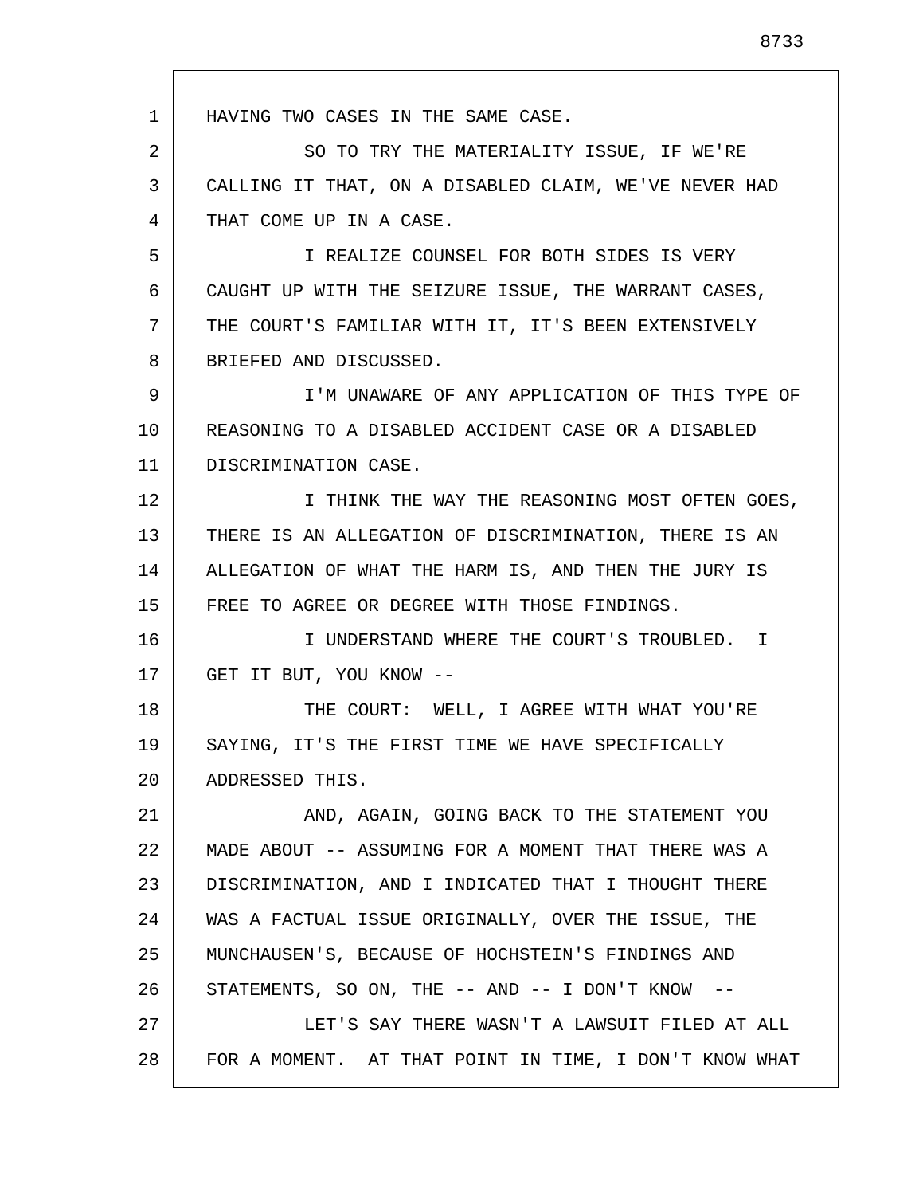HAVING TWO CASES IN THE SAME CASE.

SO TO TRY THE MATERIALITY ISSUE, IF WE'RE CALLING IT THAT, ON A DISABLED CLAIM, WE'VE NEVER HAD THAT COME UP IN A CASE.

I REALIZE COUNSEL FOR BOTH SIDES IS VERY CAUGHT UP WITH THE SEIZURE ISSUE, THE WARRANT CASES, THE COURT'S FAMILIAR WITH IT, IT'S BEEN EXTENSIVELY BRIEFED AND DISCUSSED.

I'M UNAWARE OF ANY APPLICATION OF THIS TYPE OF REASONING TO A DISABLED ACCIDENT CASE OR A DISABLED DISCRIMINATION CASE.

I THINK THE WAY THE REASONING MOST OFTEN GOES, THERE IS AN ALLEGATION OF DISCRIMINATION, THERE IS AN ALLEGATION OF WHAT THE HARM IS, AND THEN THE JURY IS FREE TO AGREE OR DEGREE WITH THOSE FINDINGS.

I UNDERSTAND WHERE THE COURT'S TROUBLED. I GET IT BUT, YOU KNOW --

THE COURT: WELL, I AGREE WITH WHAT YOU'RE SAYING, IT'S THE FIRST TIME WE HAVE SPECIFICALLY ADDRESSED THIS.

AND, AGAIN, GOING BACK TO THE STATEMENT YOU MADE ABOUT -- ASSUMING FOR A MOMENT THAT THERE WAS A DISCRIMINATION, AND I INDICATED THAT I THOUGHT THERE WAS A FACTUAL ISSUE ORIGINALLY, OVER THE ISSUE, THE MUNCHAUSEN'S, BECAUSE OF HOCHSTEIN'S FINDINGS AND STATEMENTS, SO ON, THE -- AND -- I DON'T KNOW --

LET'S SAY THERE WASN'T A LAWSUIT FILED AT ALL FOR A MOMENT. AT THAT POINT IN TIME, I DON'T KNOW WHAT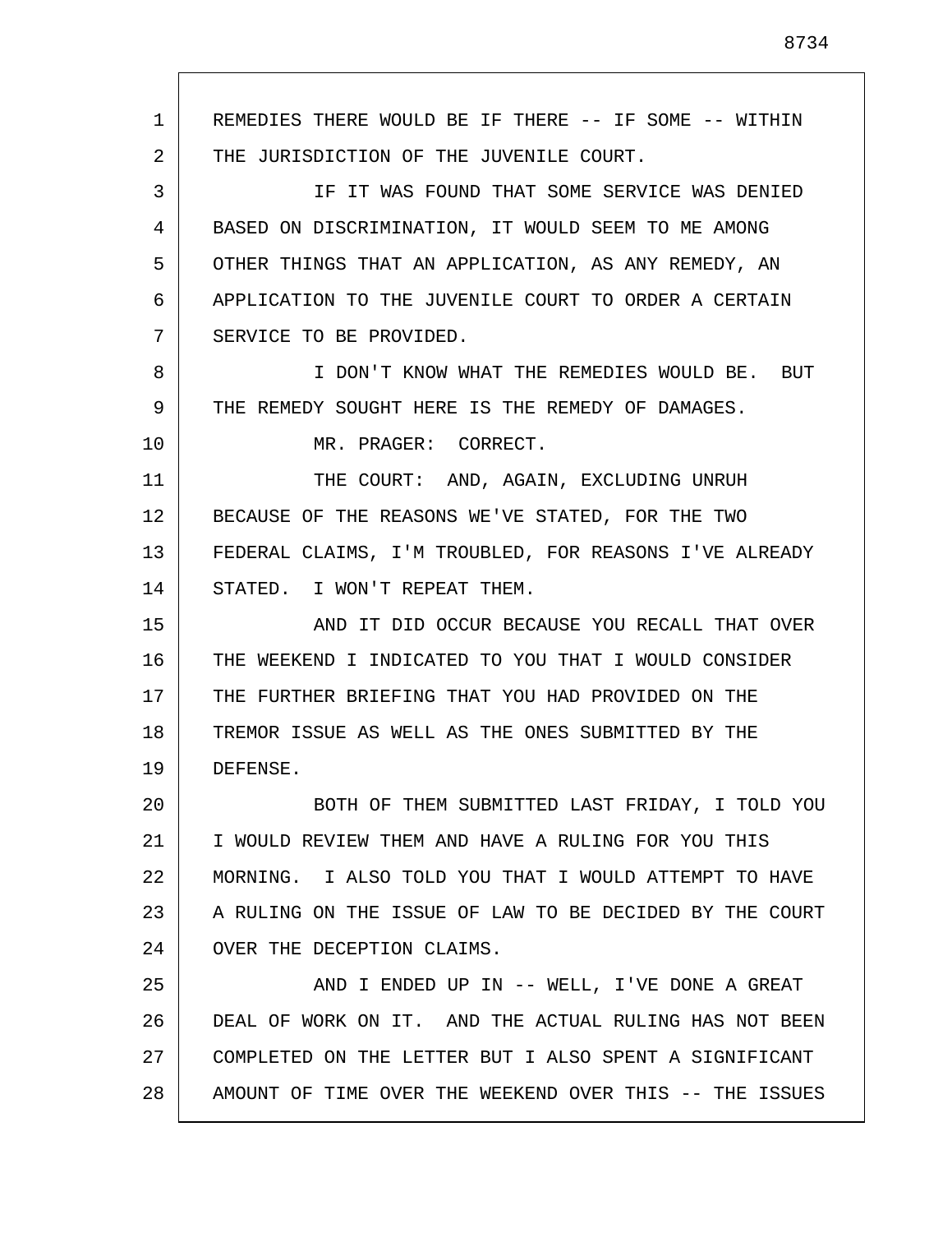REMEDIES THERE WOULD BE IF THERE -- IF SOME -- WITHIN THE JURISDICTION OF THE JUVENILE COURT.

IF IT WAS FOUND THAT SOME SERVICE WAS DENIED BASED ON DISCRIMINATION, IT WOULD SEEM TO ME AMONG OTHER THINGS THAT AN APPLICATION, AS ANY REMEDY, AN APPLICATION TO THE JUVENILE COURT TO ORDER A CERTAIN SERVICE TO BE PROVIDED.

I DON'T KNOW WHAT THE REMEDIES WOULD BE. BUT THE REMEDY SOUGHT HERE IS THE REMEDY OF DAMAGES.

MR. PRAGER: CORRECT.

THE COURT: AND, AGAIN, EXCLUDING UNRUH BECAUSE OF THE REASONS WE'VE STATED, FOR THE TWO FEDERAL CLAIMS, I'M TROUBLED, FOR REASONS I'VE ALREADY STATED. I WON'T REPEAT THEM.

AND IT DID OCCUR BECAUSE YOU RECALL THAT OVER THE WEEKEND I INDICATED TO YOU THAT I WOULD CONSIDER THE FURTHER BRIEFING THAT YOU HAD PROVIDED ON THE TREMOR ISSUE AS WELL AS THE ONES SUBMITTED BY THE DEFENSE.

BOTH OF THEM SUBMITTED LAST FRIDAY, I TOLD YOU I WOULD REVIEW THEM AND HAVE A RULING FOR YOU THIS MORNING. I ALSO TOLD YOU THAT I WOULD ATTEMPT TO HAVE A RULING ON THE ISSUE OF LAW TO BE DECIDED BY THE COURT OVER THE DECEPTION CLAIMS.

AND I ENDED UP IN -- WELL, I'VE DONE A GREAT DEAL OF WORK ON IT. AND THE ACTUAL RULING HAS NOT BEEN COMPLETED ON THE LETTER BUT I ALSO SPENT A SIGNIFICANT AMOUNT OF TIME OVER THE WEEKEND OVER THIS -- THE ISSUES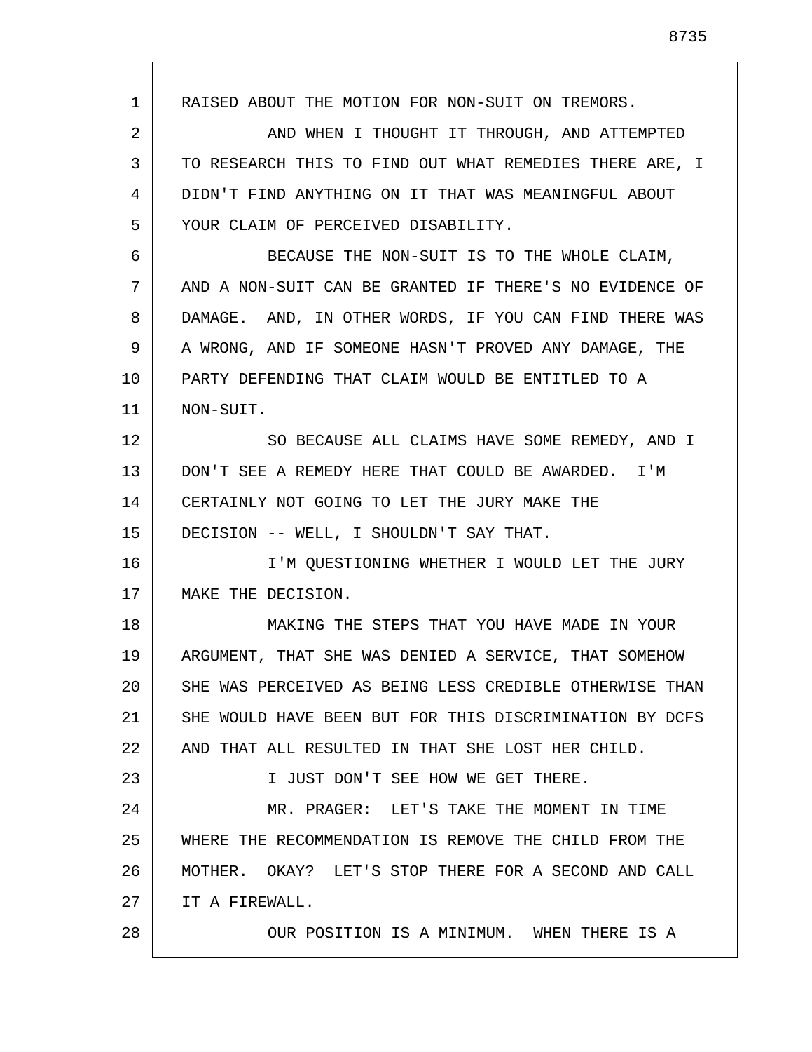RAISED ABOUT THE MOTION FOR NON-SUIT ON TREMORS.

AND WHEN I THOUGHT IT THROUGH, AND ATTEMPTED TO RESEARCH THIS TO FIND OUT WHAT REMEDIES THERE ARE, I DIDN'T FIND ANYTHING ON IT THAT WAS MEANINGFUL ABOUT YOUR CLAIM OF PERCEIVED DISABILITY.

BECAUSE THE NON-SUIT IS TO THE WHOLE CLAIM, AND A NON-SUIT CAN BE GRANTED IF THERE'S NO EVIDENCE OF DAMAGE. AND, IN OTHER WORDS, IF YOU CAN FIND THERE WAS A WRONG, AND IF SOMEONE HASN'T PROVED ANY DAMAGE, THE PARTY DEFENDING THAT CLAIM WOULD BE ENTITLED TO A NON-SUIT.

SO BECAUSE ALL CLAIMS HAVE SOME REMEDY, AND I DON'T SEE A REMEDY HERE THAT COULD BE AWARDED. I'M CERTAINLY NOT GOING TO LET THE JURY MAKE THE DECISION -- WELL, I SHOULDN'T SAY THAT.

I'M QUESTIONING WHETHER I WOULD LET THE JURY MAKE THE DECISION.

MAKING THE STEPS THAT YOU HAVE MADE IN YOUR ARGUMENT, THAT SHE WAS DENIED A SERVICE, THAT SOMEHOW SHE WAS PERCEIVED AS BEING LESS CREDIBLE OTHERWISE THAN SHE WOULD HAVE BEEN BUT FOR THIS DISCRIMINATION BY DCFS AND THAT ALL RESULTED IN THAT SHE LOST HER CHILD.

I JUST DON'T SEE HOW WE GET THERE.

MR. PRAGER: LET'S TAKE THE MOMENT IN TIME WHERE THE RECOMMENDATION IS REMOVE THE CHILD FROM THE MOTHER. OKAY? LET'S STOP THERE FOR A SECOND AND CALL IT A FIREWALL.

OUR POSITION IS A MINIMUM. WHEN THERE IS A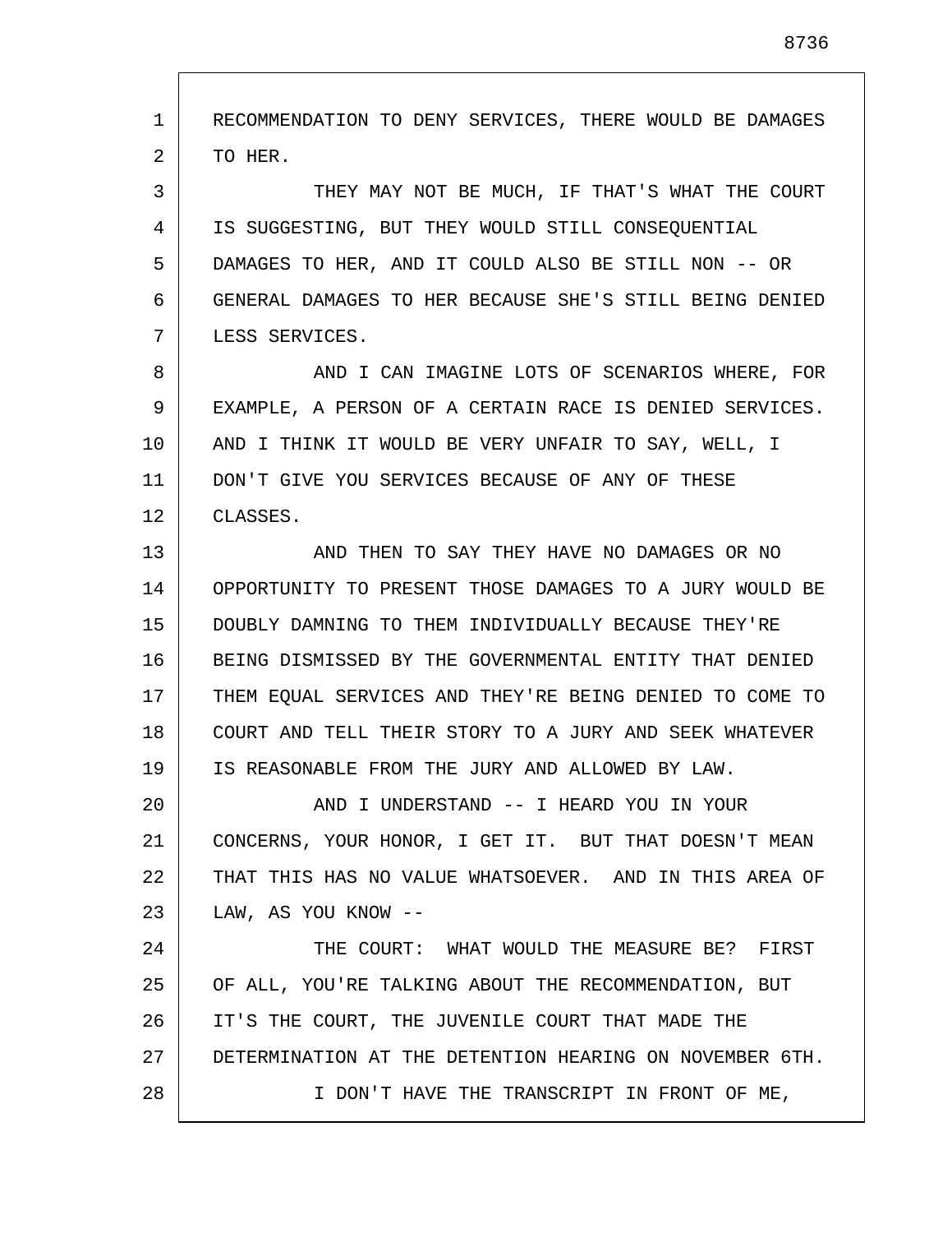RECOMMENDATION TO DENY SERVICES, THERE WOULD BE DAMAGES TO HER.

THEY MAY NOT BE MUCH, IF THAT'S WHAT THE COURT IS SUGGESTING, BUT THEY WOULD STILL CONSEQUENTIAL DAMAGES TO HER, AND IT COULD ALSO BE STILL NON -- OR GENERAL DAMAGES TO HER BECAUSE SHE'S STILL BEING DENIED LESS SERVICES.

AND I CAN IMAGINE LOTS OF SCENARIOS WHERE, FOR EXAMPLE, A PERSON OF A CERTAIN RACE IS DENIED SERVICES. AND I THINK IT WOULD BE VERY UNFAIR TO SAY, WELL, I DON'T GIVE YOU SERVICES BECAUSE OF ANY OF THESE CLASSES.

AND THEN TO SAY THEY HAVE NO DAMAGES OR NO OPPORTUNITY TO PRESENT THOSE DAMAGES TO A JURY WOULD BE DOUBLY DAMNING TO THEM INDIVIDUALLY BECAUSE THEY'RE BEING DISMISSED BY THE GOVERNMENTAL ENTITY THAT DENIED THEM EQUAL SERVICES AND THEY'RE BEING DENIED TO COME TO COURT AND TELL THEIR STORY TO A JURY AND SEEK WHATEVER IS REASONABLE FROM THE JURY AND ALLOWED BY LAW.

AND I UNDERSTAND -- I HEARD YOU IN YOUR CONCERNS, YOUR HONOR, I GET IT. BUT THAT DOESN'T MEAN THAT THIS HAS NO VALUE WHATSOEVER. AND IN THIS AREA OF LAW, AS YOU KNOW --

THE COURT: WHAT WOULD THE MEASURE BE? FIRST OF ALL, YOU'RE TALKING ABOUT THE RECOMMENDATION, BUT IT'S THE COURT, THE JUVENILE COURT THAT MADE THE DETERMINATION AT THE DETENTION HEARING ON NOVEMBER 6TH.

I DON'T HAVE THE TRANSCRIPT IN FRONT OF ME,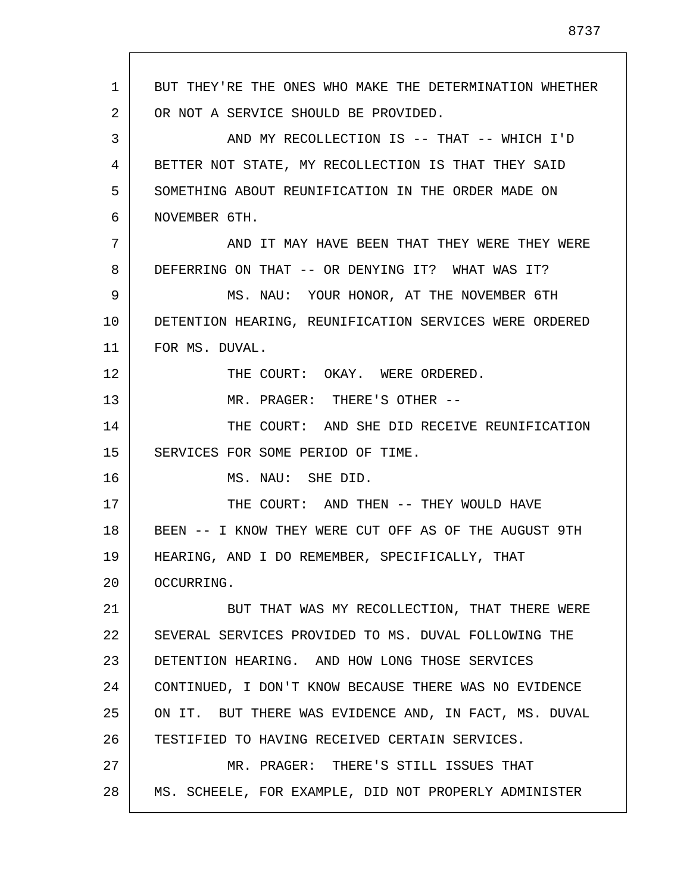BUT THEY'RE THE ONES WHO MAKE THE DETERMINATION WHETHER OR NOT A SERVICE SHOULD BE PROVIDED.

AND MY RECOLLECTION IS -- THAT -- WHICH I'D BETTER NOT STATE, MY RECOLLECTION IS THAT THEY SAID SOMETHING ABOUT REUNIFICATION IN THE ORDER MADE ON NOVEMBER 6TH.

AND IT MAY HAVE BEEN THAT THEY WERE THEY WERE DEFERRING ON THAT -- OR DENYING IT? WHAT WAS IT?

MS. NAU: YOUR HONOR, AT THE NOVEMBER 6TH DETENTION HEARING, REUNIFICATION SERVICES WERE ORDERED FOR MS. DUVAL.

THE COURT: OKAY. WERE ORDERED.

MR. PRAGER: THERE'S OTHER --

THE COURT: AND SHE DID RECEIVE REUNIFICATION SERVICES FOR SOME PERIOD OF TIME.

MS. NAU: SHE DID.

THE COURT: AND THEN -- THEY WOULD HAVE BEEN -- I KNOW THEY WERE CUT OFF AS OF THE AUGUST 9TH HEARING, AND I DO REMEMBER, SPECIFICALLY, THAT OCCURRING.

BUT THAT WAS MY RECOLLECTION, THAT THERE WERE SEVERAL SERVICES PROVIDED TO MS. DUVAL FOLLOWING THE DETENTION HEARING. AND HOW LONG THOSE SERVICES CONTINUED, I DON'T KNOW BECAUSE THERE WAS NO EVIDENCE ON IT. BUT THERE WAS EVIDENCE AND, IN FACT, MS. DUVAL TESTIFIED TO HAVING RECEIVED CERTAIN SERVICES.

MR. PRAGER: THERE'S STILL ISSUES THAT MS. SCHEELE, FOR EXAMPLE, DID NOT PROPERLY ADMINISTER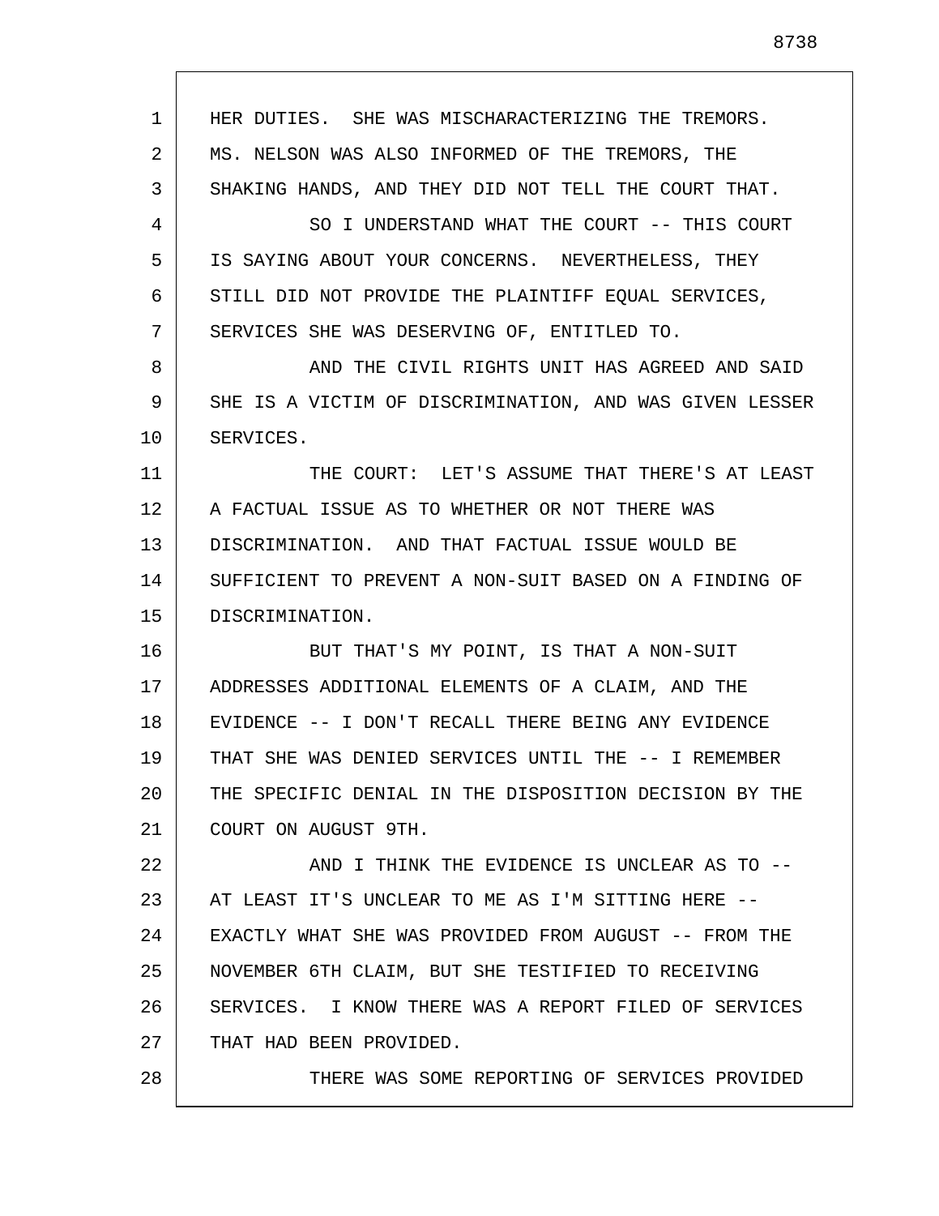HER DUTIES. SHE WAS MISCHARACTERIZING THE TREMORS. MS. NELSON WAS ALSO INFORMED OF THE TREMORS, THE SHAKING HANDS, AND THEY DID NOT TELL THE COURT THAT.

SO I UNDERSTAND WHAT THE COURT -- THIS COURT IS SAYING ABOUT YOUR CONCERNS. NEVERTHELESS, THEY STILL DID NOT PROVIDE THE PLAINTIFF EQUAL SERVICES, SERVICES SHE WAS DESERVING OF, ENTITLED TO.

AND THE CIVIL RIGHTS UNIT HAS AGREED AND SAID SHE IS A VICTIM OF DISCRIMINATION, AND WAS GIVEN LESSER SERVICES.

THE COURT: LET'S ASSUME THAT THERE'S AT LEAST A FACTUAL ISSUE AS TO WHETHER OR NOT THERE WAS DISCRIMINATION. AND THAT FACTUAL ISSUE WOULD BE SUFFICIENT TO PREVENT A NON-SUIT BASED ON A FINDING OF DISCRIMINATION.

BUT THAT'S MY POINT, IS THAT A NON-SUIT ADDRESSES ADDITIONAL ELEMENTS OF A CLAIM, AND THE EVIDENCE -- I DON'T RECALL THERE BEING ANY EVIDENCE THAT SHE WAS DENIED SERVICES UNTIL THE -- I REMEMBER THE SPECIFIC DENIAL IN THE DISPOSITION DECISION BY THE COURT ON AUGUST 9TH.

AND I THINK THE EVIDENCE IS UNCLEAR AS TO -- AT LEAST IT'S UNCLEAR TO ME AS I'M SITTING HERE -- EXACTLY WHAT SHE WAS PROVIDED FROM AUGUST -- FROM THE NOVEMBER 6TH CLAIM, BUT SHE TESTIFIED TO RECEIVING SERVICES. I KNOW THERE WAS A REPORT FILED OF SERVICES THAT HAD BEEN PROVIDED.

THERE WAS SOME REPORTING OF SERVICES PROVIDED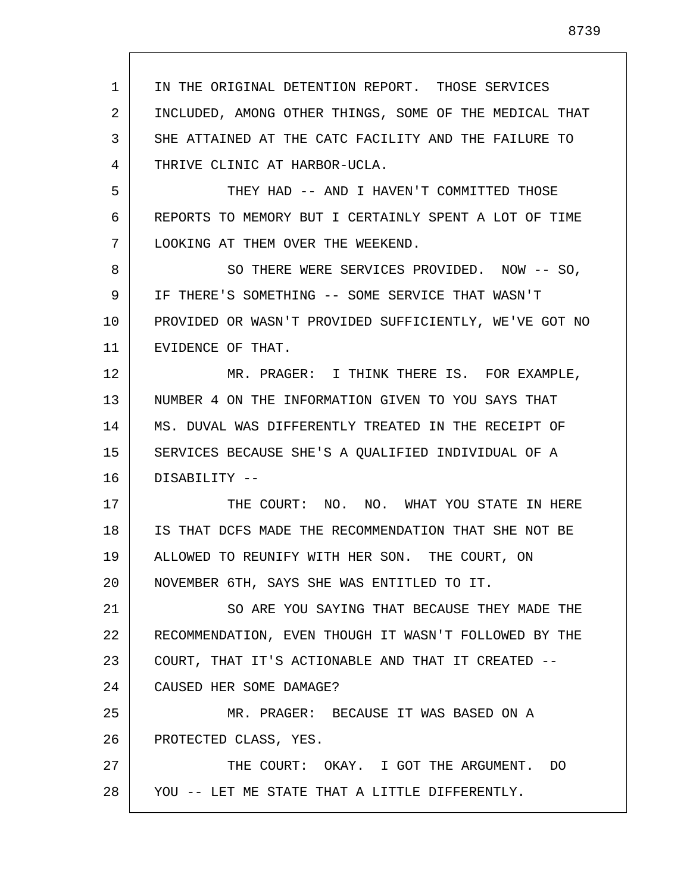IN THE ORIGINAL DETENTION REPORT. THOSE SERVICES INCLUDED, AMONG OTHER THINGS, SOME OF THE MEDICAL THAT SHE ATTAINED AT THE CATC FACILITY AND THE FAILURE TO THRIVE CLINIC AT HARBOR-UCLA.

THEY HAD -- AND I HAVEN'T COMMITTED THOSE REPORTS TO MEMORY BUT I CERTAINLY SPENT A LOT OF TIME LOOKING AT THEM OVER THE WEEKEND.

SO THERE WERE SERVICES PROVIDED. NOW -- SO, IF THERE'S SOMETHING -- SOME SERVICE THAT WASN'T PROVIDED OR WASN'T PROVIDED SUFFICIENTLY, WE'VE GOT NO EVIDENCE OF THAT.

MR. PRAGER: I THINK THERE IS. FOR EXAMPLE, NUMBER 4 ON THE INFORMATION GIVEN TO YOU SAYS THAT MS. DUVAL WAS DIFFERENTLY TREATED IN THE RECEIPT OF SERVICES BECAUSE SHE'S A QUALIFIED INDIVIDUAL OF A DISABILITY --

THE COURT: NO. NO. WHAT YOU STATE IN HERE IS THAT DCFS MADE THE RECOMMENDATION THAT SHE NOT BE ALLOWED TO REUNIFY WITH HER SON. THE COURT, ON NOVEMBER 6TH, SAYS SHE WAS ENTITLED TO IT.

SO ARE YOU SAYING THAT BECAUSE THEY MADE THE RECOMMENDATION, EVEN THOUGH IT WASN'T FOLLOWED BY THE COURT, THAT IT'S ACTIONABLE AND THAT IT CREATED -- CAUSED HER SOME DAMAGE?

MR. PRAGER: BECAUSE IT WAS BASED ON A PROTECTED CLASS, YES.

THE COURT: OKAY. I GOT THE ARGUMENT. DO YOU -- LET ME STATE THAT A LITTLE DIFFERENTLY.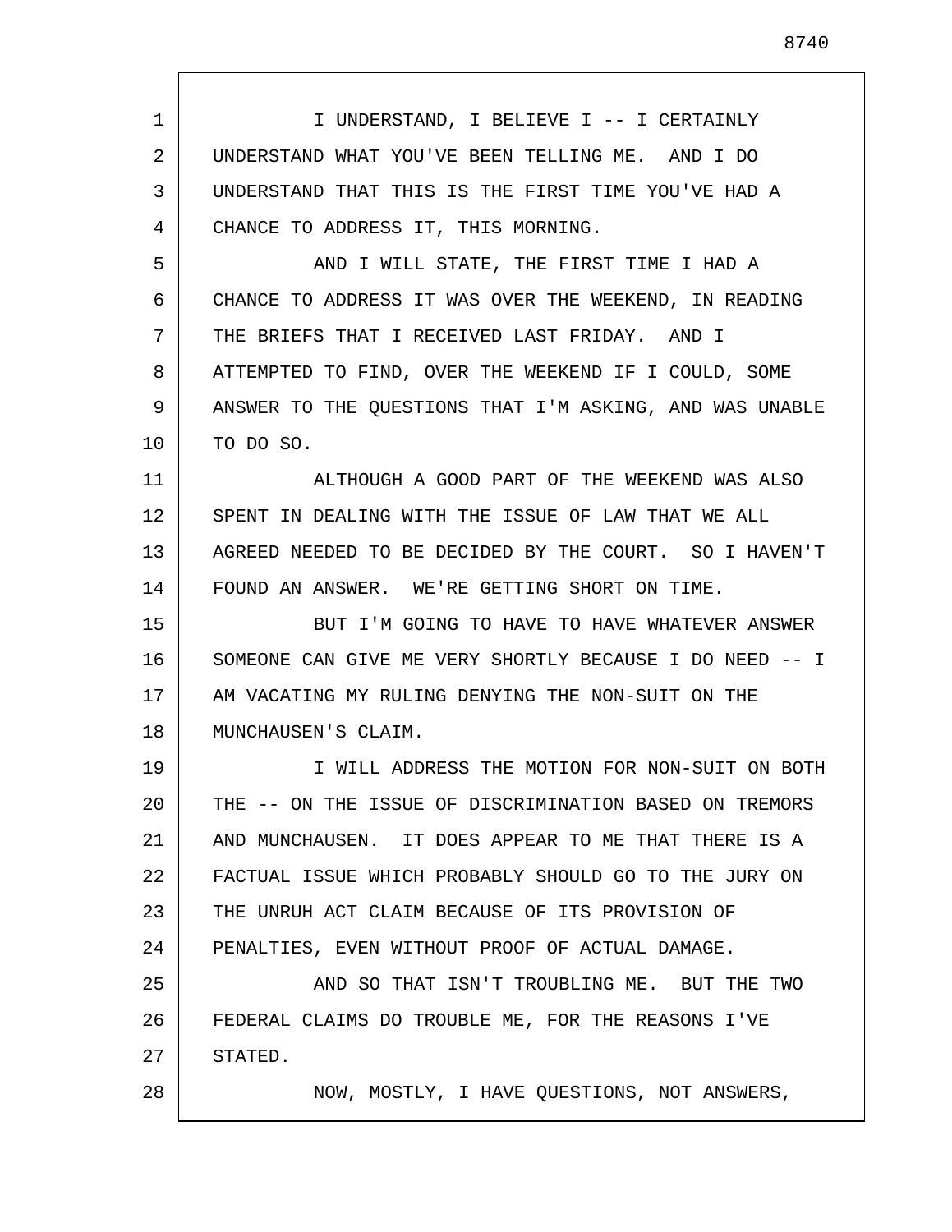I UNDERSTAND, I BELIEVE I -- I CERTAINLY UNDERSTAND WHAT YOU'VE BEEN TELLING ME. AND I DO UNDERSTAND THAT THIS IS THE FIRST TIME YOU'VE HAD A CHANCE TO ADDRESS IT, THIS MORNING.

AND I WILL STATE, THE FIRST TIME I HAD A CHANCE TO ADDRESS IT WAS OVER THE WEEKEND, IN READING THE BRIEFS THAT I RECEIVED LAST FRIDAY. AND I ATTEMPTED TO FIND, OVER THE WEEKEND IF I COULD, SOME ANSWER TO THE QUESTIONS THAT I'M ASKING, AND WAS UNABLE TO DO SO.

ALTHOUGH A GOOD PART OF THE WEEKEND WAS ALSO SPENT IN DEALING WITH THE ISSUE OF LAW THAT WE ALL AGREED NEEDED TO BE DECIDED BY THE COURT. SO I HAVEN'T FOUND AN ANSWER. WE'RE GETTING SHORT ON TIME.

BUT I'M GOING TO HAVE TO HAVE WHATEVER ANSWER SOMEONE CAN GIVE ME VERY SHORTLY BECAUSE I DO NEED -- I AM VACATING MY RULING DENYING THE NON-SUIT ON THE MUNCHAUSEN'S CLAIM.

I WILL ADDRESS THE MOTION FOR NON-SUIT ON BOTH THE -- ON THE ISSUE OF DISCRIMINATION BASED ON TREMORS AND MUNCHAUSEN. IT DOES APPEAR TO ME THAT THERE IS A FACTUAL ISSUE WHICH PROBABLY SHOULD GO TO THE JURY ON THE UNRUH ACT CLAIM BECAUSE OF ITS PROVISION OF PENALTIES, EVEN WITHOUT PROOF OF ACTUAL DAMAGE.

AND SO THAT ISN'T TROUBLING ME. BUT THE TWO FEDERAL CLAIMS DO TROUBLE ME, FOR THE REASONS I'VE STATED.

NOW, MOSTLY, I HAVE QUESTIONS, NOT ANSWERS,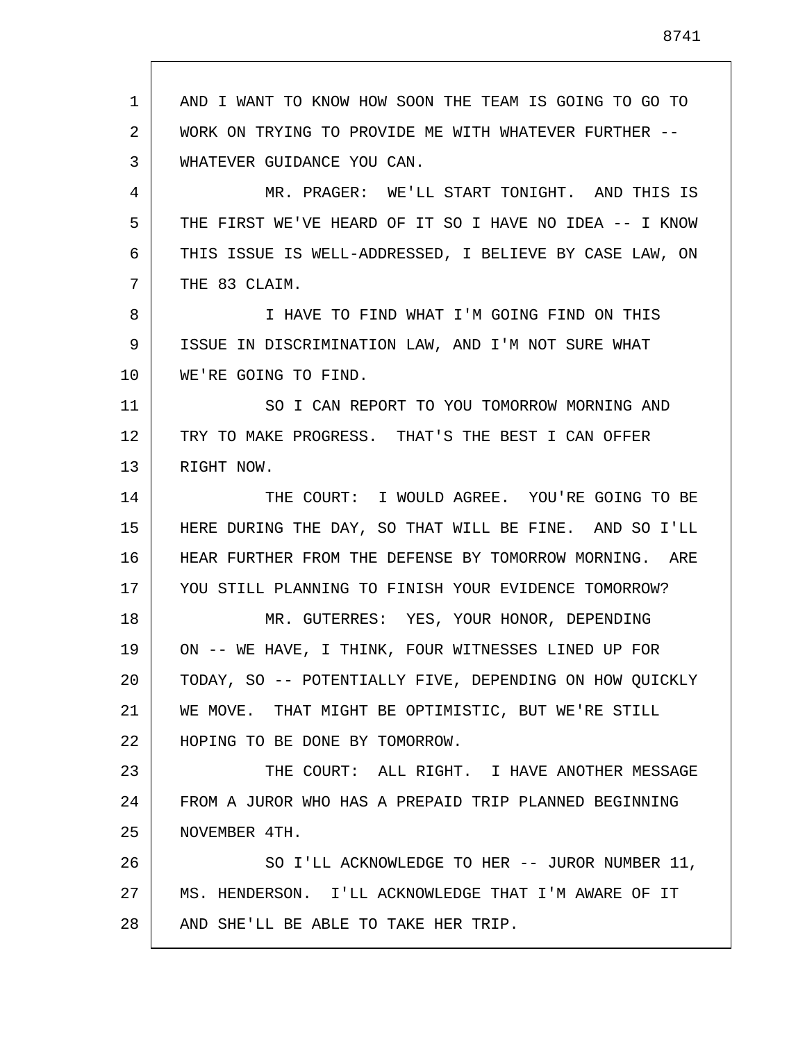AND I WANT TO KNOW HOW SOON THE TEAM IS GOING TO GO TO WORK ON TRYING TO PROVIDE ME WITH WHATEVER FURTHER -- WHATEVER GUIDANCE YOU CAN.

MR. PRAGER: WE'LL START TONIGHT. AND THIS IS THE FIRST WE'VE HEARD OF IT SO I HAVE NO IDEA -- I KNOW THIS ISSUE IS WELL-ADDRESSED, I BELIEVE BY CASE LAW, ON THE 83 CLAIM.

I HAVE TO FIND WHAT I'M GOING FIND ON THIS ISSUE IN DISCRIMINATION LAW, AND I'M NOT SURE WHAT WE'RE GOING TO FIND.

SO I CAN REPORT TO YOU TOMORROW MORNING AND TRY TO MAKE PROGRESS. THAT'S THE BEST I CAN OFFER RIGHT NOW.

THE COURT: I WOULD AGREE. YOU'RE GOING TO BE HERE DURING THE DAY, SO THAT WILL BE FINE. AND SO I'LL HEAR FURTHER FROM THE DEFENSE BY TOMORROW MORNING. ARE YOU STILL PLANNING TO FINISH YOUR EVIDENCE TOMORROW?

MR. GUTERRES: YES, YOUR HONOR, DEPENDING ON -- WE HAVE, I THINK, FOUR WITNESSES LINED UP FOR TODAY, SO -- POTENTIALLY FIVE, DEPENDING ON HOW QUICKLY WE MOVE. THAT MIGHT BE OPTIMISTIC, BUT WE'RE STILL HOPING TO BE DONE BY TOMORROW.

THE COURT: ALL RIGHT. I HAVE ANOTHER MESSAGE FROM A JUROR WHO HAS A PREPAID TRIP PLANNED BEGINNING NOVEMBER 4TH.

SO I'LL ACKNOWLEDGE TO HER -- JUROR NUMBER 11, MS. HENDERSON. I'LL ACKNOWLEDGE THAT I'M AWARE OF IT AND SHE'LL BE ABLE TO TAKE HER TRIP.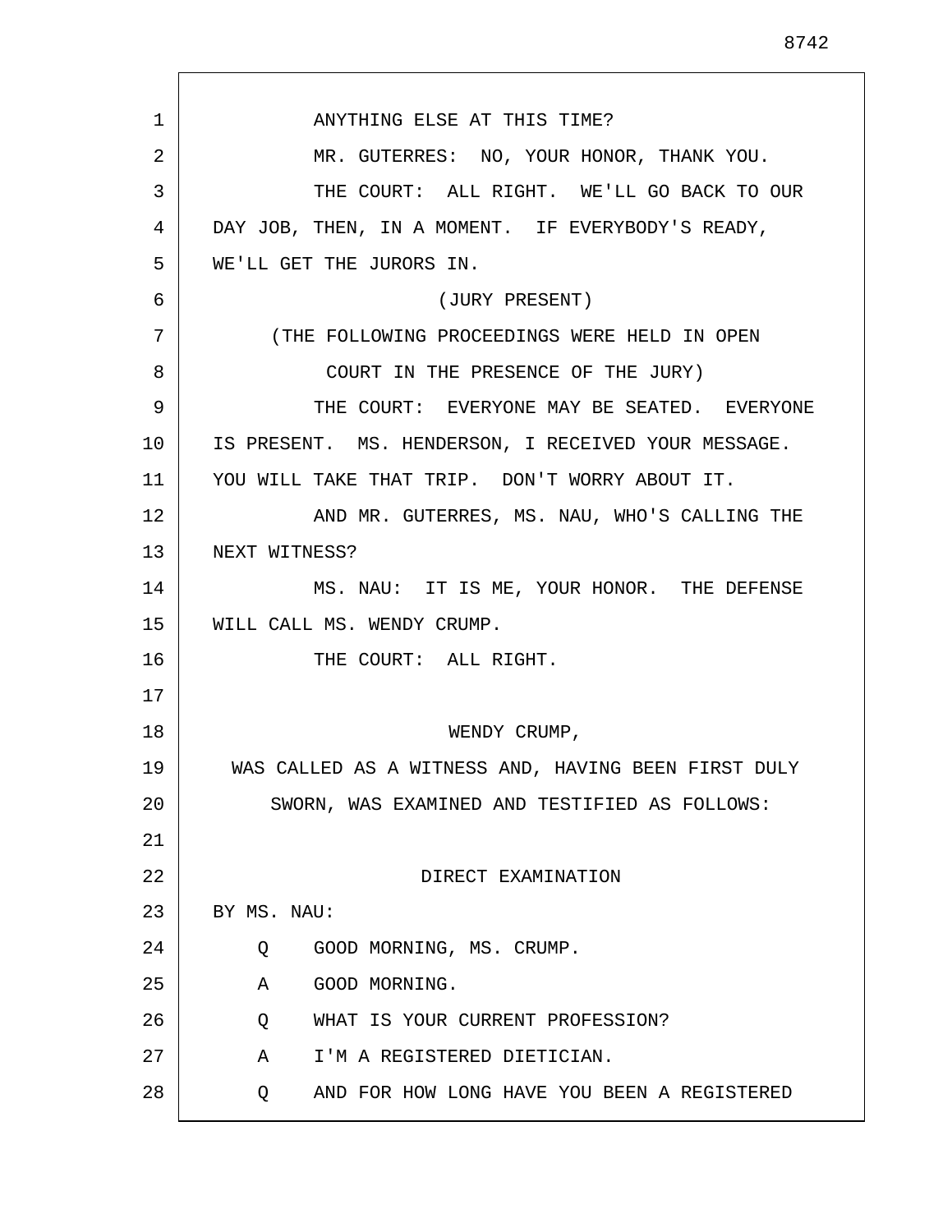ANYTHING ELSE AT THIS TIME?

MR. GUTERRES: NO, YOUR HONOR, THANK YOU.

THE COURT: ALL RIGHT. WE'LL GO BACK TO OUR DAY JOB, THEN, IN A MOMENT. IF EVERYBODY'S READY, WE'LL GET THE JURORS IN.

(JURY PRESENT)

(THE FOLLOWING PROCEEDINGS WERE HELD IN OPEN COURT IN THE PRESENCE OF THE JURY)

THE COURT: EVERYONE MAY BE SEATED. EVERYONE IS PRESENT. MS. HENDERSON, I RECEIVED YOUR MESSAGE. YOU WILL TAKE THAT TRIP. DON'T WORRY ABOUT IT.

AND MR. GUTERRES, MS. NAU, WHO'S CALLING THE NEXT WITNESS?

MS. NAU: IT IS ME, YOUR HONOR. THE DEFENSE WILL CALL MS. WENDY CRUMP.

THE COURT: ALL RIGHT.

WENDY CRUMP,

WAS CALLED AS A WITNESS AND, HAVING BEEN FIRST DULY SWORN, WAS EXAMINED AND TESTIFIED AS FOLLOWS:

DIRECT EXAMINATION

BY MS. NAU:

Q GOOD MORNING, MS. CRUMP.

A GOOD MORNING.

Q WHAT IS YOUR CURRENT PROFESSION?

A I'M A REGISTERED DIETICIAN.

Q AND FOR HOW LONG HAVE YOU BEEN A REGISTERED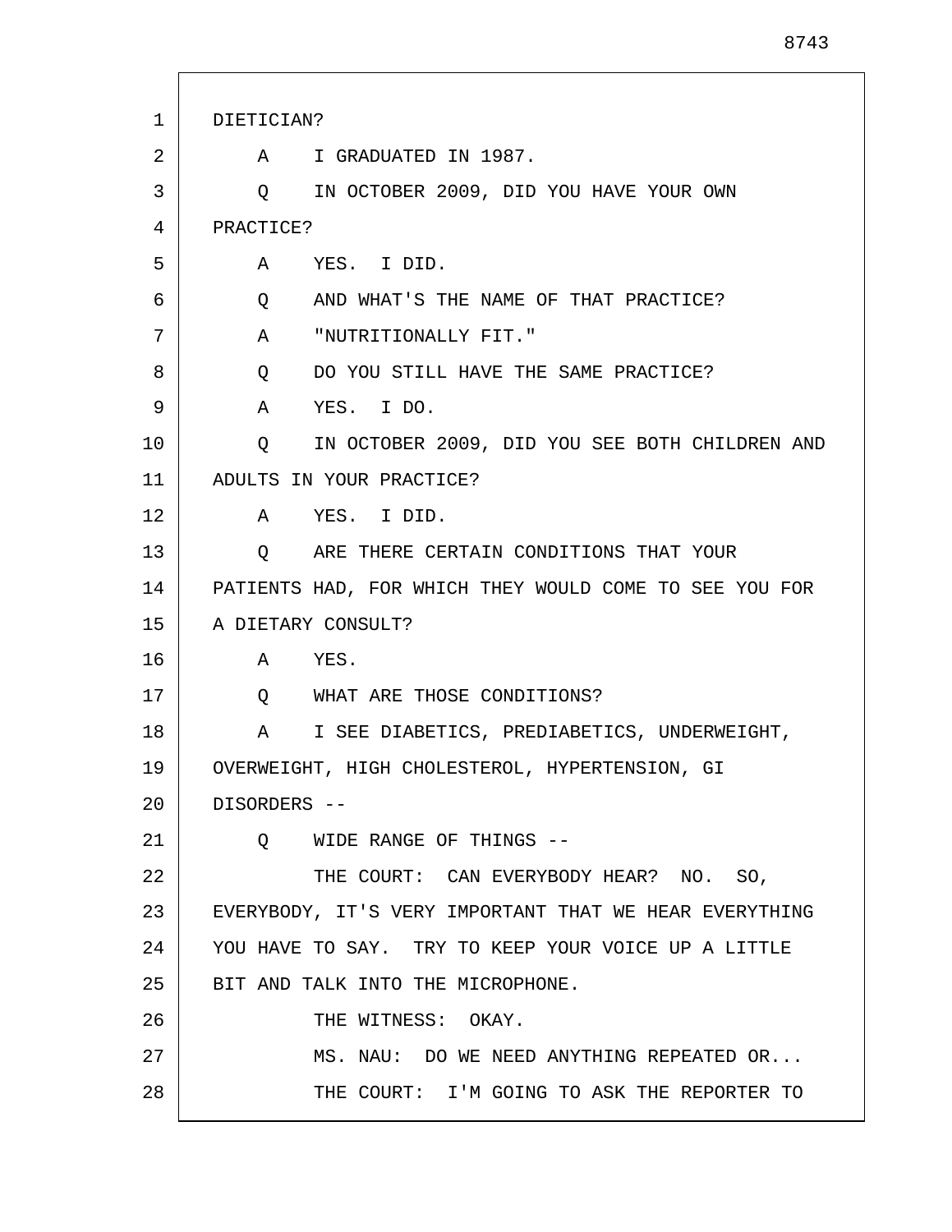DIETICIAN?

A I GRADUATED IN 1987.

Q IN OCTOBER 2009, DID YOU HAVE YOUR OWN PRACTICE?

A YES. I DID.

Q AND WHAT'S THE NAME OF THAT PRACTICE?

A "NUTRITIONALLY FIT."

Q DO YOU STILL HAVE THE SAME PRACTICE?

A YES. I DO.

Q IN OCTOBER 2009, DID YOU SEE BOTH CHILDREN AND ADULTS IN YOUR PRACTICE?

A YES. I DID.

Q ARE THERE CERTAIN CONDITIONS THAT YOUR PATIENTS HAD, FOR WHICH THEY WOULD COME TO SEE YOU FOR A DIETARY CONSULT?

A YES.

Q WHAT ARE THOSE CONDITIONS?

A I SEE DIABETICS, PREDIABETICS, UNDERWEIGHT, OVERWEIGHT, HIGH CHOLESTEROL, HYPERTENSION, GI DISORDERS --

Q WIDE RANGE OF THINGS --

THE COURT: CAN EVERYBODY HEAR? NO. SO, EVERYBODY, IT'S VERY IMPORTANT THAT WE HEAR EVERYTHING YOU HAVE TO SAY. TRY TO KEEP YOUR VOICE UP A LITTLE BIT AND TALK INTO THE MICROPHONE.

THE WITNESS: OKAY.

MS. NAU: DO WE NEED ANYTHING REPEATED OR...

THE COURT: I'M GOING TO ASK THE REPORTER TO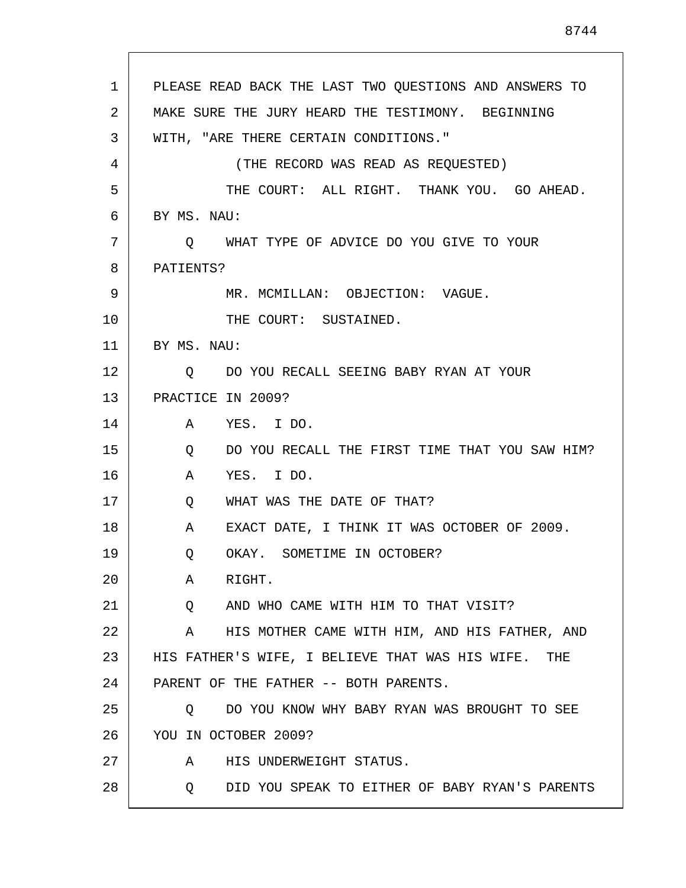PLEASE READ BACK THE LAST TWO QUESTIONS AND ANSWERS TO MAKE SURE THE JURY HEARD THE TESTIMONY. BEGINNING WITH, "ARE THERE CERTAIN CONDITIONS."

(THE RECORD WAS READ AS REQUESTED)

THE COURT: ALL RIGHT. THANK YOU. GO AHEAD.

BY MS. NAU:

Q WHAT TYPE OF ADVICE DO YOU GIVE TO YOUR PATIENTS?

MR. MCMILLAN: OBJECTION: VAGUE.

THE COURT: SUSTAINED.

BY MS. NAU:

Q DO YOU RECALL SEEING BABY RYAN AT YOUR PRACTICE IN 2009?

A YES. I DO.

Q DO YOU RECALL THE FIRST TIME THAT YOU SAW HIM?

A YES. I DO.

Q WHAT WAS THE DATE OF THAT?

A EXACT DATE, I THINK IT WAS OCTOBER OF 2009.

Q OKAY. SOMETIME IN OCTOBER?

A RIGHT.

Q AND WHO CAME WITH HIM TO THAT VISIT?

A HIS MOTHER CAME WITH HIM, AND HIS FATHER, AND HIS FATHER'S WIFE, I BELIEVE THAT WAS HIS WIFE. THE PARENT OF THE FATHER -- BOTH PARENTS.

Q DO YOU KNOW WHY BABY RYAN WAS BROUGHT TO SEE YOU IN OCTOBER 2009?

A HIS UNDERWEIGHT STATUS.

Q DID YOU SPEAK TO EITHER OF BABY RYAN'S PARENTS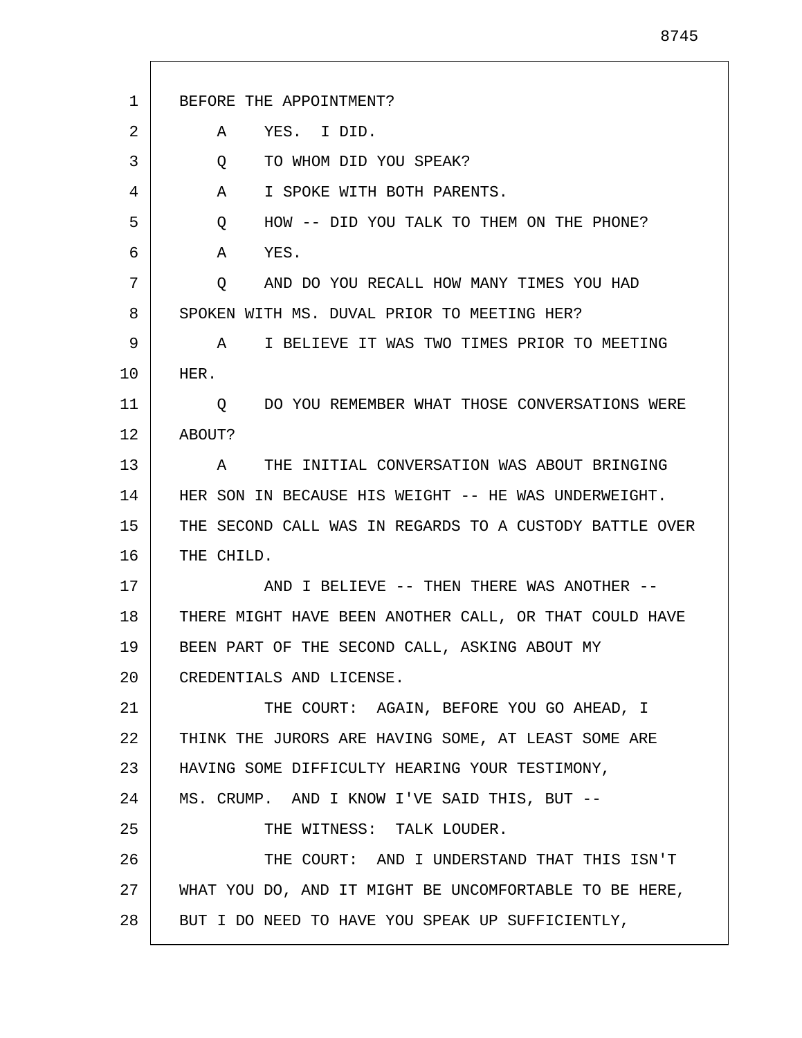BEFORE THE APPOINTMENT?

A YES. I DID.

Q TO WHOM DID YOU SPEAK?

A I SPOKE WITH BOTH PARENTS.

Q HOW -- DID YOU TALK TO THEM ON THE PHONE?

A YES.

Q AND DO YOU RECALL HOW MANY TIMES YOU HAD SPOKEN WITH MS. DUVAL PRIOR TO MEETING HER?

A I BELIEVE IT WAS TWO TIMES PRIOR TO MEETING HER.

Q DO YOU REMEMBER WHAT THOSE CONVERSATIONS WERE ABOUT?

A THE INITIAL CONVERSATION WAS ABOUT BRINGING HER SON IN BECAUSE HIS WEIGHT -- HE WAS UNDERWEIGHT. THE SECOND CALL WAS IN REGARDS TO A CUSTODY BATTLE OVER THE CHILD.

AND I BELIEVE -- THEN THERE WAS ANOTHER -- THERE MIGHT HAVE BEEN ANOTHER CALL, OR THAT COULD HAVE BEEN PART OF THE SECOND CALL, ASKING ABOUT MY CREDENTIALS AND LICENSE.

THE COURT: AGAIN, BEFORE YOU GO AHEAD, I THINK THE JURORS ARE HAVING SOME, AT LEAST SOME ARE HAVING SOME DIFFICULTY HEARING YOUR TESTIMONY, MS. CRUMP. AND I KNOW I'VE SAID THIS, BUT --

THE WITNESS: TALK LOUDER.

THE COURT: AND I UNDERSTAND THAT THIS ISN'T WHAT YOU DO, AND IT MIGHT BE UNCOMFORTABLE TO BE HERE, BUT I DO NEED TO HAVE YOU SPEAK UP SUFFICIENTLY,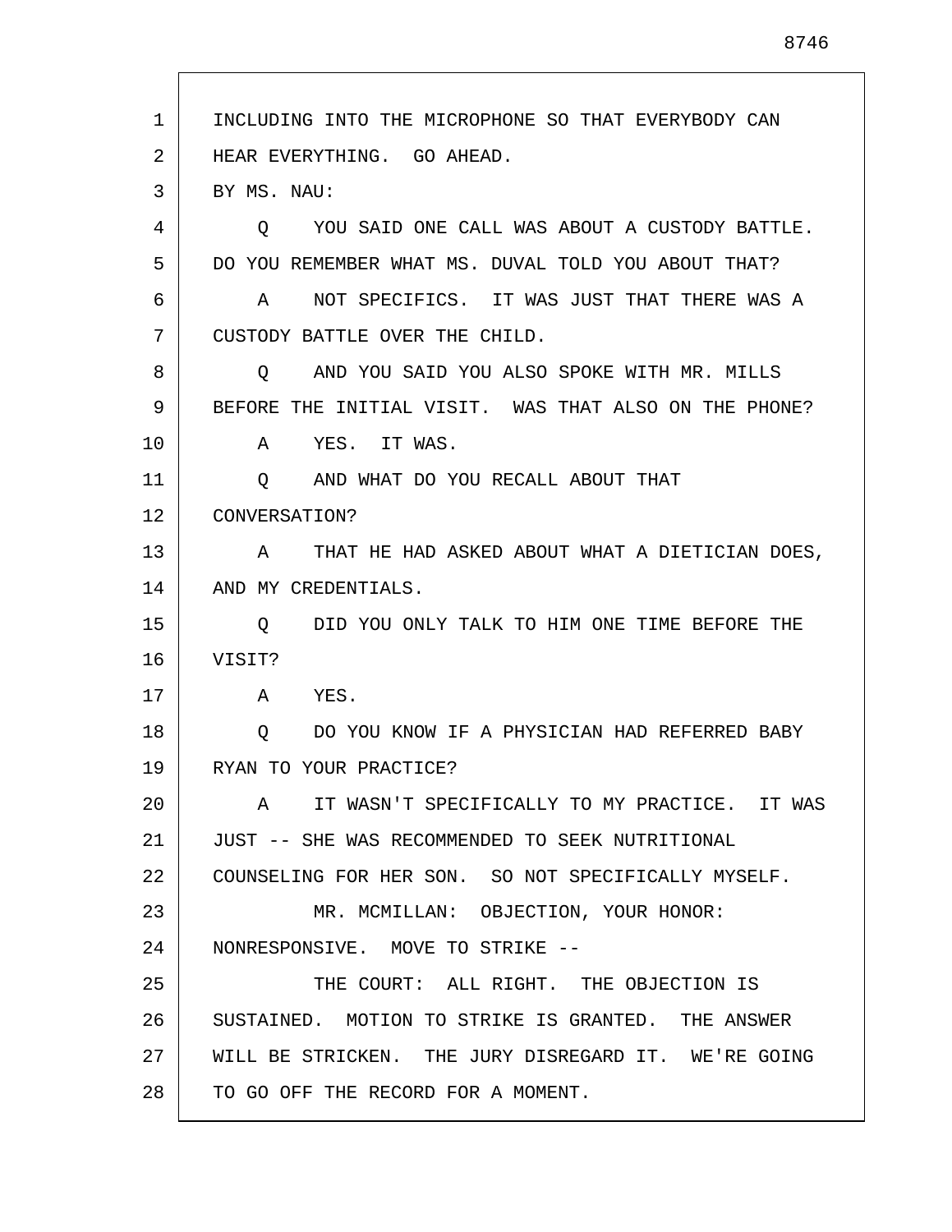INCLUDING INTO THE MICROPHONE SO THAT EVERYBODY CAN HEAR EVERYTHING. GO AHEAD.

BY MS. NAU:

Q YOU SAID ONE CALL WAS ABOUT A CUSTODY BATTLE. DO YOU REMEMBER WHAT MS. DUVAL TOLD YOU ABOUT THAT?

A NOT SPECIFICS. IT WAS JUST THAT THERE WAS A CUSTODY BATTLE OVER THE CHILD.

Q AND YOU SAID YOU ALSO SPOKE WITH MR. MILLS BEFORE THE INITIAL VISIT. WAS THAT ALSO ON THE PHONE?

A YES. IT WAS.

Q AND WHAT DO YOU RECALL ABOUT THAT CONVERSATION?

A THAT HE HAD ASKED ABOUT WHAT A DIETICIAN DOES, AND MY CREDENTIALS.

Q DID YOU ONLY TALK TO HIM ONE TIME BEFORE THE VISIT?

A YES.

Q DO YOU KNOW IF A PHYSICIAN HAD REFERRED BABY RYAN TO YOUR PRACTICE?

A IT WASN'T SPECIFICALLY TO MY PRACTICE. IT WAS JUST -- SHE WAS RECOMMENDED TO SEEK NUTRITIONAL COUNSELING FOR HER SON. SO NOT SPECIFICALLY MYSELF.

MR. MCMILLAN: OBJECTION, YOUR HONOR: NONRESPONSIVE. MOVE TO STRIKE --

THE COURT: ALL RIGHT. THE OBJECTION IS SUSTAINED. MOTION TO STRIKE IS GRANTED. THE ANSWER WILL BE STRICKEN. THE JURY DISREGARD IT. WE'RE GOING TO GO OFF THE RECORD FOR A MOMENT.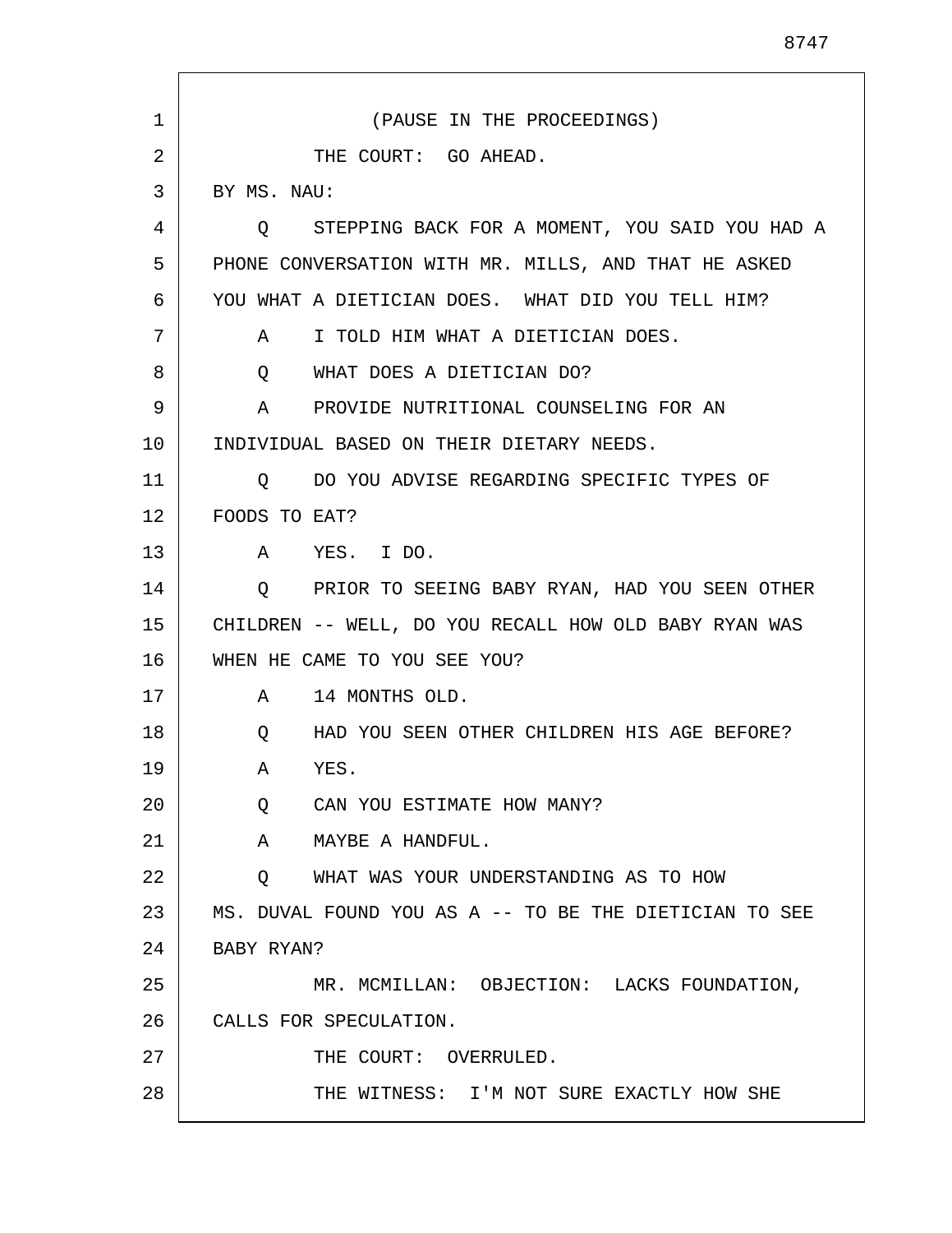(PAUSE IN THE PROCEEDINGS)

THE COURT: GO AHEAD.

BY MS. NAU:

Q STEPPING BACK FOR A MOMENT, YOU SAID YOU HAD A PHONE CONVERSATION WITH MR. MILLS, AND THAT HE ASKED YOU WHAT A DIETICIAN DOES. WHAT DID YOU TELL HIM?

A I TOLD HIM WHAT A DIETICIAN DOES.

Q WHAT DOES A DIETICIAN DO?

A PROVIDE NUTRITIONAL COUNSELING FOR AN INDIVIDUAL BASED ON THEIR DIETARY NEEDS.

Q DO YOU ADVISE REGARDING SPECIFIC TYPES OF FOODS TO EAT?

A YES. I DO.

Q PRIOR TO SEEING BABY RYAN, HAD YOU SEEN OTHER CHILDREN -- WELL, DO YOU RECALL HOW OLD BABY RYAN WAS WHEN HE CAME TO YOU SEE YOU?

A 14 MONTHS OLD.

Q HAD YOU SEEN OTHER CHILDREN HIS AGE BEFORE?

A YES.

Q CAN YOU ESTIMATE HOW MANY?

A MAYBE A HANDFUL.

Q WHAT WAS YOUR UNDERSTANDING AS TO HOW MS. DUVAL FOUND YOU AS A -- TO BE THE DIETICIAN TO SEE BABY RYAN?

MR. MCMILLAN: OBJECTION: LACKS FOUNDATION, CALLS FOR SPECULATION.

THE COURT: OVERRULED.

THE WITNESS: I'M NOT SURE EXACTLY HOW SHE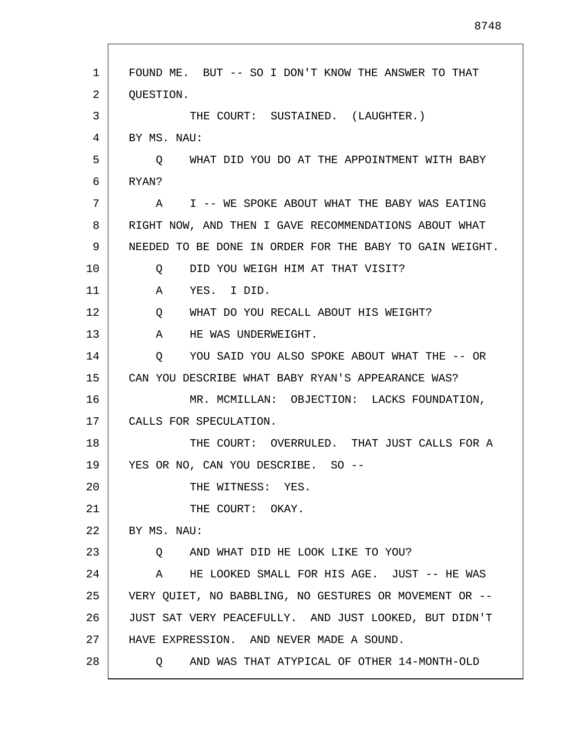FOUND ME. BUT -- SO I DON'T KNOW THE ANSWER TO THAT QUESTION.

THE COURT: SUSTAINED. (LAUGHTER.)

BY MS. NAU:

Q WHAT DID YOU DO AT THE APPOINTMENT WITH BABY RYAN?

A I -- WE SPOKE ABOUT WHAT THE BABY WAS EATING RIGHT NOW, AND THEN I GAVE RECOMMENDATIONS ABOUT WHAT NEEDED TO BE DONE IN ORDER FOR THE BABY TO GAIN WEIGHT.

Q DID YOU WEIGH HIM AT THAT VISIT?

A YES. I DID.

Q WHAT DO YOU RECALL ABOUT HIS WEIGHT?

A HE WAS UNDERWEIGHT.

Q YOU SAID YOU ALSO SPOKE ABOUT WHAT THE -- OR CAN YOU DESCRIBE WHAT BABY RYAN'S APPEARANCE WAS?

MR. MCMILLAN: OBJECTION: LACKS FOUNDATION, CALLS FOR SPECULATION.

THE COURT: OVERRULED. THAT JUST CALLS FOR A YES OR NO, CAN YOU DESCRIBE. SO --

THE WITNESS: YES.

THE COURT: OKAY.

BY MS. NAU:

Q AND WHAT DID HE LOOK LIKE TO YOU?

A HE LOOKED SMALL FOR HIS AGE. JUST -- HE WAS VERY QUIET, NO BABBLING, NO GESTURES OR MOVEMENT OR -- JUST SAT VERY PEACEFULLY. AND JUST LOOKED, BUT DIDN'T HAVE EXPRESSION. AND NEVER MADE A SOUND.

Q AND WAS THAT ATYPICAL OF OTHER 14-MONTH-OLD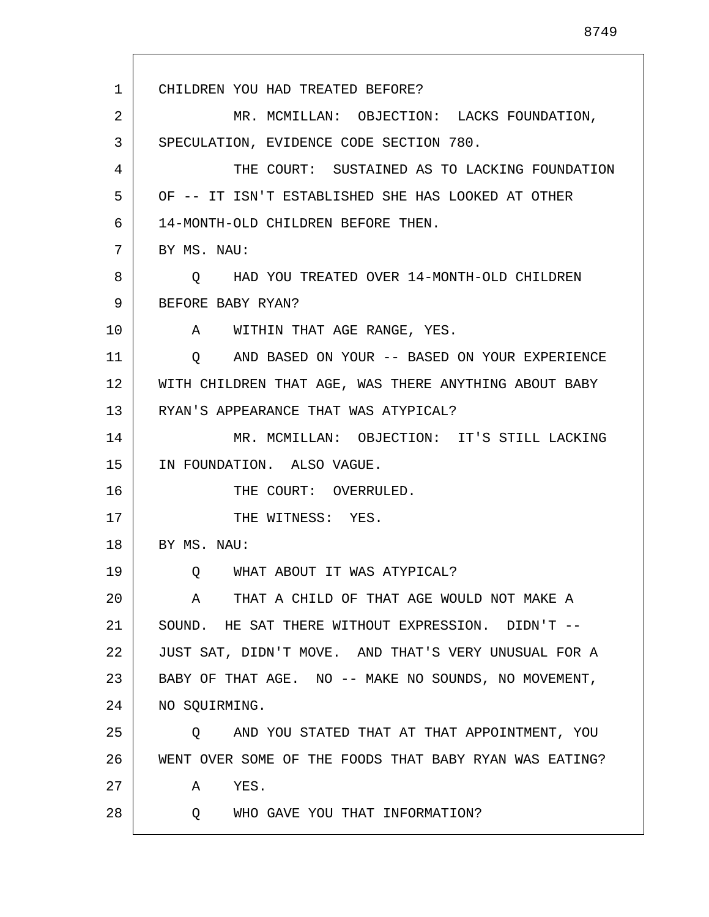CHILDREN YOU HAD TREATED BEFORE?

MR. MCMILLAN: OBJECTION: LACKS FOUNDATION, SPECULATION, EVIDENCE CODE SECTION 780.

THE COURT: SUSTAINED AS TO LACKING FOUNDATION OF -- IT ISN'T ESTABLISHED SHE HAS LOOKED AT OTHER 14-MONTH-OLD CHILDREN BEFORE THEN.

BY MS. NAU:

Q HAD YOU TREATED OVER 14-MONTH-OLD CHILDREN BEFORE BABY RYAN?

A WITHIN THAT AGE RANGE, YES.

Q AND BASED ON YOUR -- BASED ON YOUR EXPERIENCE WITH CHILDREN THAT AGE, WAS THERE ANYTHING ABOUT BABY RYAN'S APPEARANCE THAT WAS ATYPICAL?

MR. MCMILLAN: OBJECTION: IT'S STILL LACKING IN FOUNDATION. ALSO VAGUE.

THE COURT: OVERRULED.

THE WITNESS: YES.

BY MS. NAU:

Q WHAT ABOUT IT WAS ATYPICAL?

A THAT A CHILD OF THAT AGE WOULD NOT MAKE A SOUND. HE SAT THERE WITHOUT EXPRESSION. DIDN'T -- JUST SAT, DIDN'T MOVE. AND THAT'S VERY UNUSUAL FOR A BABY OF THAT AGE. NO -- MAKE NO SOUNDS, NO MOVEMENT, NO SQUIRMING.

Q AND YOU STATED THAT AT THAT APPOINTMENT, YOU WENT OVER SOME OF THE FOODS THAT BABY RYAN WAS EATING?

A YES.

Q WHO GAVE YOU THAT INFORMATION?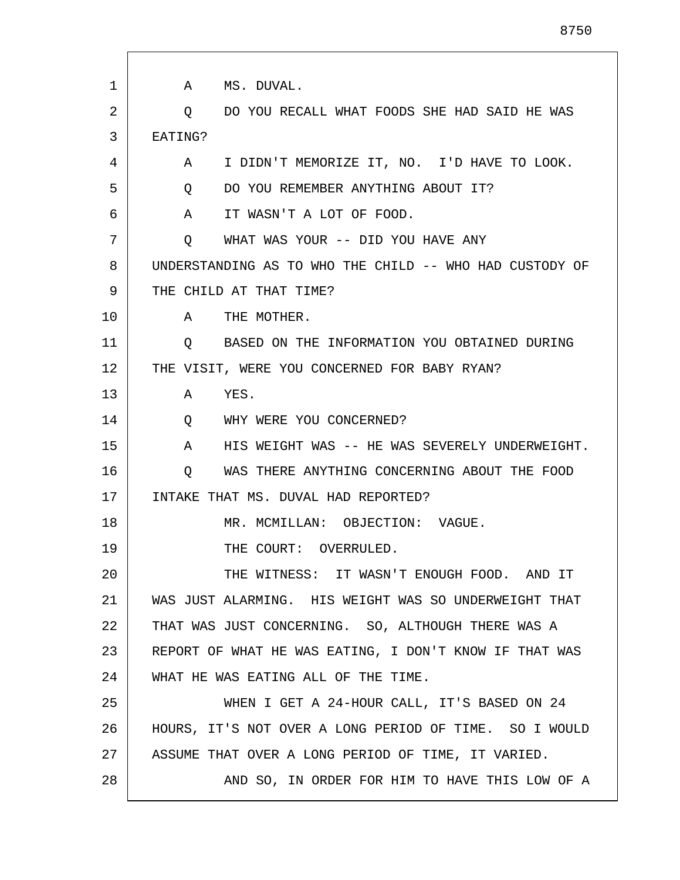A MS. DUVAL.

Q DO YOU RECALL WHAT FOODS SHE HAD SAID HE WAS EATING?

A I DIDN'T MEMORIZE IT, NO. I'D HAVE TO LOOK.

Q DO YOU REMEMBER ANYTHING ABOUT IT?

A IT WASN'T A LOT OF FOOD.

Q WHAT WAS YOUR -- DID YOU HAVE ANY UNDERSTANDING AS TO WHO THE CHILD -- WHO HAD CUSTODY OF THE CHILD AT THAT TIME?

A THE MOTHER.

Q BASED ON THE INFORMATION YOU OBTAINED DURING THE VISIT, WERE YOU CONCERNED FOR BABY RYAN?

A YES.

Q WHY WERE YOU CONCERNED?

A HIS WEIGHT WAS -- HE WAS SEVERELY UNDERWEIGHT.

Q WAS THERE ANYTHING CONCERNING ABOUT THE FOOD INTAKE THAT MS. DUVAL HAD REPORTED?

MR. MCMILLAN: OBJECTION: VAGUE.

THE COURT: OVERRULED.

THE WITNESS: IT WASN'T ENOUGH FOOD. AND IT WAS JUST ALARMING. HIS WEIGHT WAS SO UNDERWEIGHT THAT THAT WAS JUST CONCERNING. SO, ALTHOUGH THERE WAS A REPORT OF WHAT HE WAS EATING, I DON'T KNOW IF THAT WAS WHAT HE WAS EATING ALL OF THE TIME.

WHEN I GET A 24-HOUR CALL, IT'S BASED ON 24 HOURS, IT'S NOT OVER A LONG PERIOD OF TIME. SO I WOULD ASSUME THAT OVER A LONG PERIOD OF TIME, IT VARIED.

AND SO, IN ORDER FOR HIM TO HAVE THIS LOW OF A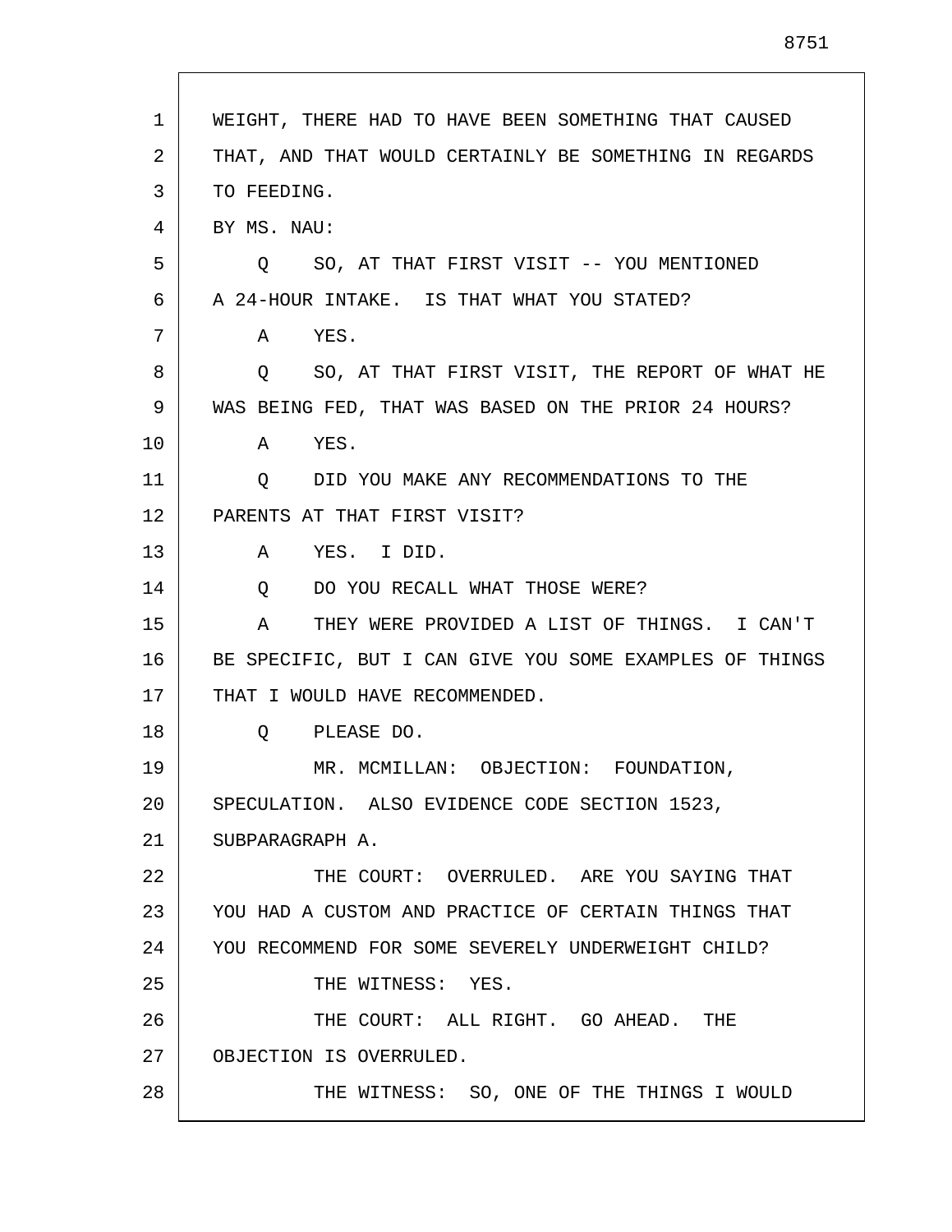WEIGHT, THERE HAD TO HAVE BEEN SOMETHING THAT CAUSED THAT, AND THAT WOULD CERTAINLY BE SOMETHING IN REGARDS TO FEEDING.

BY MS. NAU:

Q SO, AT THAT FIRST VISIT -- YOU MENTIONED A 24-HOUR INTAKE. IS THAT WHAT YOU STATED?

A YES.

Q SO, AT THAT FIRST VISIT, THE REPORT OF WHAT HE WAS BEING FED, THAT WAS BASED ON THE PRIOR 24 HOURS?

A YES.

Q DID YOU MAKE ANY RECOMMENDATIONS TO THE PARENTS AT THAT FIRST VISIT?

A YES. I DID.

Q DO YOU RECALL WHAT THOSE WERE?

A THEY WERE PROVIDED A LIST OF THINGS. I CAN'T BE SPECIFIC, BUT I CAN GIVE YOU SOME EXAMPLES OF THINGS THAT I WOULD HAVE RECOMMENDED.

Q PLEASE DO.

MR. MCMILLAN: OBJECTION: FOUNDATION, SPECULATION. ALSO EVIDENCE CODE SECTION 1523, SUBPARAGRAPH A.

THE COURT: OVERRULED. ARE YOU SAYING THAT YOU HAD A CUSTOM AND PRACTICE OF CERTAIN THINGS THAT YOU RECOMMEND FOR SOME SEVERELY UNDERWEIGHT CHILD?

THE WITNESS: YES.

THE COURT: ALL RIGHT. GO AHEAD. THE OBJECTION IS OVERRULED.

THE WITNESS: SO, ONE OF THE THINGS I WOULD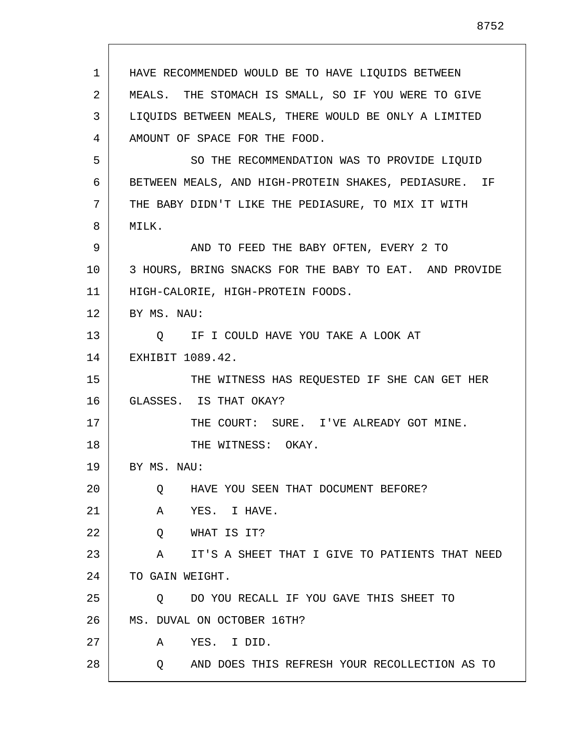HAVE RECOMMENDED WOULD BE TO HAVE LIQUIDS BETWEEN MEALS. THE STOMACH IS SMALL, SO IF YOU WERE TO GIVE LIQUIDS BETWEEN MEALS, THERE WOULD BE ONLY A LIMITED AMOUNT OF SPACE FOR THE FOOD.

SO THE RECOMMENDATION WAS TO PROVIDE LIQUID BETWEEN MEALS, AND HIGH-PROTEIN SHAKES, PEDIASURE. IF THE BABY DIDN'T LIKE THE PEDIASURE, TO MIX IT WITH MILK.

AND TO FEED THE BABY OFTEN, EVERY 2 TO 3 HOURS, BRING SNACKS FOR THE BABY TO EAT. AND PROVIDE HIGH-CALORIE, HIGH-PROTEIN FOODS.

BY MS. NAU:

Q IF I COULD HAVE YOU TAKE A LOOK AT EXHIBIT 1089.42.

THE WITNESS HAS REQUESTED IF SHE CAN GET HER GLASSES. IS THAT OKAY?

THE COURT: SURE. I'VE ALREADY GOT MINE.

THE WITNESS: OKAY.

BY MS. NAU:

Q HAVE YOU SEEN THAT DOCUMENT BEFORE?

A YES. I HAVE.

Q WHAT IS IT?

A IT'S A SHEET THAT I GIVE TO PATIENTS THAT NEED TO GAIN WEIGHT.

Q DO YOU RECALL IF YOU GAVE THIS SHEET TO MS. DUVAL ON OCTOBER 16TH?

A YES. I DID.

Q AND DOES THIS REFRESH YOUR RECOLLECTION AS TO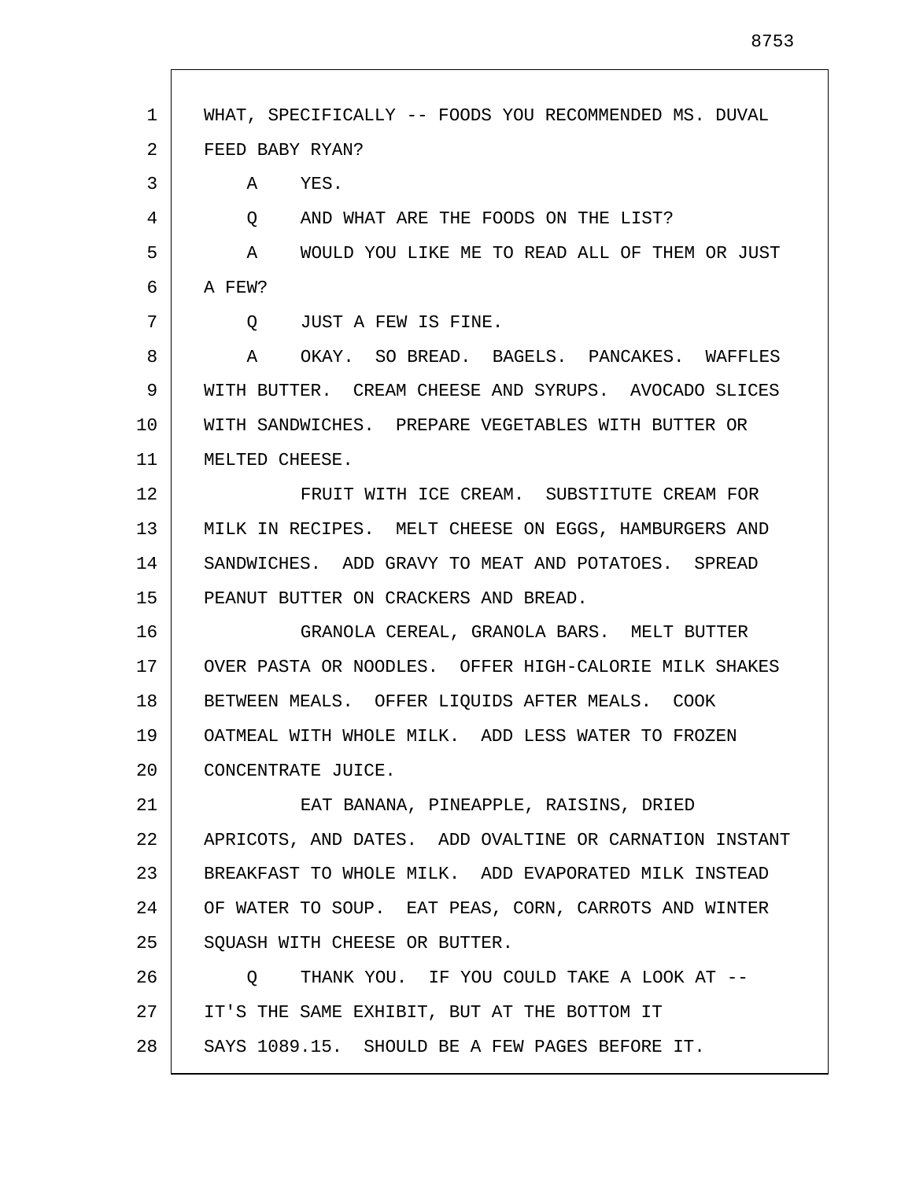WHAT, SPECIFICALLY -- FOODS YOU RECOMMENDED MS. DUVAL FEED BABY RYAN?

A YES.

Q AND WHAT ARE THE FOODS ON THE LIST?

A WOULD YOU LIKE ME TO READ ALL OF THEM OR JUST A FEW?

Q JUST A FEW IS FINE.

A OKAY. SO BREAD. BAGELS. PANCAKES. WAFFLES WITH BUTTER. CREAM CHEESE AND SYRUPS. AVOCADO SLICES WITH SANDWICHES. PREPARE VEGETABLES WITH BUTTER OR MELTED CHEESE.

FRUIT WITH ICE CREAM. SUBSTITUTE CREAM FOR MILK IN RECIPES. MELT CHEESE ON EGGS, HAMBURGERS AND SANDWICHES. ADD GRAVY TO MEAT AND POTATOES. SPREAD PEANUT BUTTER ON CRACKERS AND BREAD.

GRANOLA CEREAL, GRANOLA BARS. MELT BUTTER OVER PASTA OR NOODLES. OFFER HIGH-CALORIE MILK SHAKES BETWEEN MEALS. OFFER LIQUIDS AFTER MEALS. COOK OATMEAL WITH WHOLE MILK. ADD LESS WATER TO FROZEN CONCENTRATE JUICE.

EAT BANANA, PINEAPPLE, RAISINS, DRIED APRICOTS, AND DATES. ADD OVALTINE OR CARNATION INSTANT BREAKFAST TO WHOLE MILK. ADD EVAPORATED MILK INSTEAD OF WATER TO SOUP. EAT PEAS, CORN, CARROTS AND WINTER SQUASH WITH CHEESE OR BUTTER.

Q THANK YOU. IF YOU COULD TAKE A LOOK AT -- IT'S THE SAME EXHIBIT, BUT AT THE BOTTOM IT SAYS 1089.15. SHOULD BE A FEW PAGES BEFORE IT.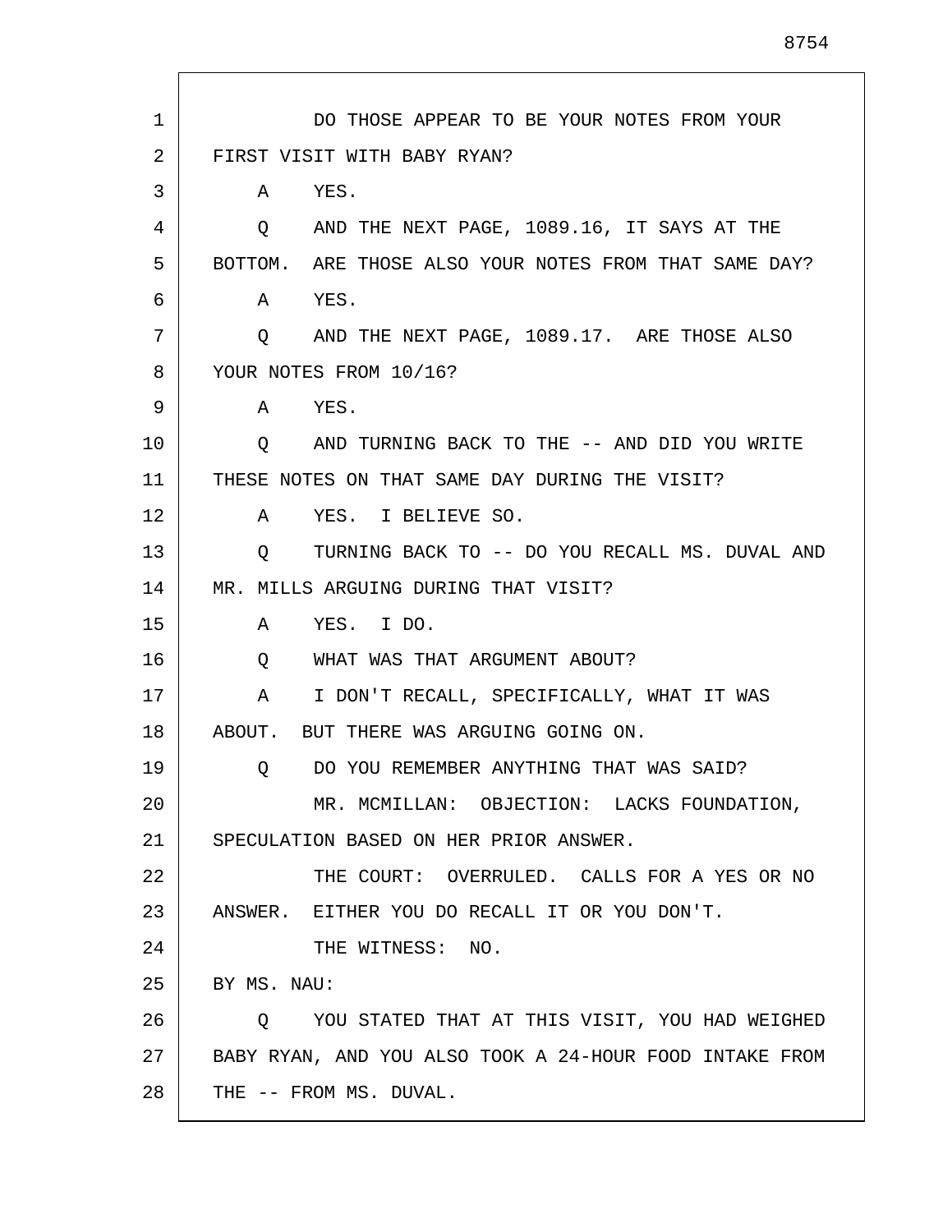DO THOSE APPEAR TO BE YOUR NOTES FROM YOUR FIRST VISIT WITH BABY RYAN?

A YES.

Q AND THE NEXT PAGE, 1089.16, IT SAYS AT THE BOTTOM. ARE THOSE ALSO YOUR NOTES FROM THAT SAME DAY?

A YES.

Q AND THE NEXT PAGE, 1089.17. ARE THOSE ALSO YOUR NOTES FROM 10/16?

A YES.

Q AND TURNING BACK TO THE -- AND DID YOU WRITE THESE NOTES ON THAT SAME DAY DURING THE VISIT?

A YES. I BELIEVE SO.

Q TURNING BACK TO -- DO YOU RECALL MS. DUVAL AND MR. MILLS ARGUING DURING THAT VISIT?

A YES. I DO.

Q WHAT WAS THAT ARGUMENT ABOUT?

A I DON'T RECALL, SPECIFICALLY, WHAT IT WAS ABOUT. BUT THERE WAS ARGUING GOING ON.

Q DO YOU REMEMBER ANYTHING THAT WAS SAID?

MR. MCMILLAN: OBJECTION: LACKS FOUNDATION, SPECULATION BASED ON HER PRIOR ANSWER.

THE COURT: OVERRULED. CALLS FOR A YES OR NO ANSWER. EITHER YOU DO RECALL IT OR YOU DON'T.

THE WITNESS: NO.

BY MS. NAU:

Q YOU STATED THAT AT THIS VISIT, YOU HAD WEIGHED BABY RYAN, AND YOU ALSO TOOK A 24-HOUR FOOD INTAKE FROM THE -- FROM MS. DUVAL.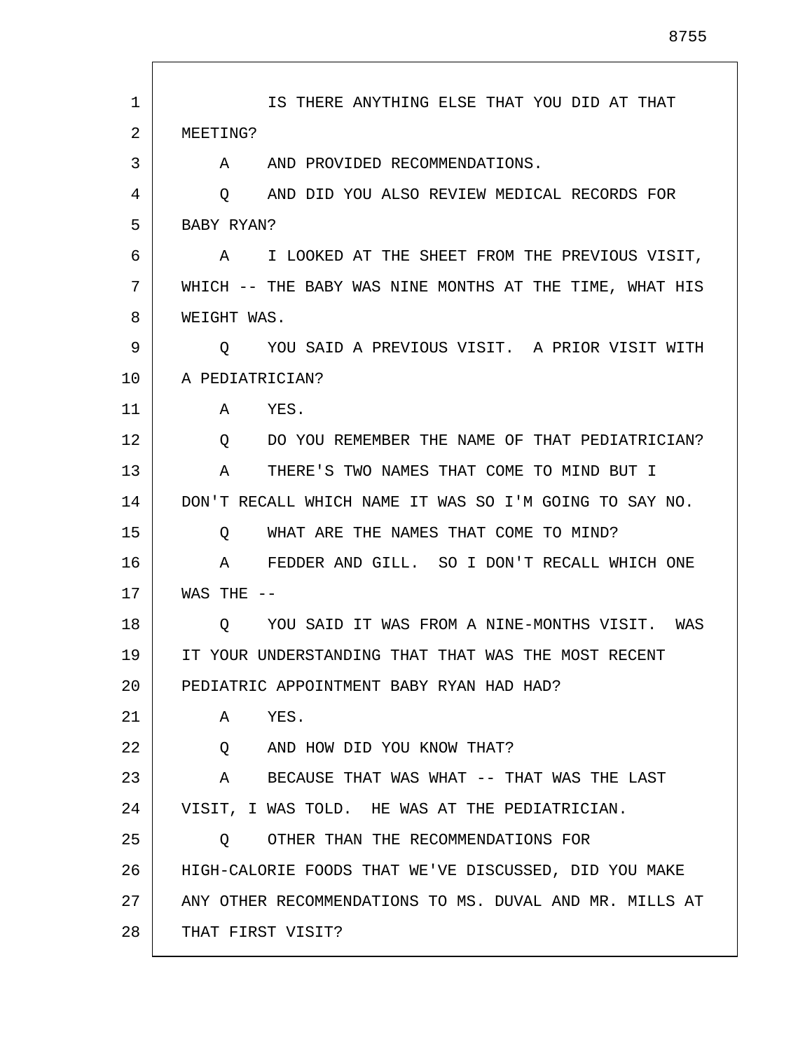IS THERE ANYTHING ELSE THAT YOU DID AT THAT MEETING?

A AND PROVIDED RECOMMENDATIONS.

Q AND DID YOU ALSO REVIEW MEDICAL RECORDS FOR BABY RYAN?

A I LOOKED AT THE SHEET FROM THE PREVIOUS VISIT, WHICH -- THE BABY WAS NINE MONTHS AT THE TIME, WHAT HIS WEIGHT WAS.

Q YOU SAID A PREVIOUS VISIT. A PRIOR VISIT WITH A PEDIATRICIAN?

A YES.

Q DO YOU REMEMBER THE NAME OF THAT PEDIATRICIAN?

A THERE'S TWO NAMES THAT COME TO MIND BUT I DON'T RECALL WHICH NAME IT WAS SO I'M GOING TO SAY NO.

Q WHAT ARE THE NAMES THAT COME TO MIND?

A FEDDER AND GILL. SO I DON'T RECALL WHICH ONE WAS THE --

Q YOU SAID IT WAS FROM A NINE-MONTHS VISIT. WAS IT YOUR UNDERSTANDING THAT THAT WAS THE MOST RECENT PEDIATRIC APPOINTMENT BABY RYAN HAD HAD?

A YES.

Q AND HOW DID YOU KNOW THAT?

A BECAUSE THAT WAS WHAT -- THAT WAS THE LAST VISIT, I WAS TOLD. HE WAS AT THE PEDIATRICIAN.

Q OTHER THAN THE RECOMMENDATIONS FOR HIGH-CALORIE FOODS THAT WE'VE DISCUSSED, DID YOU MAKE ANY OTHER RECOMMENDATIONS TO MS. DUVAL AND MR. MILLS AT THAT FIRST VISIT?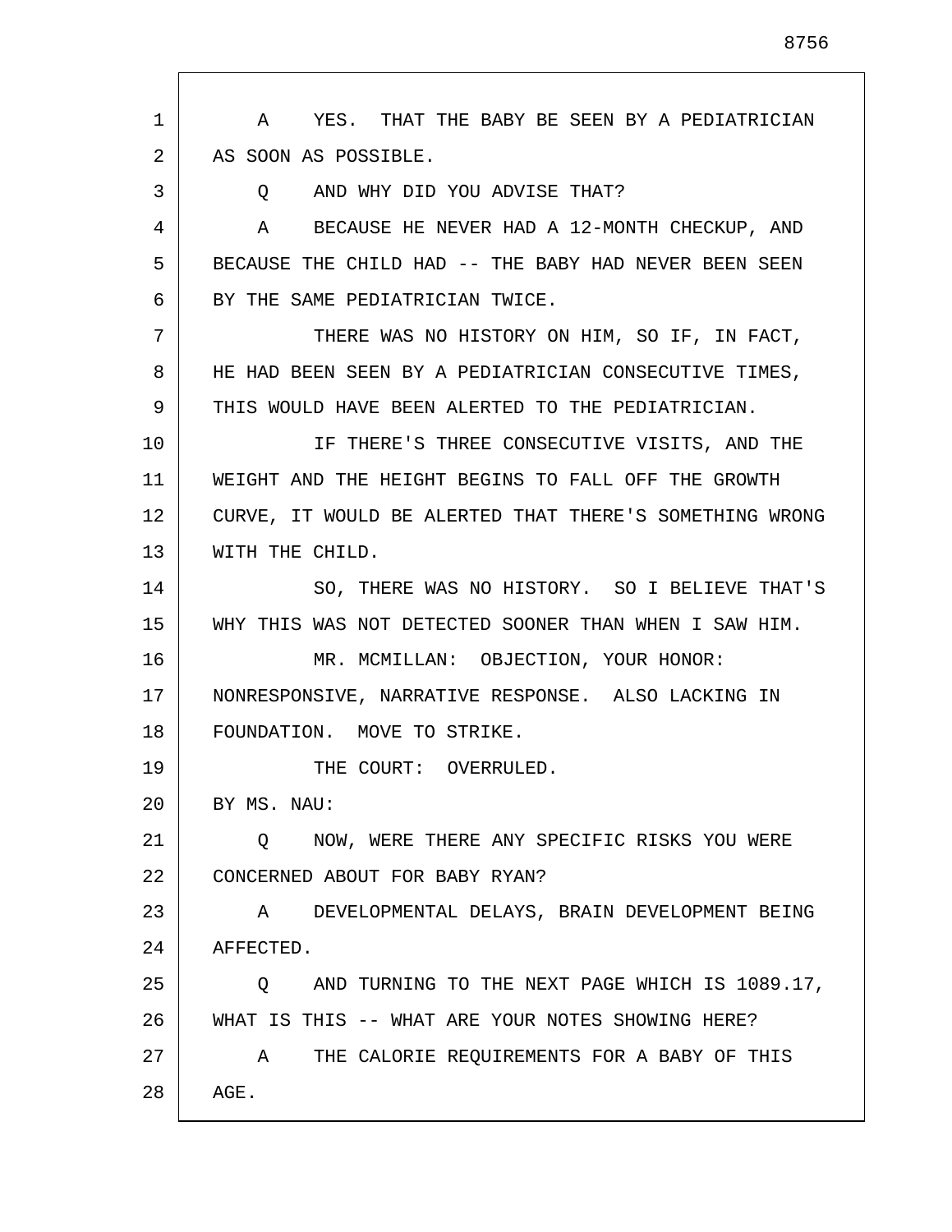A YES. THAT THE BABY BE SEEN BY A PEDIATRICIAN AS SOON AS POSSIBLE.

Q AND WHY DID YOU ADVISE THAT?

A BECAUSE HE NEVER HAD A 12-MONTH CHECKUP, AND BECAUSE THE CHILD HAD -- THE BABY HAD NEVER BEEN SEEN BY THE SAME PEDIATRICIAN TWICE.

THERE WAS NO HISTORY ON HIM, SO IF, IN FACT, HE HAD BEEN SEEN BY A PEDIATRICIAN CONSECUTIVE TIMES, THIS WOULD HAVE BEEN ALERTED TO THE PEDIATRICIAN.

IF THERE'S THREE CONSECUTIVE VISITS, AND THE WEIGHT AND THE HEIGHT BEGINS TO FALL OFF THE GROWTH CURVE, IT WOULD BE ALERTED THAT THERE'S SOMETHING WRONG WITH THE CHILD.

SO, THERE WAS NO HISTORY. SO I BELIEVE THAT'S WHY THIS WAS NOT DETECTED SOONER THAN WHEN I SAW HIM.

MR. MCMILLAN: OBJECTION, YOUR HONOR: NONRESPONSIVE, NARRATIVE RESPONSE. ALSO LACKING IN FOUNDATION. MOVE TO STRIKE.

THE COURT: OVERRULED.

BY MS. NAU:

Q NOW, WERE THERE ANY SPECIFIC RISKS YOU WERE CONCERNED ABOUT FOR BABY RYAN?

A DEVELOPMENTAL DELAYS, BRAIN DEVELOPMENT BEING AFFECTED.

Q AND TURNING TO THE NEXT PAGE WHICH IS 1089.17, WHAT IS THIS -- WHAT ARE YOUR NOTES SHOWING HERE?

A THE CALORIE REQUIREMENTS FOR A BABY OF THIS AGE.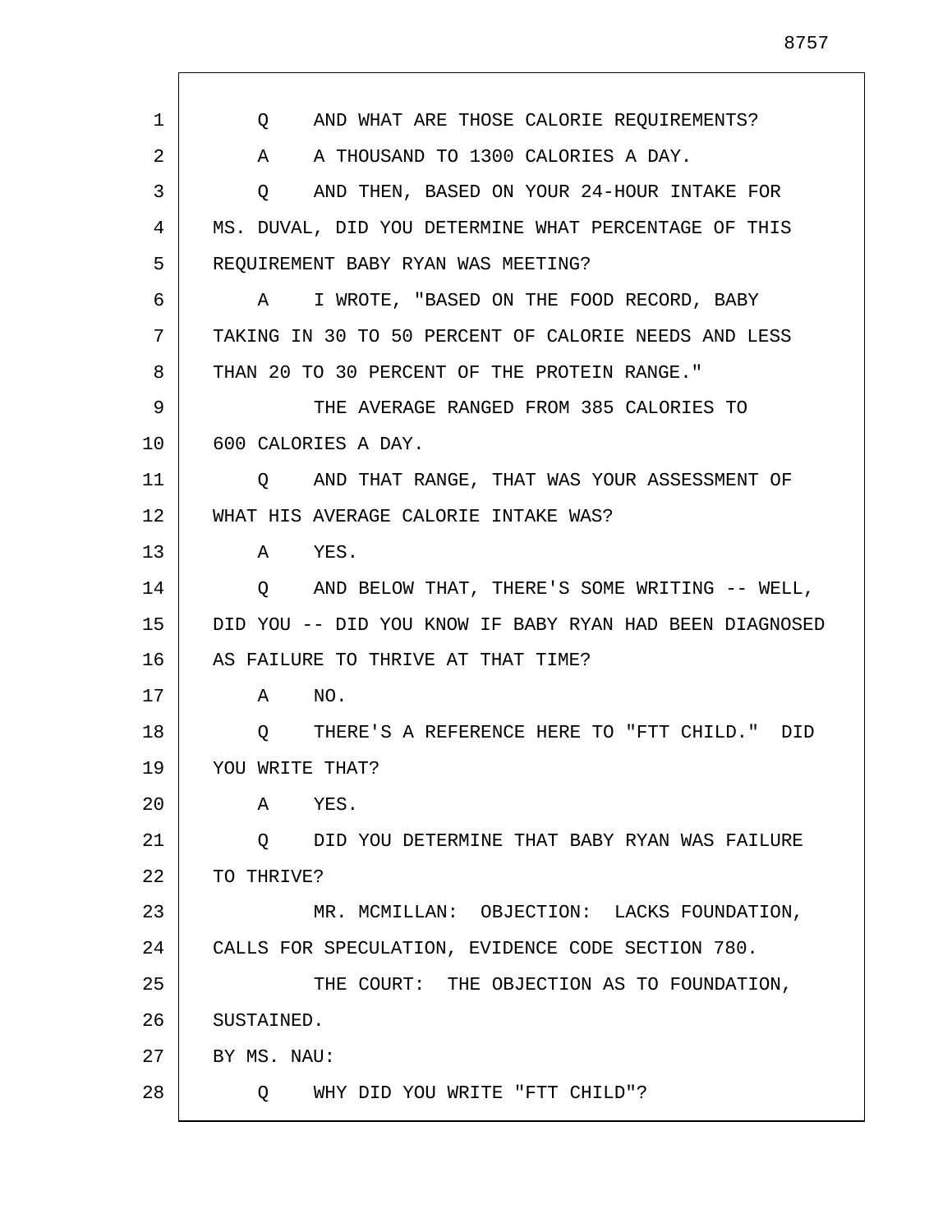Q AND WHAT ARE THOSE CALORIE REQUIREMENTS?

A A THOUSAND TO 1300 CALORIES A DAY.

Q AND THEN, BASED ON YOUR 24-HOUR INTAKE FOR MS. DUVAL, DID YOU DETERMINE WHAT PERCENTAGE OF THIS REQUIREMENT BABY RYAN WAS MEETING?

A I WROTE, "BASED ON THE FOOD RECORD, BABY TAKING IN 30 TO 50 PERCENT OF CALORIE NEEDS AND LESS THAN 20 TO 30 PERCENT OF THE PROTEIN RANGE."

THE AVERAGE RANGED FROM 385 CALORIES TO 600 CALORIES A DAY.

Q AND THAT RANGE, THAT WAS YOUR ASSESSMENT OF WHAT HIS AVERAGE CALORIE INTAKE WAS?

A YES.

Q AND BELOW THAT, THERE'S SOME WRITING -- WELL, DID YOU -- DID YOU KNOW IF BABY RYAN HAD BEEN DIAGNOSED AS FAILURE TO THRIVE AT THAT TIME?

A NO.

Q THERE'S A REFERENCE HERE TO "FTT CHILD." DID YOU WRITE THAT?

A YES.

Q DID YOU DETERMINE THAT BABY RYAN WAS FAILURE TO THRIVE?

MR. MCMILLAN: OBJECTION: LACKS FOUNDATION, CALLS FOR SPECULATION, EVIDENCE CODE SECTION 780.

THE COURT: THE OBJECTION AS TO FOUNDATION, SUSTAINED.

BY MS. NAU:

Q WHY DID YOU WRITE "FTT CHILD"?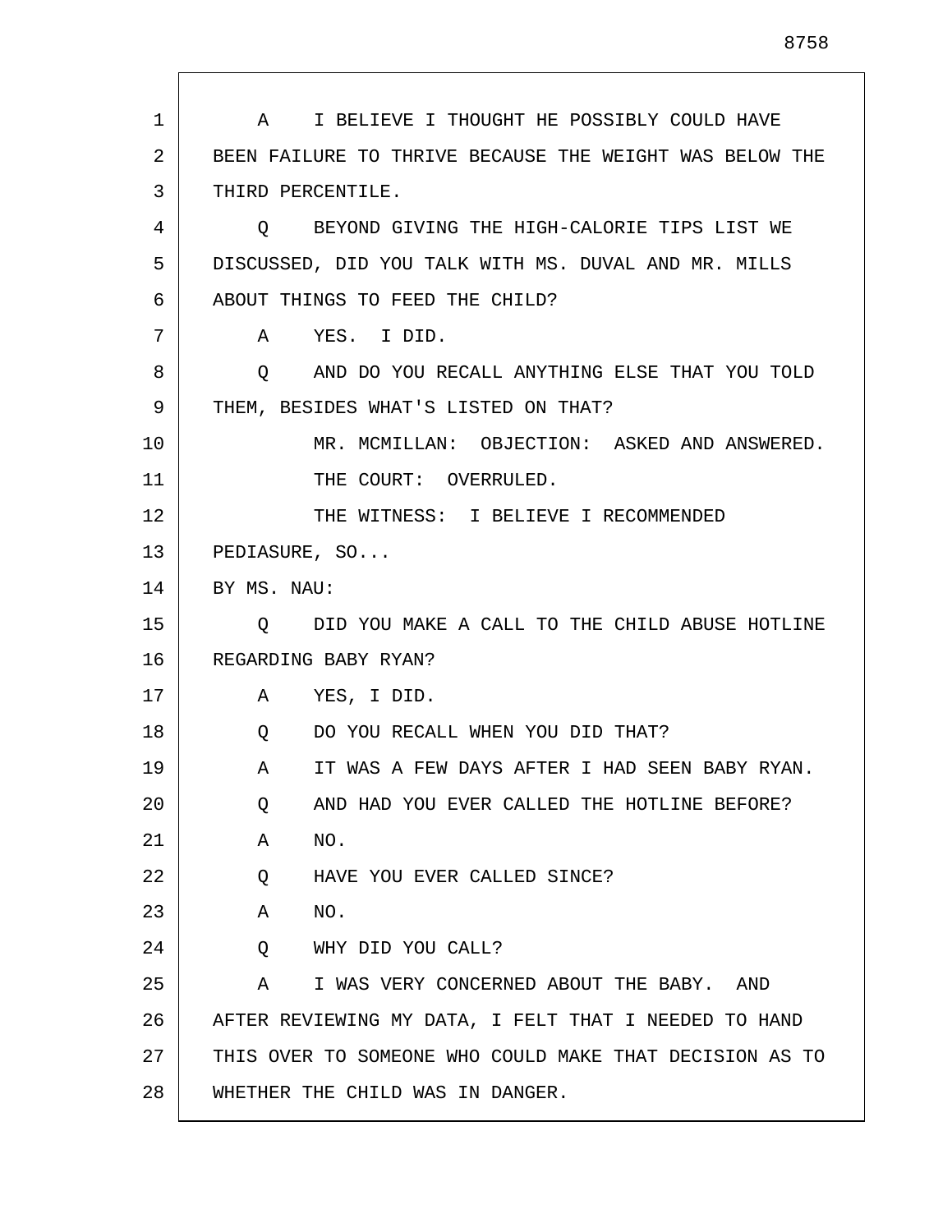A I BELIEVE I THOUGHT HE POSSIBLY COULD HAVE BEEN FAILURE TO THRIVE BECAUSE THE WEIGHT WAS BELOW THE THIRD PERCENTILE.

Q BEYOND GIVING THE HIGH-CALORIE TIPS LIST WE DISCUSSED, DID YOU TALK WITH MS. DUVAL AND MR. MILLS ABOUT THINGS TO FEED THE CHILD?

A YES. I DID.

Q AND DO YOU RECALL ANYTHING ELSE THAT YOU TOLD THEM, BESIDES WHAT'S LISTED ON THAT?

MR. MCMILLAN: OBJECTION: ASKED AND ANSWERED.

THE COURT: OVERRULED.

THE WITNESS: I BELIEVE I RECOMMENDED PEDIASURE, SO...

BY MS. NAU:

Q DID YOU MAKE A CALL TO THE CHILD ABUSE HOTLINE REGARDING BABY RYAN?

A YES, I DID.

Q DO YOU RECALL WHEN YOU DID THAT?

A IT WAS A FEW DAYS AFTER I HAD SEEN BABY RYAN.

Q AND HAD YOU EVER CALLED THE HOTLINE BEFORE?

A NO.

Q HAVE YOU EVER CALLED SINCE?

A NO.

Q WHY DID YOU CALL?

A I WAS VERY CONCERNED ABOUT THE BABY. AND AFTER REVIEWING MY DATA, I FELT THAT I NEEDED TO HAND THIS OVER TO SOMEONE WHO COULD MAKE THAT DECISION AS TO WHETHER THE CHILD WAS IN DANGER.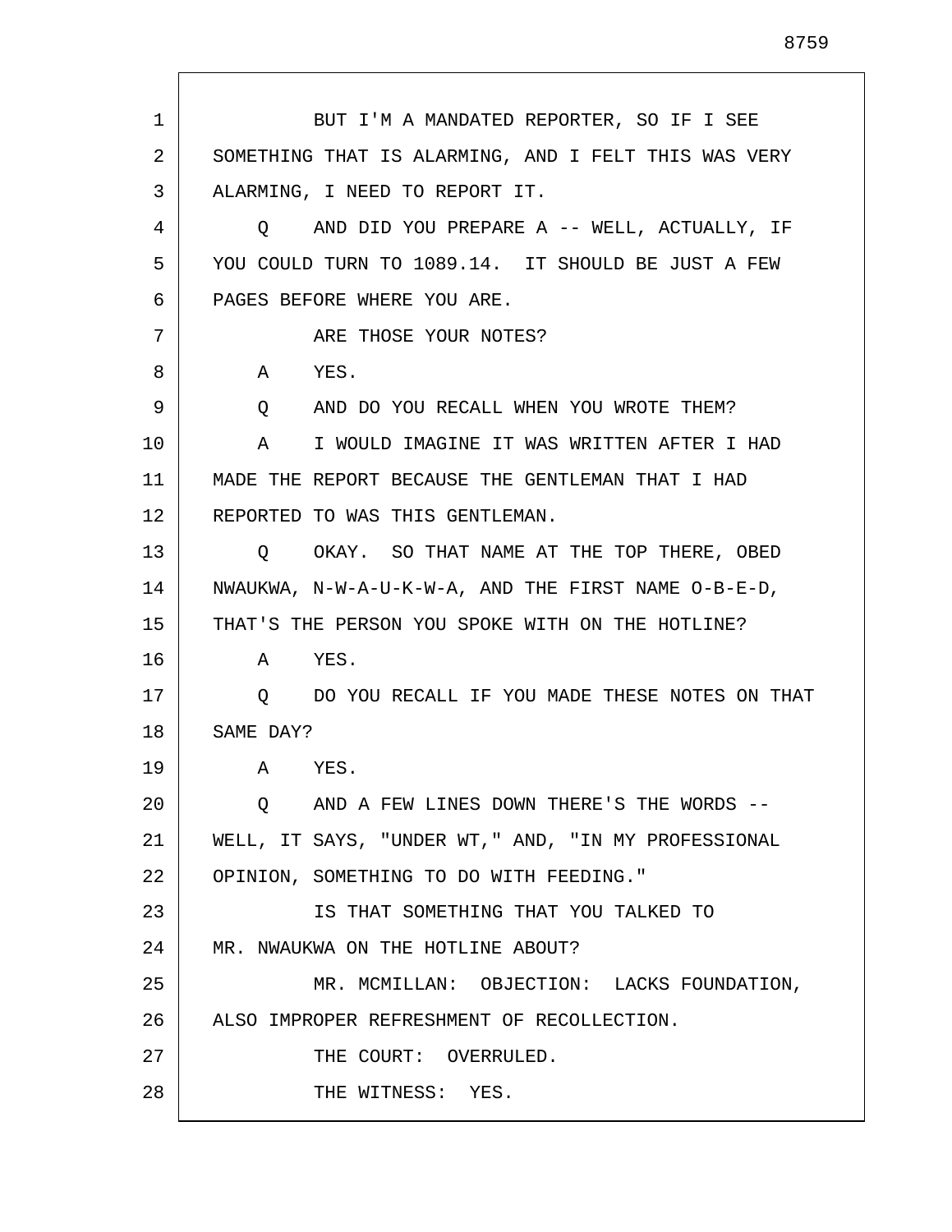BUT I'M A MANDATED REPORTER, SO IF I SEE SOMETHING THAT IS ALARMING, AND I FELT THIS WAS VERY ALARMING, I NEED TO REPORT IT.

Q AND DID YOU PREPARE A -- WELL, ACTUALLY, IF YOU COULD TURN TO 1089.14. IT SHOULD BE JUST A FEW PAGES BEFORE WHERE YOU ARE.

ARE THOSE YOUR NOTES?

A YES.

Q AND DO YOU RECALL WHEN YOU WROTE THEM?

A I WOULD IMAGINE IT WAS WRITTEN AFTER I HAD MADE THE REPORT BECAUSE THE GENTLEMAN THAT I HAD REPORTED TO WAS THIS GENTLEMAN.

Q OKAY. SO THAT NAME AT THE TOP THERE, OBED NWAUKWA, N-W-A-U-K-W-A, AND THE FIRST NAME O-B-E-D, THAT'S THE PERSON YOU SPOKE WITH ON THE HOTLINE?

A YES.

Q DO YOU RECALL IF YOU MADE THESE NOTES ON THAT SAME DAY?

A YES.

Q AND A FEW LINES DOWN THERE'S THE WORDS -- WELL, IT SAYS, "UNDER WT," AND, "IN MY PROFESSIONAL OPINION, SOMETHING TO DO WITH FEEDING."

IS THAT SOMETHING THAT YOU TALKED TO MR. NWAUKWA ON THE HOTLINE ABOUT?

MR. MCMILLAN: OBJECTION: LACKS FOUNDATION, ALSO IMPROPER REFRESHMENT OF RECOLLECTION.

THE COURT: OVERRULED.

THE WITNESS: YES.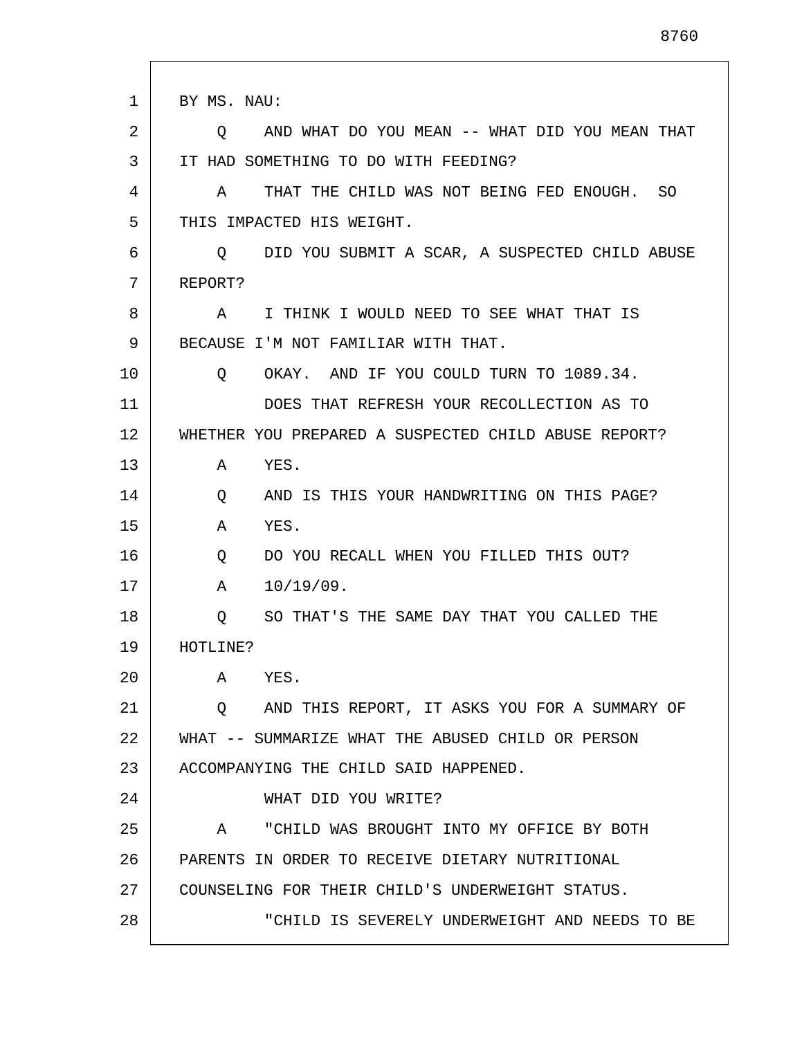BY MS. NAU:

Q AND WHAT DO YOU MEAN -- WHAT DID YOU MEAN THAT IT HAD SOMETHING TO DO WITH FEEDING?

A THAT THE CHILD WAS NOT BEING FED ENOUGH. SO THIS IMPACTED HIS WEIGHT.

Q DID YOU SUBMIT A SCAR, A SUSPECTED CHILD ABUSE REPORT?

A I THINK I WOULD NEED TO SEE WHAT THAT IS BECAUSE I'M NOT FAMILIAR WITH THAT.

Q OKAY. AND IF YOU COULD TURN TO 1089.34.

DOES THAT REFRESH YOUR RECOLLECTION AS TO WHETHER YOU PREPARED A SUSPECTED CHILD ABUSE REPORT?

A YES.

Q AND IS THIS YOUR HANDWRITING ON THIS PAGE?

A YES.

Q DO YOU RECALL WHEN YOU FILLED THIS OUT?

A 10/19/09.

Q SO THAT'S THE SAME DAY THAT YOU CALLED THE HOTLINE?

A YES.

Q AND THIS REPORT, IT ASKS YOU FOR A SUMMARY OF WHAT -- SUMMARIZE WHAT THE ABUSED CHILD OR PERSON ACCOMPANYING THE CHILD SAID HAPPENED.

WHAT DID YOU WRITE?

A "CHILD WAS BROUGHT INTO MY OFFICE BY BOTH PARENTS IN ORDER TO RECEIVE DIETARY NUTRITIONAL COUNSELING FOR THEIR CHILD'S UNDERWEIGHT STATUS.

"CHILD IS SEVERELY UNDERWEIGHT AND NEEDS TO BE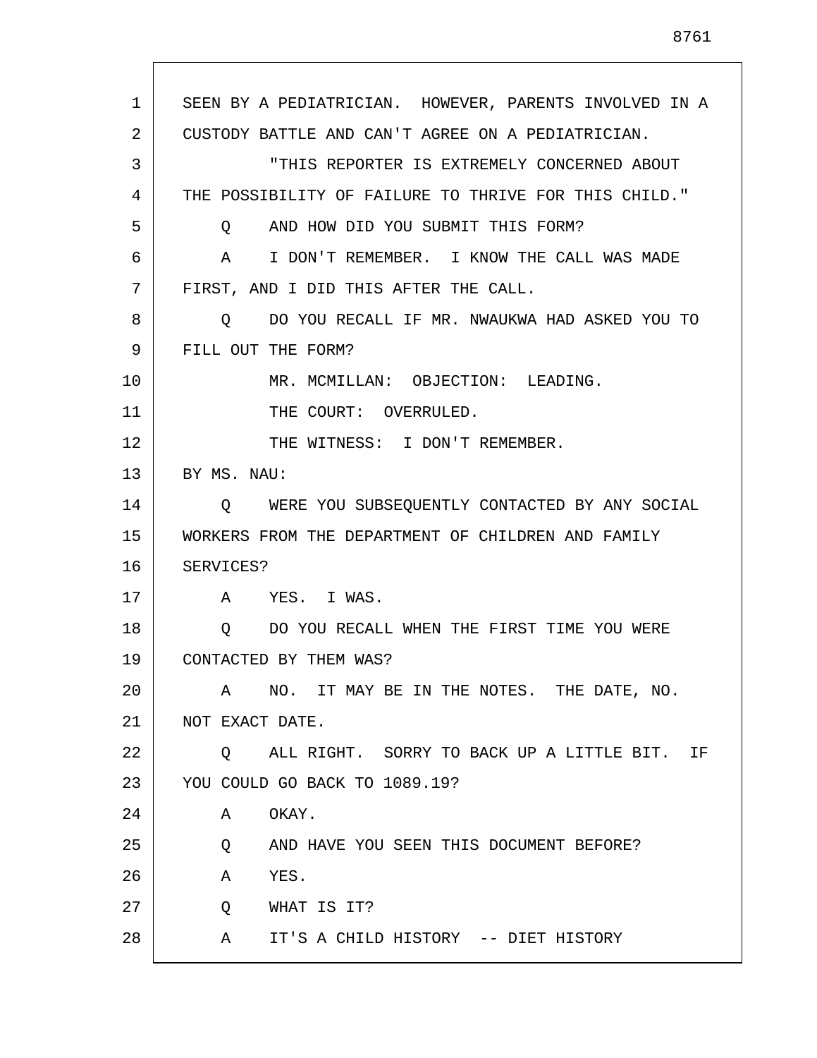SEEN BY A PEDIATRICIAN. HOWEVER, PARENTS INVOLVED IN A CUSTODY BATTLE AND CAN'T AGREE ON A PEDIATRICIAN.

"THIS REPORTER IS EXTREMELY CONCERNED ABOUT THE POSSIBILITY OF FAILURE TO THRIVE FOR THIS CHILD."

Q AND HOW DID YOU SUBMIT THIS FORM?

A I DON'T REMEMBER. I KNOW THE CALL WAS MADE FIRST, AND I DID THIS AFTER THE CALL.

Q DO YOU RECALL IF MR. NWAUKWA HAD ASKED YOU TO FILL OUT THE FORM?

MR. MCMILLAN: OBJECTION: LEADING.

THE COURT: OVERRULED.

THE WITNESS: I DON'T REMEMBER.

BY MS. NAU:

Q WERE YOU SUBSEQUENTLY CONTACTED BY ANY SOCIAL WORKERS FROM THE DEPARTMENT OF CHILDREN AND FAMILY SERVICES?

A YES. I WAS.

Q DO YOU RECALL WHEN THE FIRST TIME YOU WERE CONTACTED BY THEM WAS?

A NO. IT MAY BE IN THE NOTES. THE DATE, NO. NOT EXACT DATE.

Q ALL RIGHT. SORRY TO BACK UP A LITTLE BIT. IF YOU COULD GO BACK TO 1089.19?

A OKAY.

Q AND HAVE YOU SEEN THIS DOCUMENT BEFORE?

A YES.

Q WHAT IS IT?

A IT'S A CHILD HISTORY -- DIET HISTORY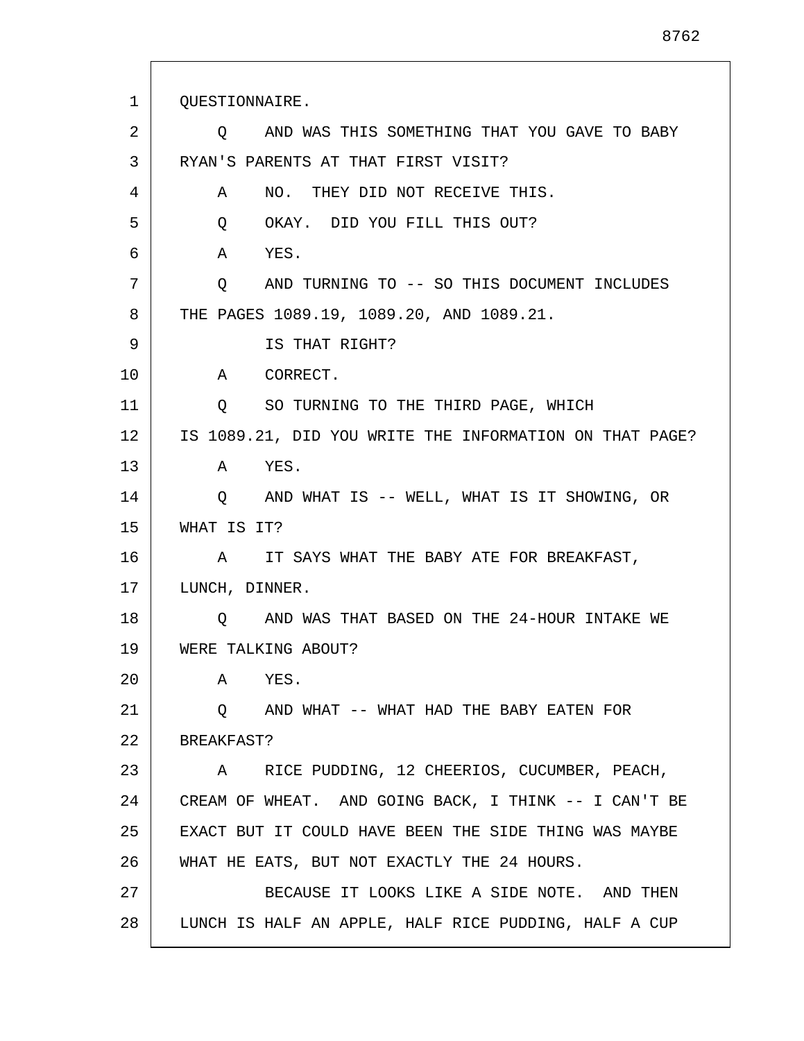QUESTIONNAIRE.

Q AND WAS THIS SOMETHING THAT YOU GAVE TO BABY RYAN'S PARENTS AT THAT FIRST VISIT?

A NO. THEY DID NOT RECEIVE THIS.

Q OKAY. DID YOU FILL THIS OUT?

A YES.

Q AND TURNING TO -- SO THIS DOCUMENT INCLUDES THE PAGES 1089.19, 1089.20, AND 1089.21.

IS THAT RIGHT?

A CORRECT.

Q SO TURNING TO THE THIRD PAGE, WHICH IS 1089.21, DID YOU WRITE THE INFORMATION ON THAT PAGE?

A YES.

Q AND WHAT IS -- WELL, WHAT IS IT SHOWING, OR WHAT IS IT?

A IT SAYS WHAT THE BABY ATE FOR BREAKFAST, LUNCH, DINNER.

Q AND WAS THAT BASED ON THE 24-HOUR INTAKE WE WERE TALKING ABOUT?

A YES.

Q AND WHAT -- WHAT HAD THE BABY EATEN FOR BREAKFAST?

A RICE PUDDING, 12 CHEERIOS, CUCUMBER, PEACH, CREAM OF WHEAT. AND GOING BACK, I THINK -- I CAN'T BE EXACT BUT IT COULD HAVE BEEN THE SIDE THING WAS MAYBE WHAT HE EATS, BUT NOT EXACTLY THE 24 HOURS.

BECAUSE IT LOOKS LIKE A SIDE NOTE. AND THEN LUNCH IS HALF AN APPLE, HALF RICE PUDDING, HALF A CUP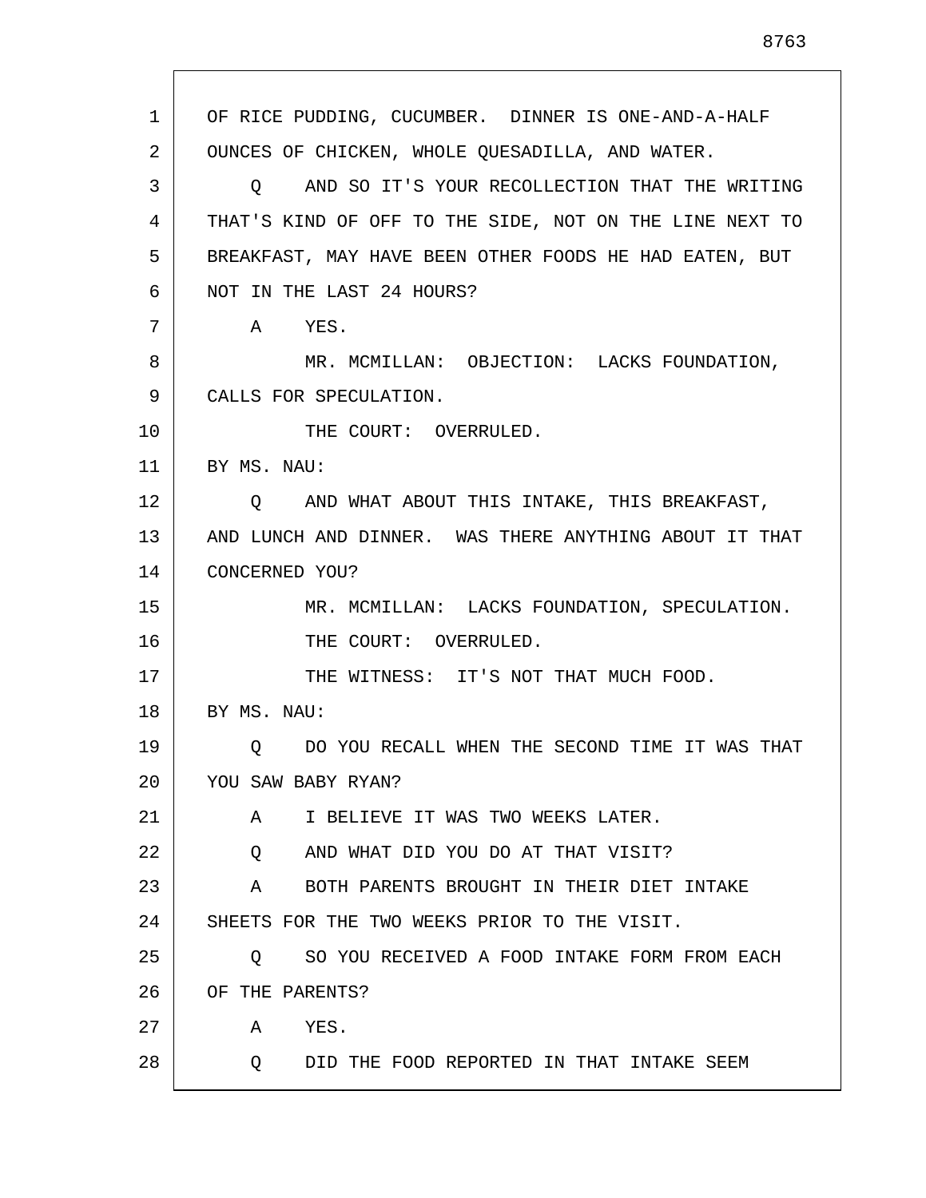OF RICE PUDDING, CUCUMBER. DINNER IS ONE-AND-A-HALF OUNCES OF CHICKEN, WHOLE QUESADILLA, AND WATER.

Q AND SO IT'S YOUR RECOLLECTION THAT THE WRITING THAT'S KIND OF OFF TO THE SIDE, NOT ON THE LINE NEXT TO BREAKFAST, MAY HAVE BEEN OTHER FOODS HE HAD EATEN, BUT NOT IN THE LAST 24 HOURS?

A YES.

MR. MCMILLAN: OBJECTION: LACKS FOUNDATION, CALLS FOR SPECULATION.

THE COURT: OVERRULED.

BY MS. NAU:

Q AND WHAT ABOUT THIS INTAKE, THIS BREAKFAST, AND LUNCH AND DINNER. WAS THERE ANYTHING ABOUT IT THAT CONCERNED YOU?

MR. MCMILLAN: LACKS FOUNDATION, SPECULATION.

THE COURT: OVERRULED.

THE WITNESS: IT'S NOT THAT MUCH FOOD.

BY MS. NAU:

Q DO YOU RECALL WHEN THE SECOND TIME IT WAS THAT YOU SAW BABY RYAN?

A I BELIEVE IT WAS TWO WEEKS LATER.

Q AND WHAT DID YOU DO AT THAT VISIT?

A BOTH PARENTS BROUGHT IN THEIR DIET INTAKE SHEETS FOR THE TWO WEEKS PRIOR TO THE VISIT.

Q SO YOU RECEIVED A FOOD INTAKE FORM FROM EACH OF THE PARENTS?

A YES.

Q DID THE FOOD REPORTED IN THAT INTAKE SEEM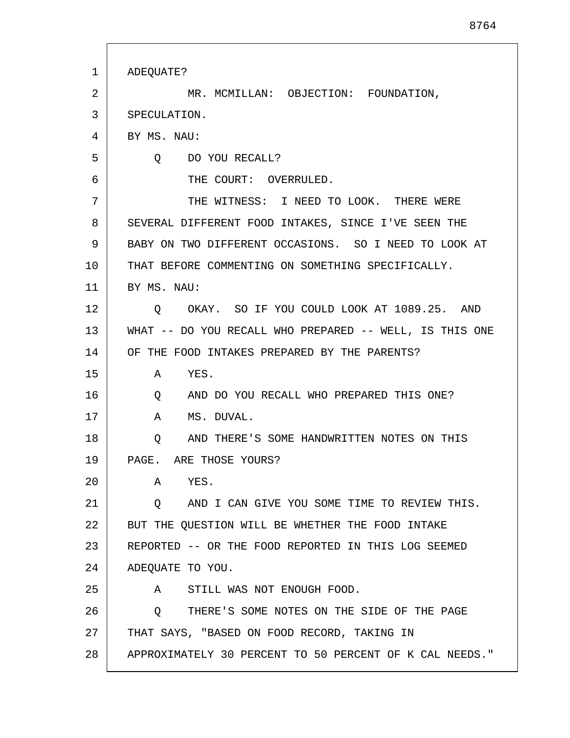ADEQUATE?

MR. MCMILLAN: OBJECTION: FOUNDATION, SPECULATION.

BY MS. NAU:

Q DO YOU RECALL?

THE COURT: OVERRULED.

THE WITNESS: I NEED TO LOOK. THERE WERE SEVERAL DIFFERENT FOOD INTAKES, SINCE I'VE SEEN THE BABY ON TWO DIFFERENT OCCASIONS. SO I NEED TO LOOK AT THAT BEFORE COMMENTING ON SOMETHING SPECIFICALLY.

BY MS. NAU:

Q OKAY. SO IF YOU COULD LOOK AT 1089.25. AND WHAT -- DO YOU RECALL WHO PREPARED -- WELL, IS THIS ONE OF THE FOOD INTAKES PREPARED BY THE PARENTS?

A YES.

Q AND DO YOU RECALL WHO PREPARED THIS ONE?

A MS. DUVAL.

Q AND THERE'S SOME HANDWRITTEN NOTES ON THIS PAGE. ARE THOSE YOURS?

A YES.

Q AND I CAN GIVE YOU SOME TIME TO REVIEW THIS. BUT THE QUESTION WILL BE WHETHER THE FOOD INTAKE REPORTED -- OR THE FOOD REPORTED IN THIS LOG SEEMED ADEQUATE TO YOU.

A STILL WAS NOT ENOUGH FOOD.

Q THERE'S SOME NOTES ON THE SIDE OF THE PAGE THAT SAYS, "BASED ON FOOD RECORD, TAKING IN APPROXIMATELY 30 PERCENT TO 50 PERCENT OF K CAL NEEDS."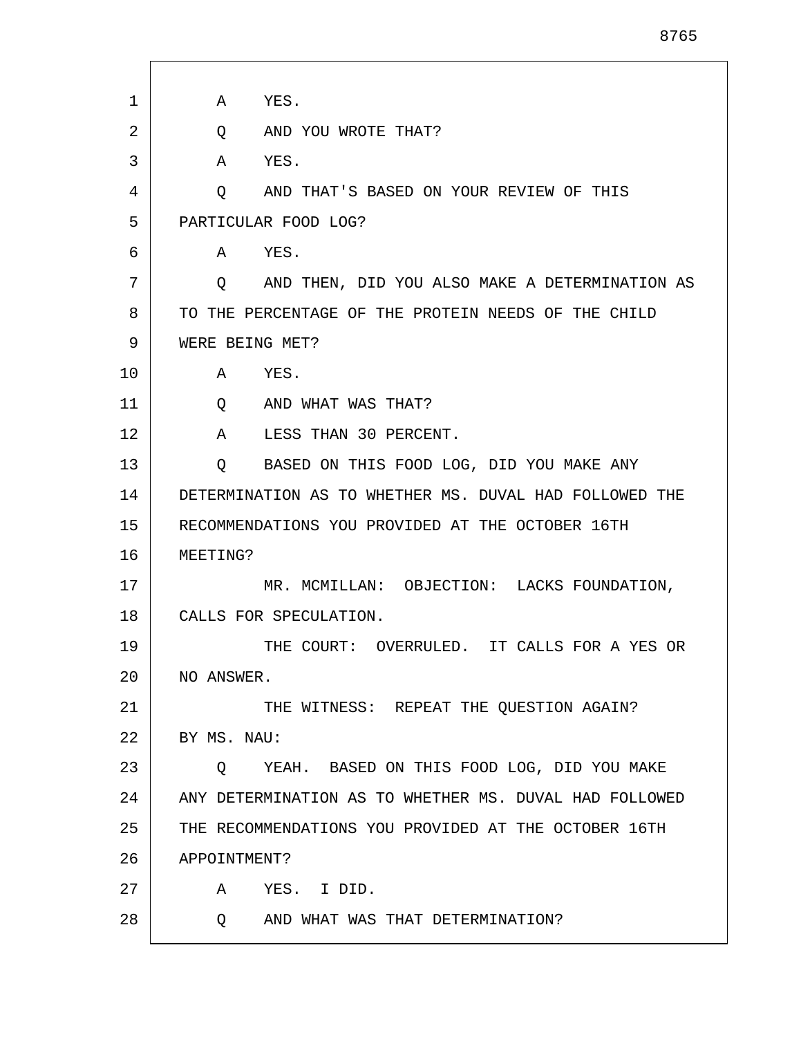A YES.

Q AND YOU WROTE THAT?

A YES.

Q AND THAT'S BASED ON YOUR REVIEW OF THIS PARTICULAR FOOD LOG?

A YES.

Q AND THEN, DID YOU ALSO MAKE A DETERMINATION AS TO THE PERCENTAGE OF THE PROTEIN NEEDS OF THE CHILD WERE BEING MET?

A YES.

Q AND WHAT WAS THAT?

A LESS THAN 30 PERCENT.

Q BASED ON THIS FOOD LOG, DID YOU MAKE ANY DETERMINATION AS TO WHETHER MS. DUVAL HAD FOLLOWED THE RECOMMENDATIONS YOU PROVIDED AT THE OCTOBER 16TH MEETING?

MR. MCMILLAN: OBJECTION: LACKS FOUNDATION, CALLS FOR SPECULATION.

THE COURT: OVERRULED. IT CALLS FOR A YES OR NO ANSWER.

THE WITNESS: REPEAT THE QUESTION AGAIN?

BY MS. NAU:

Q YEAH. BASED ON THIS FOOD LOG, DID YOU MAKE ANY DETERMINATION AS TO WHETHER MS. DUVAL HAD FOLLOWED THE RECOMMENDATIONS YOU PROVIDED AT THE OCTOBER 16TH APPOINTMENT?

A YES. I DID.

Q AND WHAT WAS THAT DETERMINATION?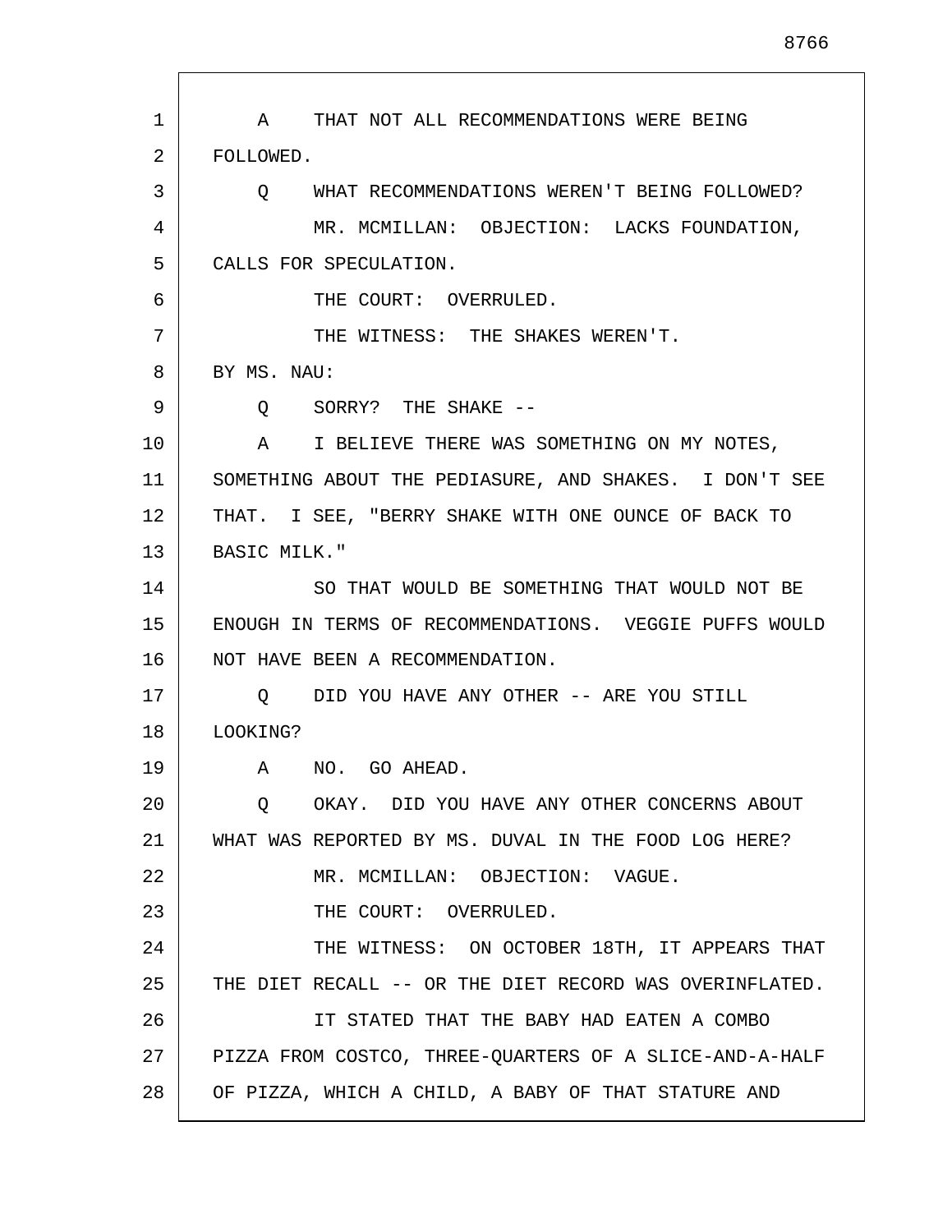A    THAT NOT ALL RECOMMENDATIONS WERE BEING FOLLOWED.

Q    WHAT RECOMMENDATIONS WEREN'T BEING FOLLOWED?

MR. MCMILLAN:  OBJECTION:  LACKS FOUNDATION, CALLS FOR SPECULATION.

THE COURT:  OVERRULED.

THE WITNESS:  THE SHAKES WEREN'T.

BY MS. NAU:

Q    SORRY?  THE SHAKE --

A    I BELIEVE THERE WAS SOMETHING ON MY NOTES, SOMETHING ABOUT THE PEDIASURE, AND SHAKES.  I DON'T SEE THAT.  I SEE, "BERRY SHAKE WITH ONE OUNCE OF BACK TO BASIC MILK."

SO THAT WOULD BE SOMETHING THAT WOULD NOT BE ENOUGH IN TERMS OF RECOMMENDATIONS.  VEGGIE PUFFS WOULD NOT HAVE BEEN A RECOMMENDATION.

Q    DID YOU HAVE ANY OTHER -- ARE YOU STILL LOOKING?

A    NO.  GO AHEAD.

Q    OKAY.  DID YOU HAVE ANY OTHER CONCERNS ABOUT WHAT WAS REPORTED BY MS. DUVAL IN THE FOOD LOG HERE?

MR. MCMILLAN:  OBJECTION:  VAGUE.

THE COURT:  OVERRULED.

THE WITNESS:  ON OCTOBER 18TH, IT APPEARS THAT THE DIET RECALL -- OR THE DIET RECORD WAS OVERINFLATED.

IT STATED THAT THE BABY HAD EATEN A COMBO PIZZA FROM COSTCO, THREE-QUARTERS OF A SLICE-AND-A-HALF OF PIZZA, WHICH A CHILD, A BABY OF THAT STATURE AND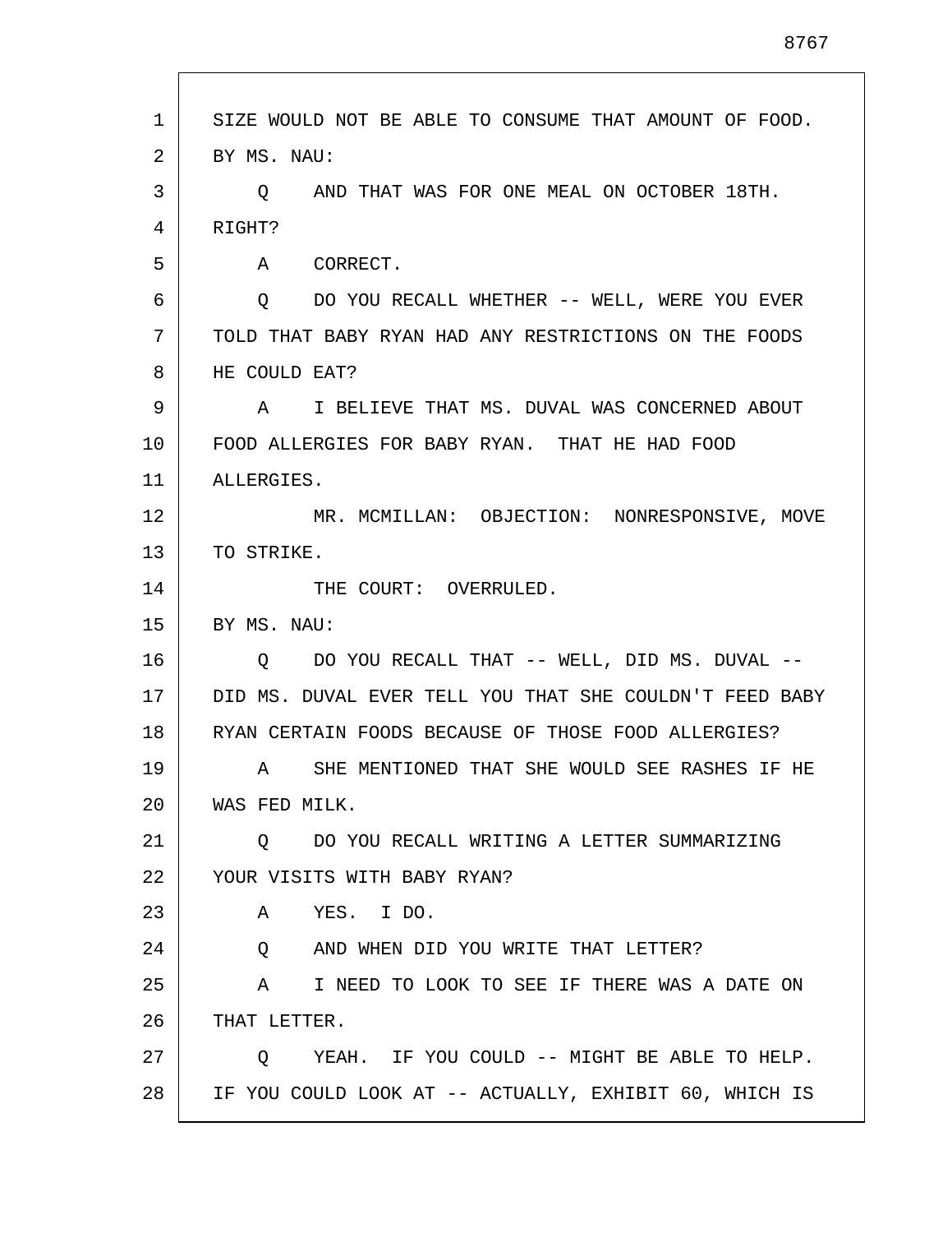SIZE WOULD NOT BE ABLE TO CONSUME THAT AMOUNT OF FOOD.

BY MS. NAU:

Q AND THAT WAS FOR ONE MEAL ON OCTOBER 18TH. RIGHT?

A CORRECT.

Q DO YOU RECALL WHETHER -- WELL, WERE YOU EVER TOLD THAT BABY RYAN HAD ANY RESTRICTIONS ON THE FOODS HE COULD EAT?

A I BELIEVE THAT MS. DUVAL WAS CONCERNED ABOUT FOOD ALLERGIES FOR BABY RYAN. THAT HE HAD FOOD ALLERGIES.

MR. MCMILLAN: OBJECTION: NONRESPONSIVE, MOVE TO STRIKE.

THE COURT: OVERRULED.

BY MS. NAU:

Q DO YOU RECALL THAT -- WELL, DID MS. DUVAL -- DID MS. DUVAL EVER TELL YOU THAT SHE COULDN'T FEED BABY RYAN CERTAIN FOODS BECAUSE OF THOSE FOOD ALLERGIES?

A SHE MENTIONED THAT SHE WOULD SEE RASHES IF HE WAS FED MILK.

Q DO YOU RECALL WRITING A LETTER SUMMARIZING YOUR VISITS WITH BABY RYAN?

A YES. I DO.

Q AND WHEN DID YOU WRITE THAT LETTER?

A I NEED TO LOOK TO SEE IF THERE WAS A DATE ON THAT LETTER.

Q YEAH. IF YOU COULD -- MIGHT BE ABLE TO HELP. IF YOU COULD LOOK AT -- ACTUALLY, EXHIBIT 60, WHICH IS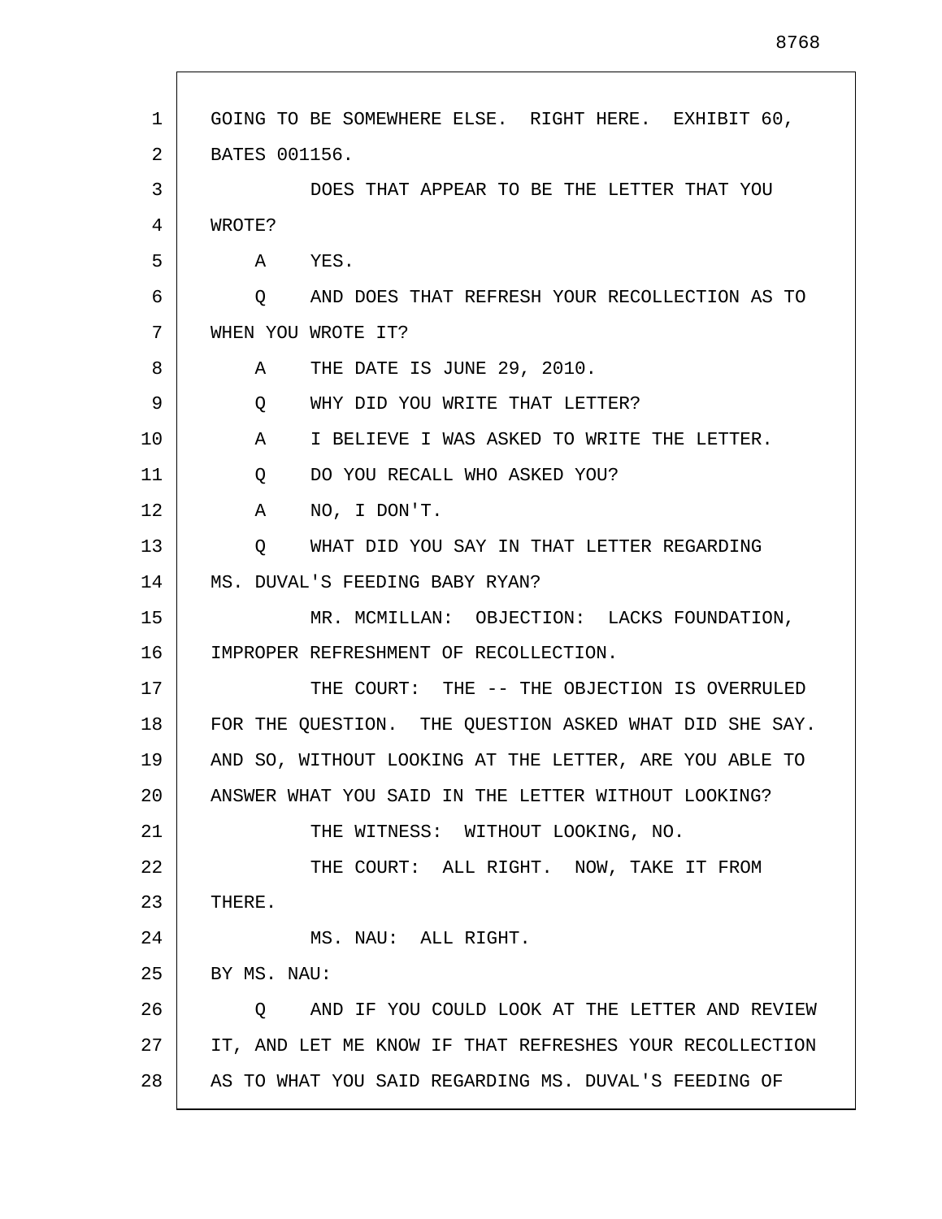GOING TO BE SOMEWHERE ELSE. RIGHT HERE. EXHIBIT 60, BATES 001156.

DOES THAT APPEAR TO BE THE LETTER THAT YOU WROTE?

A YES.

Q AND DOES THAT REFRESH YOUR RECOLLECTION AS TO WHEN YOU WROTE IT?

A THE DATE IS JUNE 29, 2010.

Q WHY DID YOU WRITE THAT LETTER?

A I BELIEVE I WAS ASKED TO WRITE THE LETTER.

Q DO YOU RECALL WHO ASKED YOU?

A NO, I DON'T.

Q WHAT DID YOU SAY IN THAT LETTER REGARDING MS. DUVAL'S FEEDING BABY RYAN?

MR. MCMILLAN: OBJECTION: LACKS FOUNDATION, IMPROPER REFRESHMENT OF RECOLLECTION.

THE COURT: THE -- THE OBJECTION IS OVERRULED FOR THE QUESTION. THE QUESTION ASKED WHAT DID SHE SAY. AND SO, WITHOUT LOOKING AT THE LETTER, ARE YOU ABLE TO ANSWER WHAT YOU SAID IN THE LETTER WITHOUT LOOKING?

THE WITNESS: WITHOUT LOOKING, NO.

THE COURT: ALL RIGHT. NOW, TAKE IT FROM THERE.

MS. NAU: ALL RIGHT.

BY MS. NAU:

Q AND IF YOU COULD LOOK AT THE LETTER AND REVIEW IT, AND LET ME KNOW IF THAT REFRESHES YOUR RECOLLECTION AS TO WHAT YOU SAID REGARDING MS. DUVAL'S FEEDING OF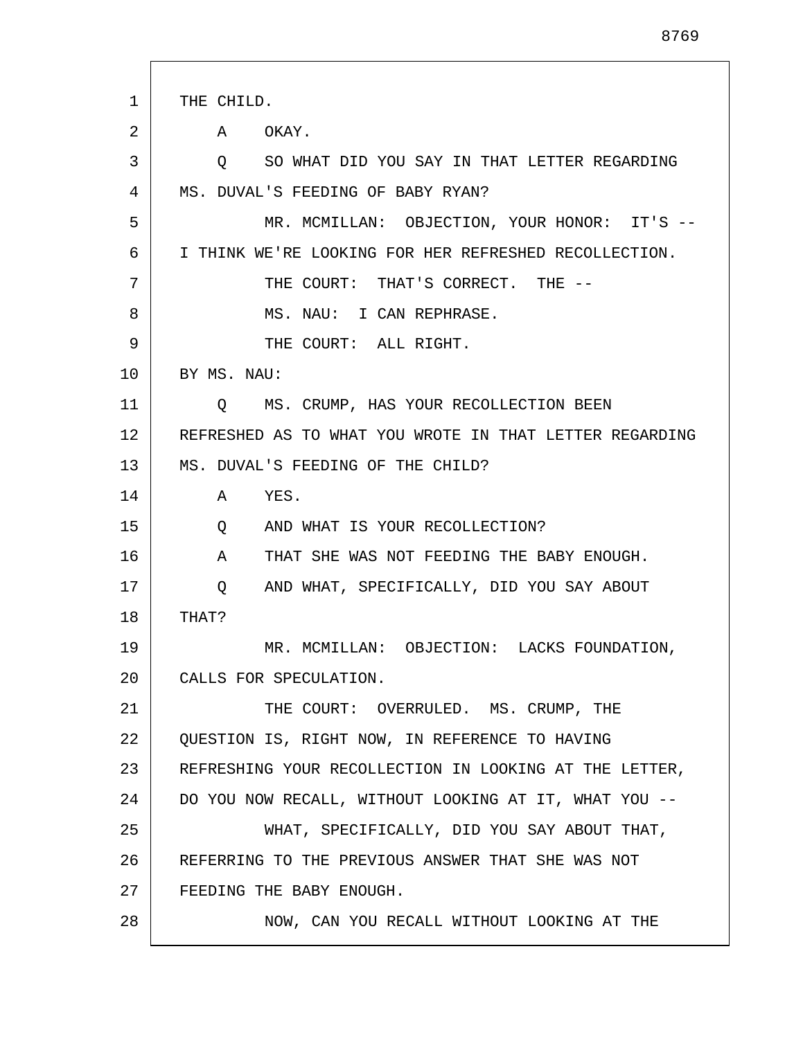THE CHILD.

A    OKAY.

Q    SO WHAT DID YOU SAY IN THAT LETTER REGARDING MS. DUVAL'S FEEDING OF BABY RYAN?

MR. MCMILLAN:  OBJECTION, YOUR HONOR:  IT'S -- I THINK WE'RE LOOKING FOR HER REFRESHED RECOLLECTION.

THE COURT:  THAT'S CORRECT.  THE --

MS. NAU:  I CAN REPHRASE.

THE COURT:  ALL RIGHT.

BY MS. NAU:

Q    MS. CRUMP, HAS YOUR RECOLLECTION BEEN REFRESHED AS TO WHAT YOU WROTE IN THAT LETTER REGARDING MS. DUVAL'S FEEDING OF THE CHILD?

A    YES.

Q    AND WHAT IS YOUR RECOLLECTION?

A    THAT SHE WAS NOT FEEDING THE BABY ENOUGH.

Q    AND WHAT, SPECIFICALLY, DID YOU SAY ABOUT THAT?

MR. MCMILLAN:  OBJECTION:  LACKS FOUNDATION, CALLS FOR SPECULATION.

THE COURT:  OVERRULED.  MS. CRUMP, THE QUESTION IS, RIGHT NOW, IN REFERENCE TO HAVING REFRESHING YOUR RECOLLECTION IN LOOKING AT THE LETTER, DO YOU NOW RECALL, WITHOUT LOOKING AT IT, WHAT YOU --

WHAT, SPECIFICALLY, DID YOU SAY ABOUT THAT, REFERRING TO THE PREVIOUS ANSWER THAT SHE WAS NOT FEEDING THE BABY ENOUGH.

NOW, CAN YOU RECALL WITHOUT LOOKING AT THE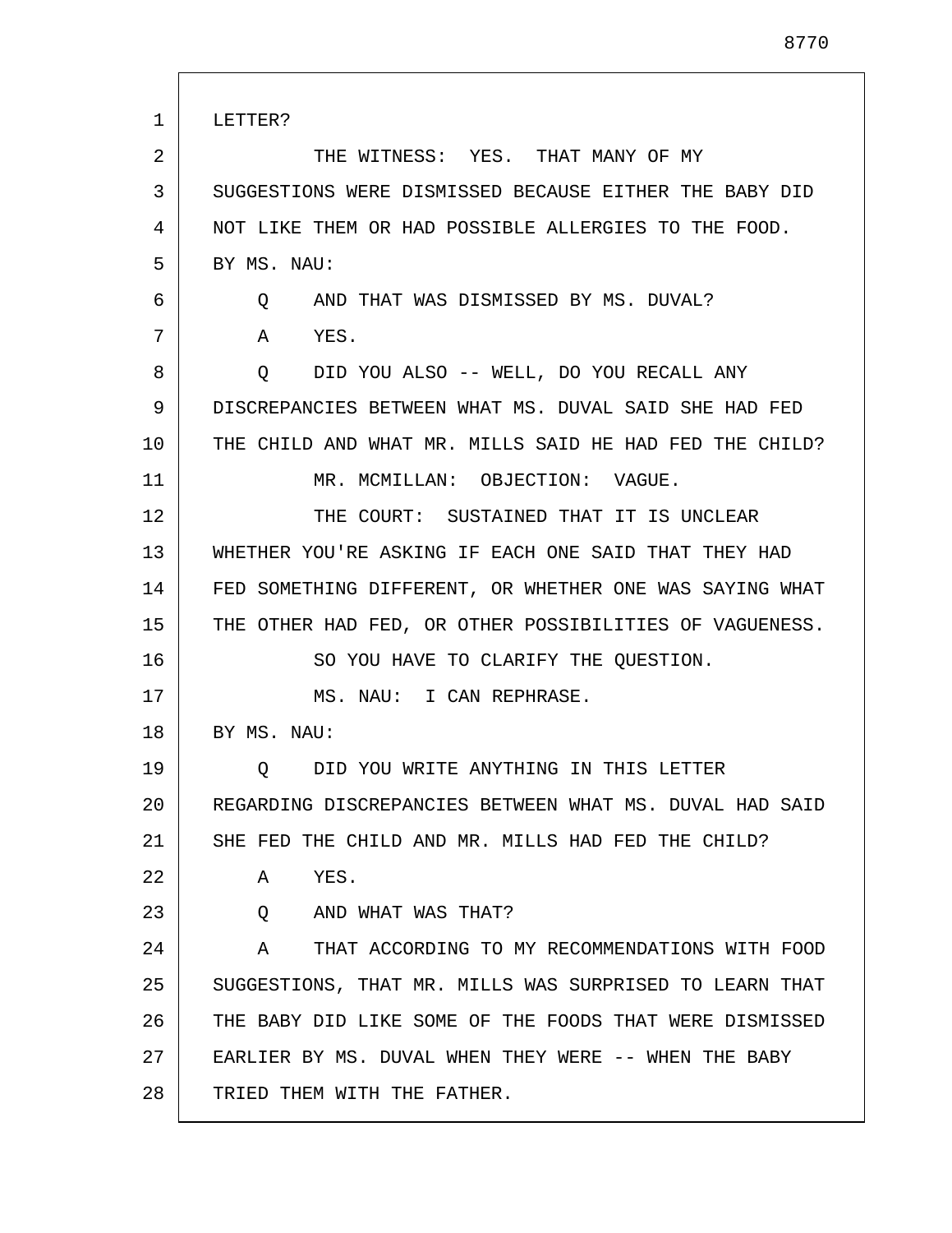LETTER?

THE WITNESS: YES. THAT MANY OF MY SUGGESTIONS WERE DISMISSED BECAUSE EITHER THE BABY DID NOT LIKE THEM OR HAD POSSIBLE ALLERGIES TO THE FOOD.

BY MS. NAU:

Q AND THAT WAS DISMISSED BY MS. DUVAL?

A YES.

Q DID YOU ALSO -- WELL, DO YOU RECALL ANY DISCREPANCIES BETWEEN WHAT MS. DUVAL SAID SHE HAD FED THE CHILD AND WHAT MR. MILLS SAID HE HAD FED THE CHILD?

MR. MCMILLAN: OBJECTION: VAGUE.

THE COURT: SUSTAINED THAT IT IS UNCLEAR WHETHER YOU'RE ASKING IF EACH ONE SAID THAT THEY HAD FED SOMETHING DIFFERENT, OR WHETHER ONE WAS SAYING WHAT THE OTHER HAD FED, OR OTHER POSSIBILITIES OF VAGUENESS.

SO YOU HAVE TO CLARIFY THE QUESTION.

MS. NAU: I CAN REPHRASE.

BY MS. NAU:

Q DID YOU WRITE ANYTHING IN THIS LETTER REGARDING DISCREPANCIES BETWEEN WHAT MS. DUVAL HAD SAID SHE FED THE CHILD AND MR. MILLS HAD FED THE CHILD?

A YES.

Q AND WHAT WAS THAT?

A THAT ACCORDING TO MY RECOMMENDATIONS WITH FOOD SUGGESTIONS, THAT MR. MILLS WAS SURPRISED TO LEARN THAT THE BABY DID LIKE SOME OF THE FOODS THAT WERE DISMISSED EARLIER BY MS. DUVAL WHEN THEY WERE -- WHEN THE BABY TRIED THEM WITH THE FATHER.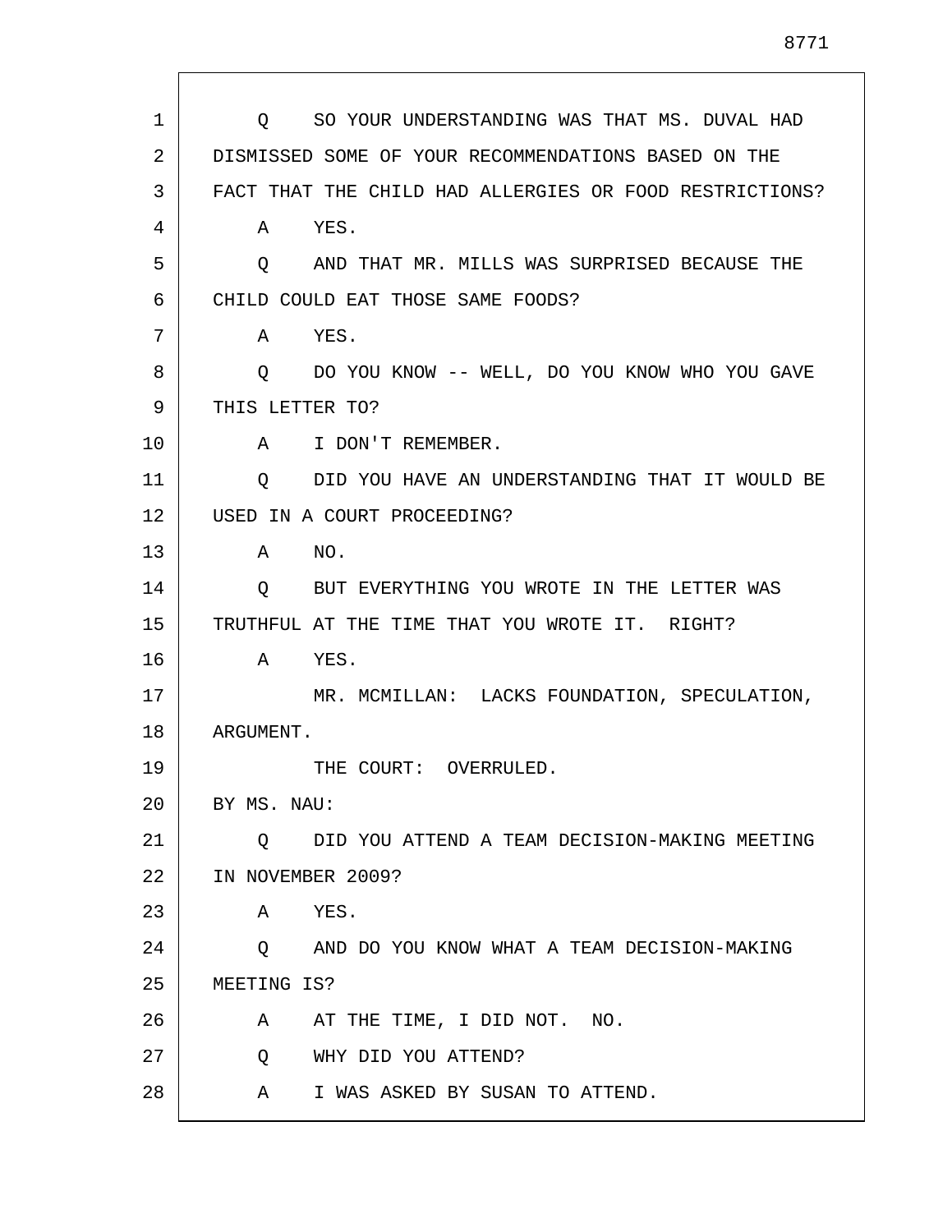Q SO YOUR UNDERSTANDING WAS THAT MS. DUVAL HAD DISMISSED SOME OF YOUR RECOMMENDATIONS BASED ON THE FACT THAT THE CHILD HAD ALLERGIES OR FOOD RESTRICTIONS?

A YES.

Q AND THAT MR. MILLS WAS SURPRISED BECAUSE THE CHILD COULD EAT THOSE SAME FOODS?

A YES.

Q DO YOU KNOW -- WELL, DO YOU KNOW WHO YOU GAVE THIS LETTER TO?

A I DON'T REMEMBER.

Q DID YOU HAVE AN UNDERSTANDING THAT IT WOULD BE USED IN A COURT PROCEEDING?

A NO.

Q BUT EVERYTHING YOU WROTE IN THE LETTER WAS TRUTHFUL AT THE TIME THAT YOU WROTE IT. RIGHT?

A YES.

MR. MCMILLAN: LACKS FOUNDATION, SPECULATION, ARGUMENT.

THE COURT: OVERRULED.

BY MS. NAU:

Q DID YOU ATTEND A TEAM DECISION-MAKING MEETING IN NOVEMBER 2009?

A YES.

Q AND DO YOU KNOW WHAT A TEAM DECISION-MAKING MEETING IS?

A AT THE TIME, I DID NOT. NO.

Q WHY DID YOU ATTEND?

A I WAS ASKED BY SUSAN TO ATTEND.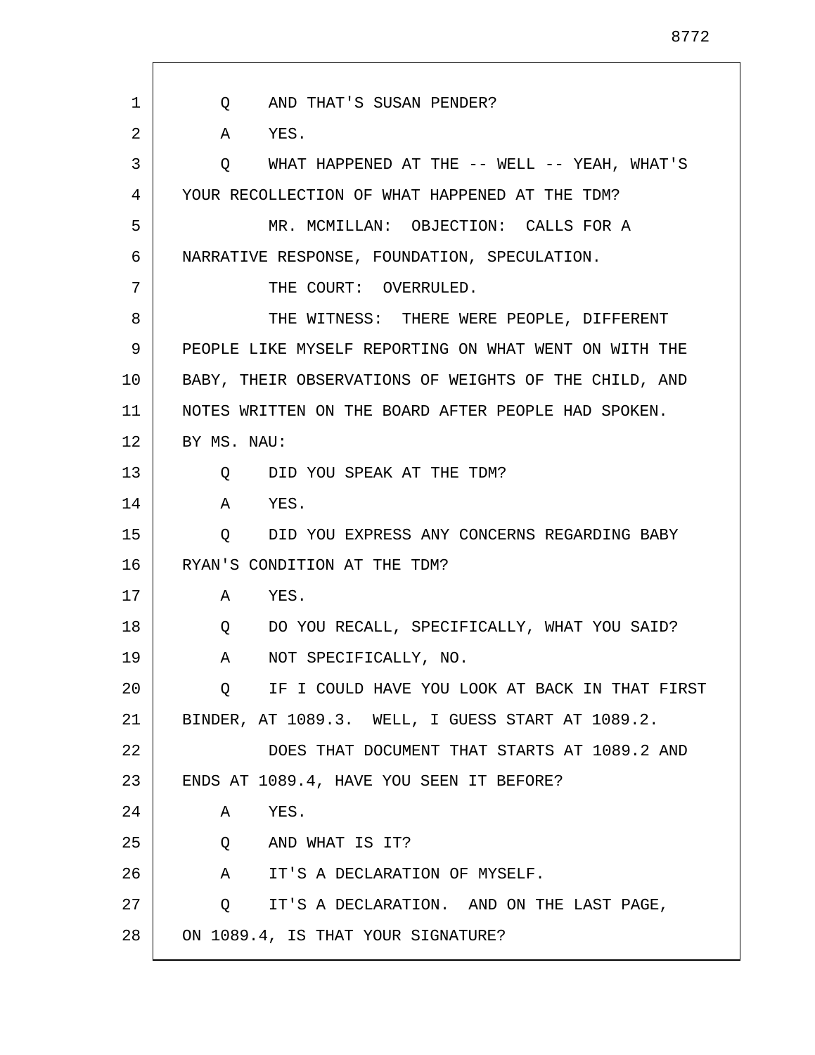Q AND THAT'S SUSAN PENDER?

A YES.

Q WHAT HAPPENED AT THE -- WELL -- YEAH, WHAT'S YOUR RECOLLECTION OF WHAT HAPPENED AT THE TDM?

MR. MCMILLAN: OBJECTION: CALLS FOR A NARRATIVE RESPONSE, FOUNDATION, SPECULATION.

THE COURT: OVERRULED.

THE WITNESS: THERE WERE PEOPLE, DIFFERENT PEOPLE LIKE MYSELF REPORTING ON WHAT WENT ON WITH THE BABY, THEIR OBSERVATIONS OF WEIGHTS OF THE CHILD, AND NOTES WRITTEN ON THE BOARD AFTER PEOPLE HAD SPOKEN.

BY MS. NAU:

Q DID YOU SPEAK AT THE TDM?

A YES.

Q DID YOU EXPRESS ANY CONCERNS REGARDING BABY RYAN'S CONDITION AT THE TDM?

A YES.

Q DO YOU RECALL, SPECIFICALLY, WHAT YOU SAID?

A NOT SPECIFICALLY, NO.

Q IF I COULD HAVE YOU LOOK AT BACK IN THAT FIRST BINDER, AT 1089.3. WELL, I GUESS START AT 1089.2.

DOES THAT DOCUMENT THAT STARTS AT 1089.2 AND ENDS AT 1089.4, HAVE YOU SEEN IT BEFORE?

A YES.

Q AND WHAT IS IT?

A IT'S A DECLARATION OF MYSELF.

Q IT'S A DECLARATION. AND ON THE LAST PAGE, ON 1089.4, IS THAT YOUR SIGNATURE?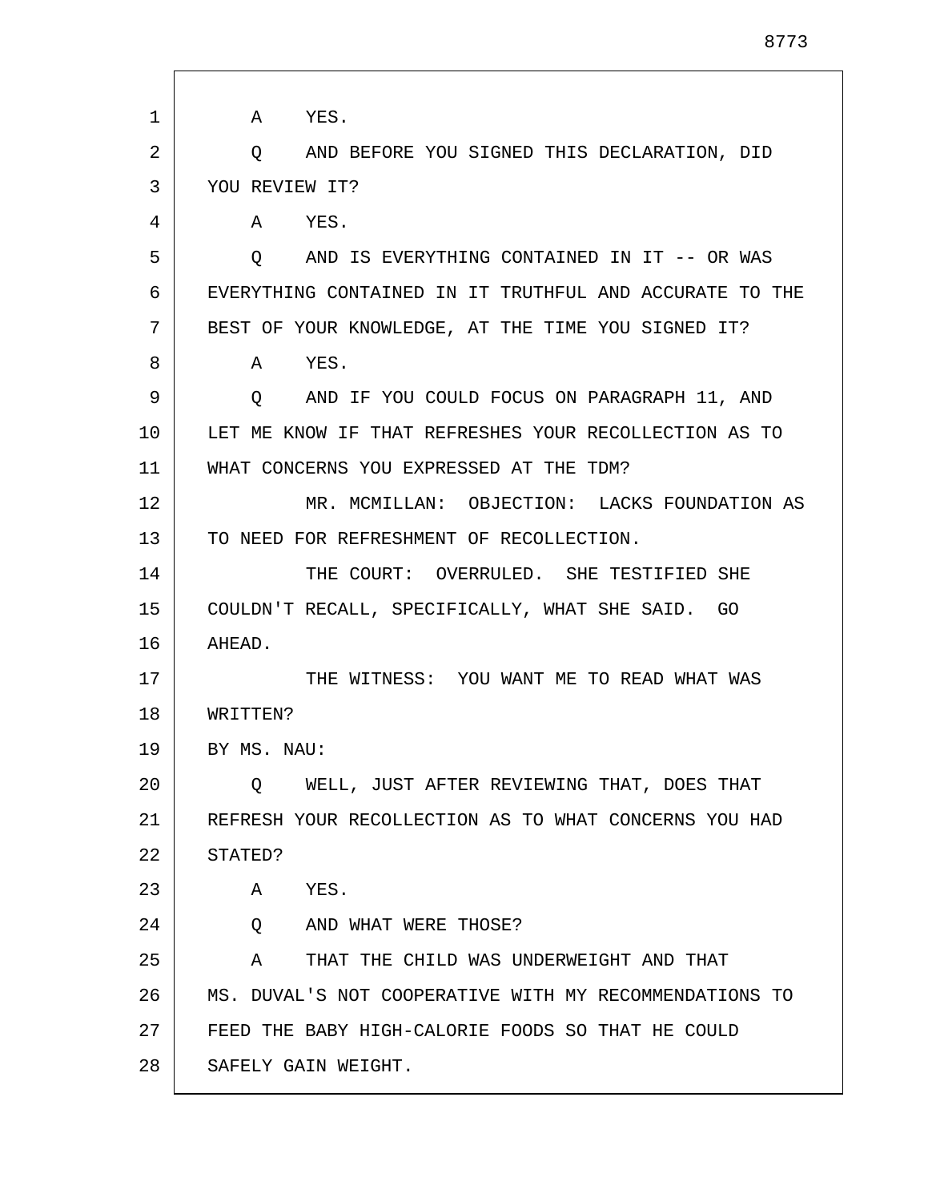A YES.

Q AND BEFORE YOU SIGNED THIS DECLARATION, DID YOU REVIEW IT?

A YES.

Q AND IS EVERYTHING CONTAINED IN IT -- OR WAS EVERYTHING CONTAINED IN IT TRUTHFUL AND ACCURATE TO THE BEST OF YOUR KNOWLEDGE, AT THE TIME YOU SIGNED IT?

A YES.

Q AND IF YOU COULD FOCUS ON PARAGRAPH 11, AND LET ME KNOW IF THAT REFRESHES YOUR RECOLLECTION AS TO WHAT CONCERNS YOU EXPRESSED AT THE TDM?

MR. MCMILLAN: OBJECTION: LACKS FOUNDATION AS TO NEED FOR REFRESHMENT OF RECOLLECTION.

THE COURT: OVERRULED. SHE TESTIFIED SHE COULDN'T RECALL, SPECIFICALLY, WHAT SHE SAID. GO AHEAD.

THE WITNESS: YOU WANT ME TO READ WHAT WAS WRITTEN?

BY MS. NAU:

Q WELL, JUST AFTER REVIEWING THAT, DOES THAT REFRESH YOUR RECOLLECTION AS TO WHAT CONCERNS YOU HAD STATED?

A YES.

Q AND WHAT WERE THOSE?

A THAT THE CHILD WAS UNDERWEIGHT AND THAT MS. DUVAL'S NOT COOPERATIVE WITH MY RECOMMENDATIONS TO FEED THE BABY HIGH-CALORIE FOODS SO THAT HE COULD SAFELY GAIN WEIGHT.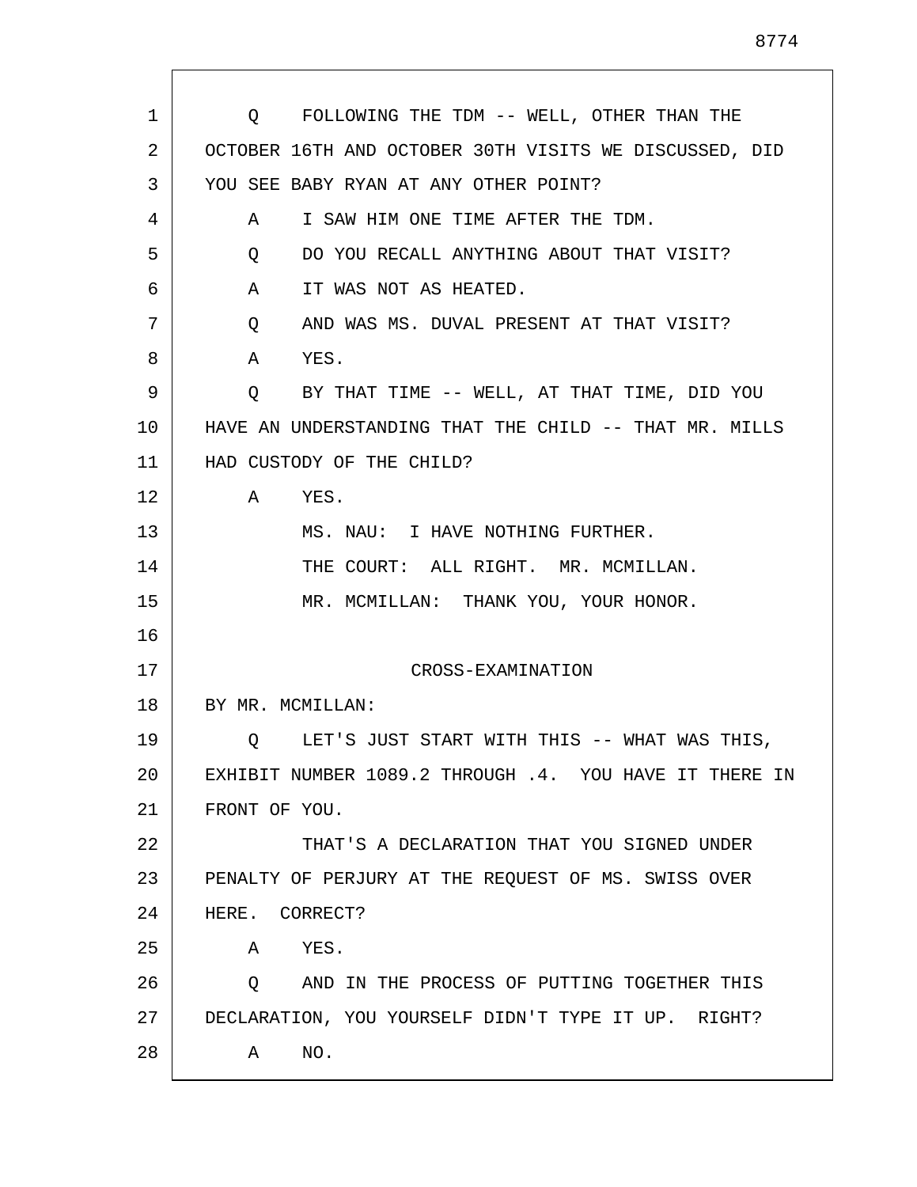Q FOLLOWING THE TDM -- WELL, OTHER THAN THE OCTOBER 16TH AND OCTOBER 30TH VISITS WE DISCUSSED, DID YOU SEE BABY RYAN AT ANY OTHER POINT?

A I SAW HIM ONE TIME AFTER THE TDM.

Q DO YOU RECALL ANYTHING ABOUT THAT VISIT?

A IT WAS NOT AS HEATED.

Q AND WAS MS. DUVAL PRESENT AT THAT VISIT?

A YES.

Q BY THAT TIME -- WELL, AT THAT TIME, DID YOU HAVE AN UNDERSTANDING THAT THE CHILD -- THAT MR. MILLS HAD CUSTODY OF THE CHILD?

A YES.

MS. NAU: I HAVE NOTHING FURTHER.

THE COURT: ALL RIGHT. MR. MCMILLAN.

MR. MCMILLAN: THANK YOU, YOUR HONOR.

## CROSS-EXAMINATION

BY MR. MCMILLAN:

Q LET'S JUST START WITH THIS -- WHAT WAS THIS, EXHIBIT NUMBER 1089.2 THROUGH .4. YOU HAVE IT THERE IN FRONT OF YOU.

THAT'S A DECLARATION THAT YOU SIGNED UNDER PENALTY OF PERJURY AT THE REQUEST OF MS. SWISS OVER HERE. CORRECT?

A YES.

Q AND IN THE PROCESS OF PUTTING TOGETHER THIS DECLARATION, YOU YOURSELF DIDN'T TYPE IT UP. RIGHT?

A NO.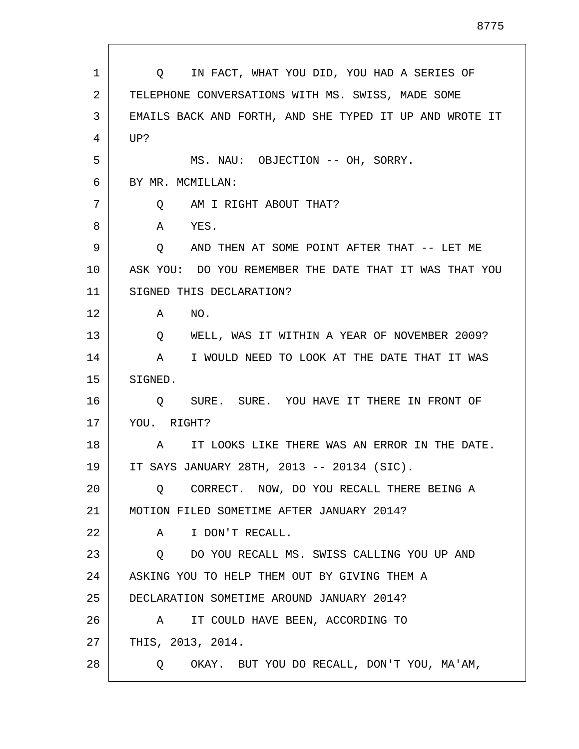Q    IN FACT, WHAT YOU DID, YOU HAD A SERIES OF TELEPHONE CONVERSATIONS WITH MS. SWISS, MADE SOME EMAILS BACK AND FORTH, AND SHE TYPED IT UP AND WROTE IT UP?

MS. NAU:  OBJECTION -- OH, SORRY.

BY MR. MCMILLAN:

Q    AM I RIGHT ABOUT THAT?

A    YES.

Q    AND THEN AT SOME POINT AFTER THAT -- LET ME ASK YOU:  DO YOU REMEMBER THE DATE THAT IT WAS THAT YOU SIGNED THIS DECLARATION?

A    NO.

Q    WELL, WAS IT WITHIN A YEAR OF NOVEMBER 2009?

A    I WOULD NEED TO LOOK AT THE DATE THAT IT WAS SIGNED.

Q    SURE.  SURE.  YOU HAVE IT THERE IN FRONT OF YOU.  RIGHT?

A    IT LOOKS LIKE THERE WAS AN ERROR IN THE DATE. IT SAYS JANUARY 28TH, 2013 -- 20134 (SIC).

Q    CORRECT.  NOW, DO YOU RECALL THERE BEING A MOTION FILED SOMETIME AFTER JANUARY 2014?

A    I DON'T RECALL.

Q    DO YOU RECALL MS. SWISS CALLING YOU UP AND ASKING YOU TO HELP THEM OUT BY GIVING THEM A DECLARATION SOMETIME AROUND JANUARY 2014?

A    IT COULD HAVE BEEN, ACCORDING TO THIS, 2013, 2014.

Q    OKAY.  BUT YOU DO RECALL, DON'T YOU, MA'AM,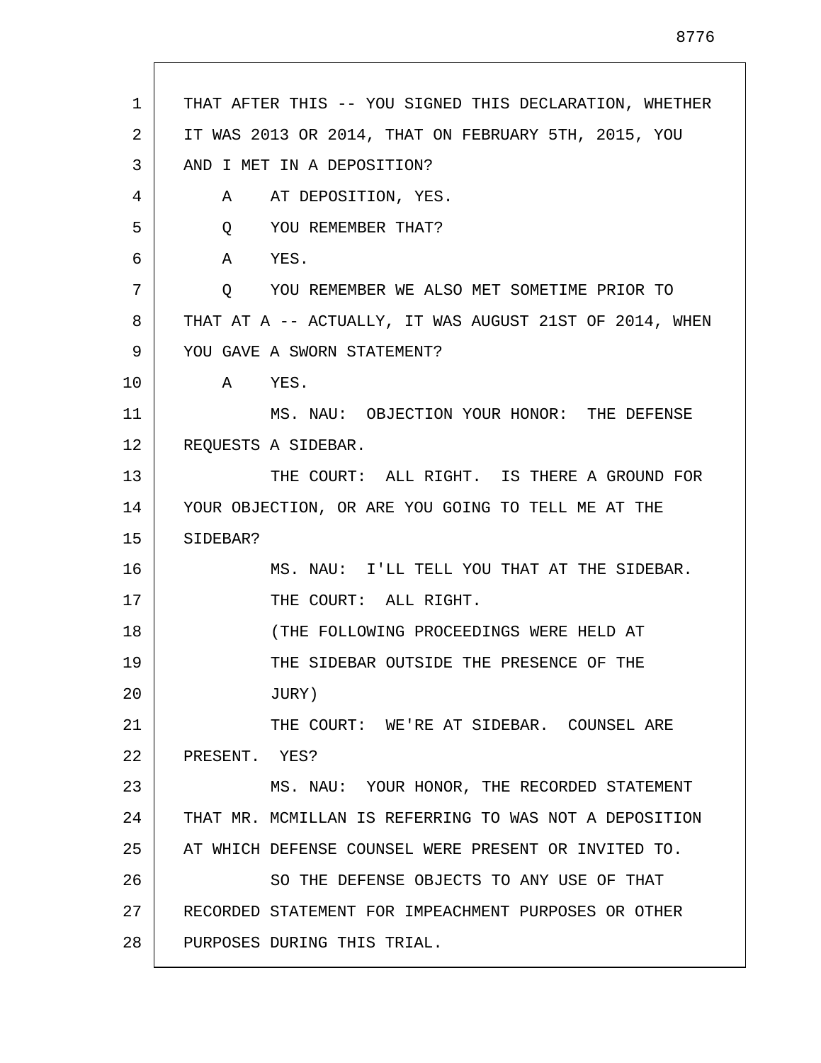THAT AFTER THIS -- YOU SIGNED THIS DECLARATION, WHETHER IT WAS 2013 OR 2014, THAT ON FEBRUARY 5TH, 2015, YOU AND I MET IN A DEPOSITION?

A AT DEPOSITION, YES.

Q YOU REMEMBER THAT?

A YES.

Q YOU REMEMBER WE ALSO MET SOMETIME PRIOR TO THAT AT A -- ACTUALLY, IT WAS AUGUST 21ST OF 2014, WHEN YOU GAVE A SWORN STATEMENT?

A YES.

MS. NAU: OBJECTION YOUR HONOR: THE DEFENSE REQUESTS A SIDEBAR.

THE COURT: ALL RIGHT. IS THERE A GROUND FOR YOUR OBJECTION, OR ARE YOU GOING TO TELL ME AT THE SIDEBAR?

MS. NAU: I'LL TELL YOU THAT AT THE SIDEBAR.

THE COURT: ALL RIGHT.

(THE FOLLOWING PROCEEDINGS WERE HELD AT THE SIDEBAR OUTSIDE THE PRESENCE OF THE JURY)

THE COURT: WE'RE AT SIDEBAR. COUNSEL ARE PRESENT. YES?

MS. NAU: YOUR HONOR, THE RECORDED STATEMENT THAT MR. MCMILLAN IS REFERRING TO WAS NOT A DEPOSITION AT WHICH DEFENSE COUNSEL WERE PRESENT OR INVITED TO.

SO THE DEFENSE OBJECTS TO ANY USE OF THAT RECORDED STATEMENT FOR IMPEACHMENT PURPOSES OR OTHER PURPOSES DURING THIS TRIAL.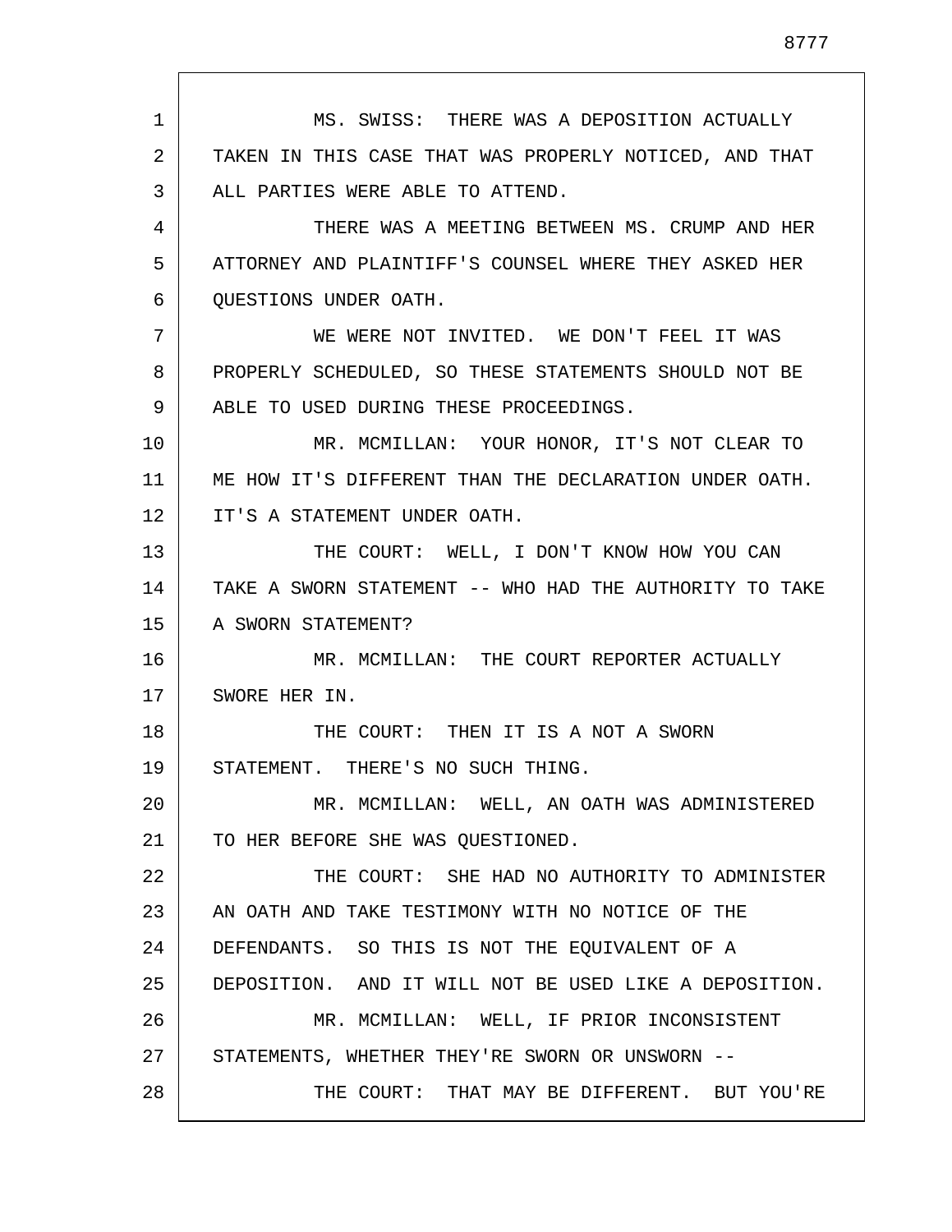MS. SWISS: THERE WAS A DEPOSITION ACTUALLY TAKEN IN THIS CASE THAT WAS PROPERLY NOTICED, AND THAT ALL PARTIES WERE ABLE TO ATTEND.

THERE WAS A MEETING BETWEEN MS. CRUMP AND HER ATTORNEY AND PLAINTIFF'S COUNSEL WHERE THEY ASKED HER QUESTIONS UNDER OATH.

WE WERE NOT INVITED. WE DON'T FEEL IT WAS PROPERLY SCHEDULED, SO THESE STATEMENTS SHOULD NOT BE ABLE TO USED DURING THESE PROCEEDINGS.

MR. MCMILLAN: YOUR HONOR, IT'S NOT CLEAR TO ME HOW IT'S DIFFERENT THAN THE DECLARATION UNDER OATH. IT'S A STATEMENT UNDER OATH.

THE COURT: WELL, I DON'T KNOW HOW YOU CAN TAKE A SWORN STATEMENT -- WHO HAD THE AUTHORITY TO TAKE A SWORN STATEMENT?

MR. MCMILLAN: THE COURT REPORTER ACTUALLY SWORE HER IN.

THE COURT: THEN IT IS A NOT A SWORN STATEMENT. THERE'S NO SUCH THING.

MR. MCMILLAN: WELL, AN OATH WAS ADMINISTERED TO HER BEFORE SHE WAS QUESTIONED.

THE COURT: SHE HAD NO AUTHORITY TO ADMINISTER AN OATH AND TAKE TESTIMONY WITH NO NOTICE OF THE DEFENDANTS. SO THIS IS NOT THE EQUIVALENT OF A DEPOSITION. AND IT WILL NOT BE USED LIKE A DEPOSITION.

MR. MCMILLAN: WELL, IF PRIOR INCONSISTENT STATEMENTS, WHETHER THEY'RE SWORN OR UNSWORN --

THE COURT: THAT MAY BE DIFFERENT. BUT YOU'RE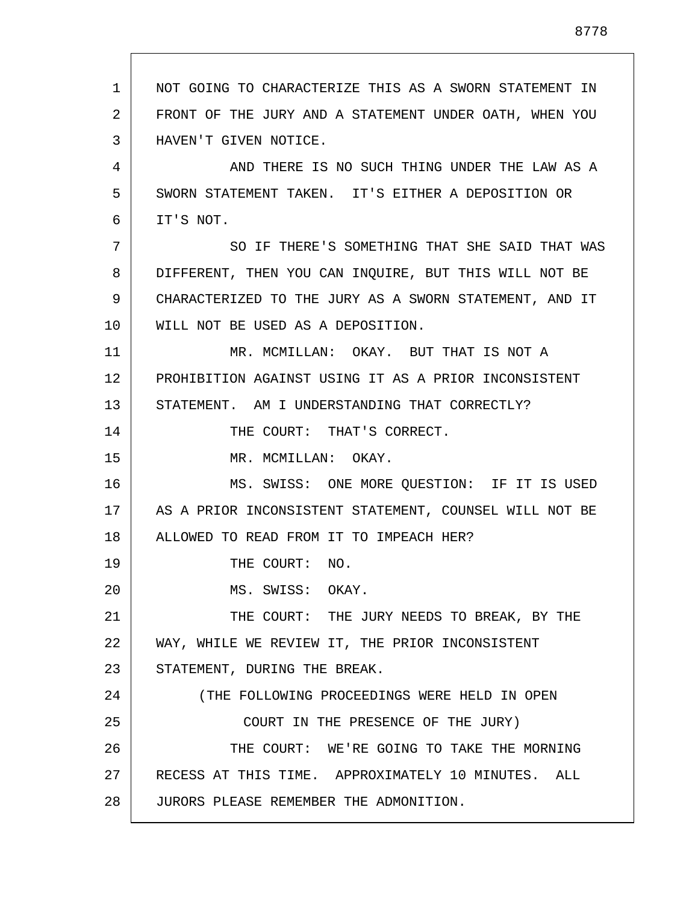NOT GOING TO CHARACTERIZE THIS AS A SWORN STATEMENT IN FRONT OF THE JURY AND A STATEMENT UNDER OATH, WHEN YOU HAVEN'T GIVEN NOTICE.

AND THERE IS NO SUCH THING UNDER THE LAW AS A SWORN STATEMENT TAKEN. IT'S EITHER A DEPOSITION OR IT'S NOT.

SO IF THERE'S SOMETHING THAT SHE SAID THAT WAS DIFFERENT, THEN YOU CAN INQUIRE, BUT THIS WILL NOT BE CHARACTERIZED TO THE JURY AS A SWORN STATEMENT, AND IT WILL NOT BE USED AS A DEPOSITION.

MR. MCMILLAN: OKAY. BUT THAT IS NOT A PROHIBITION AGAINST USING IT AS A PRIOR INCONSISTENT STATEMENT. AM I UNDERSTANDING THAT CORRECTLY?

THE COURT: THAT'S CORRECT.

MR. MCMILLAN: OKAY.

MS. SWISS: ONE MORE QUESTION: IF IT IS USED AS A PRIOR INCONSISTENT STATEMENT, COUNSEL WILL NOT BE ALLOWED TO READ FROM IT TO IMPEACH HER?

THE COURT: NO.

MS. SWISS: OKAY.

THE COURT: THE JURY NEEDS TO BREAK, BY THE WAY, WHILE WE REVIEW IT, THE PRIOR INCONSISTENT STATEMENT, DURING THE BREAK.

(THE FOLLOWING PROCEEDINGS WERE HELD IN OPEN COURT IN THE PRESENCE OF THE JURY)

THE COURT: WE'RE GOING TO TAKE THE MORNING RECESS AT THIS TIME. APPROXIMATELY 10 MINUTES. ALL JURORS PLEASE REMEMBER THE ADMONITION.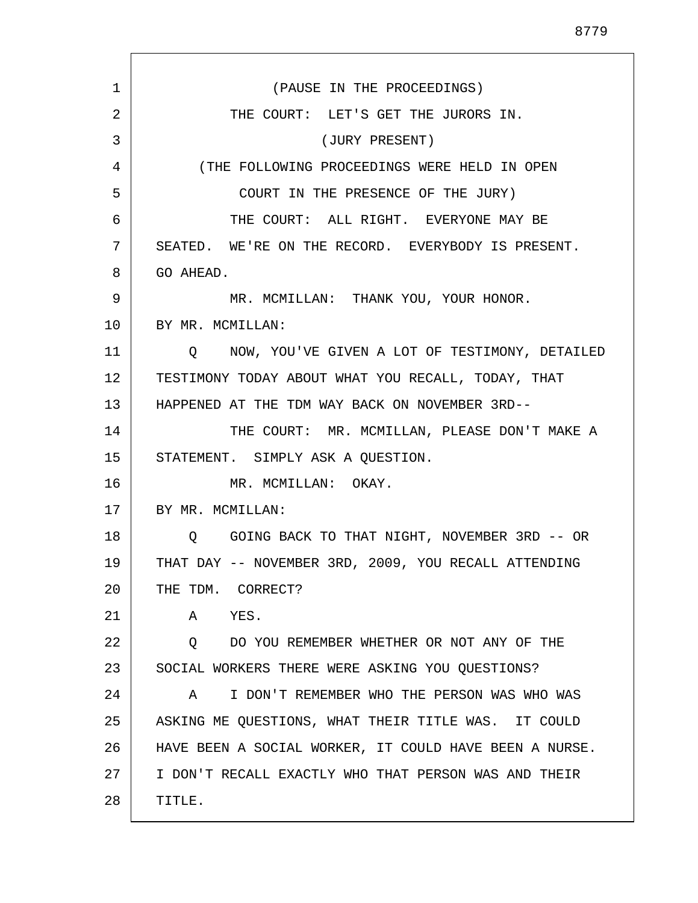(PAUSE IN THE PROCEEDINGS)

THE COURT: LET'S GET THE JURORS IN.

(JURY PRESENT)

(THE FOLLOWING PROCEEDINGS WERE HELD IN OPEN COURT IN THE PRESENCE OF THE JURY)

THE COURT: ALL RIGHT. EVERYONE MAY BE SEATED. WE'RE ON THE RECORD. EVERYBODY IS PRESENT. GO AHEAD.

MR. MCMILLAN: THANK YOU, YOUR HONOR.

BY MR. MCMILLAN:

Q NOW, YOU'VE GIVEN A LOT OF TESTIMONY, DETAILED TESTIMONY TODAY ABOUT WHAT YOU RECALL, TODAY, THAT HAPPENED AT THE TDM WAY BACK ON NOVEMBER 3RD--

THE COURT: MR. MCMILLAN, PLEASE DON'T MAKE A STATEMENT. SIMPLY ASK A QUESTION.

MR. MCMILLAN: OKAY.

BY MR. MCMILLAN:

Q GOING BACK TO THAT NIGHT, NOVEMBER 3RD -- OR THAT DAY -- NOVEMBER 3RD, 2009, YOU RECALL ATTENDING THE TDM. CORRECT?

A YES.

Q DO YOU REMEMBER WHETHER OR NOT ANY OF THE SOCIAL WORKERS THERE WERE ASKING YOU QUESTIONS?

A I DON'T REMEMBER WHO THE PERSON WAS WHO WAS ASKING ME QUESTIONS, WHAT THEIR TITLE WAS. IT COULD HAVE BEEN A SOCIAL WORKER, IT COULD HAVE BEEN A NURSE. I DON'T RECALL EXACTLY WHO THAT PERSON WAS AND THEIR TITLE.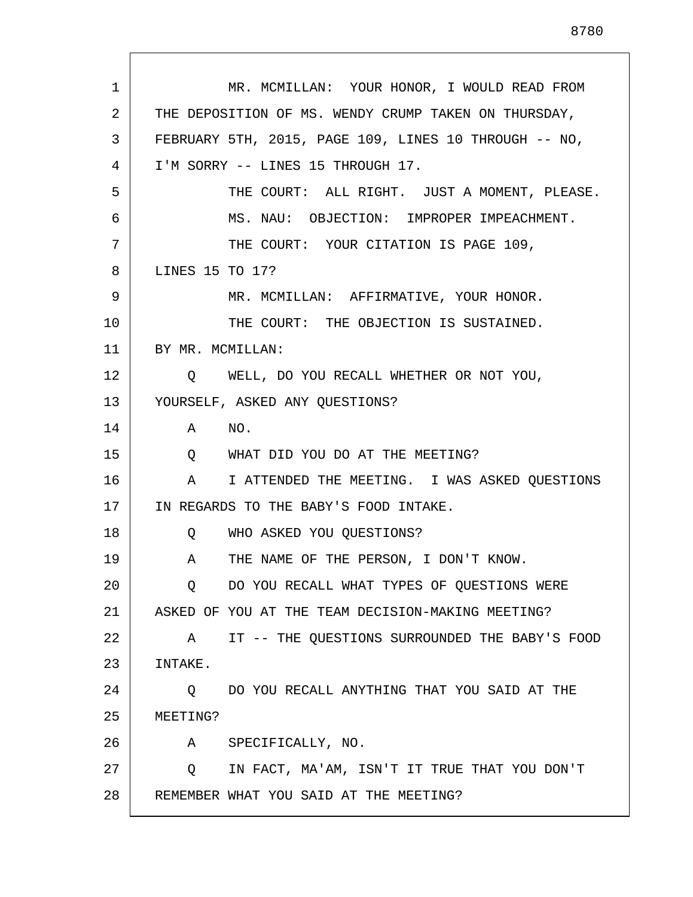MR. MCMILLAN: YOUR HONOR, I WOULD READ FROM THE DEPOSITION OF MS. WENDY CRUMP TAKEN ON THURSDAY, FEBRUARY 5TH, 2015, PAGE 109, LINES 10 THROUGH -- NO, I'M SORRY -- LINES 15 THROUGH 17.

THE COURT: ALL RIGHT. JUST A MOMENT, PLEASE.

MS. NAU: OBJECTION: IMPROPER IMPEACHMENT.

THE COURT: YOUR CITATION IS PAGE 109, LINES 15 TO 17?

MR. MCMILLAN: AFFIRMATIVE, YOUR HONOR.

THE COURT: THE OBJECTION IS SUSTAINED.

BY MR. MCMILLAN:

Q WELL, DO YOU RECALL WHETHER OR NOT YOU, YOURSELF, ASKED ANY QUESTIONS?

A NO.

Q WHAT DID YOU DO AT THE MEETING?

A I ATTENDED THE MEETING. I WAS ASKED QUESTIONS IN REGARDS TO THE BABY'S FOOD INTAKE.

Q WHO ASKED YOU QUESTIONS?

A THE NAME OF THE PERSON, I DON'T KNOW.

Q DO YOU RECALL WHAT TYPES OF QUESTIONS WERE ASKED OF YOU AT THE TEAM DECISION-MAKING MEETING?

A IT -- THE QUESTIONS SURROUNDED THE BABY'S FOOD INTAKE.

Q DO YOU RECALL ANYTHING THAT YOU SAID AT THE MEETING?

A SPECIFICALLY, NO.

Q IN FACT, MA'AM, ISN'T IT TRUE THAT YOU DON'T REMEMBER WHAT YOU SAID AT THE MEETING?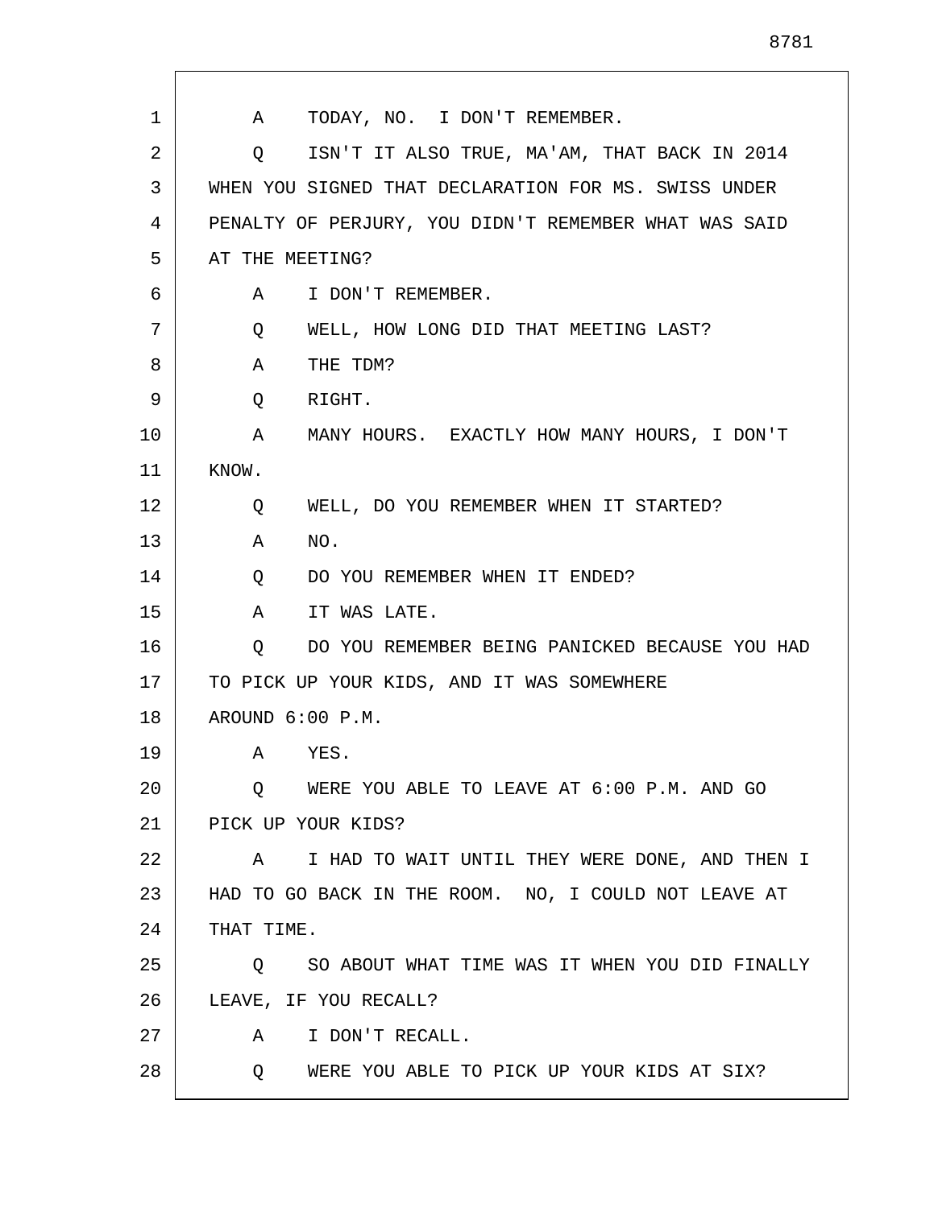A TODAY, NO. I DON'T REMEMBER.

Q ISN'T IT ALSO TRUE, MA'AM, THAT BACK IN 2014 WHEN YOU SIGNED THAT DECLARATION FOR MS. SWISS UNDER PENALTY OF PERJURY, YOU DIDN'T REMEMBER WHAT WAS SAID AT THE MEETING?

A I DON'T REMEMBER.

Q WELL, HOW LONG DID THAT MEETING LAST?

A THE TDM?

Q RIGHT.

A MANY HOURS. EXACTLY HOW MANY HOURS, I DON'T KNOW.

Q WELL, DO YOU REMEMBER WHEN IT STARTED?

A NO.

Q DO YOU REMEMBER WHEN IT ENDED?

A IT WAS LATE.

Q DO YOU REMEMBER BEING PANICKED BECAUSE YOU HAD TO PICK UP YOUR KIDS, AND IT WAS SOMEWHERE AROUND 6:00 P.M.

A YES.

Q WERE YOU ABLE TO LEAVE AT 6:00 P.M. AND GO PICK UP YOUR KIDS?

A I HAD TO WAIT UNTIL THEY WERE DONE, AND THEN I HAD TO GO BACK IN THE ROOM. NO, I COULD NOT LEAVE AT THAT TIME.

Q SO ABOUT WHAT TIME WAS IT WHEN YOU DID FINALLY LEAVE, IF YOU RECALL?

A I DON'T RECALL.

Q WERE YOU ABLE TO PICK UP YOUR KIDS AT SIX?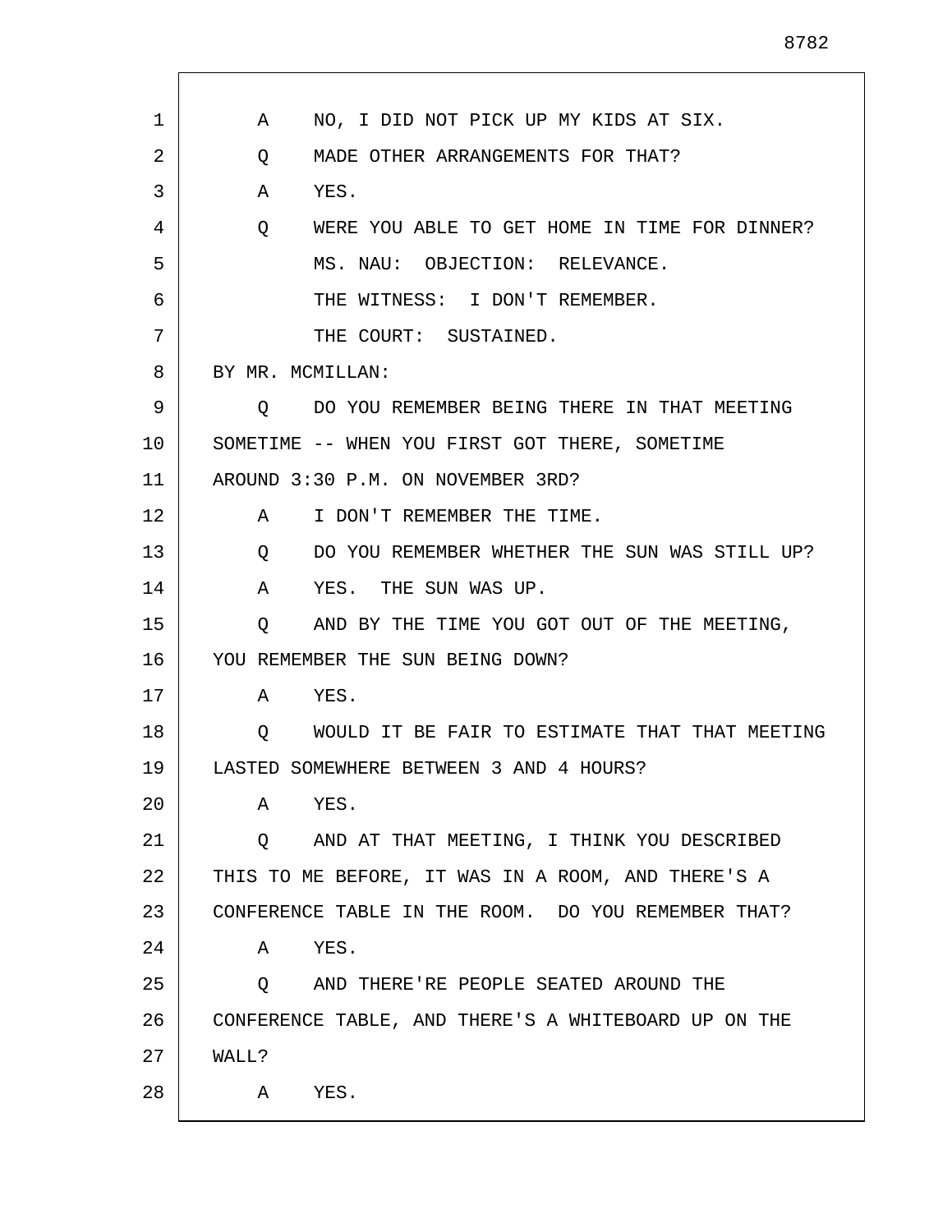A NO, I DID NOT PICK UP MY KIDS AT SIX.

Q MADE OTHER ARRANGEMENTS FOR THAT?

A YES.

Q WERE YOU ABLE TO GET HOME IN TIME FOR DINNER?

MS. NAU: OBJECTION: RELEVANCE.

THE WITNESS: I DON'T REMEMBER.

THE COURT: SUSTAINED.

BY MR. MCMILLAN:

Q DO YOU REMEMBER BEING THERE IN THAT MEETING SOMETIME -- WHEN YOU FIRST GOT THERE, SOMETIME AROUND 3:30 P.M. ON NOVEMBER 3RD?

A I DON'T REMEMBER THE TIME.

Q DO YOU REMEMBER WHETHER THE SUN WAS STILL UP?

A YES. THE SUN WAS UP.

Q AND BY THE TIME YOU GOT OUT OF THE MEETING, YOU REMEMBER THE SUN BEING DOWN?

A YES.

Q WOULD IT BE FAIR TO ESTIMATE THAT THAT MEETING LASTED SOMEWHERE BETWEEN 3 AND 4 HOURS?

A YES.

Q AND AT THAT MEETING, I THINK YOU DESCRIBED THIS TO ME BEFORE, IT WAS IN A ROOM, AND THERE'S A CONFERENCE TABLE IN THE ROOM. DO YOU REMEMBER THAT?

A YES.

Q AND THERE'RE PEOPLE SEATED AROUND THE CONFERENCE TABLE, AND THERE'S A WHITEBOARD UP ON THE WALL?

A YES.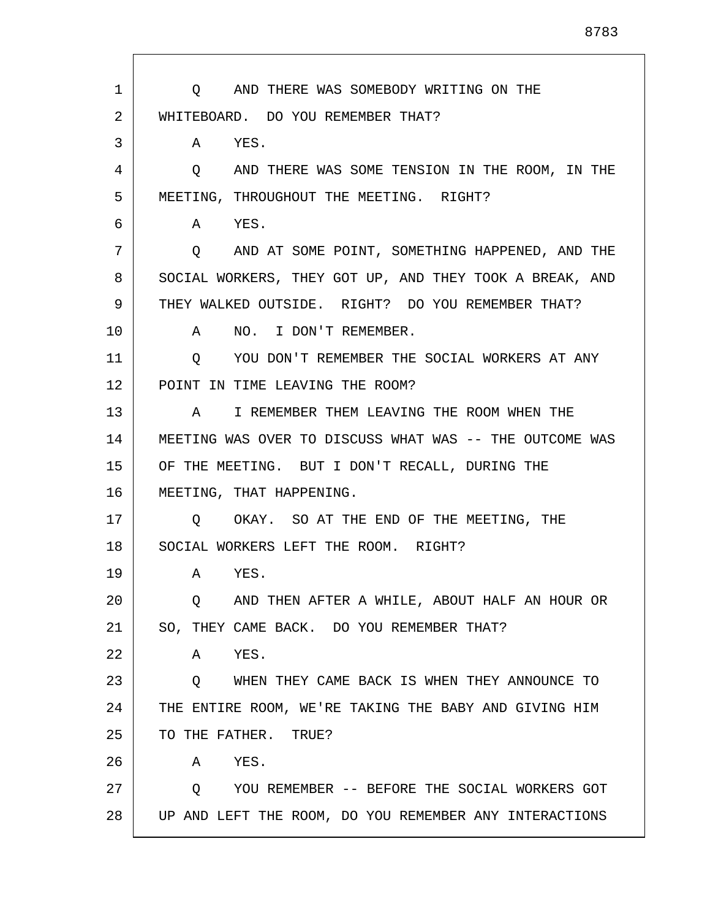Q AND THERE WAS SOMEBODY WRITING ON THE WHITEBOARD. DO YOU REMEMBER THAT?

A YES.

Q AND THERE WAS SOME TENSION IN THE ROOM, IN THE MEETING, THROUGHOUT THE MEETING. RIGHT?

A YES.

Q AND AT SOME POINT, SOMETHING HAPPENED, AND THE SOCIAL WORKERS, THEY GOT UP, AND THEY TOOK A BREAK, AND THEY WALKED OUTSIDE. RIGHT? DO YOU REMEMBER THAT?

A NO. I DON'T REMEMBER.

Q YOU DON'T REMEMBER THE SOCIAL WORKERS AT ANY POINT IN TIME LEAVING THE ROOM?

A I REMEMBER THEM LEAVING THE ROOM WHEN THE MEETING WAS OVER TO DISCUSS WHAT WAS -- THE OUTCOME WAS OF THE MEETING. BUT I DON'T RECALL, DURING THE MEETING, THAT HAPPENING.

Q OKAY. SO AT THE END OF THE MEETING, THE SOCIAL WORKERS LEFT THE ROOM. RIGHT?

A YES.

Q AND THEN AFTER A WHILE, ABOUT HALF AN HOUR OR SO, THEY CAME BACK. DO YOU REMEMBER THAT?

A YES.

Q WHEN THEY CAME BACK IS WHEN THEY ANNOUNCE TO THE ENTIRE ROOM, WE'RE TAKING THE BABY AND GIVING HIM TO THE FATHER. TRUE?

A YES.

Q YOU REMEMBER -- BEFORE THE SOCIAL WORKERS GOT UP AND LEFT THE ROOM, DO YOU REMEMBER ANY INTERACTIONS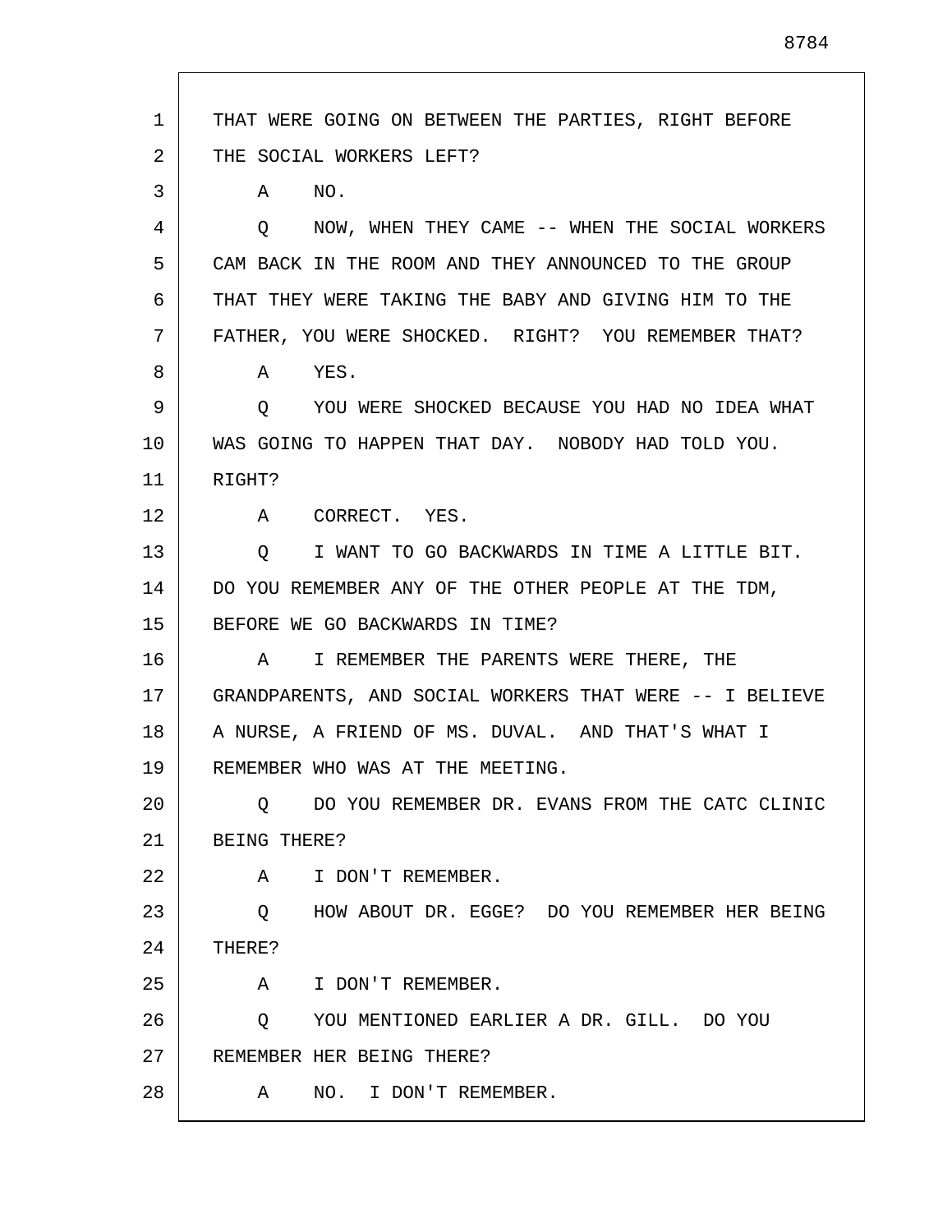THAT WERE GOING ON BETWEEN THE PARTIES, RIGHT BEFORE THE SOCIAL WORKERS LEFT?

A NO.

Q NOW, WHEN THEY CAME -- WHEN THE SOCIAL WORKERS CAM BACK IN THE ROOM AND THEY ANNOUNCED TO THE GROUP THAT THEY WERE TAKING THE BABY AND GIVING HIM TO THE FATHER, YOU WERE SHOCKED. RIGHT? YOU REMEMBER THAT?

A YES.

Q YOU WERE SHOCKED BECAUSE YOU HAD NO IDEA WHAT WAS GOING TO HAPPEN THAT DAY. NOBODY HAD TOLD YOU. RIGHT?

A CORRECT. YES.

Q I WANT TO GO BACKWARDS IN TIME A LITTLE BIT. DO YOU REMEMBER ANY OF THE OTHER PEOPLE AT THE TDM, BEFORE WE GO BACKWARDS IN TIME?

A I REMEMBER THE PARENTS WERE THERE, THE GRANDPARENTS, AND SOCIAL WORKERS THAT WERE -- I BELIEVE A NURSE, A FRIEND OF MS. DUVAL. AND THAT'S WHAT I REMEMBER WHO WAS AT THE MEETING.

Q DO YOU REMEMBER DR. EVANS FROM THE CATC CLINIC BEING THERE?

A I DON'T REMEMBER.

Q HOW ABOUT DR. EGGE? DO YOU REMEMBER HER BEING THERE?

A I DON'T REMEMBER.

Q YOU MENTIONED EARLIER A DR. GILL. DO YOU REMEMBER HER BEING THERE?

A NO. I DON'T REMEMBER.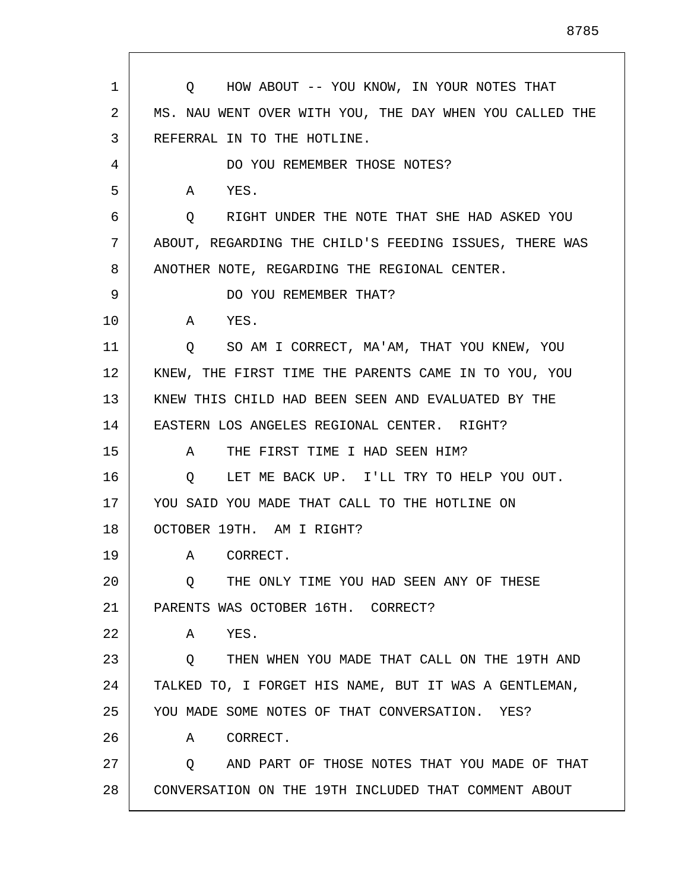Q HOW ABOUT -- YOU KNOW, IN YOUR NOTES THAT MS. NAU WENT OVER WITH YOU, THE DAY WHEN YOU CALLED THE REFERRAL IN TO THE HOTLINE.

DO YOU REMEMBER THOSE NOTES?

A YES.

Q RIGHT UNDER THE NOTE THAT SHE HAD ASKED YOU ABOUT, REGARDING THE CHILD'S FEEDING ISSUES, THERE WAS ANOTHER NOTE, REGARDING THE REGIONAL CENTER.

DO YOU REMEMBER THAT?

A YES.

Q SO AM I CORRECT, MA'AM, THAT YOU KNEW, YOU KNEW, THE FIRST TIME THE PARENTS CAME IN TO YOU, YOU KNEW THIS CHILD HAD BEEN SEEN AND EVALUATED BY THE EASTERN LOS ANGELES REGIONAL CENTER. RIGHT?

A THE FIRST TIME I HAD SEEN HIM?

Q LET ME BACK UP. I'LL TRY TO HELP YOU OUT. YOU SAID YOU MADE THAT CALL TO THE HOTLINE ON OCTOBER 19TH. AM I RIGHT?

A CORRECT.

Q THE ONLY TIME YOU HAD SEEN ANY OF THESE PARENTS WAS OCTOBER 16TH. CORRECT?

A YES.

Q THEN WHEN YOU MADE THAT CALL ON THE 19TH AND TALKED TO, I FORGET HIS NAME, BUT IT WAS A GENTLEMAN, YOU MADE SOME NOTES OF THAT CONVERSATION. YES?

A CORRECT.

Q AND PART OF THOSE NOTES THAT YOU MADE OF THAT CONVERSATION ON THE 19TH INCLUDED THAT COMMENT ABOUT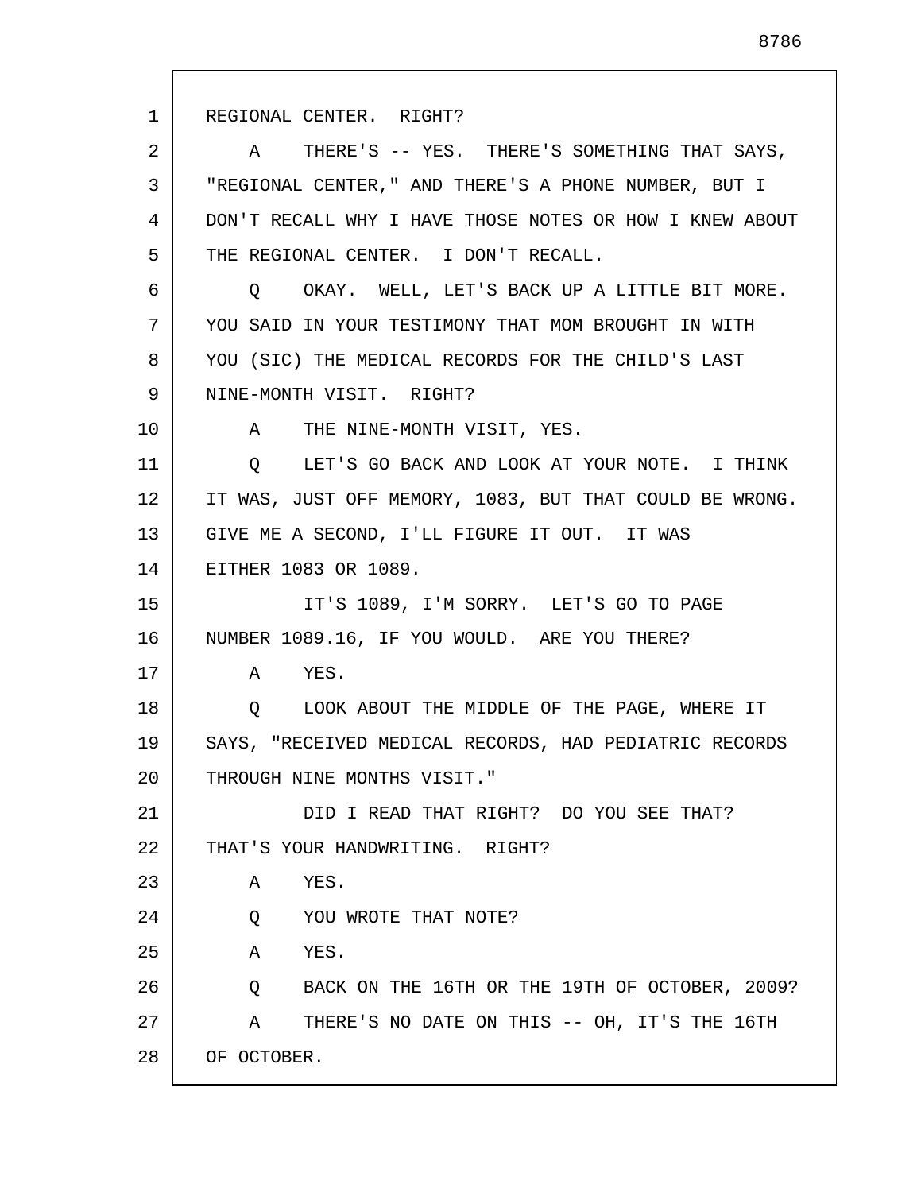REGIONAL CENTER. RIGHT?

A THERE'S -- YES. THERE'S SOMETHING THAT SAYS, "REGIONAL CENTER," AND THERE'S A PHONE NUMBER, BUT I DON'T RECALL WHY I HAVE THOSE NOTES OR HOW I KNEW ABOUT THE REGIONAL CENTER. I DON'T RECALL.

Q OKAY. WELL, LET'S BACK UP A LITTLE BIT MORE. YOU SAID IN YOUR TESTIMONY THAT MOM BROUGHT IN WITH YOU (SIC) THE MEDICAL RECORDS FOR THE CHILD'S LAST NINE-MONTH VISIT. RIGHT?

A THE NINE-MONTH VISIT, YES.

Q LET'S GO BACK AND LOOK AT YOUR NOTE. I THINK IT WAS, JUST OFF MEMORY, 1083, BUT THAT COULD BE WRONG. GIVE ME A SECOND, I'LL FIGURE IT OUT. IT WAS EITHER 1083 OR 1089.

IT'S 1089, I'M SORRY. LET'S GO TO PAGE NUMBER 1089.16, IF YOU WOULD. ARE YOU THERE?

A YES.

Q LOOK ABOUT THE MIDDLE OF THE PAGE, WHERE IT SAYS, "RECEIVED MEDICAL RECORDS, HAD PEDIATRIC RECORDS THROUGH NINE MONTHS VISIT."

DID I READ THAT RIGHT? DO YOU SEE THAT? THAT'S YOUR HANDWRITING. RIGHT?

A YES.

Q YOU WROTE THAT NOTE?

A YES.

Q BACK ON THE 16TH OR THE 19TH OF OCTOBER, 2009?

A THERE'S NO DATE ON THIS -- OH, IT'S THE 16TH OF OCTOBER.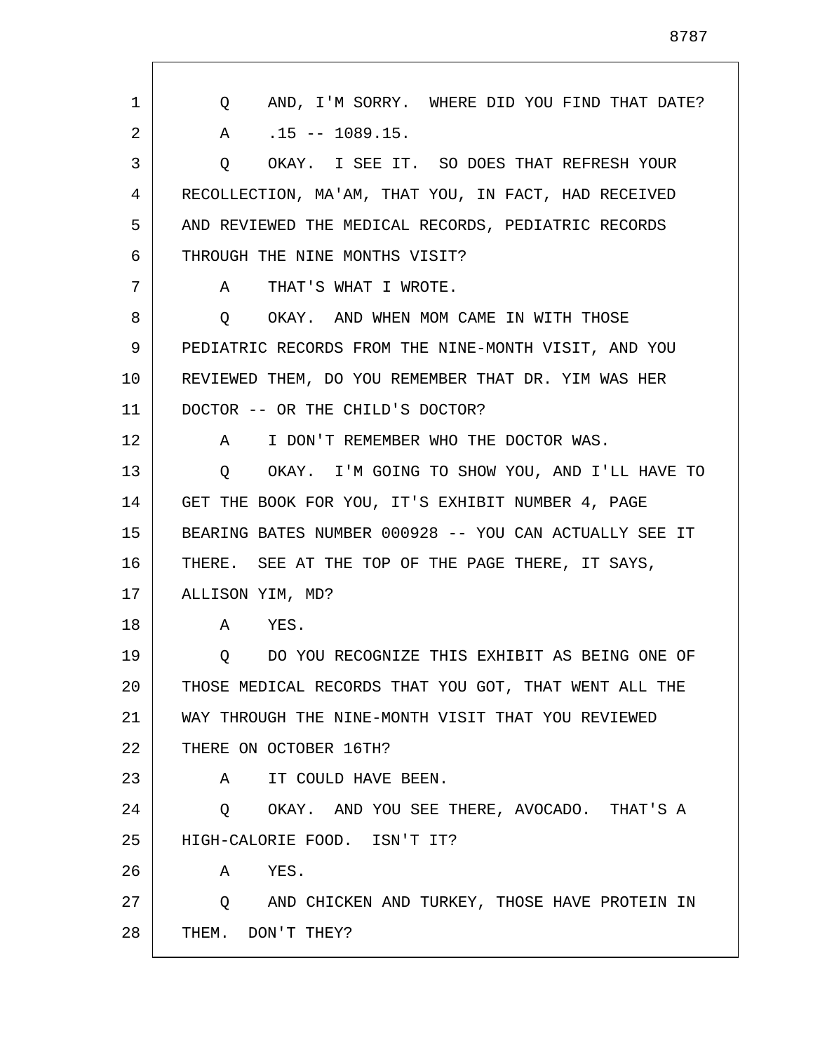Q AND, I'M SORRY. WHERE DID YOU FIND THAT DATE?

A .15 -- 1089.15.

Q OKAY. I SEE IT. SO DOES THAT REFRESH YOUR RECOLLECTION, MA'AM, THAT YOU, IN FACT, HAD RECEIVED AND REVIEWED THE MEDICAL RECORDS, PEDIATRIC RECORDS THROUGH THE NINE MONTHS VISIT?

A THAT'S WHAT I WROTE.

Q OKAY. AND WHEN MOM CAME IN WITH THOSE PEDIATRIC RECORDS FROM THE NINE-MONTH VISIT, AND YOU REVIEWED THEM, DO YOU REMEMBER THAT DR. YIM WAS HER DOCTOR -- OR THE CHILD'S DOCTOR?

A I DON'T REMEMBER WHO THE DOCTOR WAS.

Q OKAY. I'M GOING TO SHOW YOU, AND I'LL HAVE TO GET THE BOOK FOR YOU, IT'S EXHIBIT NUMBER 4, PAGE BEARING BATES NUMBER 000928 -- YOU CAN ACTUALLY SEE IT THERE. SEE AT THE TOP OF THE PAGE THERE, IT SAYS, ALLISON YIM, MD?

A YES.

Q DO YOU RECOGNIZE THIS EXHIBIT AS BEING ONE OF THOSE MEDICAL RECORDS THAT YOU GOT, THAT WENT ALL THE WAY THROUGH THE NINE-MONTH VISIT THAT YOU REVIEWED THERE ON OCTOBER 16TH?

A IT COULD HAVE BEEN.

Q OKAY. AND YOU SEE THERE, AVOCADO. THAT'S A HIGH-CALORIE FOOD. ISN'T IT?

A YES.

Q AND CHICKEN AND TURKEY, THOSE HAVE PROTEIN IN THEM. DON'T THEY?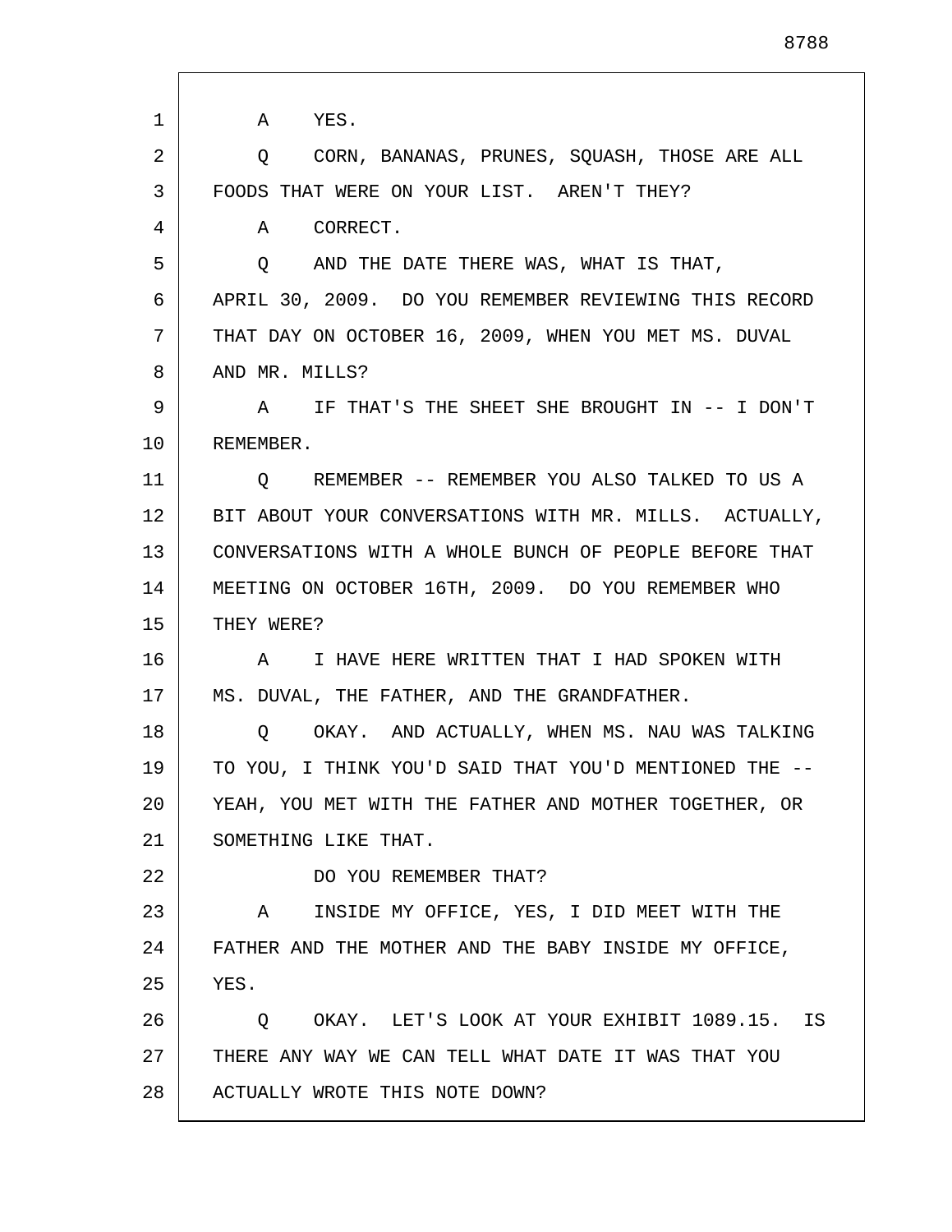A YES.

Q CORN, BANANAS, PRUNES, SQUASH, THOSE ARE ALL FOODS THAT WERE ON YOUR LIST. AREN'T THEY?

A CORRECT.

Q AND THE DATE THERE WAS, WHAT IS THAT, APRIL 30, 2009. DO YOU REMEMBER REVIEWING THIS RECORD THAT DAY ON OCTOBER 16, 2009, WHEN YOU MET MS. DUVAL AND MR. MILLS?

A IF THAT'S THE SHEET SHE BROUGHT IN -- I DON'T REMEMBER.

Q REMEMBER -- REMEMBER YOU ALSO TALKED TO US A BIT ABOUT YOUR CONVERSATIONS WITH MR. MILLS. ACTUALLY, CONVERSATIONS WITH A WHOLE BUNCH OF PEOPLE BEFORE THAT MEETING ON OCTOBER 16TH, 2009. DO YOU REMEMBER WHO THEY WERE?

A I HAVE HERE WRITTEN THAT I HAD SPOKEN WITH MS. DUVAL, THE FATHER, AND THE GRANDFATHER.

Q OKAY. AND ACTUALLY, WHEN MS. NAU WAS TALKING TO YOU, I THINK YOU'D SAID THAT YOU'D MENTIONED THE -- YEAH, YOU MET WITH THE FATHER AND MOTHER TOGETHER, OR SOMETHING LIKE THAT.

DO YOU REMEMBER THAT?

A INSIDE MY OFFICE, YES, I DID MEET WITH THE FATHER AND THE MOTHER AND THE BABY INSIDE MY OFFICE, YES.

Q OKAY. LET'S LOOK AT YOUR EXHIBIT 1089.15. IS THERE ANY WAY WE CAN TELL WHAT DATE IT WAS THAT YOU ACTUALLY WROTE THIS NOTE DOWN?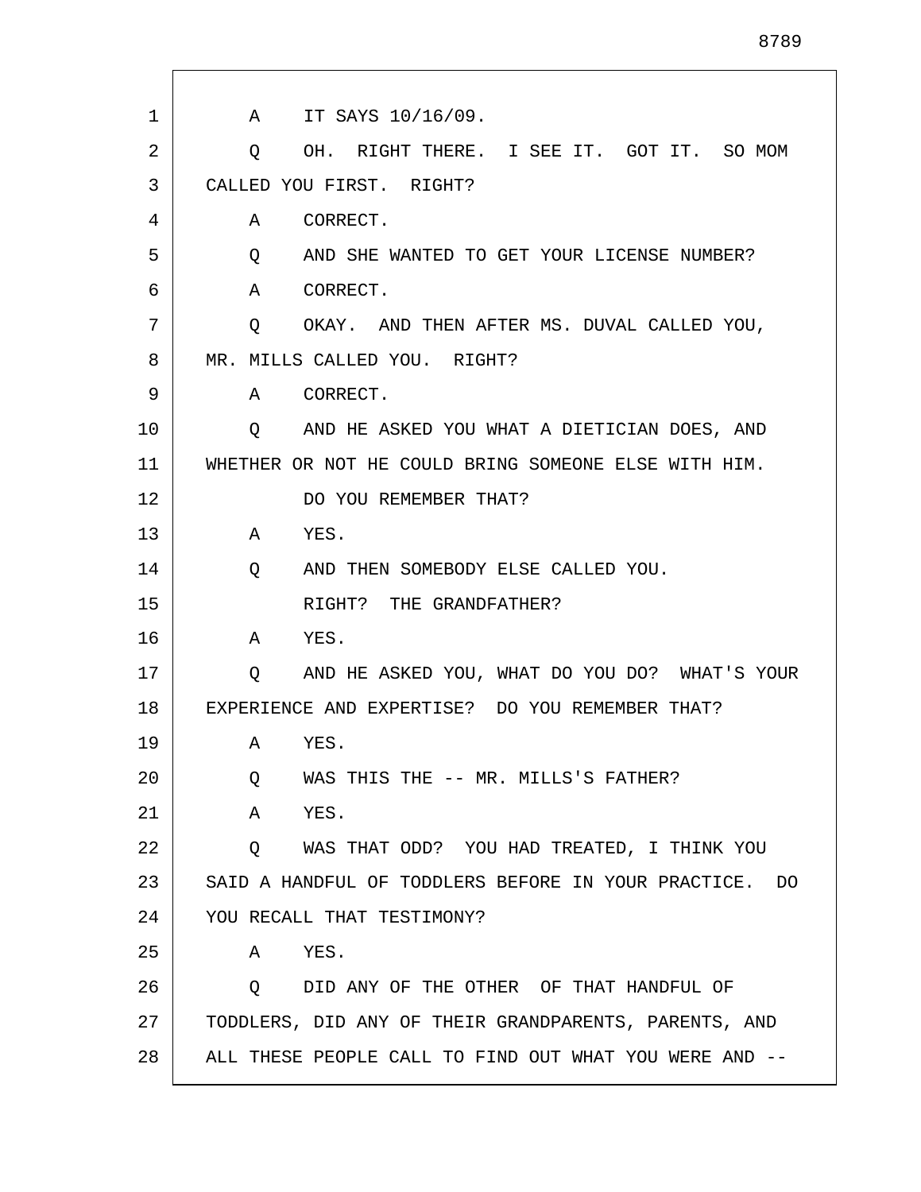A IT SAYS 10/16/09.

Q OH. RIGHT THERE. I SEE IT. GOT IT. SO MOM CALLED YOU FIRST. RIGHT?

A CORRECT.

Q AND SHE WANTED TO GET YOUR LICENSE NUMBER?

A CORRECT.

Q OKAY. AND THEN AFTER MS. DUVAL CALLED YOU, MR. MILLS CALLED YOU. RIGHT?

A CORRECT.

Q AND HE ASKED YOU WHAT A DIETICIAN DOES, AND WHETHER OR NOT HE COULD BRING SOMEONE ELSE WITH HIM.

DO YOU REMEMBER THAT?

A YES.

Q AND THEN SOMEBODY ELSE CALLED YOU.

RIGHT? THE GRANDFATHER?

A YES.

Q AND HE ASKED YOU, WHAT DO YOU DO? WHAT'S YOUR EXPERIENCE AND EXPERTISE? DO YOU REMEMBER THAT?

A YES.

Q WAS THIS THE -- MR. MILLS'S FATHER?

A YES.

Q WAS THAT ODD? YOU HAD TREATED, I THINK YOU SAID A HANDFUL OF TODDLERS BEFORE IN YOUR PRACTICE. DO YOU RECALL THAT TESTIMONY?

A YES.

Q DID ANY OF THE OTHER OF THAT HANDFUL OF TODDLERS, DID ANY OF THEIR GRANDPARENTS, PARENTS, AND ALL THESE PEOPLE CALL TO FIND OUT WHAT YOU WERE AND --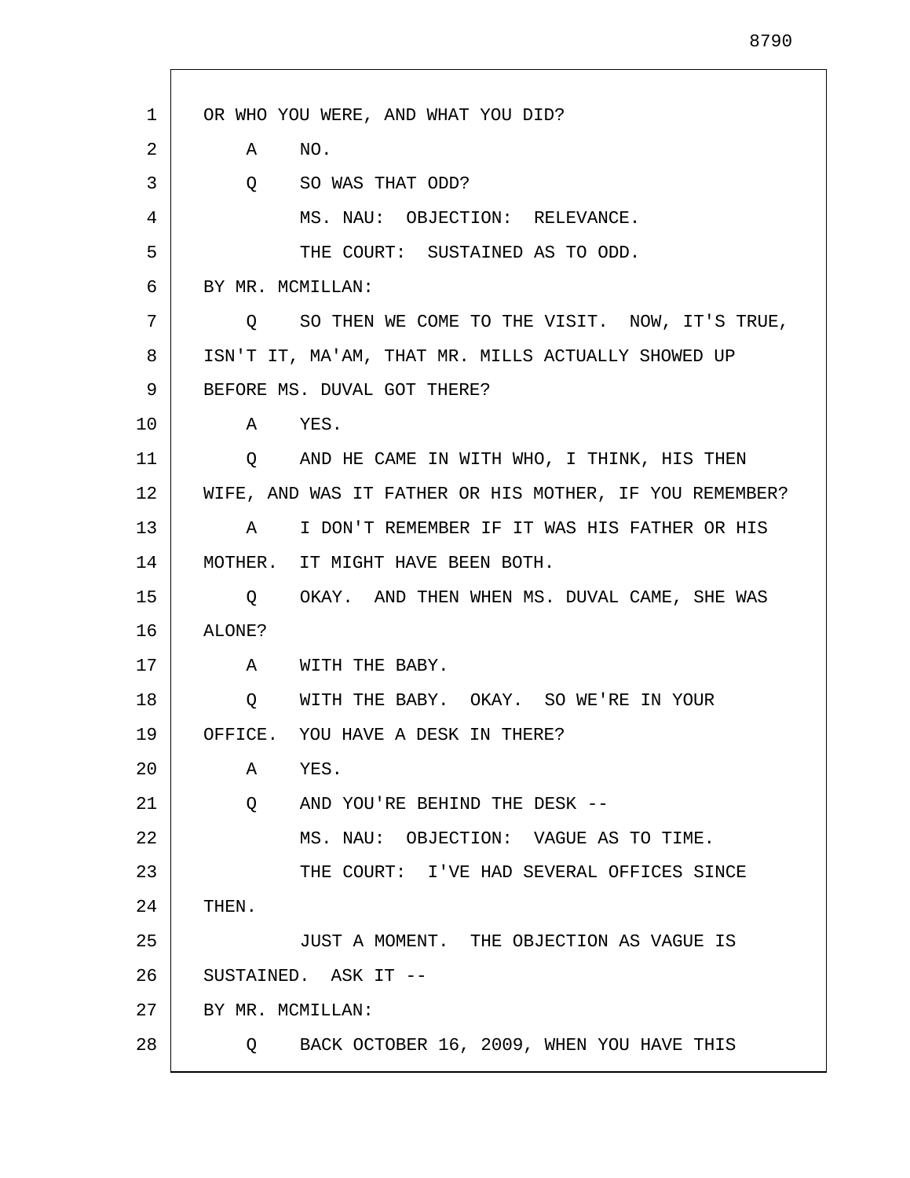OR WHO YOU WERE, AND WHAT YOU DID?

A NO.

Q SO WAS THAT ODD?

MS. NAU: OBJECTION: RELEVANCE.

THE COURT: SUSTAINED AS TO ODD.

BY MR. MCMILLAN:

Q SO THEN WE COME TO THE VISIT. NOW, IT'S TRUE, ISN'T IT, MA'AM, THAT MR. MILLS ACTUALLY SHOWED UP BEFORE MS. DUVAL GOT THERE?

A YES.

Q AND HE CAME IN WITH WHO, I THINK, HIS THEN WIFE, AND WAS IT FATHER OR HIS MOTHER, IF YOU REMEMBER?

A I DON'T REMEMBER IF IT WAS HIS FATHER OR HIS MOTHER. IT MIGHT HAVE BEEN BOTH.

Q OKAY. AND THEN WHEN MS. DUVAL CAME, SHE WAS ALONE?

A WITH THE BABY.

Q WITH THE BABY. OKAY. SO WE'RE IN YOUR OFFICE. YOU HAVE A DESK IN THERE?

A YES.

Q AND YOU'RE BEHIND THE DESK --

MS. NAU: OBJECTION: VAGUE AS TO TIME.

THE COURT: I'VE HAD SEVERAL OFFICES SINCE THEN.

JUST A MOMENT. THE OBJECTION AS VAGUE IS SUSTAINED. ASK IT --

BY MR. MCMILLAN:

Q BACK OCTOBER 16, 2009, WHEN YOU HAVE THIS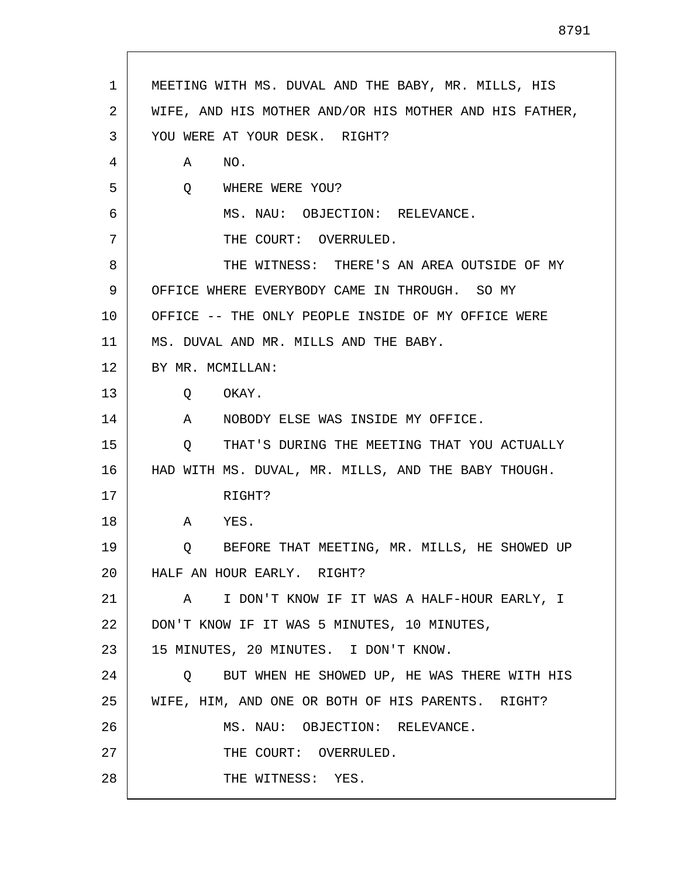MEETING WITH MS. DUVAL AND THE BABY, MR. MILLS, HIS WIFE, AND HIS MOTHER AND/OR HIS MOTHER AND HIS FATHER, YOU WERE AT YOUR DESK. RIGHT?

A NO.

Q WHERE WERE YOU?

MS. NAU: OBJECTION: RELEVANCE.

THE COURT: OVERRULED.

THE WITNESS: THERE'S AN AREA OUTSIDE OF MY OFFICE WHERE EVERYBODY CAME IN THROUGH. SO MY OFFICE -- THE ONLY PEOPLE INSIDE OF MY OFFICE WERE MS. DUVAL AND MR. MILLS AND THE BABY.

BY MR. MCMILLAN:

Q OKAY.

A NOBODY ELSE WAS INSIDE MY OFFICE.

Q THAT'S DURING THE MEETING THAT YOU ACTUALLY HAD WITH MS. DUVAL, MR. MILLS, AND THE BABY THOUGH. RIGHT?

A YES.

Q BEFORE THAT MEETING, MR. MILLS, HE SHOWED UP HALF AN HOUR EARLY. RIGHT?

A I DON'T KNOW IF IT WAS A HALF-HOUR EARLY, I DON'T KNOW IF IT WAS 5 MINUTES, 10 MINUTES, 15 MINUTES, 20 MINUTES. I DON'T KNOW.

Q BUT WHEN HE SHOWED UP, HE WAS THERE WITH HIS WIFE, HIM, AND ONE OR BOTH OF HIS PARENTS. RIGHT?

MS. NAU: OBJECTION: RELEVANCE.

THE COURT: OVERRULED.

THE WITNESS: YES.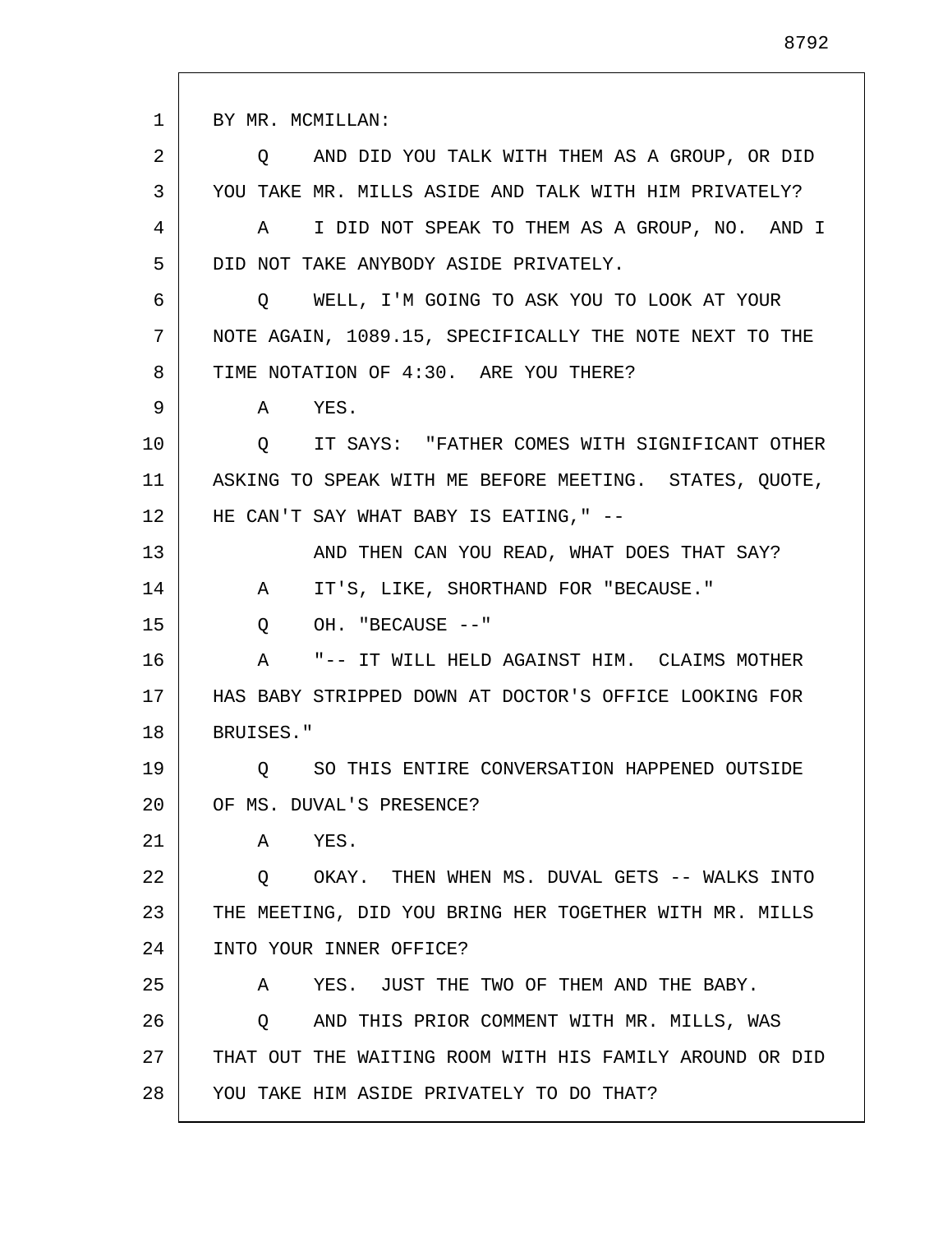BY MR. MCMILLAN:

Q AND DID YOU TALK WITH THEM AS A GROUP, OR DID YOU TAKE MR. MILLS ASIDE AND TALK WITH HIM PRIVATELY?

A I DID NOT SPEAK TO THEM AS A GROUP, NO. AND I DID NOT TAKE ANYBODY ASIDE PRIVATELY.

Q WELL, I'M GOING TO ASK YOU TO LOOK AT YOUR NOTE AGAIN, 1089.15, SPECIFICALLY THE NOTE NEXT TO THE TIME NOTATION OF 4:30. ARE YOU THERE?

A YES.

Q IT SAYS: "FATHER COMES WITH SIGNIFICANT OTHER ASKING TO SPEAK WITH ME BEFORE MEETING. STATES, QUOTE, HE CAN'T SAY WHAT BABY IS EATING," --

AND THEN CAN YOU READ, WHAT DOES THAT SAY?

A IT'S, LIKE, SHORTHAND FOR "BECAUSE."

Q OH. "BECAUSE --"

A "-- IT WILL HELD AGAINST HIM. CLAIMS MOTHER HAS BABY STRIPPED DOWN AT DOCTOR'S OFFICE LOOKING FOR BRUISES."

Q SO THIS ENTIRE CONVERSATION HAPPENED OUTSIDE OF MS. DUVAL'S PRESENCE?

A YES.

Q OKAY. THEN WHEN MS. DUVAL GETS -- WALKS INTO THE MEETING, DID YOU BRING HER TOGETHER WITH MR. MILLS INTO YOUR INNER OFFICE?

A YES. JUST THE TWO OF THEM AND THE BABY.

Q AND THIS PRIOR COMMENT WITH MR. MILLS, WAS THAT OUT THE WAITING ROOM WITH HIS FAMILY AROUND OR DID YOU TAKE HIM ASIDE PRIVATELY TO DO THAT?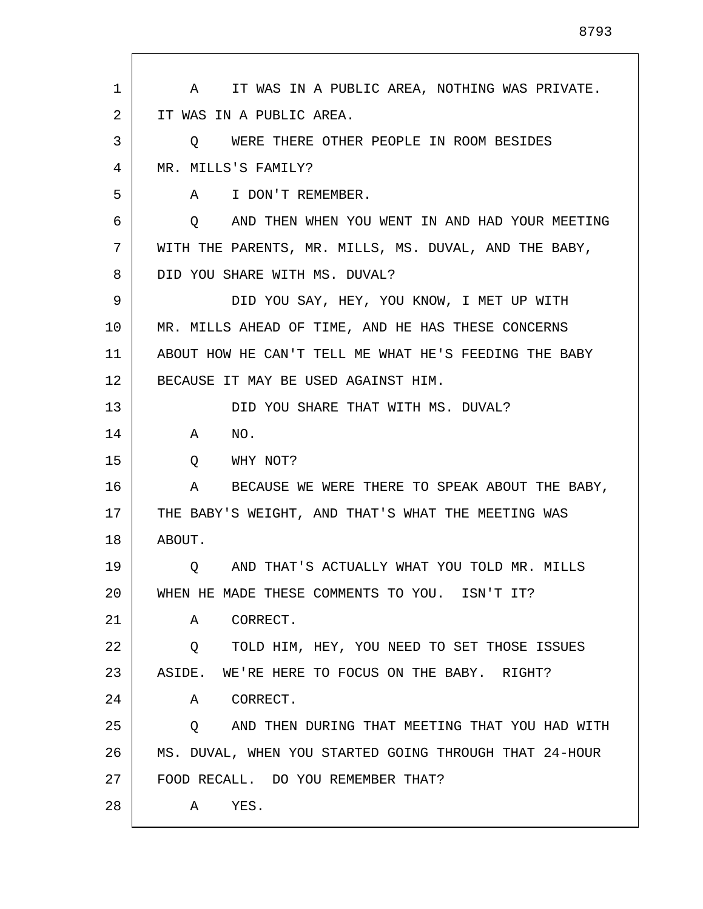A    IT WAS IN A PUBLIC AREA, NOTHING WAS PRIVATE. IT WAS IN A PUBLIC AREA.

Q    WERE THERE OTHER PEOPLE IN ROOM BESIDES MR. MILLS'S FAMILY?

A    I DON'T REMEMBER.

Q    AND THEN WHEN YOU WENT IN AND HAD YOUR MEETING WITH THE PARENTS, MR. MILLS, MS. DUVAL, AND THE BABY, DID YOU SHARE WITH MS. DUVAL?

DID YOU SAY, HEY, YOU KNOW, I MET UP WITH MR. MILLS AHEAD OF TIME, AND HE HAS THESE CONCERNS ABOUT HOW HE CAN'T TELL ME WHAT HE'S FEEDING THE BABY BECAUSE IT MAY BE USED AGAINST HIM.

DID YOU SHARE THAT WITH MS. DUVAL?

A    NO.

Q    WHY NOT?

A    BECAUSE WE WERE THERE TO SPEAK ABOUT THE BABY, THE BABY'S WEIGHT, AND THAT'S WHAT THE MEETING WAS ABOUT.

Q    AND THAT'S ACTUALLY WHAT YOU TOLD MR. MILLS WHEN HE MADE THESE COMMENTS TO YOU.  ISN'T IT?

A    CORRECT.

Q    TOLD HIM, HEY, YOU NEED TO SET THOSE ISSUES ASIDE.  WE'RE HERE TO FOCUS ON THE BABY.  RIGHT?

A    CORRECT.

Q    AND THEN DURING THAT MEETING THAT YOU HAD WITH MS. DUVAL, WHEN YOU STARTED GOING THROUGH THAT 24-HOUR FOOD RECALL.  DO YOU REMEMBER THAT?

A    YES.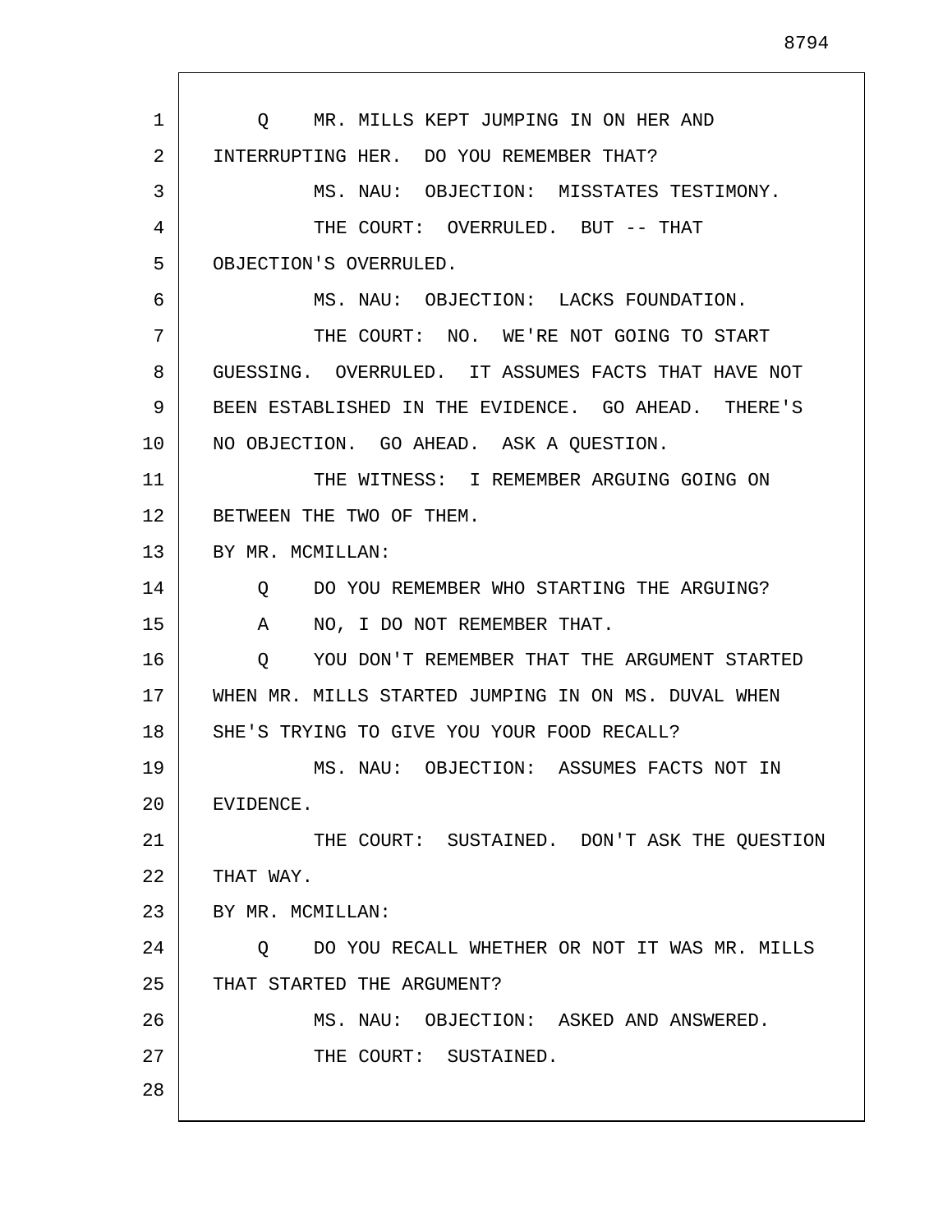Q MR. MILLS KEPT JUMPING IN ON HER AND INTERRUPTING HER. DO YOU REMEMBER THAT?

MS. NAU: OBJECTION: MISSTATES TESTIMONY.

THE COURT: OVERRULED. BUT -- THAT OBJECTION'S OVERRULED.

MS. NAU: OBJECTION: LACKS FOUNDATION.

THE COURT: NO. WE'RE NOT GOING TO START GUESSING. OVERRULED. IT ASSUMES FACTS THAT HAVE NOT BEEN ESTABLISHED IN THE EVIDENCE. GO AHEAD. THERE'S NO OBJECTION. GO AHEAD. ASK A QUESTION.

THE WITNESS: I REMEMBER ARGUING GOING ON BETWEEN THE TWO OF THEM.

BY MR. MCMILLAN:

Q DO YOU REMEMBER WHO STARTING THE ARGUING?

A NO, I DO NOT REMEMBER THAT.

Q YOU DON'T REMEMBER THAT THE ARGUMENT STARTED WHEN MR. MILLS STARTED JUMPING IN ON MS. DUVAL WHEN SHE'S TRYING TO GIVE YOU YOUR FOOD RECALL?

MS. NAU: OBJECTION: ASSUMES FACTS NOT IN EVIDENCE.

THE COURT: SUSTAINED. DON'T ASK THE QUESTION THAT WAY.

BY MR. MCMILLAN:

Q DO YOU RECALL WHETHER OR NOT IT WAS MR. MILLS THAT STARTED THE ARGUMENT?

MS. NAU: OBJECTION: ASKED AND ANSWERED.

THE COURT: SUSTAINED.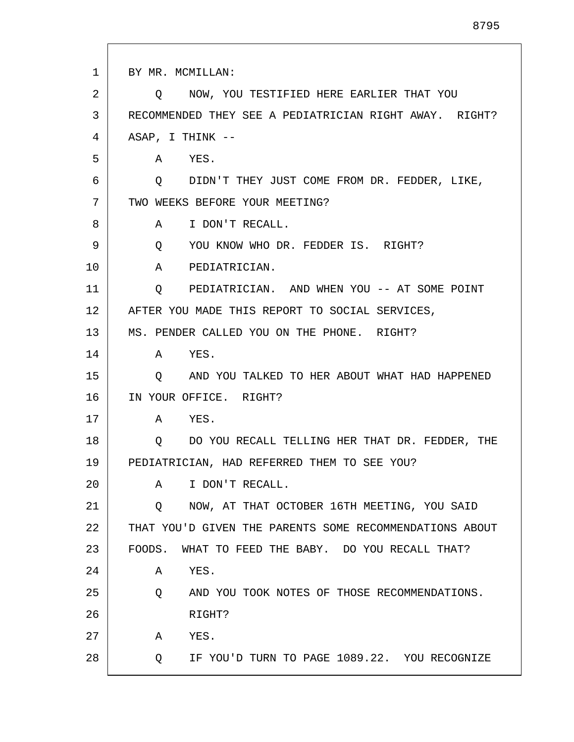BY MR. MCMILLAN:

Q NOW, YOU TESTIFIED HERE EARLIER THAT YOU RECOMMENDED THEY SEE A PEDIATRICIAN RIGHT AWAY. RIGHT? ASAP, I THINK --

A YES.

Q DIDN'T THEY JUST COME FROM DR. FEDDER, LIKE, TWO WEEKS BEFORE YOUR MEETING?

A I DON'T RECALL.

Q YOU KNOW WHO DR. FEDDER IS. RIGHT?

A PEDIATRICIAN.

Q PEDIATRICIAN. AND WHEN YOU -- AT SOME POINT AFTER YOU MADE THIS REPORT TO SOCIAL SERVICES, MS. PENDER CALLED YOU ON THE PHONE. RIGHT?

A YES.

Q AND YOU TALKED TO HER ABOUT WHAT HAD HAPPENED IN YOUR OFFICE. RIGHT?

A YES.

Q DO YOU RECALL TELLING HER THAT DR. FEDDER, THE PEDIATRICIAN, HAD REFERRED THEM TO SEE YOU?

A I DON'T RECALL.

Q NOW, AT THAT OCTOBER 16TH MEETING, YOU SAID THAT YOU'D GIVEN THE PARENTS SOME RECOMMENDATIONS ABOUT FOODS. WHAT TO FEED THE BABY. DO YOU RECALL THAT?

A YES.

Q AND YOU TOOK NOTES OF THOSE RECOMMENDATIONS. RIGHT?

A YES.

Q IF YOU'D TURN TO PAGE 1089.22. YOU RECOGNIZE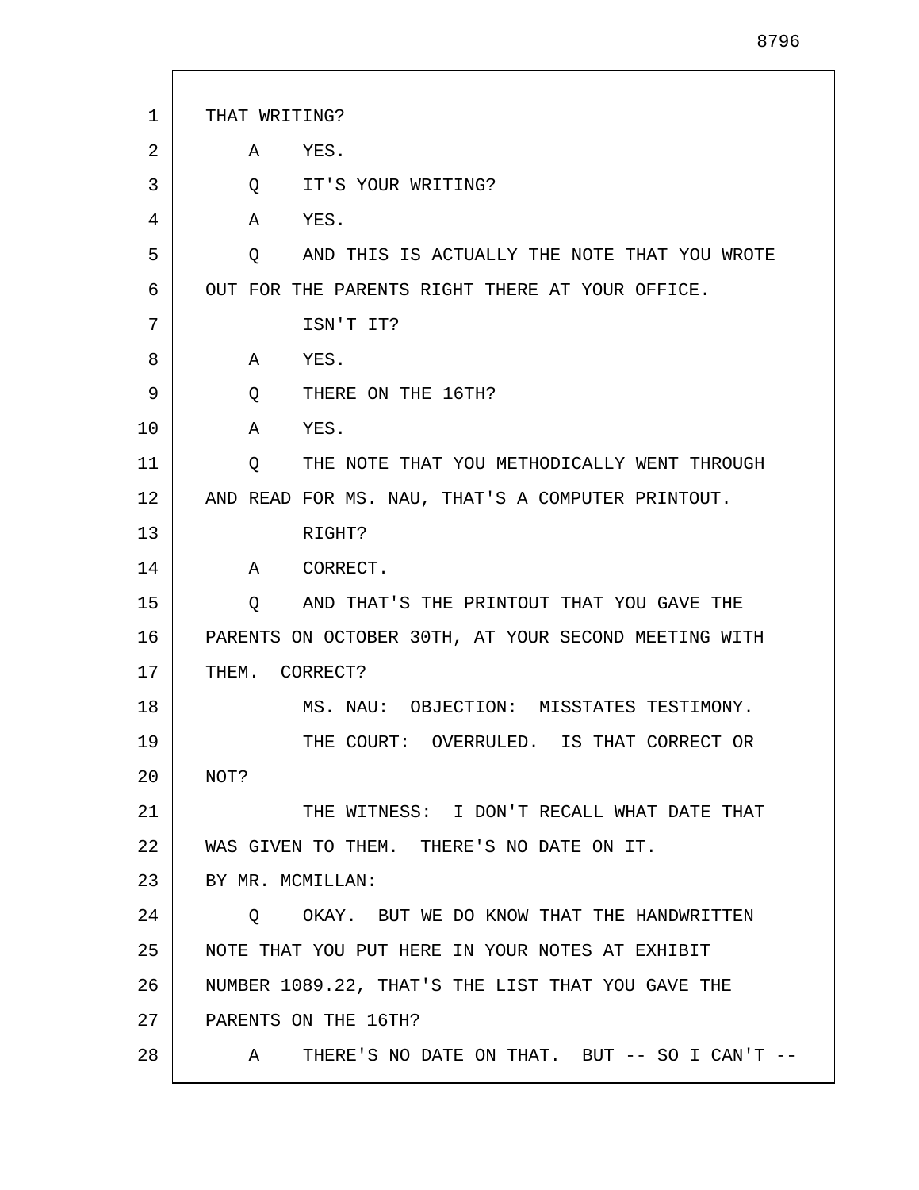THAT WRITING?

A YES.

Q IT'S YOUR WRITING?

A YES.

Q AND THIS IS ACTUALLY THE NOTE THAT YOU WROTE OUT FOR THE PARENTS RIGHT THERE AT YOUR OFFICE.

ISN'T IT?

A YES.

Q THERE ON THE 16TH?

A YES.

Q THE NOTE THAT YOU METHODICALLY WENT THROUGH AND READ FOR MS. NAU, THAT'S A COMPUTER PRINTOUT.

RIGHT?

A CORRECT.

Q AND THAT'S THE PRINTOUT THAT YOU GAVE THE PARENTS ON OCTOBER 30TH, AT YOUR SECOND MEETING WITH THEM. CORRECT?

MS. NAU: OBJECTION: MISSTATES TESTIMONY.

THE COURT: OVERRULED. IS THAT CORRECT OR NOT?

THE WITNESS: I DON'T RECALL WHAT DATE THAT WAS GIVEN TO THEM. THERE'S NO DATE ON IT.

BY MR. MCMILLAN:

Q OKAY. BUT WE DO KNOW THAT THE HANDWRITTEN NOTE THAT YOU PUT HERE IN YOUR NOTES AT EXHIBIT NUMBER 1089.22, THAT'S THE LIST THAT YOU GAVE THE PARENTS ON THE 16TH?

A THERE'S NO DATE ON THAT. BUT -- SO I CAN'T --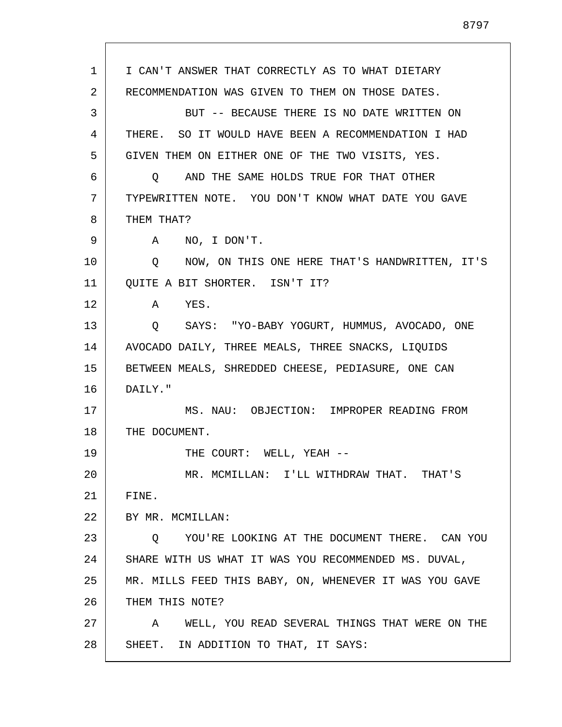I CAN'T ANSWER THAT CORRECTLY AS TO WHAT DIETARY RECOMMENDATION WAS GIVEN TO THEM ON THOSE DATES.

BUT -- BECAUSE THERE IS NO DATE WRITTEN ON THERE. SO IT WOULD HAVE BEEN A RECOMMENDATION I HAD GIVEN THEM ON EITHER ONE OF THE TWO VISITS, YES.

Q AND THE SAME HOLDS TRUE FOR THAT OTHER TYPEWRITTEN NOTE. YOU DON'T KNOW WHAT DATE YOU GAVE THEM THAT?

A NO, I DON'T.

Q NOW, ON THIS ONE HERE THAT'S HANDWRITTEN, IT'S QUITE A BIT SHORTER. ISN'T IT?

A YES.

Q SAYS: "YO-BABY YOGURT, HUMMUS, AVOCADO, ONE AVOCADO DAILY, THREE MEALS, THREE SNACKS, LIQUIDS BETWEEN MEALS, SHREDDED CHEESE, PEDIASURE, ONE CAN DAILY."

MS. NAU: OBJECTION: IMPROPER READING FROM THE DOCUMENT.

THE COURT: WELL, YEAH --

MR. MCMILLAN: I'LL WITHDRAW THAT. THAT'S FINE.

BY MR. MCMILLAN:

Q YOU'RE LOOKING AT THE DOCUMENT THERE. CAN YOU SHARE WITH US WHAT IT WAS YOU RECOMMENDED MS. DUVAL, MR. MILLS FEED THIS BABY, ON, WHENEVER IT WAS YOU GAVE THEM THIS NOTE?

A WELL, YOU READ SEVERAL THINGS THAT WERE ON THE SHEET. IN ADDITION TO THAT, IT SAYS: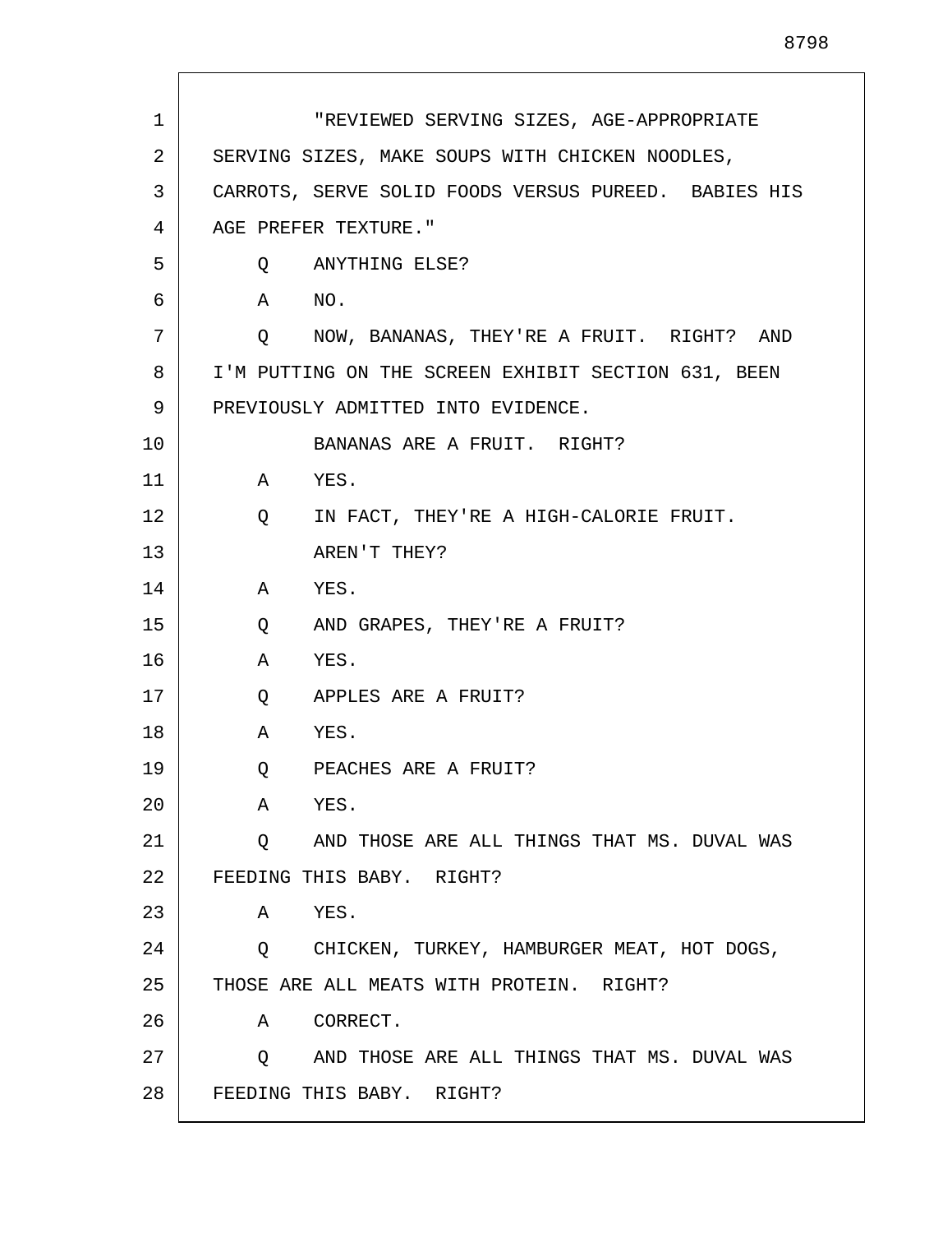"REVIEWED SERVING SIZES, AGE-APPROPRIATE SERVING SIZES, MAKE SOUPS WITH CHICKEN NOODLES, CARROTS, SERVE SOLID FOODS VERSUS PUREED. BABIES HIS AGE PREFER TEXTURE."

Q ANYTHING ELSE?

A NO.

Q NOW, BANANAS, THEY'RE A FRUIT. RIGHT? AND I'M PUTTING ON THE SCREEN EXHIBIT SECTION 631, BEEN PREVIOUSLY ADMITTED INTO EVIDENCE.

BANANAS ARE A FRUIT. RIGHT?

A YES.

Q IN FACT, THEY'RE A HIGH-CALORIE FRUIT.

AREN'T THEY?

A YES.

Q AND GRAPES, THEY'RE A FRUIT?

A YES.

Q APPLES ARE A FRUIT?

A YES.

Q PEACHES ARE A FRUIT?

A YES.

Q AND THOSE ARE ALL THINGS THAT MS. DUVAL WAS FEEDING THIS BABY. RIGHT?

A YES.

Q CHICKEN, TURKEY, HAMBURGER MEAT, HOT DOGS, THOSE ARE ALL MEATS WITH PROTEIN. RIGHT?

A CORRECT.

Q AND THOSE ARE ALL THINGS THAT MS. DUVAL WAS FEEDING THIS BABY. RIGHT?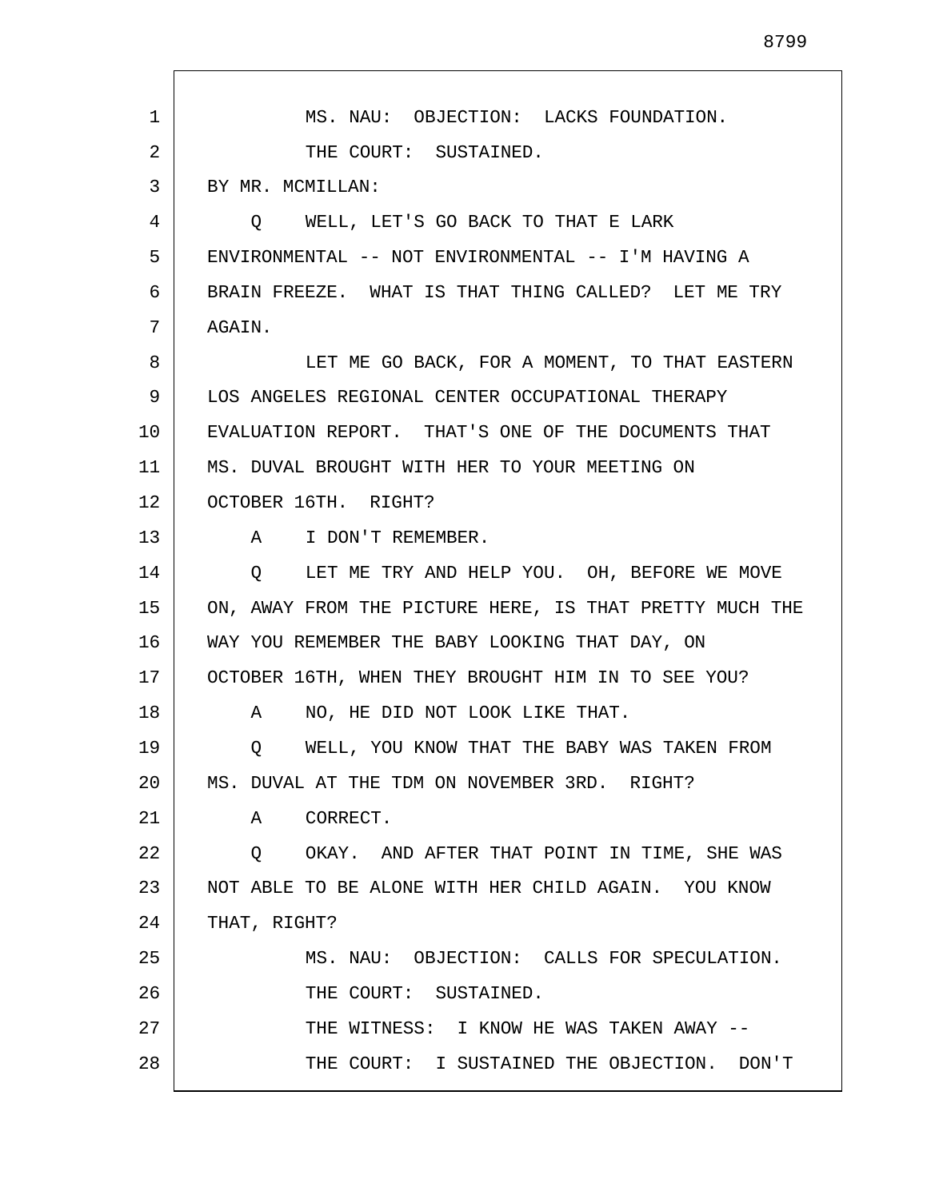MS. NAU: OBJECTION: LACKS FOUNDATION.

THE COURT: SUSTAINED.

BY MR. MCMILLAN:

Q WELL, LET'S GO BACK TO THAT E LARK ENVIRONMENTAL -- NOT ENVIRONMENTAL -- I'M HAVING A BRAIN FREEZE. WHAT IS THAT THING CALLED? LET ME TRY AGAIN.

LET ME GO BACK, FOR A MOMENT, TO THAT EASTERN LOS ANGELES REGIONAL CENTER OCCUPATIONAL THERAPY EVALUATION REPORT. THAT'S ONE OF THE DOCUMENTS THAT MS. DUVAL BROUGHT WITH HER TO YOUR MEETING ON OCTOBER 16TH. RIGHT?

A I DON'T REMEMBER.

Q LET ME TRY AND HELP YOU. OH, BEFORE WE MOVE ON, AWAY FROM THE PICTURE HERE, IS THAT PRETTY MUCH THE WAY YOU REMEMBER THE BABY LOOKING THAT DAY, ON OCTOBER 16TH, WHEN THEY BROUGHT HIM IN TO SEE YOU?

A NO, HE DID NOT LOOK LIKE THAT.

Q WELL, YOU KNOW THAT THE BABY WAS TAKEN FROM MS. DUVAL AT THE TDM ON NOVEMBER 3RD. RIGHT?

A CORRECT.

Q OKAY. AND AFTER THAT POINT IN TIME, SHE WAS NOT ABLE TO BE ALONE WITH HER CHILD AGAIN. YOU KNOW THAT, RIGHT?

MS. NAU: OBJECTION: CALLS FOR SPECULATION.

THE COURT: SUSTAINED.

THE WITNESS: I KNOW HE WAS TAKEN AWAY --

THE COURT: I SUSTAINED THE OBJECTION. DON'T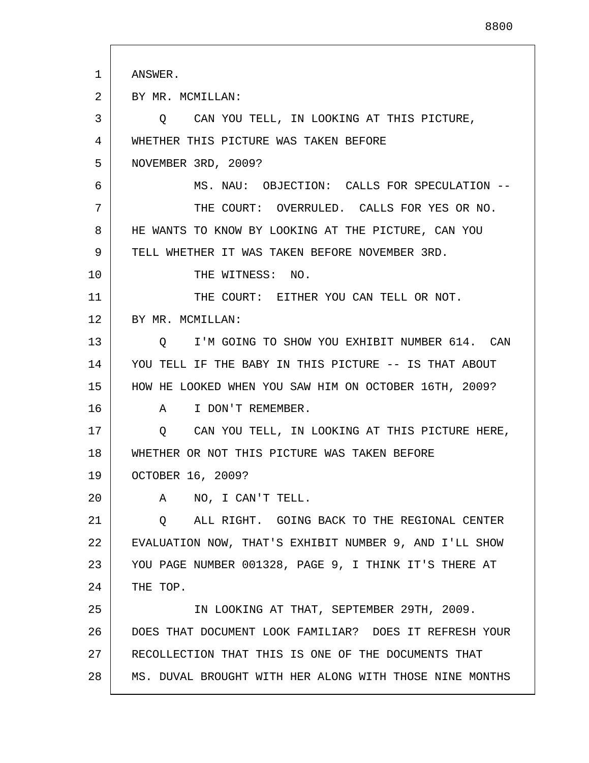ANSWER.

BY MR. MCMILLAN:

Q CAN YOU TELL, IN LOOKING AT THIS PICTURE, WHETHER THIS PICTURE WAS TAKEN BEFORE NOVEMBER 3RD, 2009?

MS. NAU: OBJECTION: CALLS FOR SPECULATION --

THE COURT: OVERRULED. CALLS FOR YES OR NO. HE WANTS TO KNOW BY LOOKING AT THE PICTURE, CAN YOU TELL WHETHER IT WAS TAKEN BEFORE NOVEMBER 3RD.

THE WITNESS: NO.

THE COURT: EITHER YOU CAN TELL OR NOT.

BY MR. MCMILLAN:

Q I'M GOING TO SHOW YOU EXHIBIT NUMBER 614. CAN YOU TELL IF THE BABY IN THIS PICTURE -- IS THAT ABOUT HOW HE LOOKED WHEN YOU SAW HIM ON OCTOBER 16TH, 2009?

A I DON'T REMEMBER.

Q CAN YOU TELL, IN LOOKING AT THIS PICTURE HERE, WHETHER OR NOT THIS PICTURE WAS TAKEN BEFORE OCTOBER 16, 2009?

A NO, I CAN'T TELL.

Q ALL RIGHT. GOING BACK TO THE REGIONAL CENTER EVALUATION NOW, THAT'S EXHIBIT NUMBER 9, AND I'LL SHOW YOU PAGE NUMBER 001328, PAGE 9, I THINK IT'S THERE AT THE TOP.

IN LOOKING AT THAT, SEPTEMBER 29TH, 2009. DOES THAT DOCUMENT LOOK FAMILIAR? DOES IT REFRESH YOUR RECOLLECTION THAT THIS IS ONE OF THE DOCUMENTS THAT MS. DUVAL BROUGHT WITH HER ALONG WITH THOSE NINE MONTHS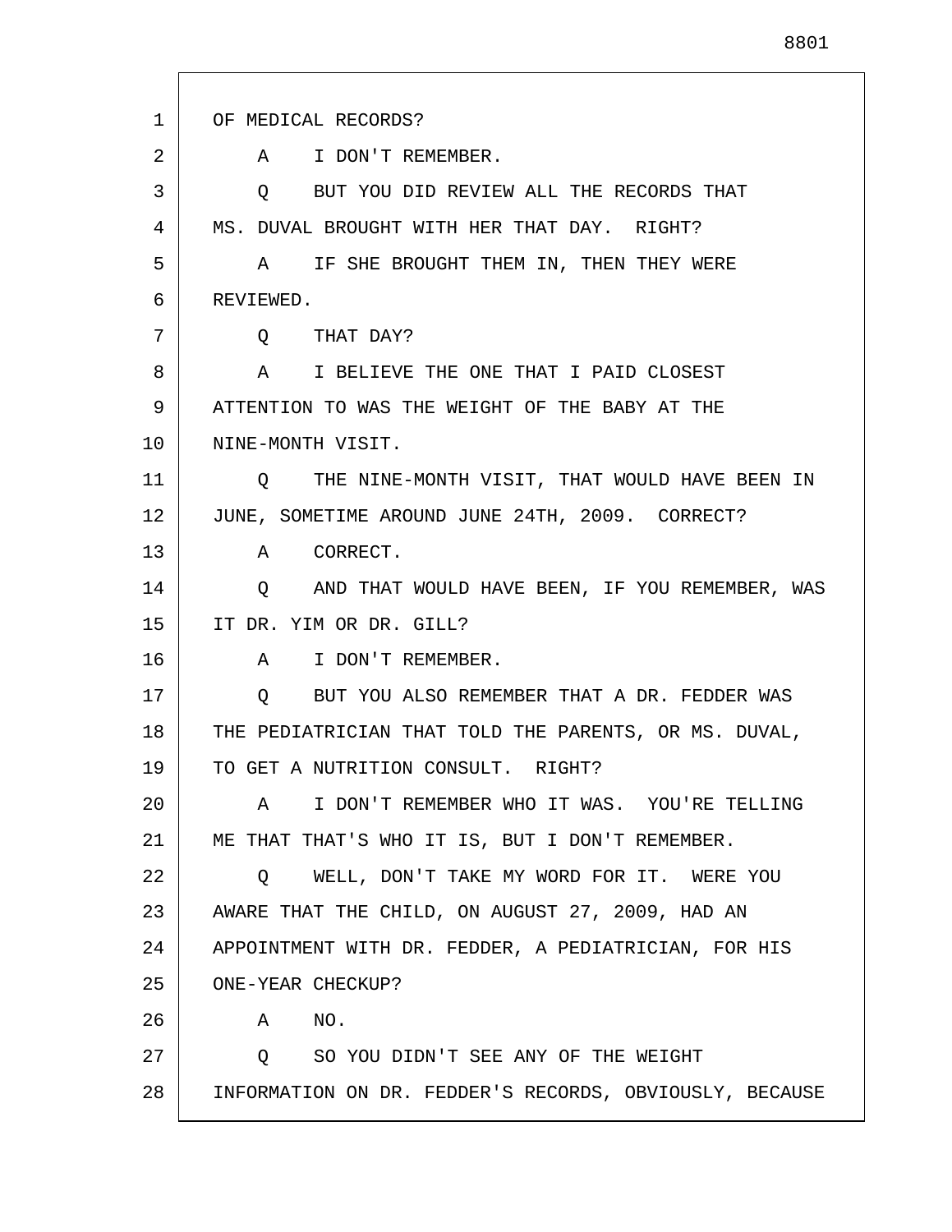OF MEDICAL RECORDS?

A I DON'T REMEMBER.

Q BUT YOU DID REVIEW ALL THE RECORDS THAT MS. DUVAL BROUGHT WITH HER THAT DAY. RIGHT?

A IF SHE BROUGHT THEM IN, THEN THEY WERE REVIEWED.

Q THAT DAY?

A I BELIEVE THE ONE THAT I PAID CLOSEST ATTENTION TO WAS THE WEIGHT OF THE BABY AT THE NINE-MONTH VISIT.

Q THE NINE-MONTH VISIT, THAT WOULD HAVE BEEN IN JUNE, SOMETIME AROUND JUNE 24TH, 2009. CORRECT?

A CORRECT.

Q AND THAT WOULD HAVE BEEN, IF YOU REMEMBER, WAS IT DR. YIM OR DR. GILL?

A I DON'T REMEMBER.

Q BUT YOU ALSO REMEMBER THAT A DR. FEDDER WAS THE PEDIATRICIAN THAT TOLD THE PARENTS, OR MS. DUVAL, TO GET A NUTRITION CONSULT. RIGHT?

A I DON'T REMEMBER WHO IT WAS. YOU'RE TELLING ME THAT THAT'S WHO IT IS, BUT I DON'T REMEMBER.

Q WELL, DON'T TAKE MY WORD FOR IT. WERE YOU AWARE THAT THE CHILD, ON AUGUST 27, 2009, HAD AN APPOINTMENT WITH DR. FEDDER, A PEDIATRICIAN, FOR HIS ONE-YEAR CHECKUP?

A NO.

Q SO YOU DIDN'T SEE ANY OF THE WEIGHT INFORMATION ON DR. FEDDER'S RECORDS, OBVIOUSLY, BECAUSE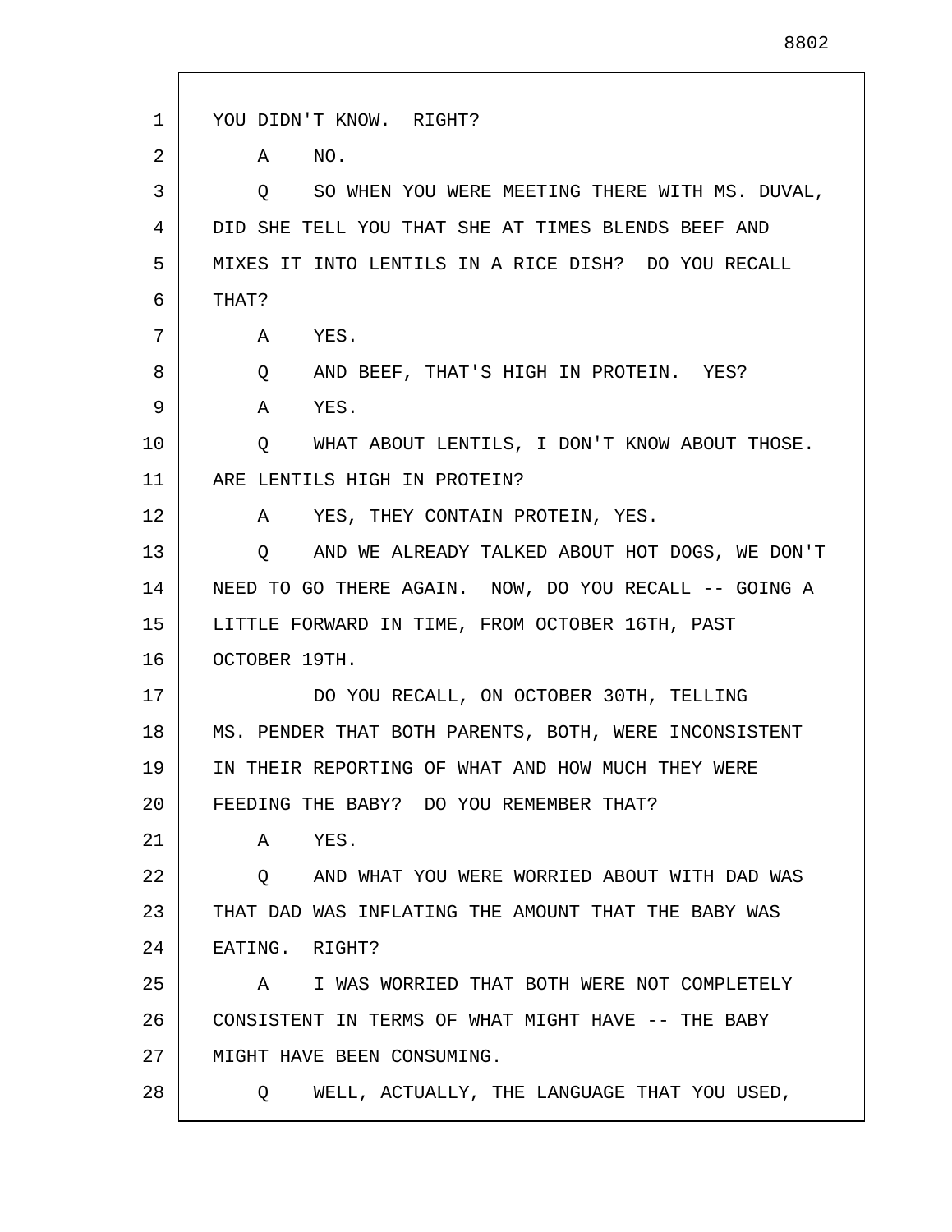YOU DIDN'T KNOW.  RIGHT?

A    NO.

Q    SO WHEN YOU WERE MEETING THERE WITH MS. DUVAL, DID SHE TELL YOU THAT SHE AT TIMES BLENDS BEEF AND MIXES IT INTO LENTILS IN A RICE DISH?  DO YOU RECALL THAT?

A    YES.

Q    AND BEEF, THAT'S HIGH IN PROTEIN.  YES?

A    YES.

Q    WHAT ABOUT LENTILS, I DON'T KNOW ABOUT THOSE. ARE LENTILS HIGH IN PROTEIN?

A    YES, THEY CONTAIN PROTEIN, YES.

Q    AND WE ALREADY TALKED ABOUT HOT DOGS, WE DON'T NEED TO GO THERE AGAIN.  NOW, DO YOU RECALL -- GOING A LITTLE FORWARD IN TIME, FROM OCTOBER 16TH, PAST OCTOBER 19TH.

DO YOU RECALL, ON OCTOBER 30TH, TELLING MS. PENDER THAT BOTH PARENTS, BOTH, WERE INCONSISTENT IN THEIR REPORTING OF WHAT AND HOW MUCH THEY WERE FEEDING THE BABY?  DO YOU REMEMBER THAT?

A    YES.

Q    AND WHAT YOU WERE WORRIED ABOUT WITH DAD WAS THAT DAD WAS INFLATING THE AMOUNT THAT THE BABY WAS EATING.  RIGHT?

A    I WAS WORRIED THAT BOTH WERE NOT COMPLETELY CONSISTENT IN TERMS OF WHAT MIGHT HAVE -- THE BABY MIGHT HAVE BEEN CONSUMING.

Q    WELL, ACTUALLY, THE LANGUAGE THAT YOU USED,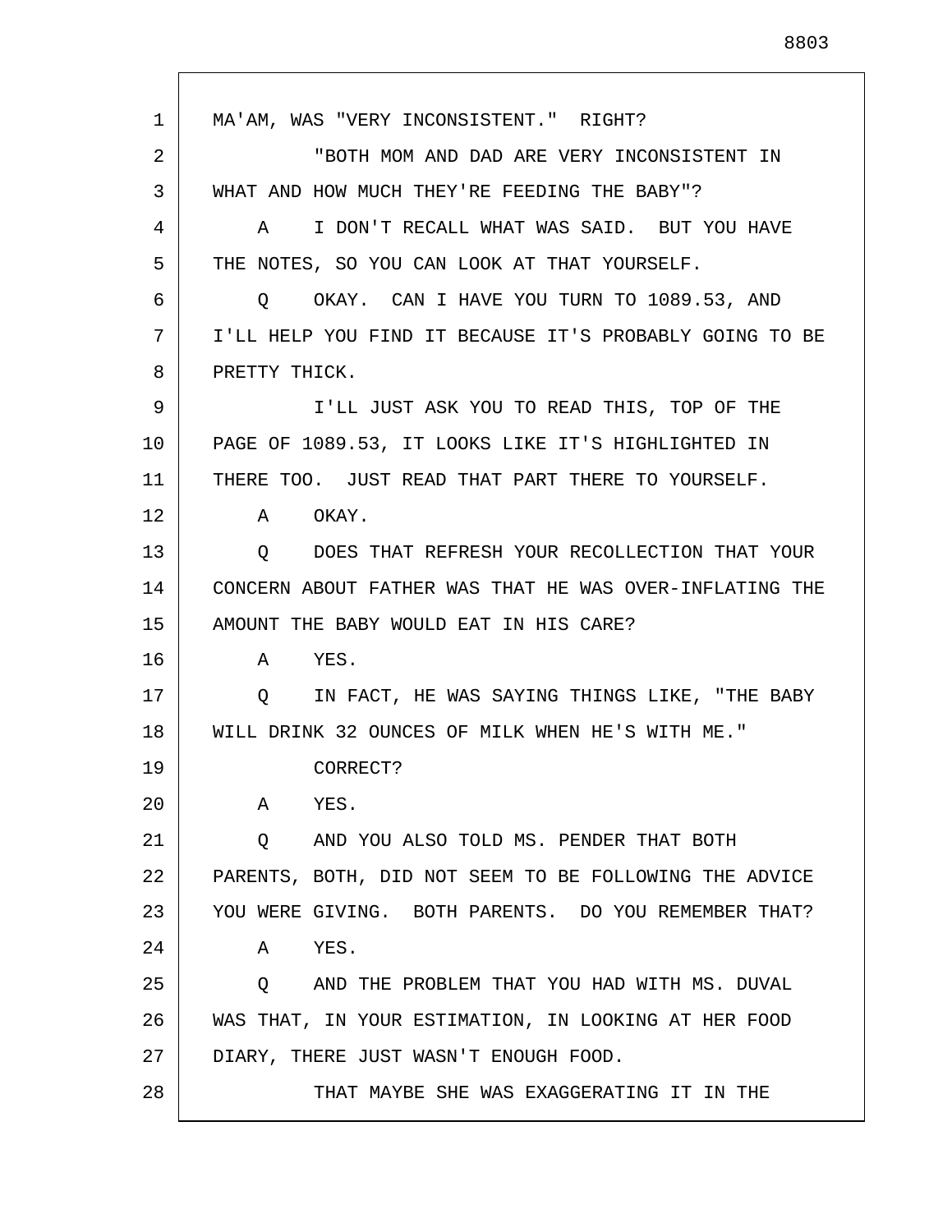MA'AM, WAS "VERY INCONSISTENT." RIGHT?

"BOTH MOM AND DAD ARE VERY INCONSISTENT IN WHAT AND HOW MUCH THEY'RE FEEDING THE BABY"?

A I DON'T RECALL WHAT WAS SAID. BUT YOU HAVE THE NOTES, SO YOU CAN LOOK AT THAT YOURSELF.

Q OKAY. CAN I HAVE YOU TURN TO 1089.53, AND I'LL HELP YOU FIND IT BECAUSE IT'S PROBABLY GOING TO BE PRETTY THICK.

I'LL JUST ASK YOU TO READ THIS, TOP OF THE PAGE OF 1089.53, IT LOOKS LIKE IT'S HIGHLIGHTED IN THERE TOO. JUST READ THAT PART THERE TO YOURSELF.

A OKAY.

Q DOES THAT REFRESH YOUR RECOLLECTION THAT YOUR CONCERN ABOUT FATHER WAS THAT HE WAS OVER-INFLATING THE AMOUNT THE BABY WOULD EAT IN HIS CARE?

A YES.

Q IN FACT, HE WAS SAYING THINGS LIKE, "THE BABY WILL DRINK 32 OUNCES OF MILK WHEN HE'S WITH ME."

CORRECT?

A YES.

Q AND YOU ALSO TOLD MS. PENDER THAT BOTH PARENTS, BOTH, DID NOT SEEM TO BE FOLLOWING THE ADVICE YOU WERE GIVING. BOTH PARENTS. DO YOU REMEMBER THAT?

A YES.

Q AND THE PROBLEM THAT YOU HAD WITH MS. DUVAL WAS THAT, IN YOUR ESTIMATION, IN LOOKING AT HER FOOD DIARY, THERE JUST WASN'T ENOUGH FOOD.

THAT MAYBE SHE WAS EXAGGERATING IT IN THE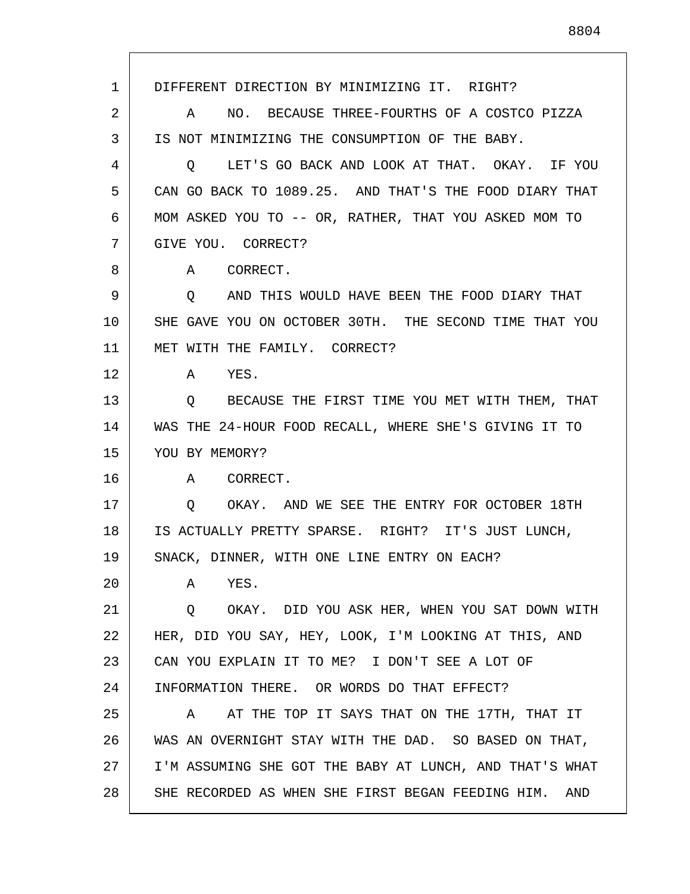DIFFERENT DIRECTION BY MINIMIZING IT. RIGHT?

A NO. BECAUSE THREE-FOURTHS OF A COSTCO PIZZA IS NOT MINIMIZING THE CONSUMPTION OF THE BABY.

Q LET'S GO BACK AND LOOK AT THAT. OKAY. IF YOU CAN GO BACK TO 1089.25. AND THAT'S THE FOOD DIARY THAT MOM ASKED YOU TO -- OR, RATHER, THAT YOU ASKED MOM TO GIVE YOU. CORRECT?

A CORRECT.

Q AND THIS WOULD HAVE BEEN THE FOOD DIARY THAT SHE GAVE YOU ON OCTOBER 30TH. THE SECOND TIME THAT YOU MET WITH THE FAMILY. CORRECT?

A YES.

Q BECAUSE THE FIRST TIME YOU MET WITH THEM, THAT WAS THE 24-HOUR FOOD RECALL, WHERE SHE'S GIVING IT TO YOU BY MEMORY?

A CORRECT.

Q OKAY. AND WE SEE THE ENTRY FOR OCTOBER 18TH IS ACTUALLY PRETTY SPARSE. RIGHT? IT'S JUST LUNCH, SNACK, DINNER, WITH ONE LINE ENTRY ON EACH?

A YES.

Q OKAY. DID YOU ASK HER, WHEN YOU SAT DOWN WITH HER, DID YOU SAY, HEY, LOOK, I'M LOOKING AT THIS, AND CAN YOU EXPLAIN IT TO ME? I DON'T SEE A LOT OF INFORMATION THERE. OR WORDS DO THAT EFFECT?

A AT THE TOP IT SAYS THAT ON THE 17TH, THAT IT WAS AN OVERNIGHT STAY WITH THE DAD. SO BASED ON THAT, I'M ASSUMING SHE GOT THE BABY AT LUNCH, AND THAT'S WHAT SHE RECORDED AS WHEN SHE FIRST BEGAN FEEDING HIM. AND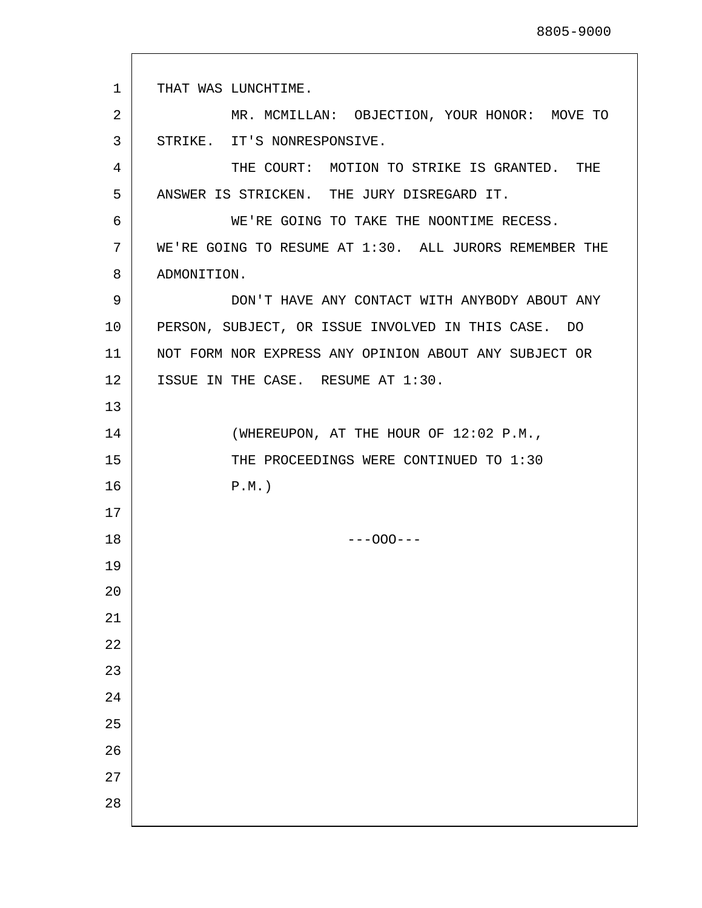THAT WAS LUNCHTIME.

MR. MCMILLAN: OBJECTION, YOUR HONOR: MOVE TO STRIKE. IT'S NONRESPONSIVE.

THE COURT: MOTION TO STRIKE IS GRANTED. THE ANSWER IS STRICKEN. THE JURY DISREGARD IT.

WE'RE GOING TO TAKE THE NOONTIME RECESS. WE'RE GOING TO RESUME AT 1:30. ALL JURORS REMEMBER THE ADMONITION.

DON'T HAVE ANY CONTACT WITH ANYBODY ABOUT ANY PERSON, SUBJECT, OR ISSUE INVOLVED IN THIS CASE. DO NOT FORM NOR EXPRESS ANY OPINION ABOUT ANY SUBJECT OR ISSUE IN THE CASE. RESUME AT 1:30.

(WHEREUPON, AT THE HOUR OF 12:02 P.M., THE PROCEEDINGS WERE CONTINUED TO 1:30 P.M.)

---OOO---